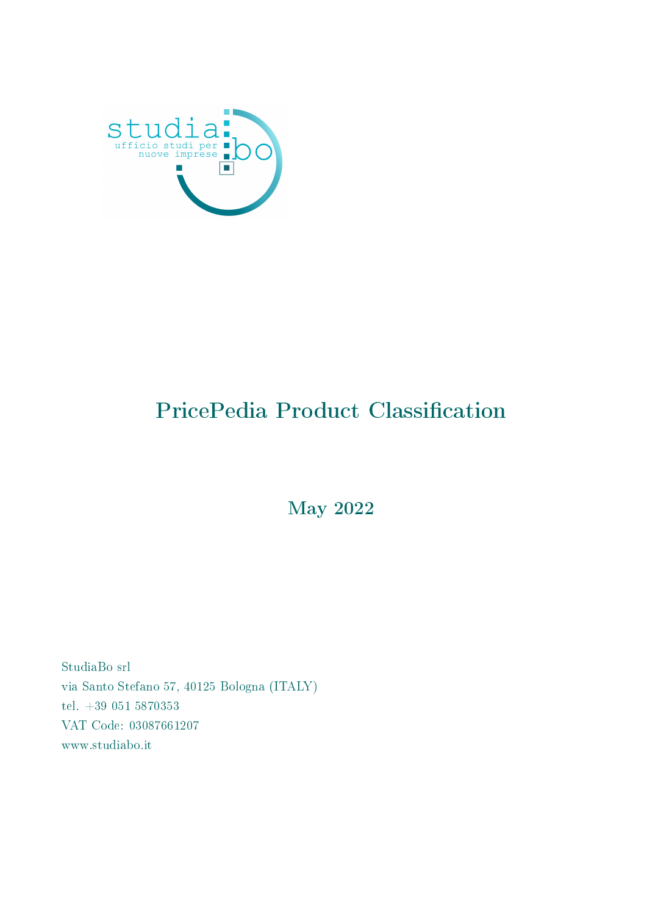# PricePedia Product Classification

## May 2022

StudiaBo srl
via Santo Stefano 57, 40125 Bologna (ITALY)
tel. +39 051 5870353
VAT Code: 03087661207
www.studiabo.it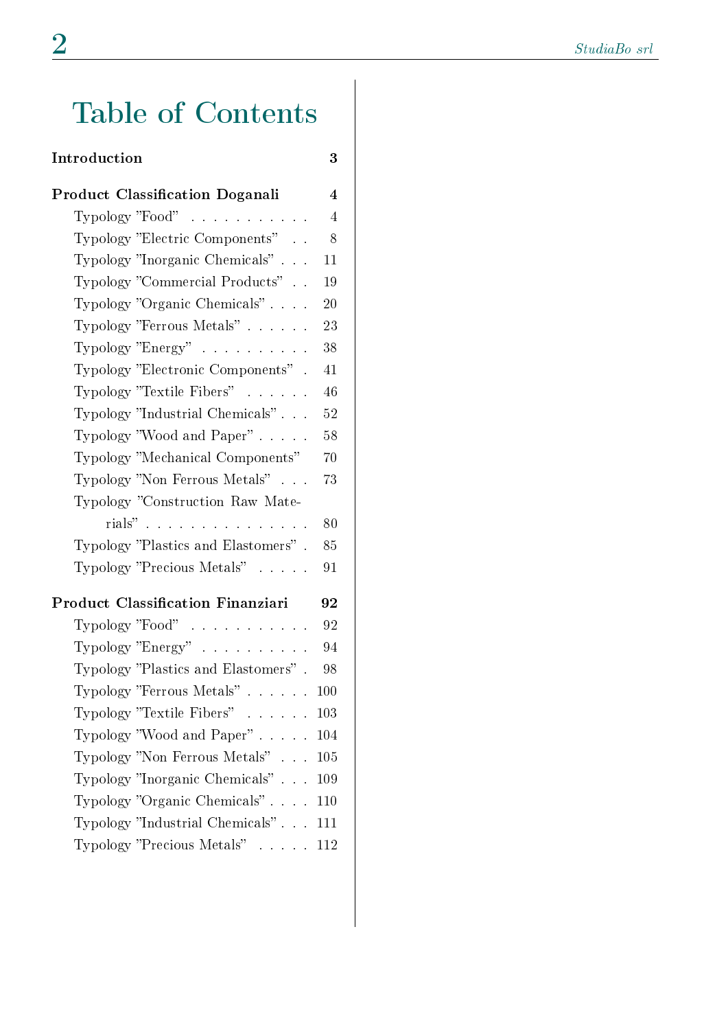# Table of Contents

**Introduction** 3

**Product Classification Doganali** 4

- Typology "Food" 4
- Typology "Electric Components" 8
- Typology "Inorganic Chemicals" 11
- Typology "Commercial Products" 19
- Typology "Organic Chemicals" 20
- Typology "Ferrous Metals" 23
- Typology "Energy" 38
- Typology "Electronic Components" 41
- Typology "Textile Fibers" 46
- Typology "Industrial Chemicals" 52
- Typology "Wood and Paper" 58
- Typology "Mechanical Components" 70
- Typology "Non Ferrous Metals" 73
- Typology "Construction Raw Materials" 80
- Typology "Plastics and Elastomers" 85
- Typology "Precious Metals" 91

**Product Classification Finanziari** 92

- Typology "Food" 92
- Typology "Energy" 94
- Typology "Plastics and Elastomers" 98
- Typology "Ferrous Metals" 100
- Typology "Textile Fibers" 103
- Typology "Wood and Paper" 104
- Typology "Non Ferrous Metals" 105
- Typology "Inorganic Chemicals" 109
- Typology "Organic Chemicals" 110
- Typology "Industrial Chemicals" 111
- Typology "Precious Metals" 112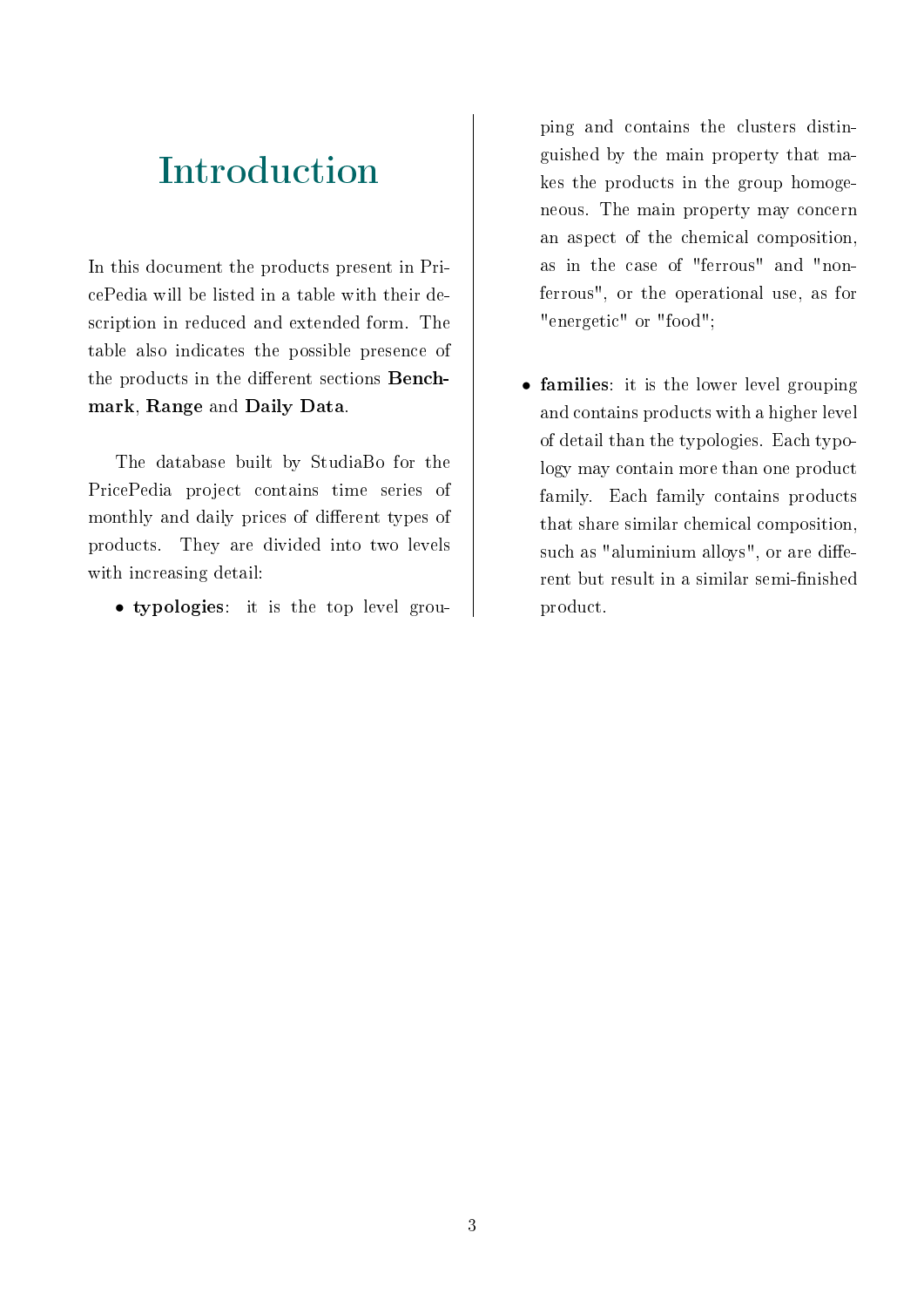# Introduction

In this document the products present in PricePedia will be listed in a table with their description in reduced and extended form. The table also indicates the possible presence of the products in the different sections **Benchmark**, **Range** and **Daily Data**.

The database built by StudiaBo for the PricePedia project contains time series of monthly and daily prices of different types of products. They are divided into two levels with increasing detail:

- **typologies**: it is the top level grouping and contains the clusters distinguished by the main property that makes the products in the group homogeneous. The main property may concern an aspect of the chemical composition, as in the case of "ferrous" and "non-ferrous", or the operational use, as for "energetic" or "food";
- **families**: it is the lower level grouping and contains products with a higher level of detail than the typologies. Each typology may contain more than one product family. Each family contains products that share similar chemical composition, such as "aluminium alloys", or are different but result in a similar semi-finished product.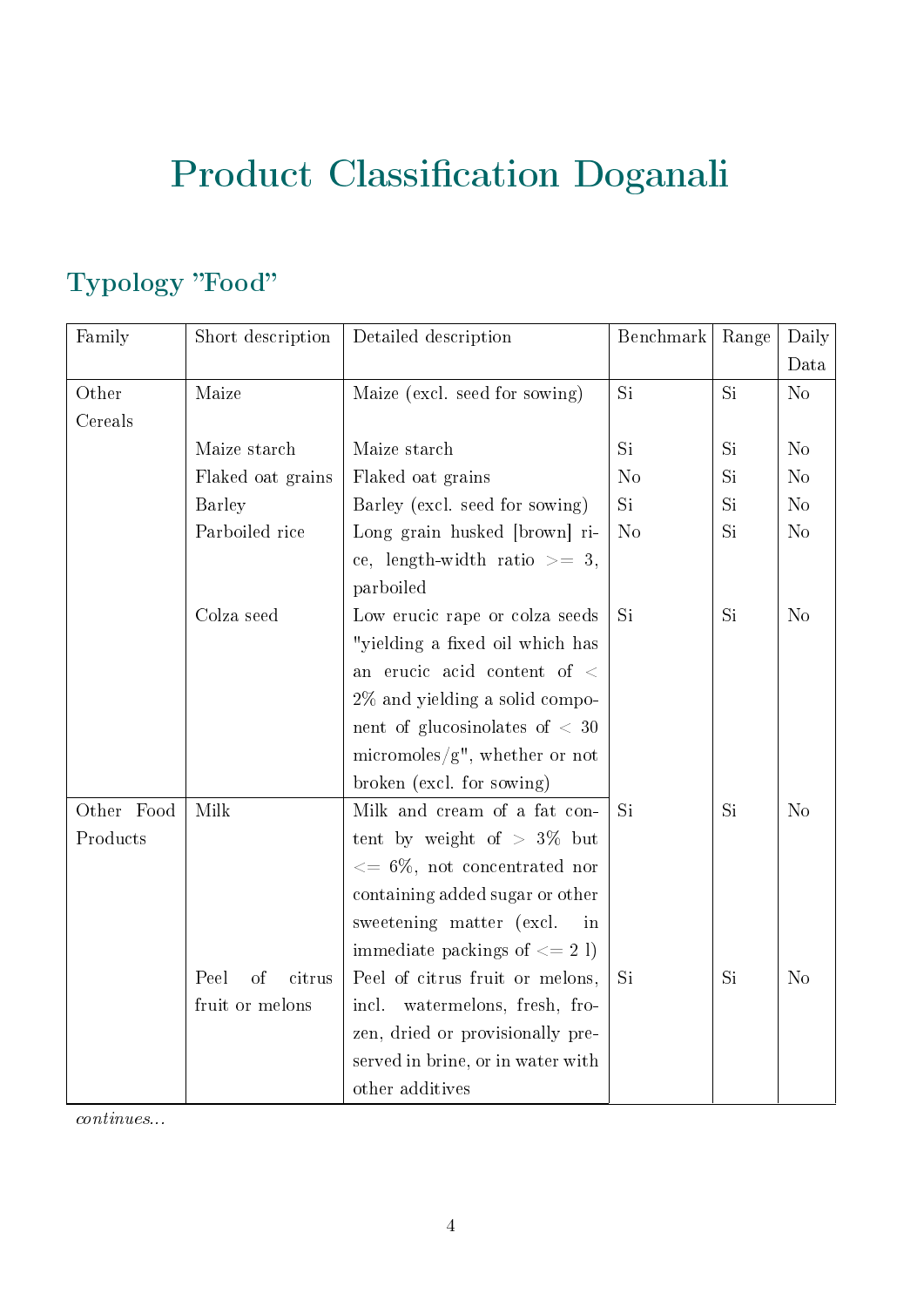# Product Classification Doganali

## Typology "Food"

| Family | Short description | Detailed description | Benchmark | Range | Daily Data |
|---|---|---|---|---|---|
| Other Cereals | Maize | Maize (excl. seed for sowing) | Si | Si | No |
| | Maize starch | Maize starch | Si | Si | No |
| | Flaked oat grains | Flaked oat grains | No | Si | No |
| | Barley | Barley (excl. seed for sowing) | Si | Si | No |
| | Parboiled rice | Long grain husked [brown] rice, length-width ratio >= 3, parboiled | No | Si | No |
| | Colza seed | Low erucic rape or colza seeds "yielding a fixed oil which has an erucic acid content of < 2% and yielding a solid component of glucosinolates of < 30 micromoles/g", whether or not broken (excl. for sowing) | Si | Si | No |
| Other Food Products | Milk | Milk and cream of a fat content by weight of > 3% but <= 6%, not concentrated nor containing added sugar or other sweetening matter (excl. in immediate packings of <= 2 l) | Si | Si | No |
| | Peel of citrus fruit or melons | Peel of citrus fruit or melons, incl. watermelons, fresh, frozen, dried or provisionally preserved in brine, or in water with other additives | Si | Si | No |

*continues...*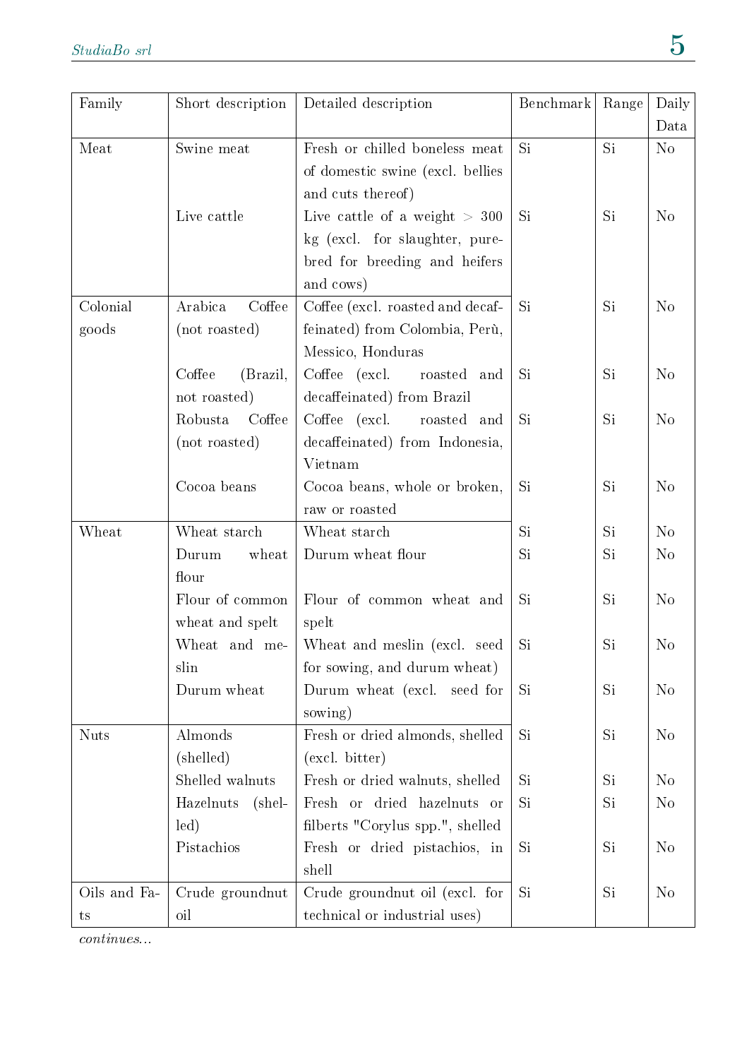| Family | Short description | Detailed description | Benchmark | Range | Daily Data |
|---|---|---|---|---|---|
| Meat | Swine meat | Fresh or chilled boneless meat of domestic swine (excl. bellies and cuts thereof) | Si | Si | No |
| | Live cattle | Live cattle of a weight > 300 kg (excl. for slaughter, pure-bred for breeding and heifers and cows) | Si | Si | No |
| Colonial goods | Arabica Coffee (not roasted) | Coffee (excl. roasted and decaffeinated) from Colombia, Perù, Messico, Honduras | Si | Si | No |
| | Coffee (Brazil, not roasted) | Coffee (excl. roasted and decaffeinated) from Brazil | Si | Si | No |
| | Robusta Coffee (not roasted) | Coffee (excl. roasted and decaffeinated) from Indonesia, Vietnam | Si | Si | No |
| | Cocoa beans | Cocoa beans, whole or broken, raw or roasted | Si | Si | No |
| Wheat | Wheat starch | Wheat starch | Si | Si | No |
| | Durum wheat flour | Durum wheat flour | Si | Si | No |
| | Flour of common wheat and spelt | Flour of common wheat and spelt | Si | Si | No |
| | Wheat and meslin | Wheat and meslin (excl. seed for sowing, and durum wheat) | Si | Si | No |
| | Durum wheat | Durum wheat (excl. seed for sowing) | Si | Si | No |
| Nuts | Almonds (shelled) | Fresh or dried almonds, shelled (excl. bitter) | Si | Si | No |
| | Shelled walnuts | Fresh or dried walnuts, shelled | Si | Si | No |
| | Hazelnuts (shelled) | Fresh or dried hazelnuts or filberts "Corylus spp.", shelled | Si | Si | No |
| | Pistachios | Fresh or dried pistachios, in shell | Si | Si | No |
| Oils and Fats | Crude groundnut oil | Crude groundnut oil (excl. for technical or industrial uses) | Si | Si | No |

*continues...*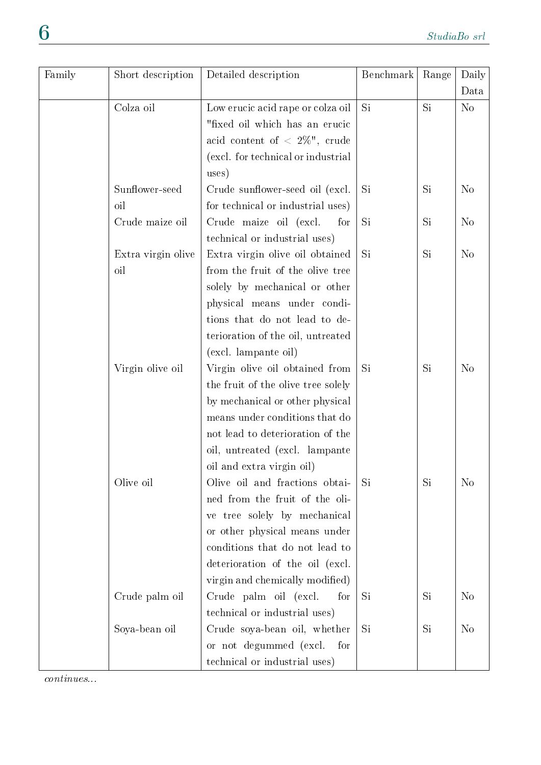| Family | Short description | Detailed description | Benchmark | Range | Daily Data |
|---|---|---|---|---|---|
| | Colza oil | Low erucic acid rape or colza oil "fixed oil which has an erucic acid content of $<$ 2%", crude (excl. for technical or industrial uses) | Si | Si | No |
| | Sunflower-seed oil | Crude sunflower-seed oil (excl. for technical or industrial uses) | Si | Si | No |
| | Crude maize oil | Crude maize oil (excl. for technical or industrial uses) | Si | Si | No |
| | Extra virgin olive oil | Extra virgin olive oil obtained from the fruit of the olive tree solely by mechanical or other physical means under conditions that do not lead to deterioration of the oil, untreated (excl. lampante oil) | Si | Si | No |
| | Virgin olive oil | Virgin olive oil obtained from the fruit of the olive tree solely by mechanical or other physical means under conditions that do not lead to deterioration of the oil, untreated (excl. lampante oil and extra virgin oil) | Si | Si | No |
| | Olive oil | Olive oil and fractions obtained from the fruit of the olive tree solely by mechanical or other physical means under conditions that do not lead to deterioration of the oil (excl. virgin and chemically modified) | Si | Si | No |
| | Crude palm oil | Crude palm oil (excl. for technical or industrial uses) | Si | Si | No |
| | Soya-bean oil | Crude soya-bean oil, whether or not degummed (excl. for technical or industrial uses) | Si | Si | No |

*continues...*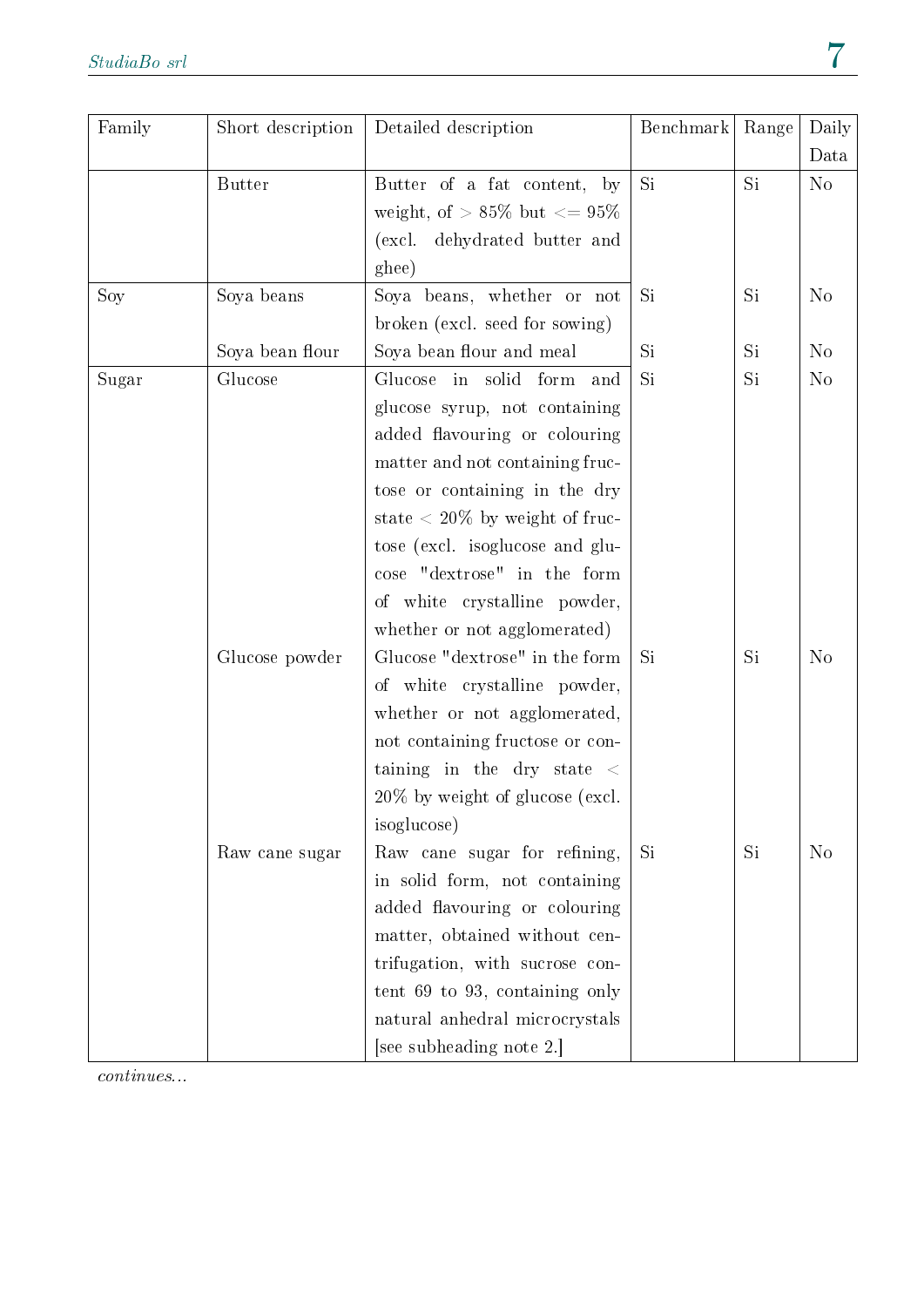| Family | Short description | Detailed description | Benchmark | Range | Daily Data |
|---|---|---|---|---|---|
| | Butter | Butter of a fat content, by weight, of > 85% but <= 95% (excl. dehydrated butter and ghee) | Si | Si | No |
| Soy | Soya beans | Soya beans, whether or not broken (excl. seed for sowing) | Si | Si | No |
| | Soya bean flour | Soya bean flour and meal | Si | Si | No |
| Sugar | Glucose | Glucose in solid form and glucose syrup, not containing added flavouring or colouring matter and not containing fructose or containing in the dry state < 20% by weight of fructose (excl. isoglucose and glucose "dextrose" in the form of white crystalline powder, whether or not agglomerated) | Si | Si | No |
| | Glucose powder | Glucose "dextrose" in the form of white crystalline powder, whether or not agglomerated, not containing fructose or containing in the dry state < 20% by weight of glucose (excl. isoglucose) | Si | Si | No |
| | Raw cane sugar | Raw cane sugar for refining, in solid form, not containing added flavouring or colouring matter, obtained without centrifugation, with sucrose content 69 to 93, containing only natural anhedral microcrystals [see subheading note 2.] | Si | Si | No |

*continues...*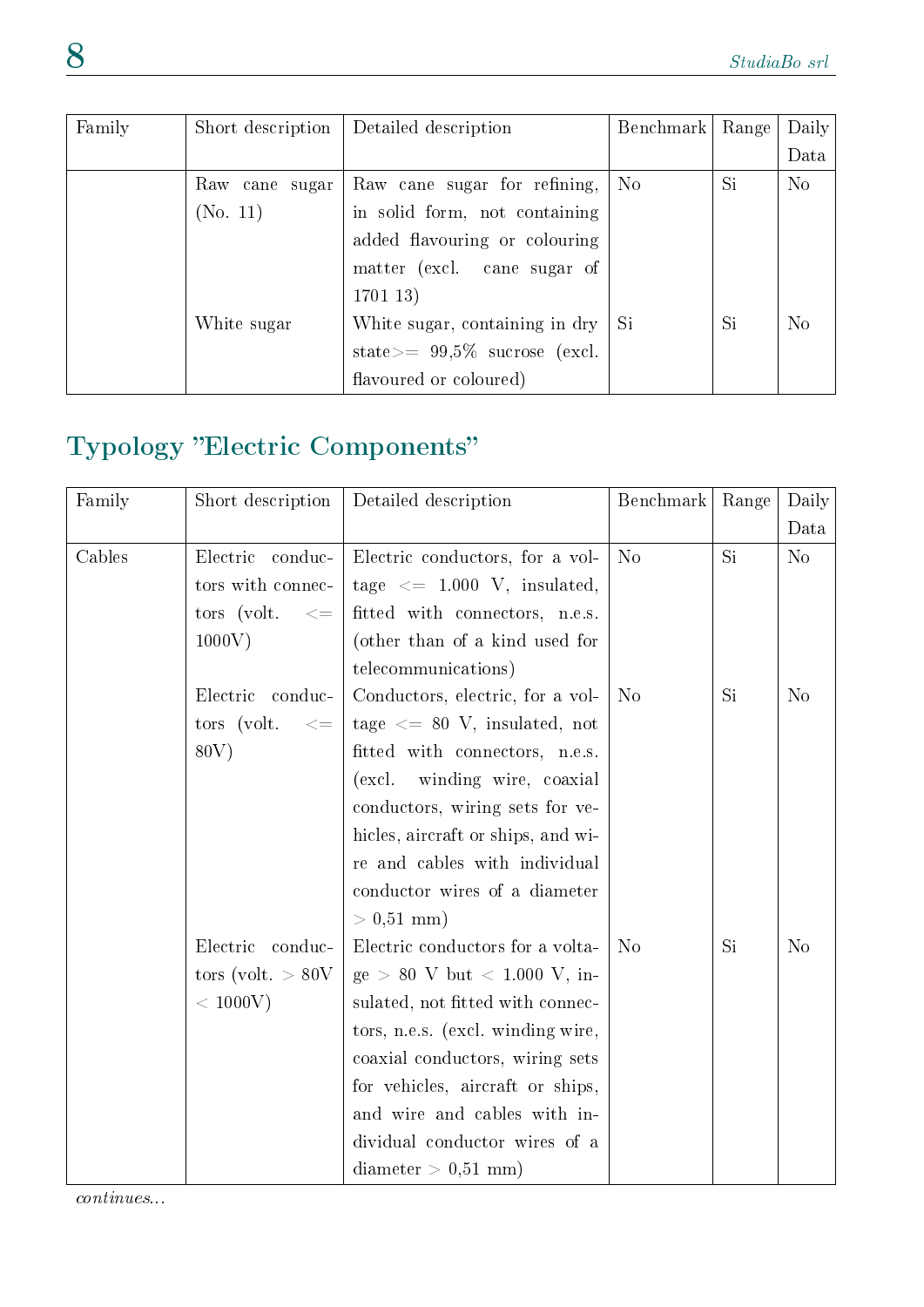| Family | Short description | Detailed description | Benchmark | Range | Daily Data |
|---|---|---|---|---|---|
| | Raw cane sugar (No. 11) | Raw cane sugar for refining, in solid form, not containing added flavouring or colouring matter (excl. cane sugar of 1701 13) | No | Si | No |
| | White sugar | White sugar, containing in dry state>= 99,5% sucrose (excl. flavoured or coloured) | Si | Si | No |

## Typology "Electric Components"

| Family | Short description | Detailed description | Benchmark | Range | Daily Data |
|---|---|---|---|---|---|
| Cables | Electric conductors with connectors (volt. <= 1000V) | Electric conductors, for a voltage <= 1.000 V, insulated, fitted with connectors, n.e.s. (other than of a kind used for telecommunications) | No | Si | No |
| | Electric conductors (volt. <= 80V) | Conductors, electric, for a voltage <= 80 V, insulated, not fitted with connectors, n.e.s. (excl. winding wire, coaxial conductors, wiring sets for vehicles, aircraft or ships, and wire and cables with individual conductor wires of a diameter > 0,51 mm) | No | Si | No |
| | Electric conductors (volt. > 80V < 1000V) | Electric conductors for a voltage > 80 V but < 1.000 V, insulated, not fitted with connectors, n.e.s. (excl. winding wire, coaxial conductors, wiring sets for vehicles, aircraft or ships, and wire and cables with individual conductor wires of a diameter > 0,51 mm) | No | Si | No |

*continues...*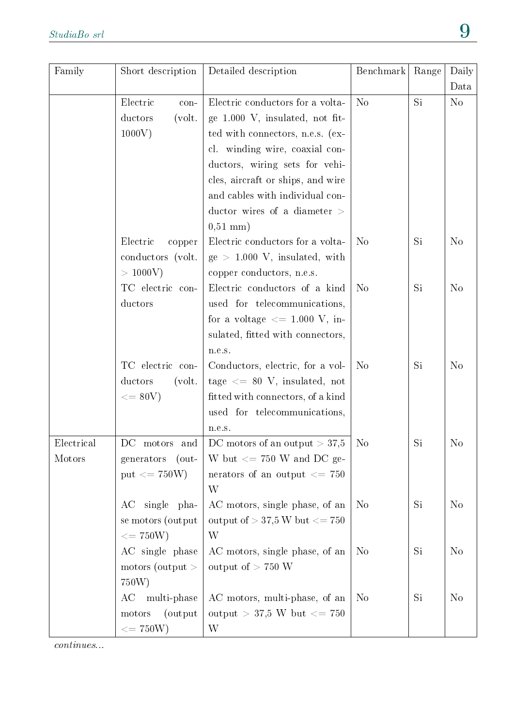| Family | Short description | Detailed description | Benchmark | Range | Daily Data |
|---|---|---|---|---|---|
| | Electric conductors (volt. 1000V) | Electric conductors for a voltage 1.000 V, insulated, not fitted with connectors, n.e.s. (excl. winding wire, coaxial conductors, wiring sets for vehicles, aircraft or ships, and wire and cables with individual conductor wires of a diameter > 0,51 mm) | No | Si | No |
| | Electric copper conductors (volt. > 1000V) | Electric conductors for a voltage > 1.000 V, insulated, with copper conductors, n.e.s. | No | Si | No |
| | TC electric conductors | Electric conductors of a kind used for telecommunications, for a voltage <= 1.000 V, insulated, fitted with connectors, n.e.s. | No | Si | No |
| | TC electric conductors (volt. <= 80V) | Conductors, electric, for a voltage <= 80 V, insulated, not fitted with connectors, of a kind used for telecommunications, n.e.s. | No | Si | No |
| Electrical Motors | DC motors and generators (output <= 750W) | DC motors of an output > 37,5 W but <= 750 W and DC generators of an output <= 750 W | No | Si | No |
| | AC single phase motors (output <= 750W) | AC motors, single phase, of an output of > 37,5 W but <= 750 W | No | Si | No |
| | AC single phase motors (output > 750W) | AC motors, single phase, of an output of > 750 W | No | Si | No |
| | AC multi-phase motors (output <= 750W) | AC motors, multi-phase, of an output > 37,5 W but <= 750 W | No | Si | No |

*continues...*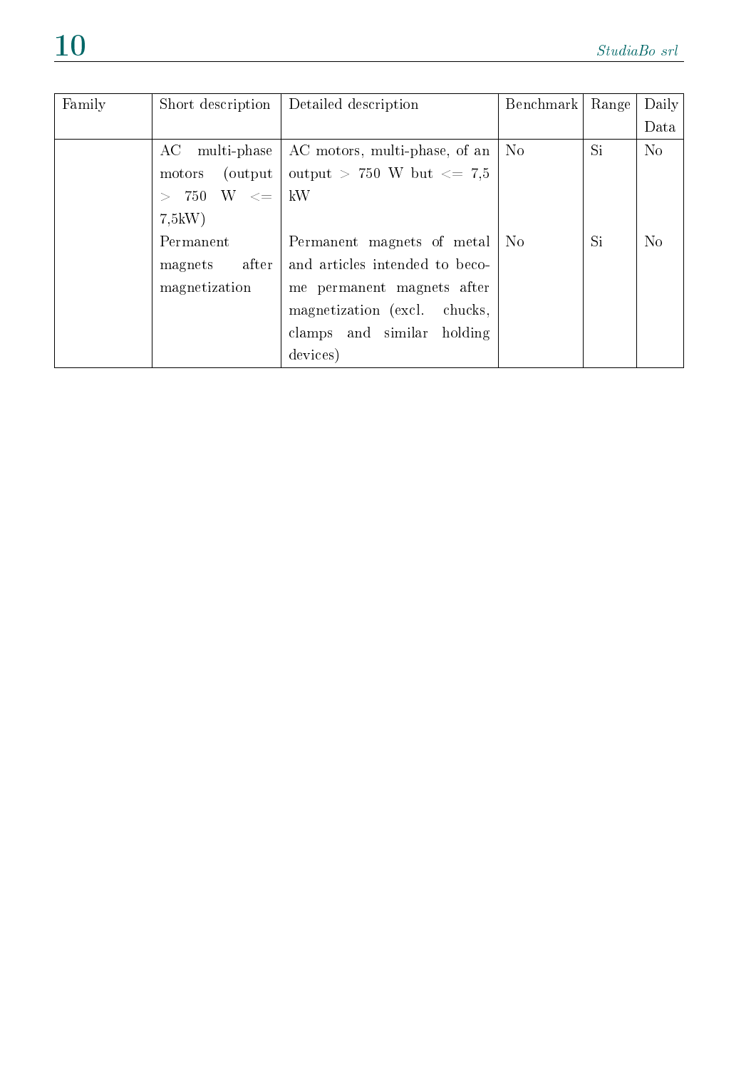| Family | Short description | Detailed description | Benchmark | Range | Daily Data |
|---|---|---|---|---|---|
| | AC multi-phase motors (output > 750 W <= 7,5kW) | AC motors, multi-phase, of an output > 750 W but <= 7,5 kW | No | Si | No |
| | Permanent magnets after magnetization | Permanent magnets of metal and articles intended to become permanent magnets after magnetization (excl. chucks, clamps and similar holding devices) | No | Si | No |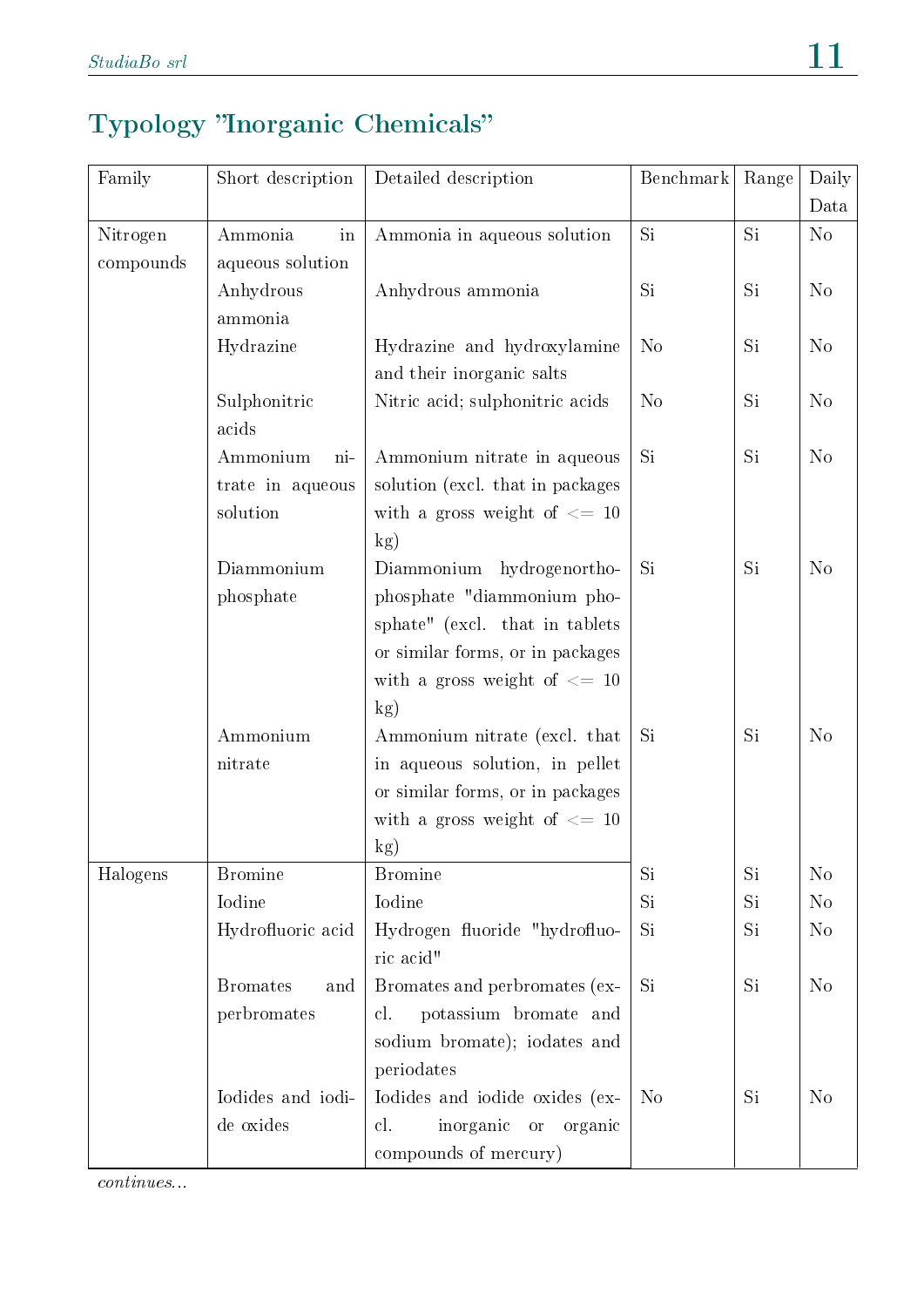## Typology "Inorganic Chemicals"

| Family | Short description | Detailed description | Benchmark | Range | Daily Data |
|---|---|---|---|---|---|
| Nitrogen compounds | Ammonia in aqueous solution | Ammonia in aqueous solution | Si | Si | No |
| | Anhydrous ammonia | Anhydrous ammonia | Si | Si | No |
| | Hydrazine | Hydrazine and hydroxylamine and their inorganic salts | No | Si | No |
| | Sulphonitric acids | Nitric acid; sulphonitric acids | No | Si | No |
| | Ammonium nitrate in aqueous solution | Ammonium nitrate in aqueous solution (excl. that in packages with a gross weight of <= 10 kg) | Si | Si | No |
| | Diammonium phosphate | Diammonium hydrogenorthophosphate "diammonium phosphate" (excl. that in tablets or similar forms, or in packages with a gross weight of <= 10 kg) | Si | Si | No |
| | Ammonium nitrate | Ammonium nitrate (excl. that in aqueous solution, in pellet or similar forms, or in packages with a gross weight of <= 10 kg) | Si | Si | No |
| Halogens | Bromine | Bromine | Si | Si | No |
| | Iodine | Iodine | Si | Si | No |
| | Hydrofluoric acid | Hydrogen fluoride "hydrofluoric acid" | Si | Si | No |
| | Bromates and perbromates | Bromates and perbromates (excl. potassium bromate and sodium bromate); iodates and periodates | Si | Si | No |
| | Iodides and iodide oxides | Iodides and iodide oxides (excl. inorganic or organic compounds of mercury) | No | Si | No |

*continues...*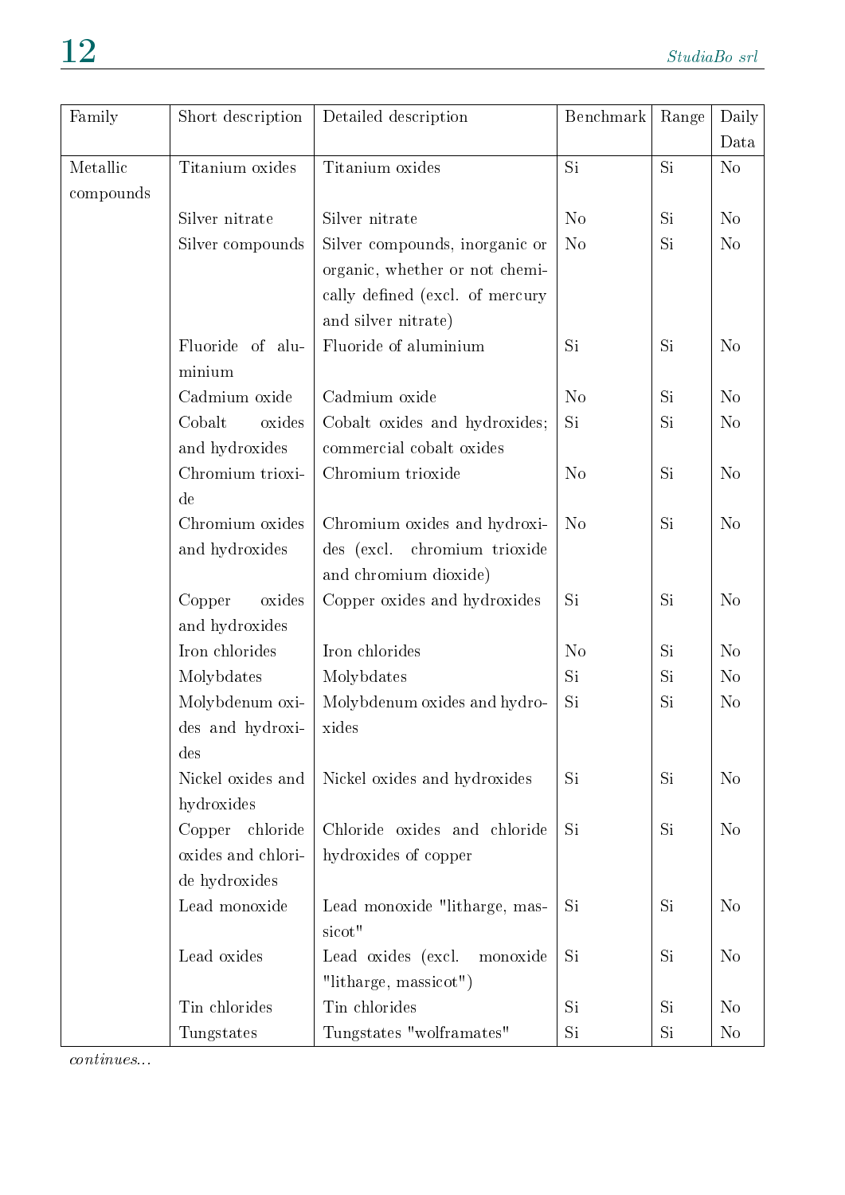| Family | Short description | Detailed description | Benchmark | Range | Daily Data |
|---|---|---|---|---|---|
| Metallic compounds | Titanium oxides | Titanium oxides | Si | Si | No |
| | Silver nitrate | Silver nitrate | No | Si | No |
| | Silver compounds | Silver compounds, inorganic or organic, whether or not chemically defined (excl. of mercury and silver nitrate) | No | Si | No |
| | Fluoride of aluminium | Fluoride of aluminium | Si | Si | No |
| | Cadmium oxide | Cadmium oxide | No | Si | No |
| | Cobalt oxides and hydroxides | Cobalt oxides and hydroxides; commercial cobalt oxides | Si | Si | No |
| | Chromium trioxide | Chromium trioxide | No | Si | No |
| | Chromium oxides and hydroxides | Chromium oxides and hydroxides (excl. chromium trioxide and chromium dioxide) | No | Si | No |
| | Copper oxides and hydroxides | Copper oxides and hydroxides | Si | Si | No |
| | Iron chlorides | Iron chlorides | No | Si | No |
| | Molybdates | Molybdates | Si | Si | No |
| | Molybdenum oxides and hydroxides | Molybdenum oxides and hydroxides | Si | Si | No |
| | Nickel oxides and hydroxides | Nickel oxides and hydroxides | Si | Si | No |
| | Copper chloride oxides and chloride hydroxides | Chloride oxides and chloride hydroxides of copper | Si | Si | No |
| | Lead monoxide | Lead monoxide "litharge, massicot" | Si | Si | No |
| | Lead oxides | Lead oxides (excl. monoxide "litharge, massicot") | Si | Si | No |
| | Tin chlorides | Tin chlorides | Si | Si | No |
| | Tungstates | Tungstates "wolframates" | Si | Si | No |

*continues...*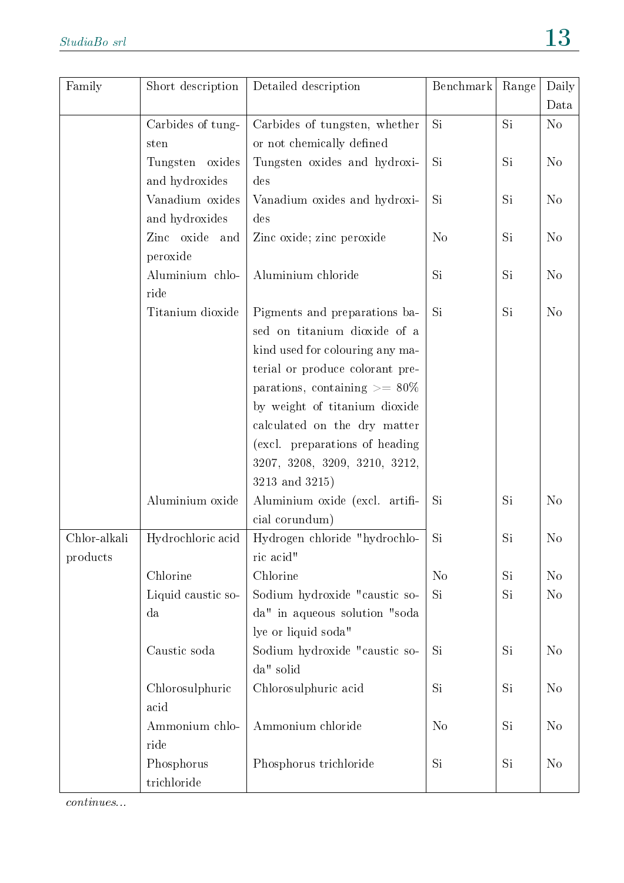| Family | Short description | Detailed description | Benchmark | Range | Daily Data |
|---|---|---|---|---|---|
| | Carbides of tungsten | Carbides of tungsten, whether or not chemically defined | Si | Si | No |
| | Tungsten oxides and hydroxides | Tungsten oxides and hydroxides | Si | Si | No |
| | Vanadium oxides and hydroxides | Vanadium oxides and hydroxides | Si | Si | No |
| | Zinc oxide and peroxide | Zinc oxide; zinc peroxide | No | Si | No |
| | Aluminium chloride | Aluminium chloride | Si | Si | No |
| | Titanium dioxide | Pigments and preparations based on titanium dioxide of a kind used for colouring any material or produce colorant preparations, containing >= 80% by weight of titanium dioxide calculated on the dry matter (excl. preparations of heading 3207, 3208, 3209, 3210, 3212, 3213 and 3215) | Si | Si | No |
| | Aluminium oxide | Aluminium oxide (excl. artificial corundum) | Si | Si | No |
| Chlor-alkali products | Hydrochloric acid | Hydrogen chloride "hydrochloric acid" | Si | Si | No |
| | Chlorine | Chlorine | No | Si | No |
| | Liquid caustic soda | Sodium hydroxide "caustic soda" in aqueous solution "soda lye or liquid soda" | Si | Si | No |
| | Caustic soda | Sodium hydroxide "caustic soda" solid | Si | Si | No |
| | Chlorosulphuric acid | Chlorosulphuric acid | Si | Si | No |
| | Ammonium chloride | Ammonium chloride | No | Si | No |
| | Phosphorus trichloride | Phosphorus trichloride | Si | Si | No |

*continues...*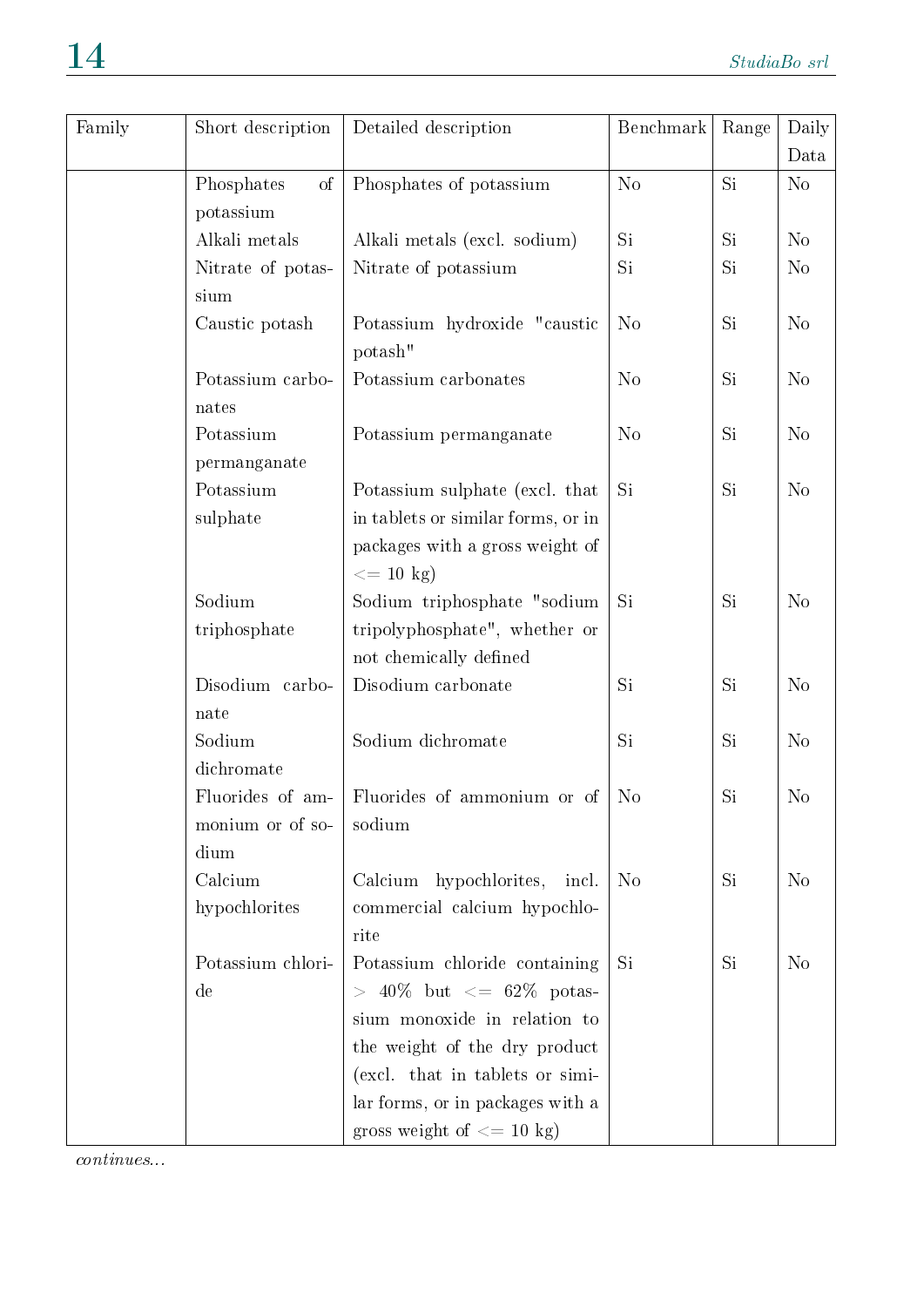| Family | Short description | Detailed description | Benchmark | Range | Daily Data |
|---|---|---|---|---|---|
| | Phosphates of potassium | Phosphates of potassium | No | Si | No |
| | Alkali metals | Alkali metals (excl. sodium) | Si | Si | No |
| | Nitrate of potassium | Nitrate of potassium | Si | Si | No |
| | Caustic potash | Potassium hydroxide "caustic potash" | No | Si | No |
| | Potassium carbonates | Potassium carbonates | No | Si | No |
| | Potassium permanganate | Potassium permanganate | No | Si | No |
| | Potassium sulphate | Potassium sulphate (excl. that in tablets or similar forms, or in packages with a gross weight of <= 10 kg) | Si | Si | No |
| | Sodium triphosphate | Sodium triphosphate "sodium tripolyphosphate", whether or not chemically defined | Si | Si | No |
| | Disodium carbonate | Disodium carbonate | Si | Si | No |
| | Sodium dichromate | Sodium dichromate | Si | Si | No |
| | Fluorides of ammonium or of sodium | Fluorides of ammonium or of sodium | No | Si | No |
| | Calcium hypochlorites | Calcium hypochlorites, incl. commercial calcium hypochlorite | No | Si | No |
| | Potassium chloride | Potassium chloride containing > 40% but <= 62% potassium monoxide in relation to the weight of the dry product (excl. that in tablets or similar forms, or in packages with a gross weight of <= 10 kg) | Si | Si | No |

*continues...*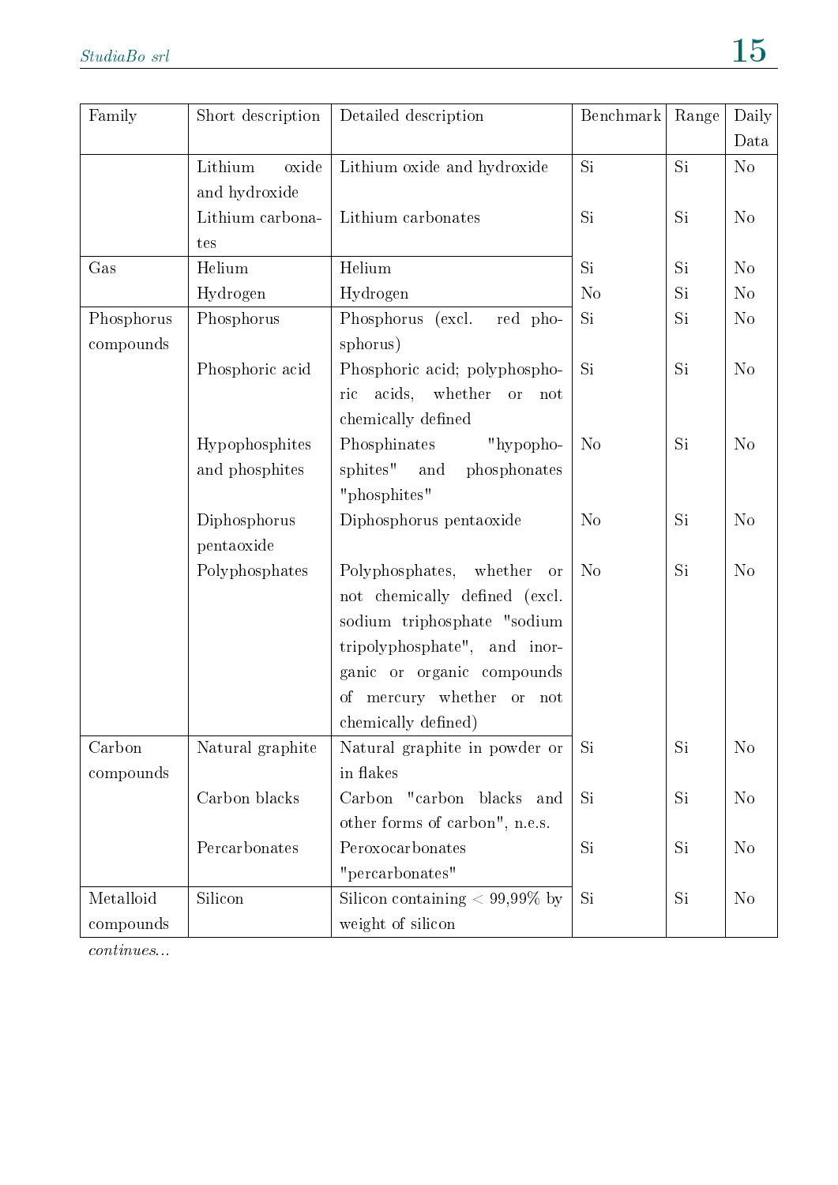| Family | Short description | Detailed description | Benchmark | Range | Daily Data |
|---|---|---|---|---|---|
| | Lithium oxide and hydroxide | Lithium oxide and hydroxide | Si | Si | No |
| | Lithium carbonates | Lithium carbonates | Si | Si | No |
| Gas | Helium | Helium | Si | Si | No |
| | Hydrogen | Hydrogen | No | Si | No |
| Phosphorus compounds | Phosphorus | Phosphorus (excl. red phosphorus) | Si | Si | No |
| | Phosphoric acid | Phosphoric acid; polyphosphoric acids, whether or not chemically defined | Si | Si | No |
| | Hypophosphites and phosphites | Phosphinates "hypophosphites" and phosphonates "phosphites" | No | Si | No |
| | Diphosphorus pentaoxide | Diphosphorus pentaoxide | No | Si | No |
| | Polyphosphates | Polyphosphates, whether or not chemically defined (excl. sodium triphosphate "sodium tripolyphosphate", and inorganic or organic compounds of mercury whether or not chemically defined) | No | Si | No |
| Carbon compounds | Natural graphite | Natural graphite in powder or in flakes | Si | Si | No |
| | Carbon blacks | Carbon "carbon blacks and other forms of carbon", n.e.s. | Si | Si | No |
| | Percarbonates | Peroxocarbonates "percarbonates" | Si | Si | No |
| Metalloid compounds | Silicon | Silicon containing < 99,99% by weight of silicon | Si | Si | No |

*continues...*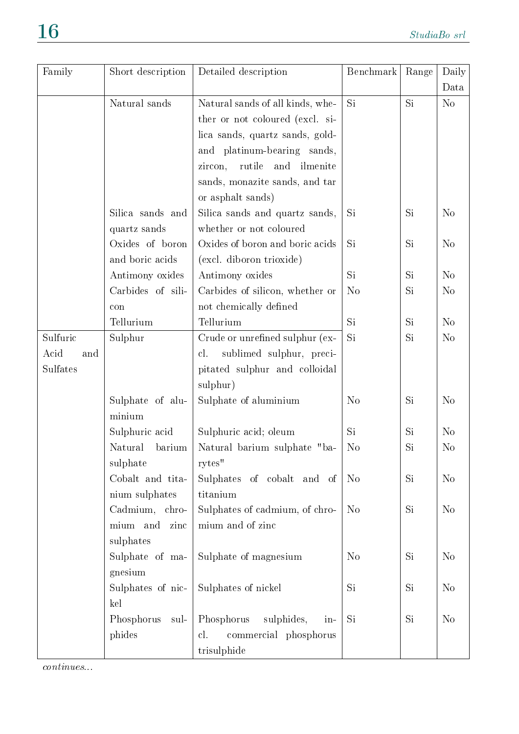| Family | Short description | Detailed description | Benchmark | Range | Daily Data |
|---|---|---|---|---|---|
| | Natural sands | Natural sands of all kinds, whether or not coloured (excl. silica sands, quartz sands, gold- and platinum-bearing sands, zircon, rutile and ilmenite sands, monazite sands, and tar or asphalt sands) | Si | Si | No |
| | Silica sands and quartz sands | Silica sands and quartz sands, whether or not coloured | Si | Si | No |
| | Oxides of boron and boric acids | Oxides of boron and boric acids (excl. diboron trioxide) | Si | Si | No |
| | Antimony oxides | Antimony oxides | Si | Si | No |
| | Carbides of silicon | Carbides of silicon, whether or not chemically defined | No | Si | No |
| | Tellurium | Tellurium | Si | Si | No |
| Sulfuric Acid and Sulfates | Sulphur | Crude or unrefined sulphur (excl. sublimed sulphur, precipitated sulphur and colloidal sulphur) | Si | Si | No |
| | Sulphate of aluminium | Sulphate of aluminium | No | Si | No |
| | Sulphuric acid | Sulphuric acid; oleum | Si | Si | No |
| | Natural barium sulphate | Natural barium sulphate "barytes" | No | Si | No |
| | Cobalt and titanium sulphates | Sulphates of cobalt and of titanium | No | Si | No |
| | Cadmium, chromium and zinc sulphates | Sulphates of cadmium, of chromium and of zinc | No | Si | No |
| | Sulphate of magnesium | Sulphate of magnesium | No | Si | No |
| | Sulphates of nickel | Sulphates of nickel | Si | Si | No |
| | Phosphorus sulphides | Phosphorus sulphides, incl. commercial phosphorus trisulphide | Si | Si | No |

*continues...*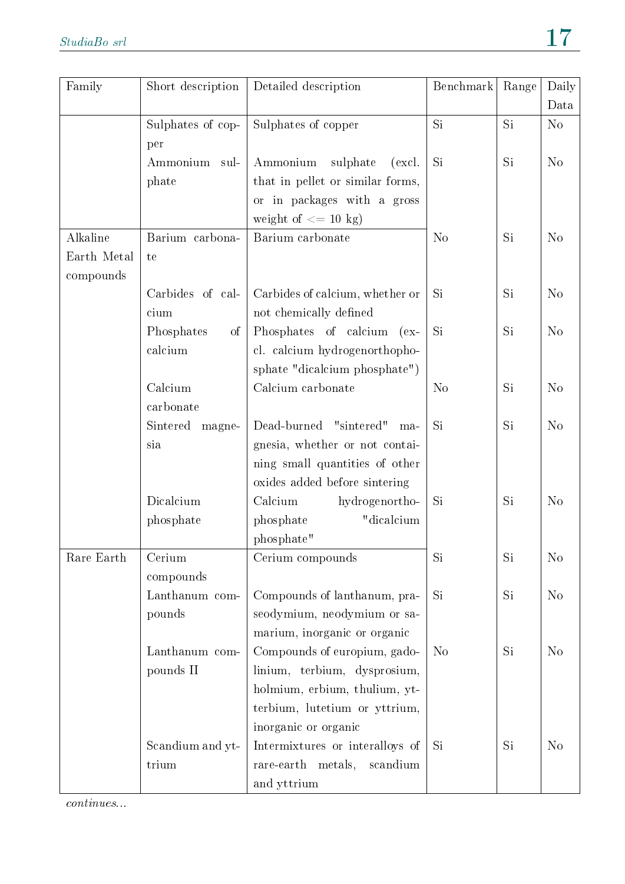| Family | Short description | Detailed description | Benchmark | Range | Daily Data |
|---|---|---|---|---|---|
| | Sulphates of copper | Sulphates of copper | Si | Si | No |
| | Ammonium sulphate | Ammonium sulphate (excl. that in pellet or similar forms, or in packages with a gross weight of <= 10 kg) | Si | Si | No |
| Alkaline Earth Metal compounds | Barium carbonate | Barium carbonate | No | Si | No |
| | Carbides of calcium | Carbides of calcium, whether or not chemically defined | Si | Si | No |
| | Phosphates of calcium | Phosphates of calcium (excl. calcium hydrogenorthophosphate "dicalcium phosphate") | Si | Si | No |
| | Calcium carbonate | Calcium carbonate | No | Si | No |
| | Sintered magnesia | Dead-burned "sintered" magnesia, whether or not containing small quantities of other oxides added before sintering | Si | Si | No |
| | Dicalcium phosphate | Calcium hydrogenorthophosphate "dicalcium phosphate" | Si | Si | No |
| Rare Earth | Cerium compounds | Cerium compounds | Si | Si | No |
| | Lanthanum compounds | Compounds of lanthanum, praseodymium, neodymium or samarium, inorganic or organic | Si | Si | No |
| | Lanthanum compounds II | Compounds of europium, gadolinium, terbium, dysprosium, holmium, erbium, thulium, ytterbium, lutetium or yttrium, inorganic or organic | No | Si | No |
| | Scandium and yttrium | Intermixtures or interalloys of rare-earth metals, scandium and yttrium | Si | Si | No |

*continues...*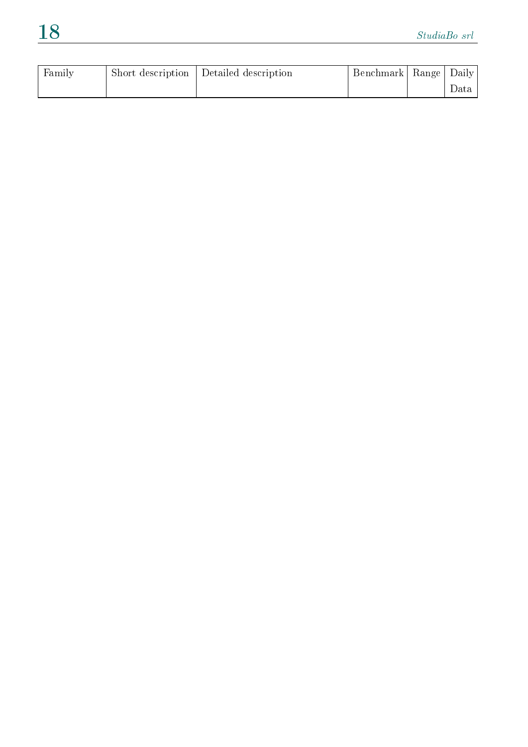| Family | Short description | Detailed description | Benchmark | Range | Daily Data |
|---|---|---|---|---|---|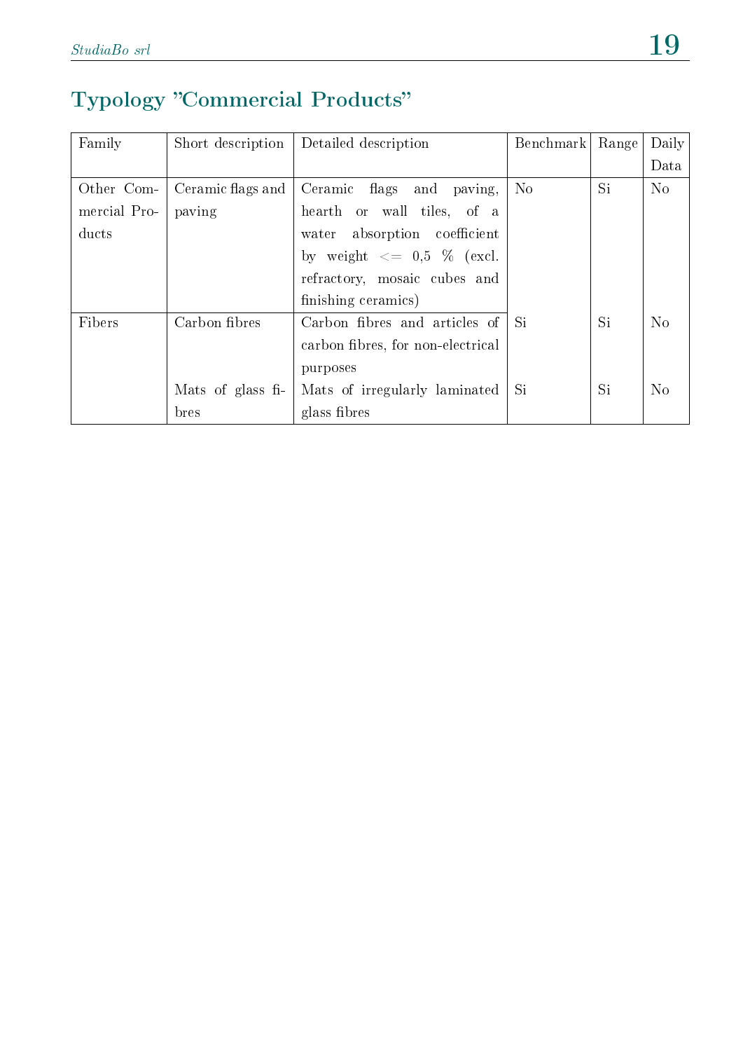## Typology "Commercial Products"

| Family | Short description | Detailed description | Benchmark | Range | Daily Data |
|---|---|---|---|---|---|
| Other Commercial Products | Ceramic flags and paving | Ceramic flags and paving, hearth or wall tiles, of a water absorption coefficient by weight <= 0,5 % (excl. refractory, mosaic cubes and finishing ceramics) | No | Si | No |
| Fibers | Carbon fibres | Carbon fibres and articles of carbon fibres, for non-electrical purposes | Si | Si | No |
| | Mats of glass fibres | Mats of irregularly laminated glass fibres | Si | Si | No |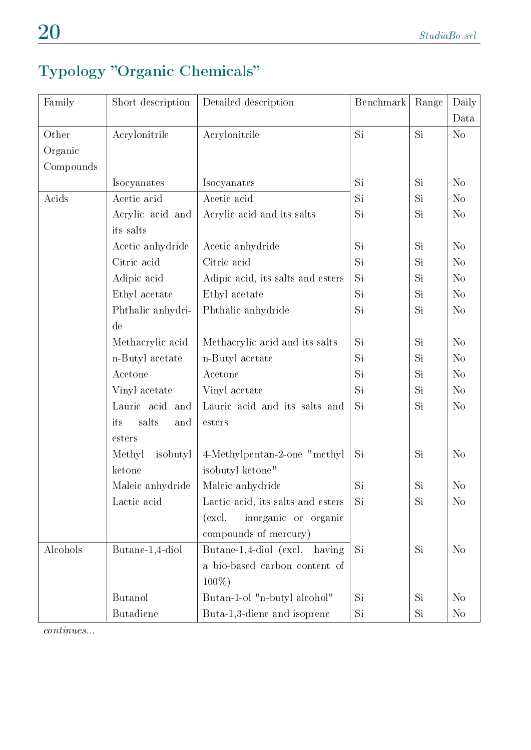## Typology "Organic Chemicals"

| Family | Short description | Detailed description | Benchmark | Range | Daily Data |
|---|---|---|---|---|---|
| Other Organic Compounds | Acrylonitrile | Acrylonitrile | Si | Si | No |
| | Isocyanates | Isocyanates | Si | Si | No |
| Acids | Acetic acid | Acetic acid | Si | Si | No |
| | Acrylic acid and its salts | Acrylic acid and its salts | Si | Si | No |
| | Acetic anhydride | Acetic anhydride | Si | Si | No |
| | Citric acid | Citric acid | Si | Si | No |
| | Adipic acid | Adipic acid, its salts and esters | Si | Si | No |
| | Ethyl acetate | Ethyl acetate | Si | Si | No |
| | Phthalic anhydride | Phthalic anhydride | Si | Si | No |
| | Methacrylic acid | Methacrylic acid and its salts | Si | Si | No |
| | n-Butyl acetate | n-Butyl acetate | Si | Si | No |
| | Acetone | Acetone | Si | Si | No |
| | Vinyl acetate | Vinyl acetate | Si | Si | No |
| | Lauric acid and its salts and esters | Lauric acid and its salts and esters | Si | Si | No |
| | Methyl isobutyl ketone | 4-Methylpentan-2-one "methyl isobutyl ketone" | Si | Si | No |
| | Maleic anhydride | Maleic anhydride | Si | Si | No |
| | Lactic acid | Lactic acid, its salts and esters (excl. inorganic or organic compounds of mercury) | Si | Si | No |
| Alcohols | Butane-1,4-diol | Butane-1,4-diol (excl. having a bio-based carbon content of 100%) | Si | Si | No |
| | Butanol | Butan-1-ol "n-butyl alcohol" | Si | Si | No |
| | Butadiene | Buta-1,3-diene and isoprene | Si | Si | No |

*continues...*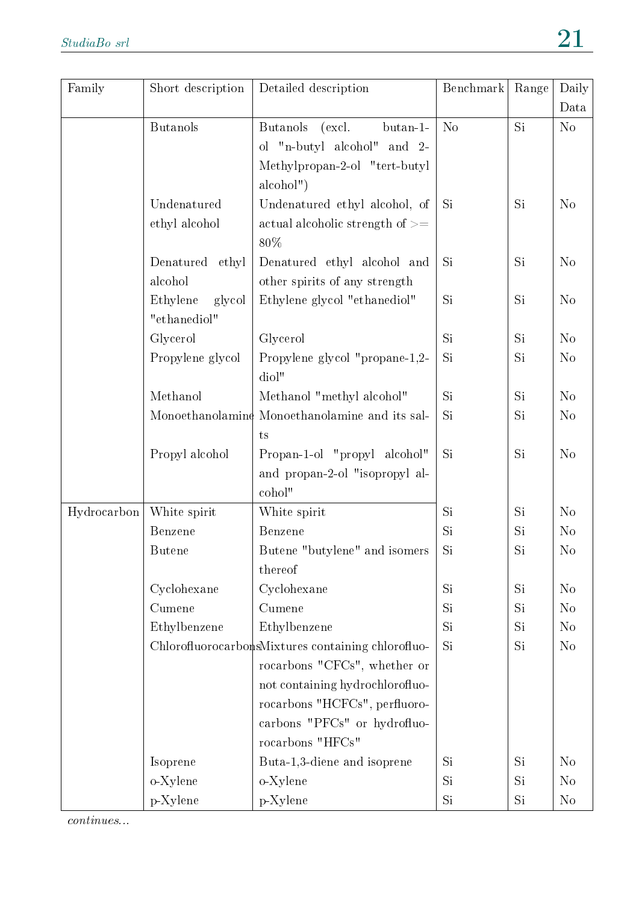| Family | Short description | Detailed description | Benchmark | Range | Daily Data |
|---|---|---|---|---|---|
| | Butanols | Butanols (excl. butan-1-ol "n-butyl alcohol" and 2-Methylpropan-2-ol "tert-butyl alcohol") | No | Si | No |
| | Undenatured ethyl alcohol | Undenatured ethyl alcohol, of actual alcoholic strength of >= 80% | Si | Si | No |
| | Denatured ethyl alcohol | Denatured ethyl alcohol and other spirits of any strength | Si | Si | No |
| | Ethylene glycol "ethanediol" | Ethylene glycol "ethanediol" | Si | Si | No |
| | Glycerol | Glycerol | Si | Si | No |
| | Propylene glycol | Propylene glycol "propane-1,2-diol" | Si | Si | No |
| | Methanol | Methanol "methyl alcohol" | Si | Si | No |
| | Monoethanolamine | Monoethanolamine and its salts | Si | Si | No |
| | Propyl alcohol | Propan-1-ol "propyl alcohol" and propan-2-ol "isopropyl alcohol" | Si | Si | No |
| Hydrocarbon | White spirit | White spirit | Si | Si | No |
| | Benzene | Benzene | Si | Si | No |
| | Butene | Butene "butylene" and isomers thereof | Si | Si | No |
| | Cyclohexane | Cyclohexane | Si | Si | No |
| | Cumene | Cumene | Si | Si | No |
| | Ethylbenzene | Ethylbenzene | Si | Si | No |
| | Chlorofluorocarbons | Mixtures containing chlorofluorocarbons "CFCs", whether or not containing hydrochlorofluorocarbons "HCFCs", perfluorocarbons "PFCs" or hydrofluorocarbons "HFCs" | Si | Si | No |
| | Isoprene | Buta-1,3-diene and isoprene | Si | Si | No |
| | o-Xylene | o-Xylene | Si | Si | No |
| | p-Xylene | p-Xylene | Si | Si | No |

*continues...*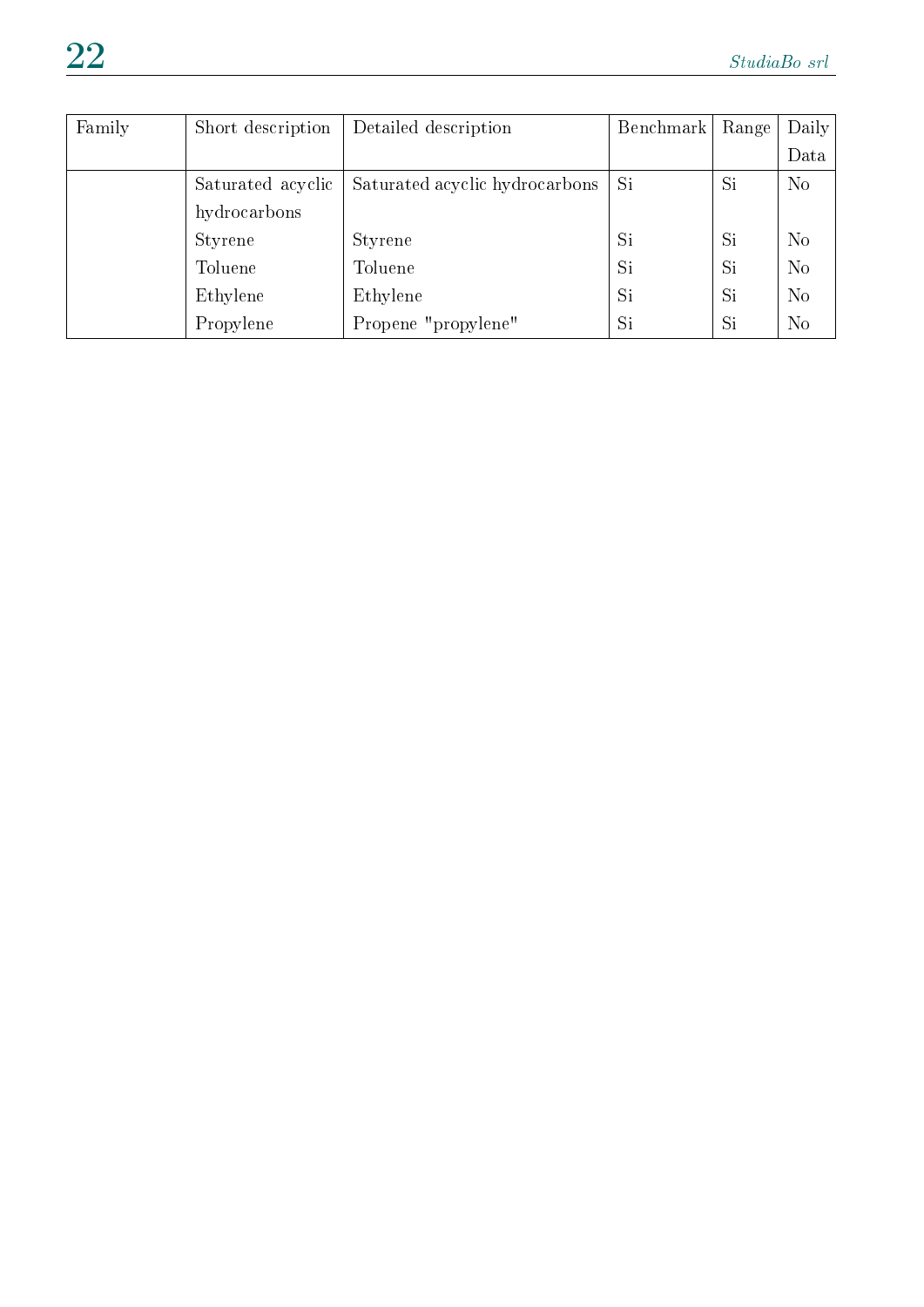| Family | Short description | Detailed description | Benchmark | Range | Daily Data |
|---|---|---|---|---|---|
| | Saturated acyclic hydrocarbons | Saturated acyclic hydrocarbons | Si | Si | No |
| | Styrene | Styrene | Si | Si | No |
| | Toluene | Toluene | Si | Si | No |
| | Ethylene | Ethylene | Si | Si | No |
| | Propylene | Propene "propylene" | Si | Si | No |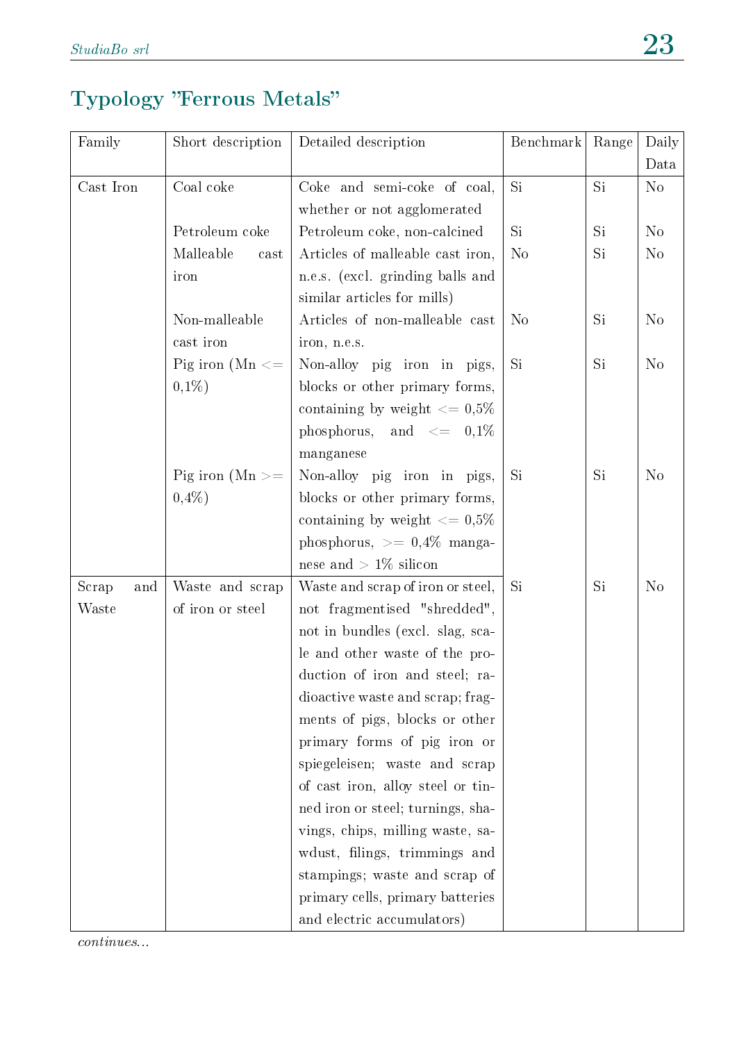## Typology "Ferrous Metals"

| Family | Short description | Detailed description | Benchmark | Range | Daily Data |
|---|---|---|---|---|---|
| Cast Iron | Coal coke | Coke and semi-coke of coal, whether or not agglomerated | Si | Si | No |
| | Petroleum coke | Petroleum coke, non-calcined | Si | Si | No |
| | Malleable cast iron | Articles of malleable cast iron, n.e.s. (excl. grinding balls and similar articles for mills) | No | Si | No |
| | Non-malleable cast iron | Articles of non-malleable cast iron, n.e.s. | No | Si | No |
| | Pig iron (Mn <= 0,1%) | Non-alloy pig iron in pigs, blocks or other primary forms, containing by weight <= 0,5% phosphorus, and <= 0,1% manganese | Si | Si | No |
| | Pig iron (Mn >= 0,4%) | Non-alloy pig iron in pigs, blocks or other primary forms, containing by weight <= 0,5% phosphorus, >= 0,4% manganese and > 1% silicon | Si | Si | No |
| Scrap and Waste | Waste and scrap of iron or steel | Waste and scrap of iron or steel, not fragmentised "shredded", not in bundles (excl. slag, scale and other waste of the production of iron and steel; radioactive waste and scrap; fragments of pigs, blocks or other primary forms of pig iron or spiegeleisen; waste and scrap of cast iron, alloy steel or tinned iron or steel; turnings, shavings, chips, milling waste, sawdust, filings, trimmings and stampings; waste and scrap of primary cells, primary batteries and electric accumulators) | Si | Si | No |

*continues...*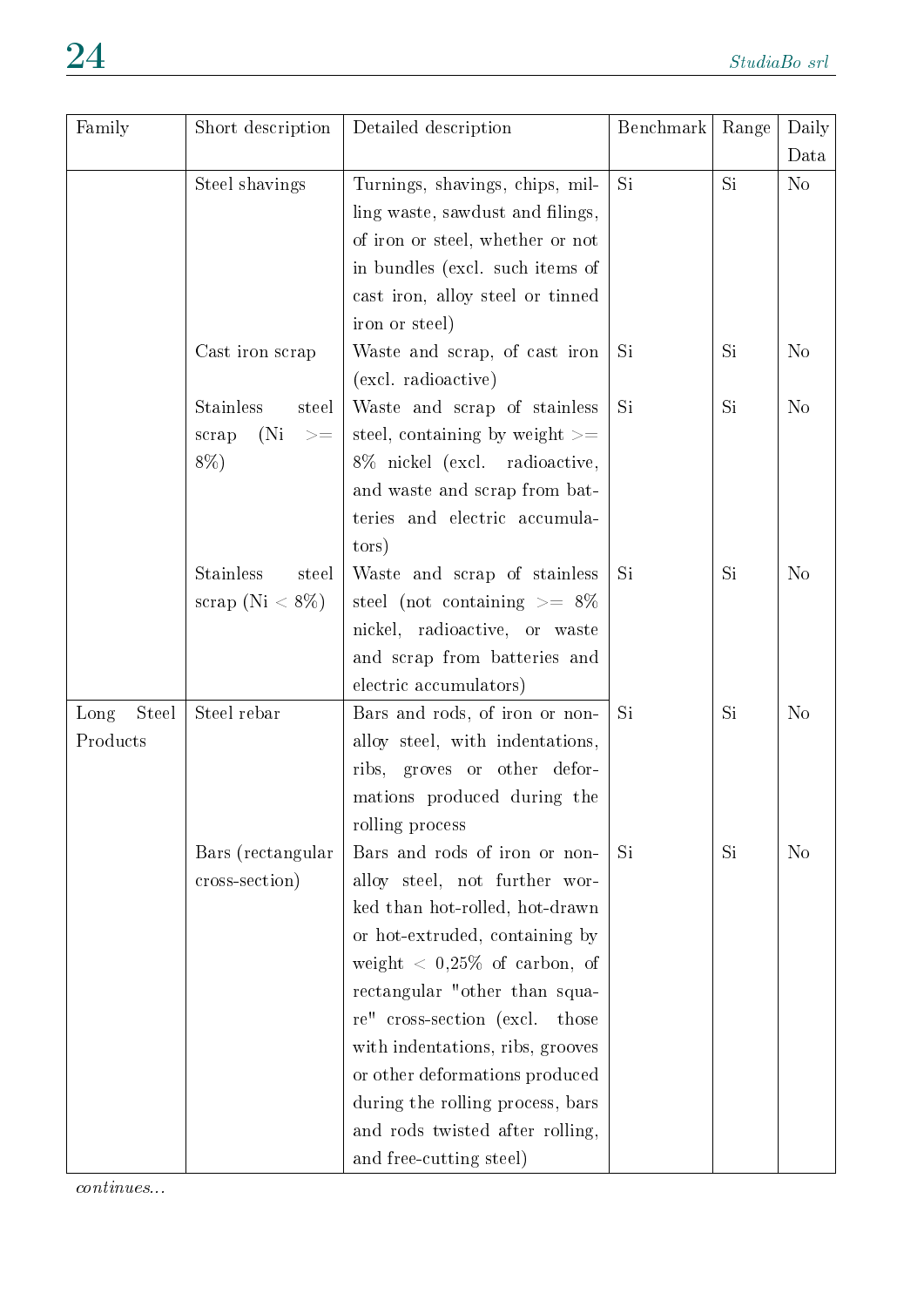| Family | Short description | Detailed description | Benchmark | Range | Daily Data |
|---|---|---|---|---|---|
| | Steel shavings | Turnings, shavings, chips, milling waste, sawdust and filings, of iron or steel, whether or not in bundles (excl. such items of cast iron, alloy steel or tinned iron or steel) | Si | Si | No |
| | Cast iron scrap | Waste and scrap, of cast iron (excl. radioactive) | Si | Si | No |
| | Stainless steel scrap (Ni >= 8%) | Waste and scrap of stainless steel, containing by weight >= 8% nickel (excl. radioactive, and waste and scrap from batteries and electric accumulators) | Si | Si | No |
| | Stainless steel scrap (Ni < 8%) | Waste and scrap of stainless steel (not containing >= 8% nickel, radioactive, or waste and scrap from batteries and electric accumulators) | Si | Si | No |
| Long Steel Products | Steel rebar | Bars and rods, of iron or non-alloy steel, with indentations, ribs, groves or other deformations produced during the rolling process | Si | Si | No |
| | Bars (rectangular cross-section) | Bars and rods of iron or non-alloy steel, not further worked than hot-rolled, hot-drawn or hot-extruded, containing by weight < 0,25% of carbon, of rectangular "other than square" cross-section (excl. those with indentations, ribs, grooves or other deformations produced during the rolling process, bars and rods twisted after rolling, and free-cutting steel) | Si | Si | No |

*continues...*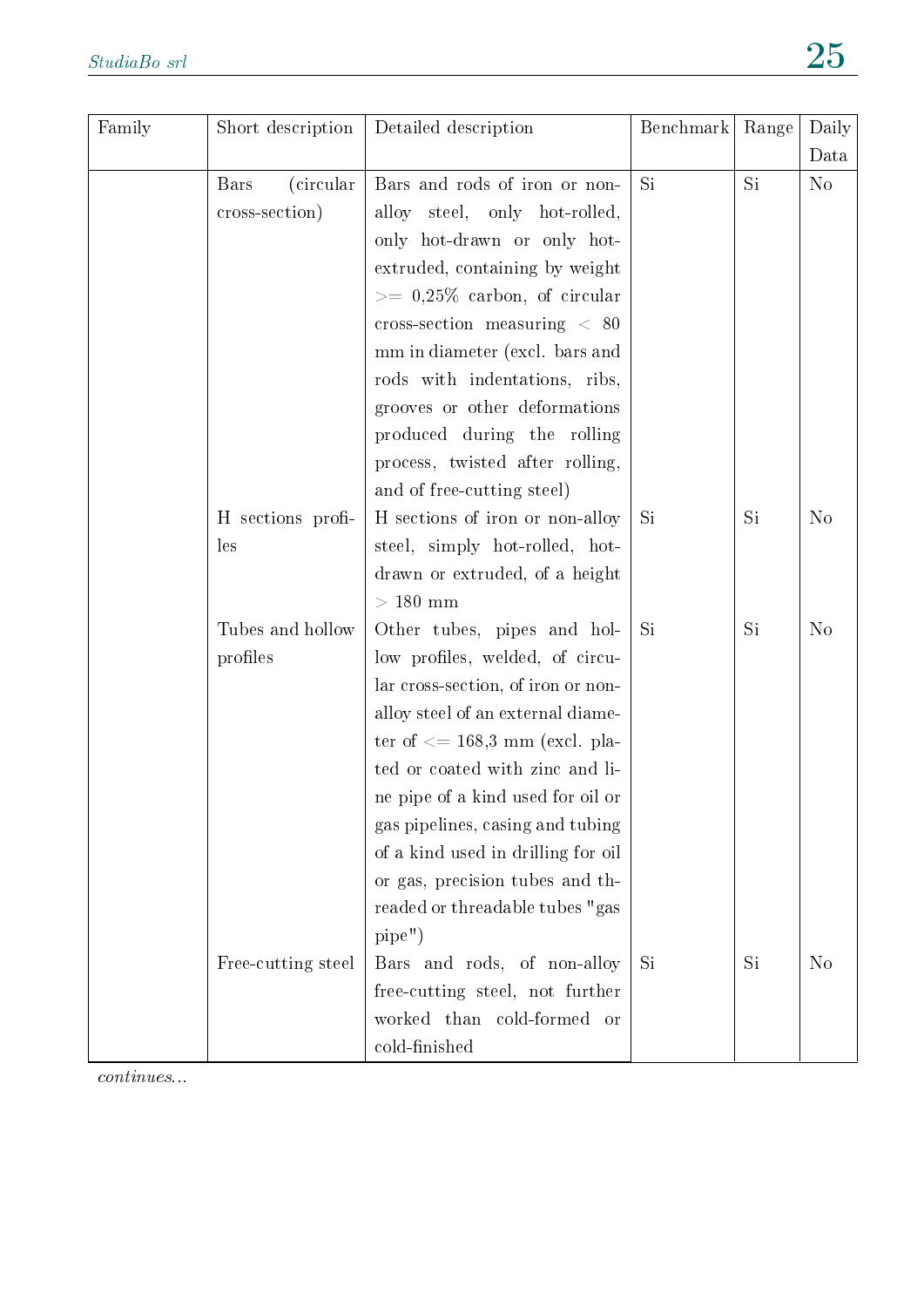| Family | Short description | Detailed description | Benchmark | Range | Daily Data |
|---|---|---|---|---|---|
| | Bars (circular cross-section) | Bars and rods of iron or non-alloy steel, only hot-rolled, only hot-drawn or only hot-extruded, containing by weight >= 0,25% carbon, of circular cross-section measuring < 80 mm in diameter (excl. bars and rods with indentations, ribs, grooves or other deformations produced during the rolling process, twisted after rolling, and of free-cutting steel) | Si | Si | No |
| | H sections profiles | H sections of iron or non-alloy steel, simply hot-rolled, hot-drawn or extruded, of a height > 180 mm | Si | Si | No |
| | Tubes and hollow profiles | Other tubes, pipes and hollow profiles, welded, of circular cross-section, of iron or non-alloy steel of an external diameter of <= 168,3 mm (excl. plated or coated with zinc and line pipe of a kind used for oil or gas pipelines, casing and tubing of a kind used in drilling for oil or gas, precision tubes and threaded or threadable tubes "gas pipe") | Si | Si | No |
| | Free-cutting steel | Bars and rods, of non-alloy free-cutting steel, not further worked than cold-formed or cold-finished | Si | Si | No |

*continues...*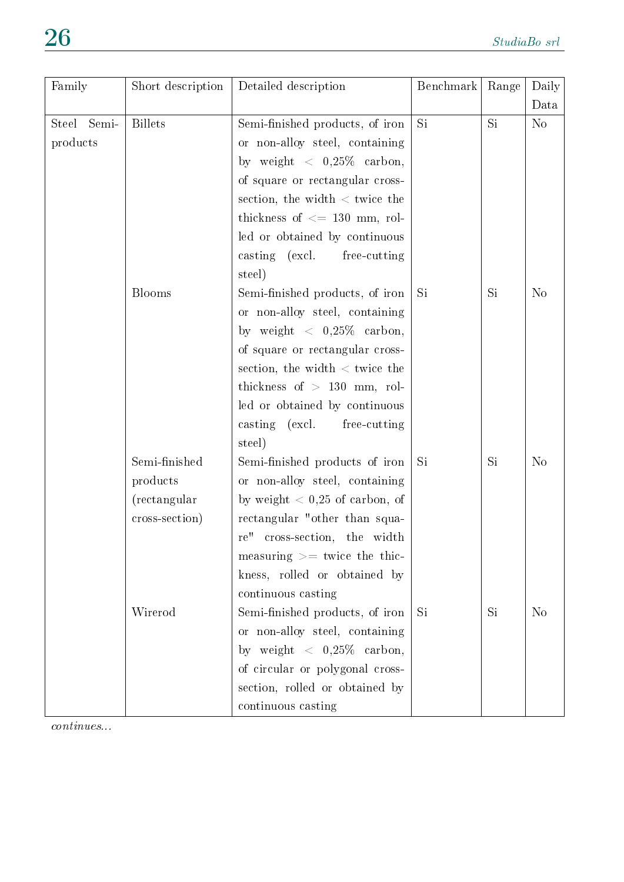| Family | Short description | Detailed description | Benchmark | Range | Daily Data |
|---|---|---|---|---|---|
| Steel Semi-products | Billets | Semi-finished products, of iron or non-alloy steel, containing by weight < 0,25% carbon, of square or rectangular cross-section, the width < twice the thickness of <= 130 mm, rolled or obtained by continuous casting (excl. free-cutting steel) | Si | Si | No |
| | Blooms | Semi-finished products, of iron or non-alloy steel, containing by weight < 0,25% carbon, of square or rectangular cross-section, the width < twice the thickness of > 130 mm, rolled or obtained by continuous casting (excl. free-cutting steel) | Si | Si | No |
| | Semi-finished products (rectangular cross-section) | Semi-finished products of iron or non-alloy steel, containing by weight < 0,25 of carbon, of rectangular "other than square" cross-section, the width measuring >= twice the thickness, rolled or obtained by continuous casting | Si | Si | No |
| | Wirerod | Semi-finished products, of iron or non-alloy steel, containing by weight < 0,25% carbon, of circular or polygonal cross-section, rolled or obtained by continuous casting | Si | Si | No |

*continues...*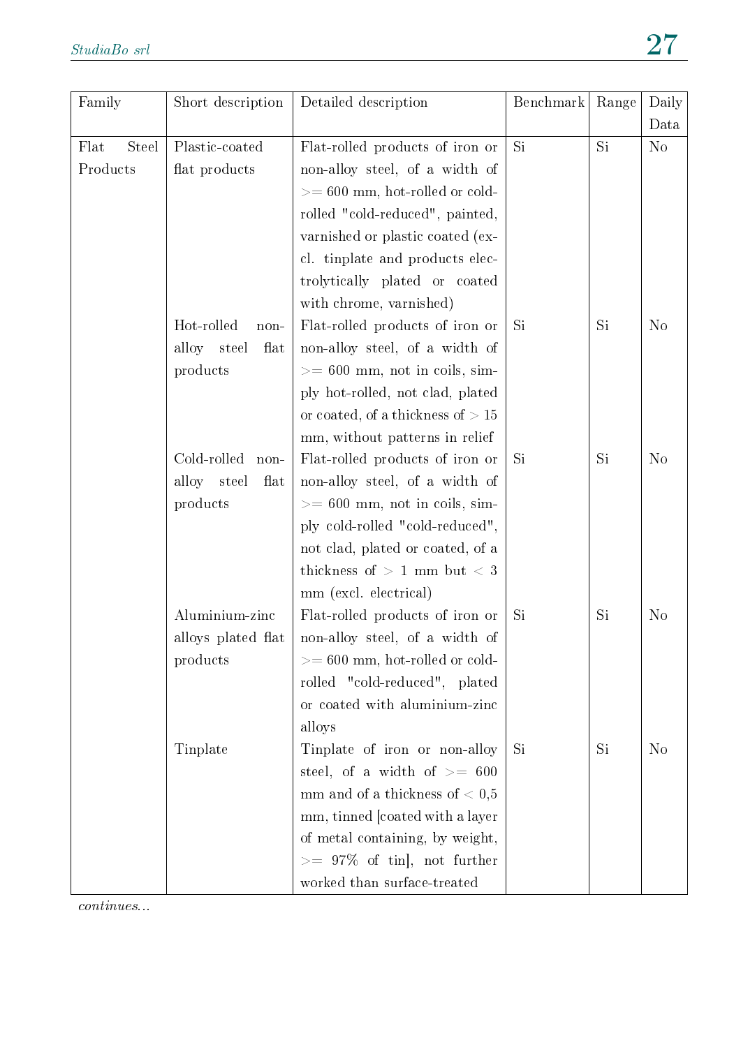| Family | Short description | Detailed description | Benchmark | Range | Daily Data |
|---|---|---|---|---|---|
| Flat Steel Products | Plastic-coated flat products | Flat-rolled products of iron or non-alloy steel, of a width of >= 600 mm, hot-rolled or cold-rolled "cold-reduced", painted, varnished or plastic coated (excl. tinplate and products electrolytically plated or coated with chrome, varnished) | Si | Si | No |
| | Hot-rolled non-alloy steel flat products | Flat-rolled products of iron or non-alloy steel, of a width of >= 600 mm, not in coils, simply hot-rolled, not clad, plated or coated, of a thickness of > 15 mm, without patterns in relief | Si | Si | No |
| | Cold-rolled non-alloy steel flat products | Flat-rolled products of iron or non-alloy steel, of a width of >= 600 mm, not in coils, simply cold-rolled "cold-reduced", not clad, plated or coated, of a thickness of > 1 mm but < 3 mm (excl. electrical) | Si | Si | No |
| | Aluminium-zinc alloys plated flat products | Flat-rolled products of iron or non-alloy steel, of a width of >= 600 mm, hot-rolled or cold-rolled "cold-reduced", plated or coated with aluminium-zinc alloys | Si | Si | No |
| | Tinplate | Tinplate of iron or non-alloy steel, of a width of >= 600 mm and of a thickness of < 0,5 mm, tinned [coated with a layer of metal containing, by weight, >= 97% of tin], not further worked than surface-treated | Si | Si | No |

*continues...*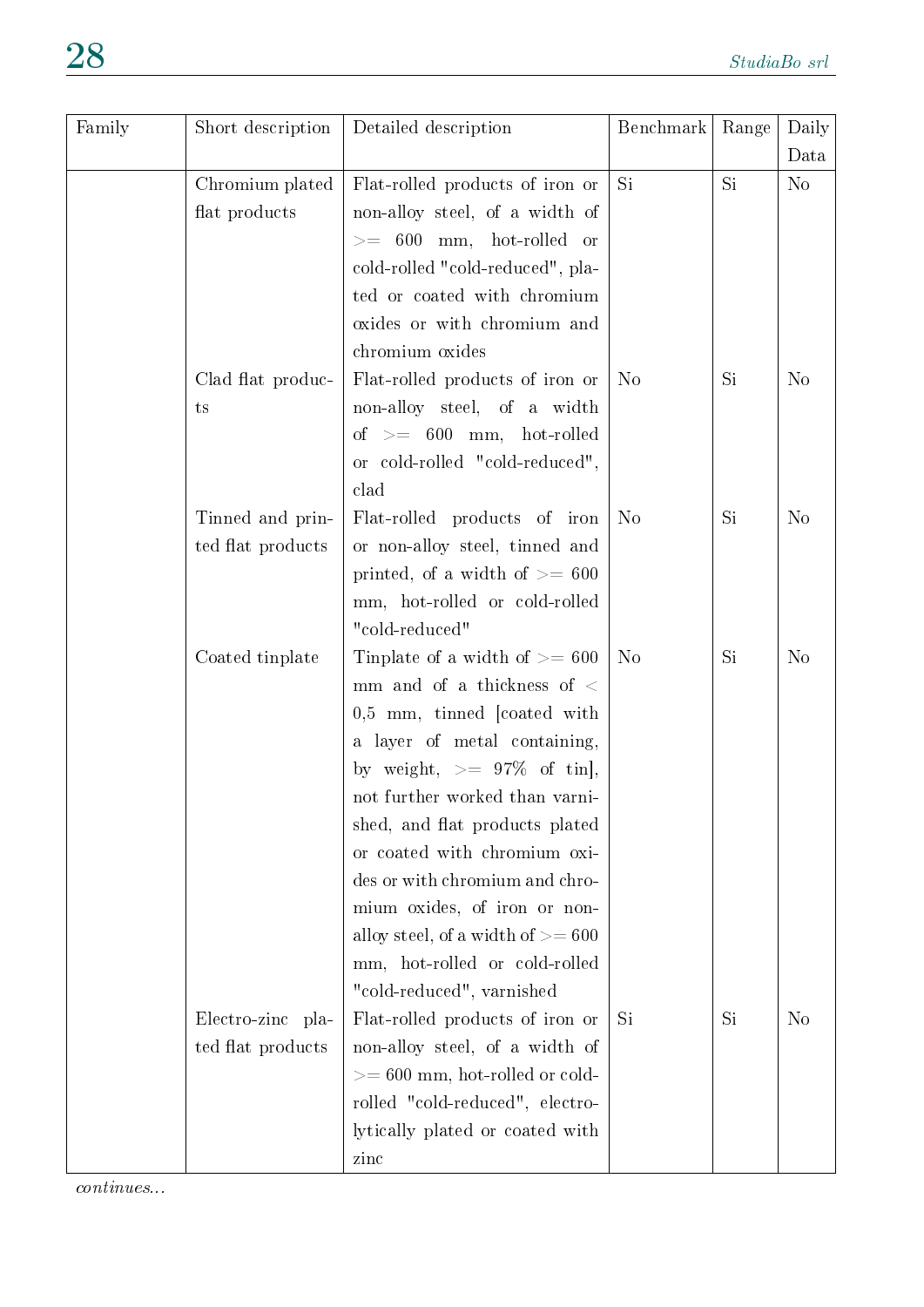| Family | Short description | Detailed description | Benchmark | Range | Daily Data |
|---|---|---|---|---|---|
| | Chromium plated flat products | Flat-rolled products of iron or non-alloy steel, of a width of >= 600 mm, hot-rolled or cold-rolled "cold-reduced", plated or coated with chromium oxides or with chromium and chromium oxides | Si | Si | No |
| | Clad flat products | Flat-rolled products of iron or non-alloy steel, of a width of >= 600 mm, hot-rolled or cold-rolled "cold-reduced", clad | No | Si | No |
| | Tinned and printed flat products | Flat-rolled products of iron or non-alloy steel, tinned and printed, of a width of >= 600 mm, hot-rolled or cold-rolled "cold-reduced" | No | Si | No |
| | Coated tinplate | Tinplate of a width of >= 600 mm and of a thickness of < 0,5 mm, tinned [coated with a layer of metal containing, by weight, >= 97% of tin], not further worked than varnished, and flat products plated or coated with chromium oxides or with chromium and chromium oxides, of iron or non-alloy steel, of a width of >= 600 mm, hot-rolled or cold-rolled "cold-reduced", varnished | No | Si | No |
| | Electro-zinc plated flat products | Flat-rolled products of iron or non-alloy steel, of a width of >= 600 mm, hot-rolled or cold-rolled "cold-reduced", electrolytically plated or coated with zinc | Si | Si | No |

*continues...*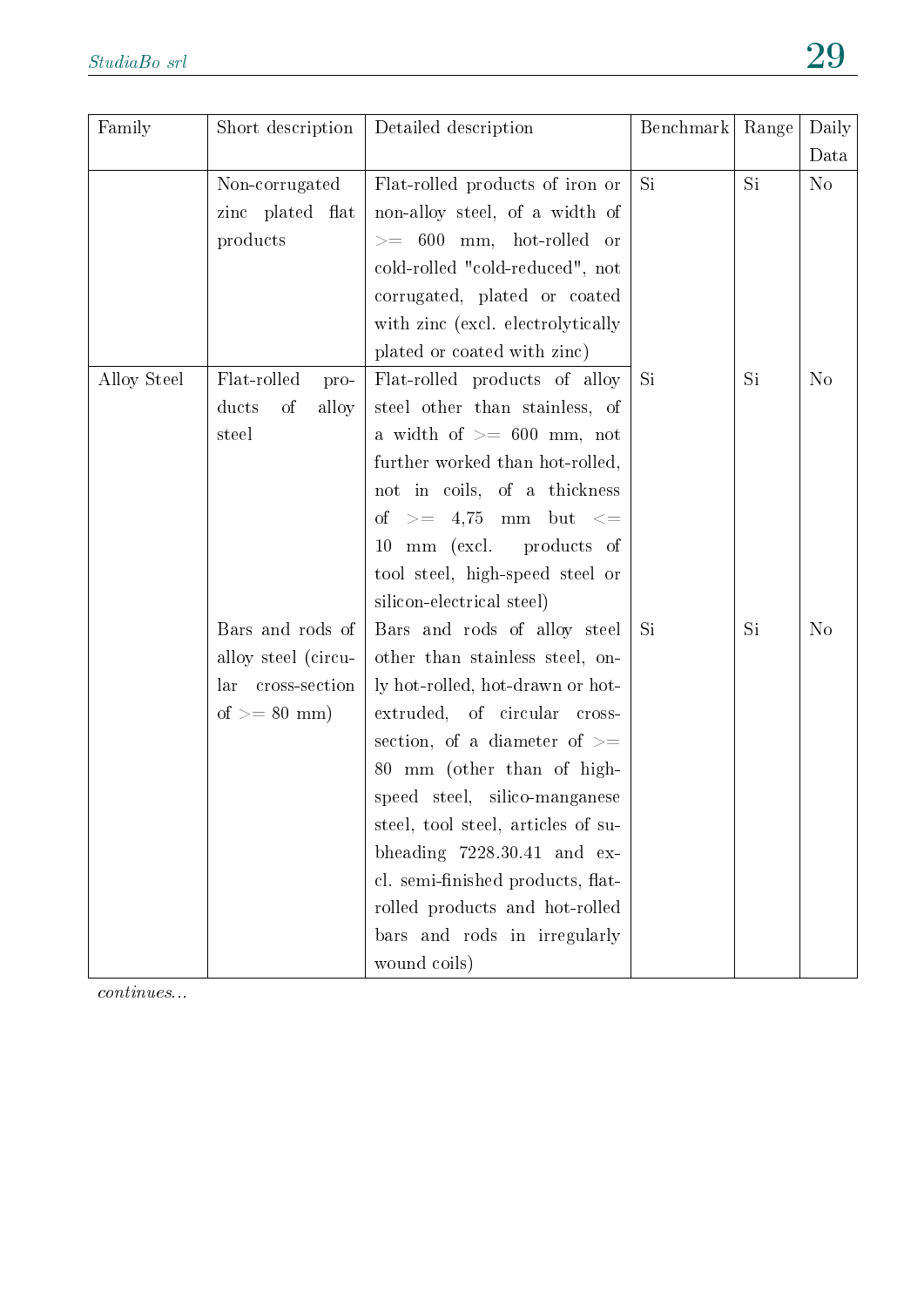| Family | Short description | Detailed description | Benchmark | Range | Daily Data |
|---|---|---|---|---|---|
| | Non-corrugated zinc plated flat products | Flat-rolled products of iron or non-alloy steel, of a width of >= 600 mm, hot-rolled or cold-rolled "cold-reduced", not corrugated, plated or coated with zinc (excl. electrolytically plated or coated with zinc) | Si | Si | No |
| Alloy Steel | Flat-rolled products of alloy steel | Flat-rolled products of alloy steel other than stainless, of a width of >= 600 mm, not further worked than hot-rolled, not in coils, of a thickness of >= 4,75 mm but <= 10 mm (excl. products of tool steel, high-speed steel or silicon-electrical steel) | Si | Si | No |
| | Bars and rods of alloy steel (circular cross-section of >= 80 mm) | Bars and rods of alloy steel other than stainless steel, only hot-rolled, hot-drawn or hot-extruded, of circular cross-section, of a diameter of >= 80 mm (other than of high-speed steel, silico-manganese steel, tool steel, articles of subheading 7228.30.41 and excl. semi-finished products, flat-rolled products and hot-rolled bars and rods in irregularly wound coils) | Si | Si | No |

*continues...*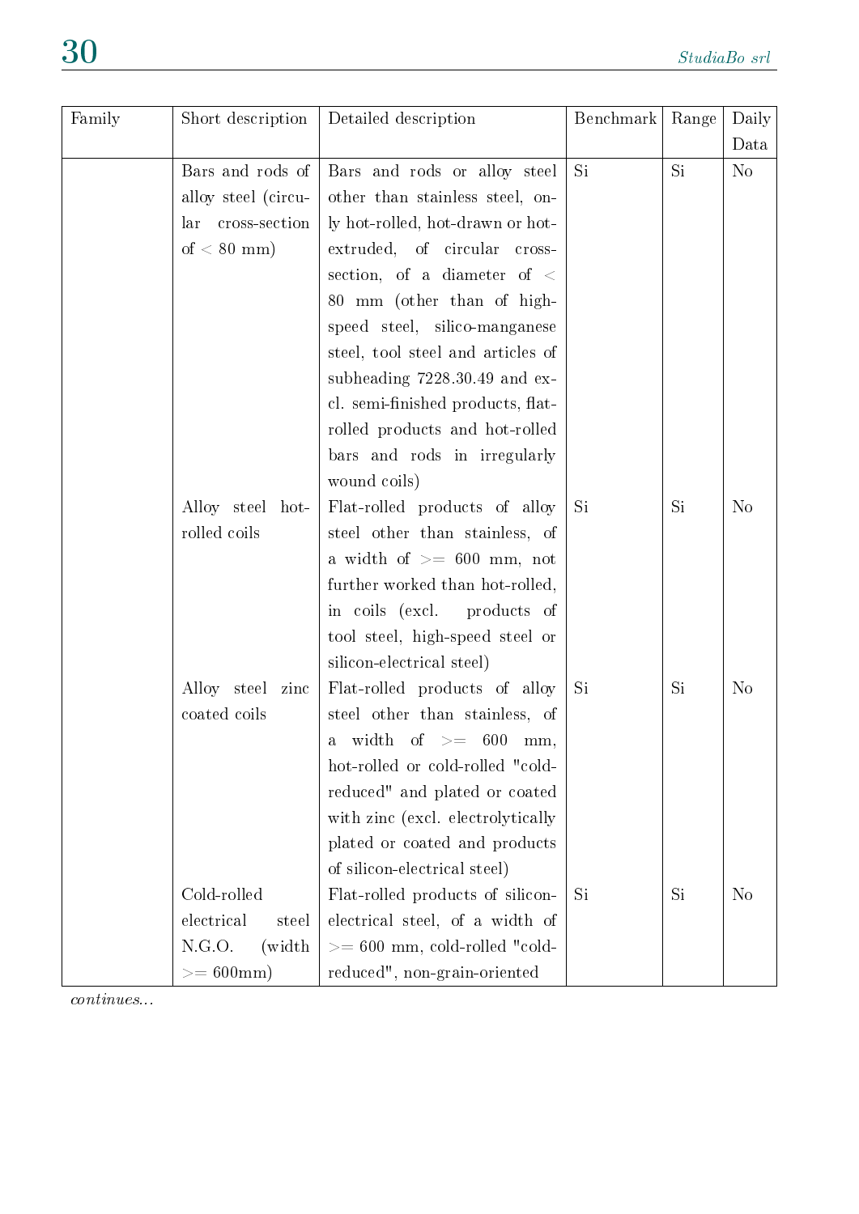| Family | Short description | Detailed description | Benchmark | Range | Daily Data |
|---|---|---|---|---|---|
| | Bars and rods of alloy steel (circular cross-section of < 80 mm) | Bars and rods or alloy steel other than stainless steel, only hot-rolled, hot-drawn or hot-extruded, of circular cross-section, of a diameter of < 80 mm (other than of high-speed steel, silico-manganese steel, tool steel and articles of subheading 7228.30.49 and excl. semi-finished products, flat-rolled products and hot-rolled bars and rods in irregularly wound coils) | Si | Si | No |
| | Alloy steel hot-rolled coils | Flat-rolled products of alloy steel other than stainless, of a width of >= 600 mm, not further worked than hot-rolled, in coils (excl. products of tool steel, high-speed steel or silicon-electrical steel) | Si | Si | No |
| | Alloy steel zinc coated coils | Flat-rolled products of alloy steel other than stainless, of a width of >= 600 mm, hot-rolled or cold-rolled "cold-reduced" and plated or coated with zinc (excl. electrolytically plated or coated and products of silicon-electrical steel) | Si | Si | No |
| | Cold-rolled electrical steel N.G.O. (width >= 600mm) | Flat-rolled products of silicon-electrical steel, of a width of >= 600 mm, cold-rolled "cold-reduced", non-grain-oriented | Si | Si | No |

*continues...*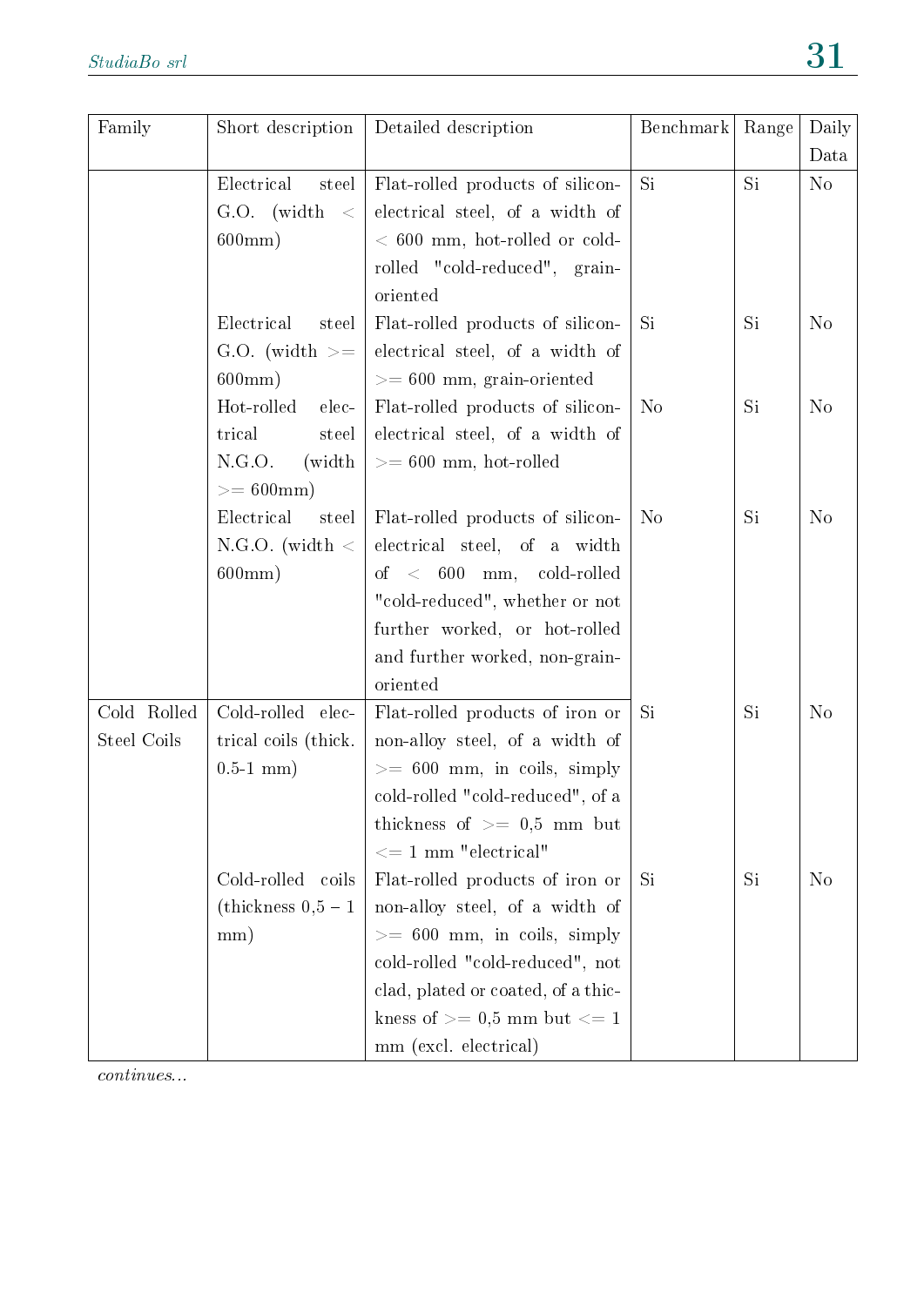| Family | Short description | Detailed description | Benchmark | Range | Daily Data |
|---|---|---|---|---|---|
| | Electrical steel G.O. (width < 600mm) | Flat-rolled products of silicon-electrical steel, of a width of < 600 mm, hot-rolled or cold-rolled "cold-reduced", grain-oriented | Si | Si | No |
| | Electrical steel G.O. (width >= 600mm) | Flat-rolled products of silicon-electrical steel, of a width of >= 600 mm, grain-oriented | Si | Si | No |
| | Hot-rolled electrical steel N.G.O. (width >= 600mm) | Flat-rolled products of silicon-electrical steel, of a width of >= 600 mm, hot-rolled | No | Si | No |
| | Electrical steel N.G.O. (width < 600mm) | Flat-rolled products of silicon-electrical steel, of a width of < 600 mm, cold-rolled "cold-reduced", whether or not further worked, or hot-rolled and further worked, non-grain-oriented | No | Si | No |
| Cold Rolled Steel Coils | Cold-rolled electrical coils (thick. 0.5-1 mm) | Flat-rolled products of iron or non-alloy steel, of a width of >= 600 mm, in coils, simply cold-rolled "cold-reduced", of a thickness of >= 0,5 mm but <= 1 mm "electrical" | Si | Si | No |
| | Cold-rolled coils (thickness 0,5 – 1 mm) | Flat-rolled products of iron or non-alloy steel, of a width of >= 600 mm, in coils, simply cold-rolled "cold-reduced", not clad, plated or coated, of a thickness of >= 0,5 mm but <= 1 mm (excl. electrical) | Si | Si | No |

*continues...*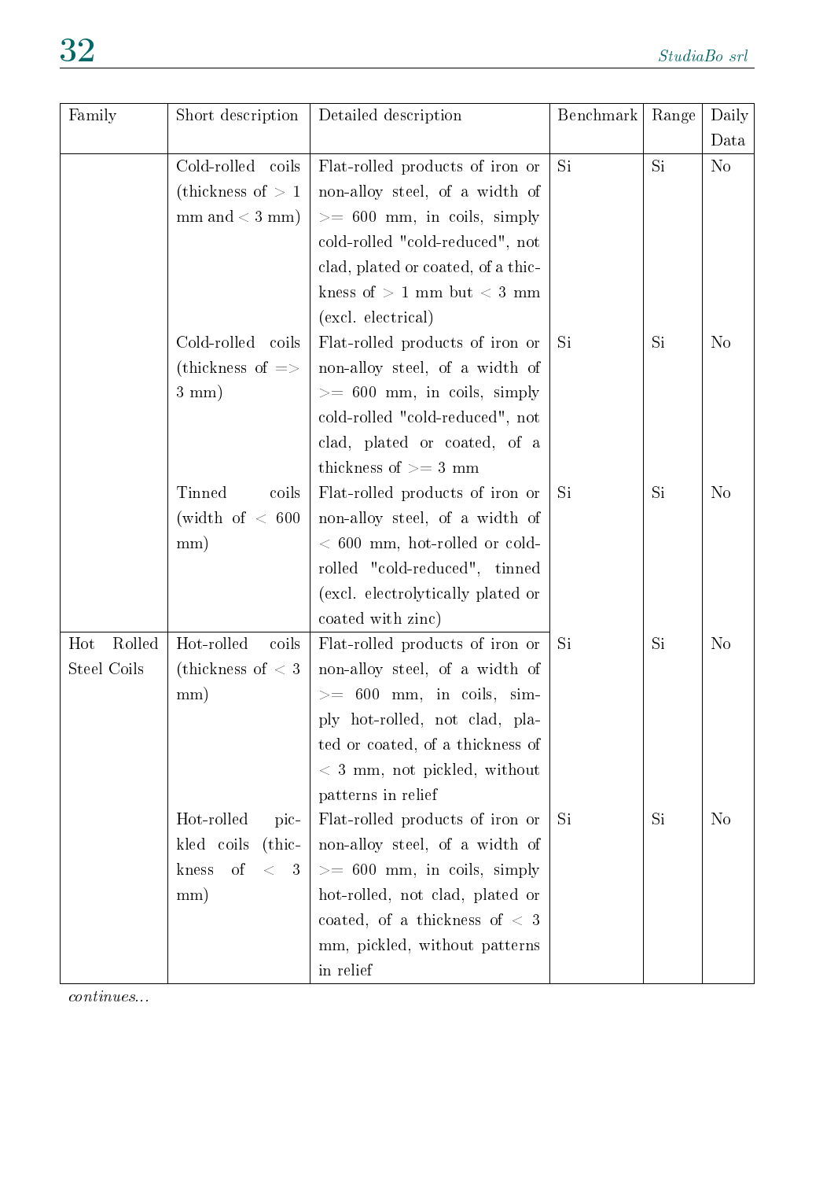| Family | Short description | Detailed description | Benchmark | Range | Daily Data |
|---|---|---|---|---|---|
| | Cold-rolled coils (thickness of > 1 mm and < 3 mm) | Flat-rolled products of iron or non-alloy steel, of a width of >= 600 mm, in coils, simply cold-rolled "cold-reduced", not clad, plated or coated, of a thickness of > 1 mm but < 3 mm (excl. electrical) | Si | Si | No |
| | Cold-rolled coils (thickness of => 3 mm) | Flat-rolled products of iron or non-alloy steel, of a width of >= 600 mm, in coils, simply cold-rolled "cold-reduced", not clad, plated or coated, of a thickness of >= 3 mm | Si | Si | No |
| | Tinned coils (width of < 600 mm) | Flat-rolled products of iron or non-alloy steel, of a width of < 600 mm, hot-rolled or cold-rolled "cold-reduced", tinned (excl. electrolytically plated or coated with zinc) | Si | Si | No |
| Hot Rolled Steel Coils | Hot-rolled coils (thickness of < 3 mm) | Flat-rolled products of iron or non-alloy steel, of a width of >= 600 mm, in coils, simply hot-rolled, not clad, plated or coated, of a thickness of < 3 mm, not pickled, without patterns in relief | Si | Si | No |
| | Hot-rolled pickled coils (thickness of < 3 mm) | Flat-rolled products of iron or non-alloy steel, of a width of >= 600 mm, in coils, simply hot-rolled, not clad, plated or coated, of a thickness of < 3 mm, pickled, without patterns in relief | Si | Si | No |

*continues...*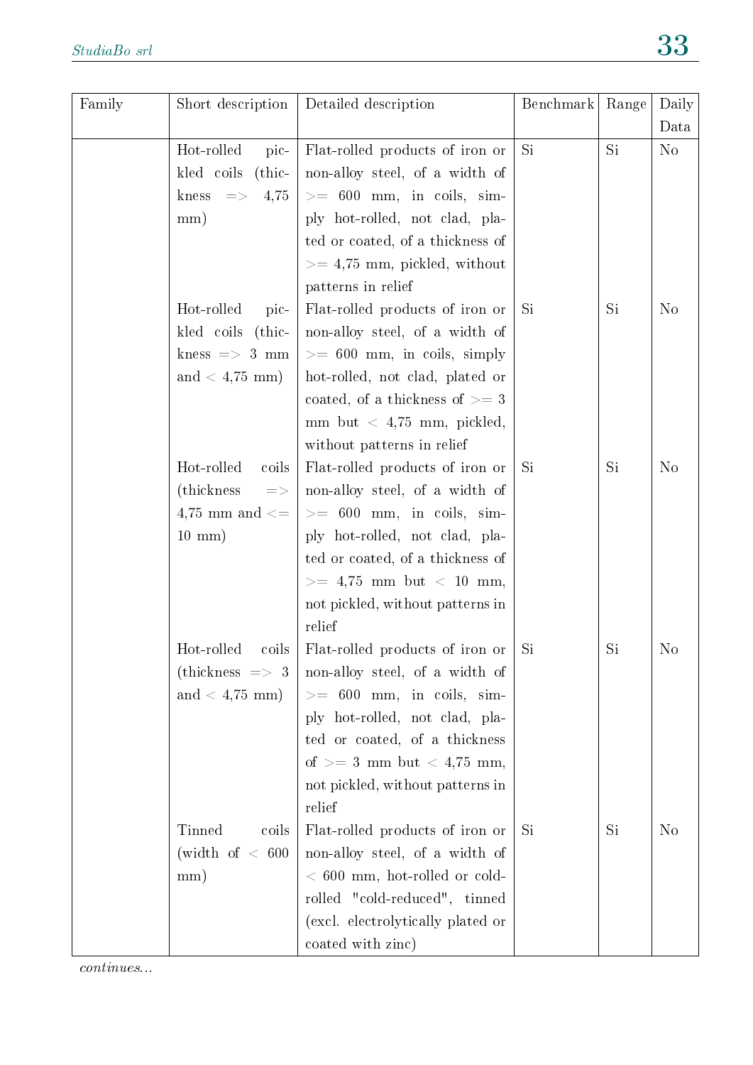| Family | Short description | Detailed description | Benchmark | Range | Daily Data |
|---|---|---|---|---|---|
| | Hot-rolled pickled coils (thickness => 4,75 mm) | Flat-rolled products of iron or non-alloy steel, of a width of >= 600 mm, in coils, simply hot-rolled, not clad, plated or coated, of a thickness of >= 4,75 mm, pickled, without patterns in relief | Si | Si | No |
| | Hot-rolled pickled coils (thickness => 3 mm and < 4,75 mm) | Flat-rolled products of iron or non-alloy steel, of a width of >= 600 mm, in coils, simply hot-rolled, not clad, plated or coated, of a thickness of >= 3 mm but < 4,75 mm, pickled, without patterns in relief | Si | Si | No |
| | Hot-rolled coils (thickness => 4,75 mm and <= 10 mm) | Flat-rolled products of iron or non-alloy steel, of a width of >= 600 mm, in coils, simply hot-rolled, not clad, plated or coated, of a thickness of >= 4,75 mm but < 10 mm, not pickled, without patterns in relief | Si | Si | No |
| | Hot-rolled coils (thickness => 3 and < 4,75 mm) | Flat-rolled products of iron or non-alloy steel, of a width of >= 600 mm, in coils, simply hot-rolled, not clad, plated or coated, of a thickness of >= 3 mm but < 4,75 mm, not pickled, without patterns in relief | Si | Si | No |
| | Tinned coils (width of < 600 mm) | Flat-rolled products of iron or non-alloy steel, of a width of < 600 mm, hot-rolled or cold-rolled "cold-reduced", tinned (excl. electrolytically plated or coated with zinc) | Si | Si | No |

*continues...*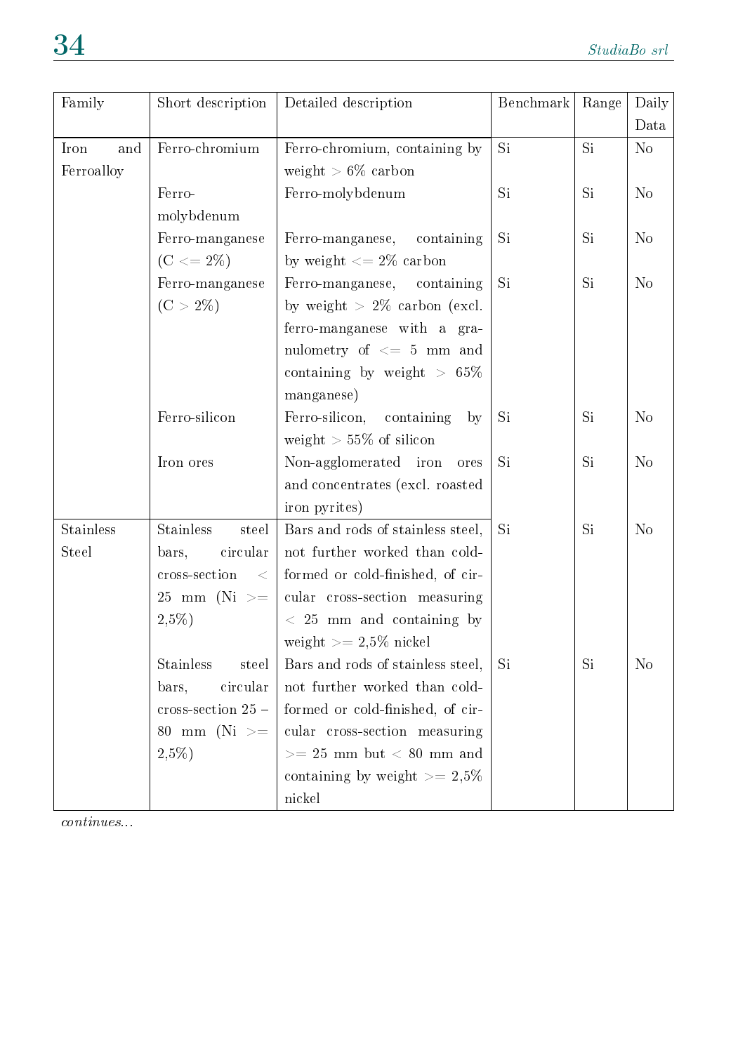| Family | Short description | Detailed description | Benchmark | Range | Daily Data |
|---|---|---|---|---|---|
| Iron and Ferroalloy | Ferro-chromium | Ferro-chromium, containing by weight > 6% carbon | Si | Si | No |
| | Ferro-molybdenum | Ferro-molybdenum | Si | Si | No |
| | Ferro-manganese (C <= 2%) | Ferro-manganese, containing by weight <= 2% carbon | Si | Si | No |
| | Ferro-manganese (C > 2%) | Ferro-manganese, containing by weight > 2% carbon (excl. ferro-manganese with a granulometry of <= 5 mm and containing by weight > 65% manganese) | Si | Si | No |
| | Ferro-silicon | Ferro-silicon, containing by weight > 55% of silicon | Si | Si | No |
| | Iron ores | Non-agglomerated iron ores and concentrates (excl. roasted iron pyrites) | Si | Si | No |
| Stainless Steel | Stainless steel bars, circular cross-section < 25 mm (Ni >= 2,5%) | Bars and rods of stainless steel, not further worked than cold-formed or cold-finished, of circular cross-section measuring < 25 mm and containing by weight >= 2,5% nickel | Si | Si | No |
| | Stainless steel bars, circular cross-section 25 – 80 mm (Ni >= 2,5%) | Bars and rods of stainless steel, not further worked than cold-formed or cold-finished, of circular cross-section measuring >= 25 mm but < 80 mm and containing by weight >= 2,5% nickel | Si | Si | No |

*continues...*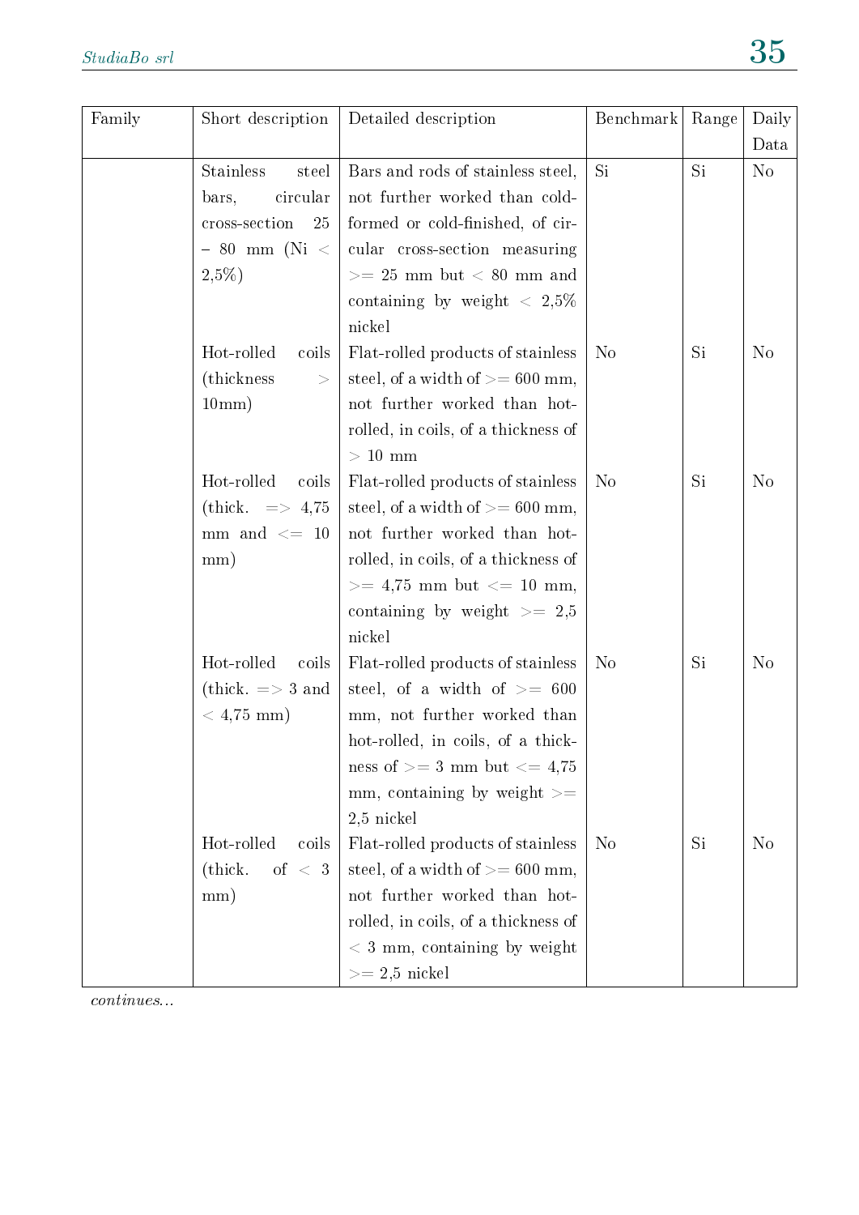| Family | Short description | Detailed description | Benchmark | Range | Daily Data |
|---|---|---|---|---|---|
| | Stainless steel bars, circular cross-section 25 – 80 mm (Ni < 2,5%) | Bars and rods of stainless steel, not further worked than cold-formed or cold-finished, of circular cross-section measuring >= 25 mm but < 80 mm and containing by weight < 2,5% nickel | Si | Si | No |
| | Hot-rolled coils (thickness > 10mm) | Flat-rolled products of stainless steel, of a width of >= 600 mm, not further worked than hot-rolled, in coils, of a thickness of > 10 mm | No | Si | No |
| | Hot-rolled coils (thick. => 4,75 mm and <= 10 mm) | Flat-rolled products of stainless steel, of a width of >= 600 mm, not further worked than hot-rolled, in coils, of a thickness of >= 4,75 mm but <= 10 mm, containing by weight >= 2,5 nickel | No | Si | No |
| | Hot-rolled coils (thick. => 3 and < 4,75 mm) | Flat-rolled products of stainless steel, of a width of >= 600 mm, not further worked than hot-rolled, in coils, of a thickness of >= 3 mm but <= 4,75 mm, containing by weight >= 2,5 nickel | No | Si | No |
| | Hot-rolled coils (thick. of < 3 mm) | Flat-rolled products of stainless steel, of a width of >= 600 mm, not further worked than hot-rolled, in coils, of a thickness of < 3 mm, containing by weight >= 2,5 nickel | No | Si | No |

*continues...*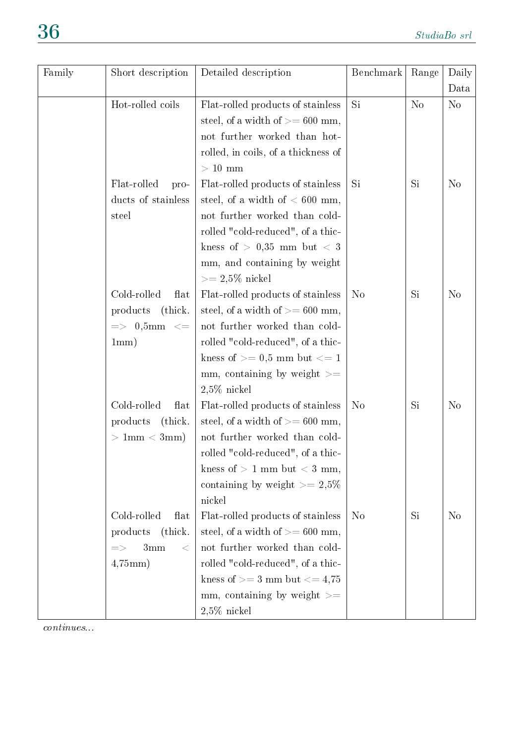| Family | Short description | Detailed description | Benchmark | Range | Daily Data |
|---|---|---|---|---|---|
| | Hot-rolled coils | Flat-rolled products of stainless steel, of a width of >= 600 mm, not further worked than hot-rolled, in coils, of a thickness of > 10 mm | Si | No | No |
| | Flat-rolled products of stainless steel | Flat-rolled products of stainless steel, of a width of < 600 mm, not further worked than cold-rolled "cold-reduced", of a thickness of > 0,35 mm but < 3 mm, and containing by weight >= 2,5% nickel | Si | Si | No |
| | Cold-rolled flat products (thick. => 0,5mm <= 1mm) | Flat-rolled products of stainless steel, of a width of >= 600 mm, not further worked than cold-rolled "cold-reduced", of a thickness of >= 0,5 mm but <= 1 mm, containing by weight >= 2,5% nickel | No | Si | No |
| | Cold-rolled flat products (thick. > 1mm < 3mm) | Flat-rolled products of stainless steel, of a width of >= 600 mm, not further worked than cold-rolled "cold-reduced", of a thickness of > 1 mm but < 3 mm, containing by weight >= 2,5% nickel | No | Si | No |
| | Cold-rolled flat products (thick. => 3mm < 4,75mm) | Flat-rolled products of stainless steel, of a width of >= 600 mm, not further worked than cold-rolled "cold-reduced", of a thickness of >= 3 mm but <= 4,75 mm, containing by weight >= 2,5% nickel | No | Si | No |

*continues...*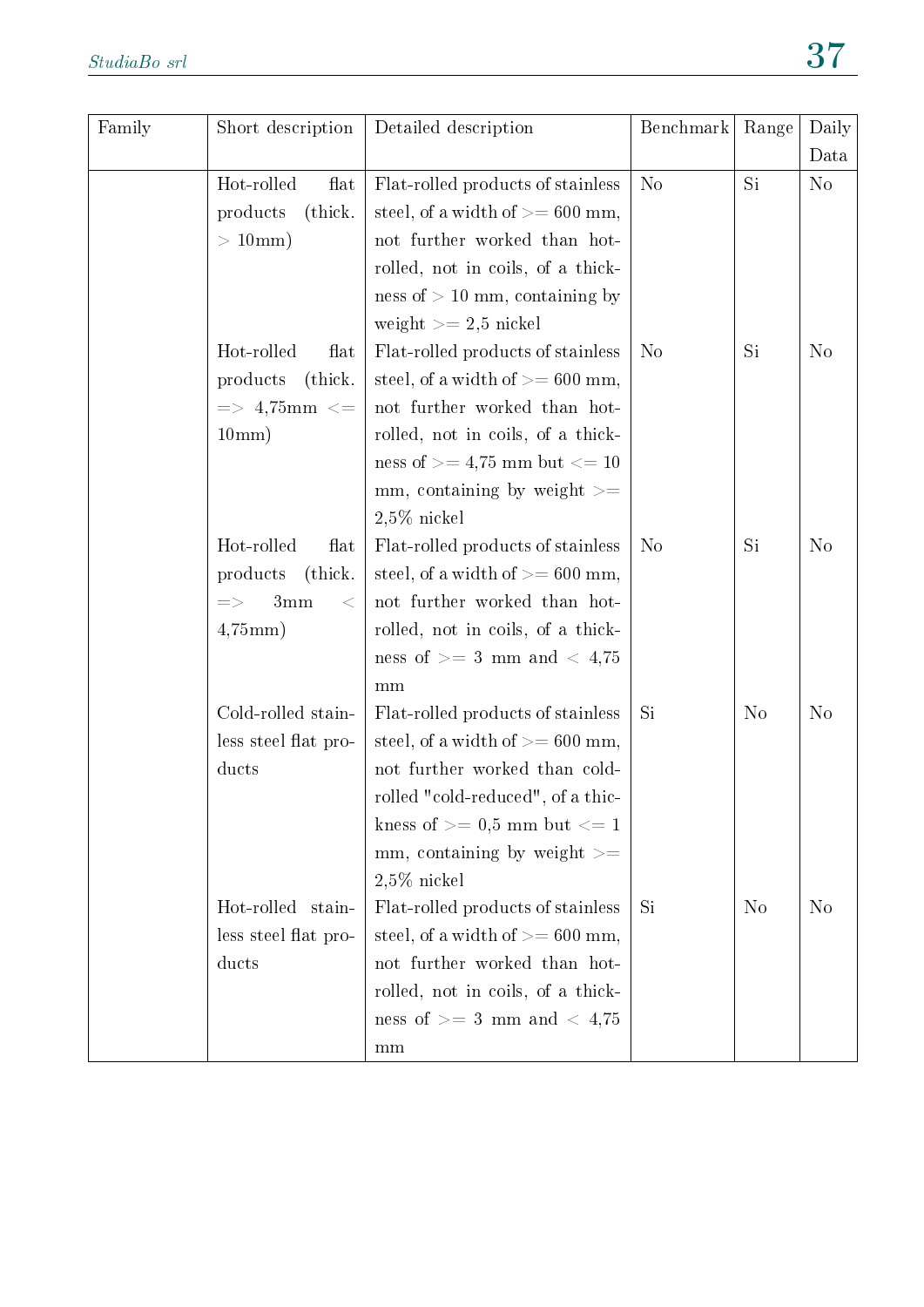| Family | Short description | Detailed description | Benchmark | Range | Daily Data |
|---|---|---|---|---|---|
| | Hot-rolled flat products (thick. > 10mm) | Flat-rolled products of stainless steel, of a width of >= 600 mm, not further worked than hot-rolled, not in coils, of a thickness of > 10 mm, containing by weight >= 2,5 nickel | No | Si | No |
| | Hot-rolled flat products (thick. => 4,75mm <= 10mm) | Flat-rolled products of stainless steel, of a width of >= 600 mm, not further worked than hot-rolled, not in coils, of a thickness of >= 4,75 mm but <= 10 mm, containing by weight >= 2,5% nickel | No | Si | No |
| | Hot-rolled flat products (thick. => 3mm < 4,75mm) | Flat-rolled products of stainless steel, of a width of >= 600 mm, not further worked than hot-rolled, not in coils, of a thickness of >= 3 mm and < 4,75 mm | No | Si | No |
| | Cold-rolled stainless steel flat products | Flat-rolled products of stainless steel, of a width of >= 600 mm, not further worked than cold-rolled "cold-reduced", of a thickness of >= 0,5 mm but <= 1 mm, containing by weight >= 2,5% nickel | Si | No | No |
| | Hot-rolled stainless steel flat products | Flat-rolled products of stainless steel, of a width of >= 600 mm, not further worked than hot-rolled, not in coils, of a thickness of >= 3 mm and < 4,75 mm | Si | No | No |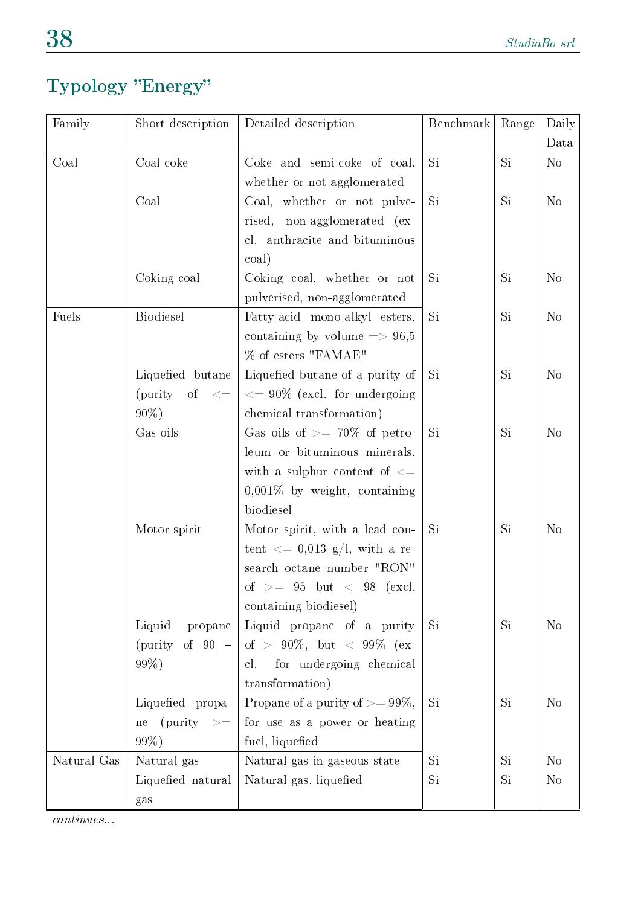## Typology "Energy"

| Family | Short description | Detailed description | Benchmark | Range | Daily Data |
|---|---|---|---|---|---|
| Coal | Coal coke | Coke and semi-coke of coal, whether or not agglomerated | Si | Si | No |
| | Coal | Coal, whether or not pulverised, non-agglomerated (excl. anthracite and bituminous coal) | Si | Si | No |
| | Coking coal | Coking coal, whether or not pulverised, non-agglomerated | Si | Si | No |
| Fuels | Biodiesel | Fatty-acid mono-alkyl esters, containing by volume => 96,5 % of esters "FAMAE" | Si | Si | No |
| | Liquefied butane (purity of <= 90%) | Liquefied butane of a purity of <= 90% (excl. for undergoing chemical transformation) | Si | Si | No |
| | Gas oils | Gas oils of >= 70% of petroleum or bituminous minerals, with a sulphur content of <= 0,001% by weight, containing biodiesel | Si | Si | No |
| | Motor spirit | Motor spirit, with a lead content <= 0,013 g/l, with a research octane number "RON" of >= 95 but < 98 (excl. containing biodiesel) | Si | Si | No |
| | Liquid propane (purity of 90 – 99%) | Liquid propane of a purity of > 90%, but < 99% (excl. for undergoing chemical transformation) | Si | Si | No |
| | Liquefied propane (purity >= 99%) | Propane of a purity of >= 99%, for use as a power or heating fuel, liquefied | Si | Si | No |
| Natural Gas | Natural gas | Natural gas in gaseous state | Si | Si | No |
| | Liquefied natural gas | Natural gas, liquefied | Si | Si | No |

*continues...*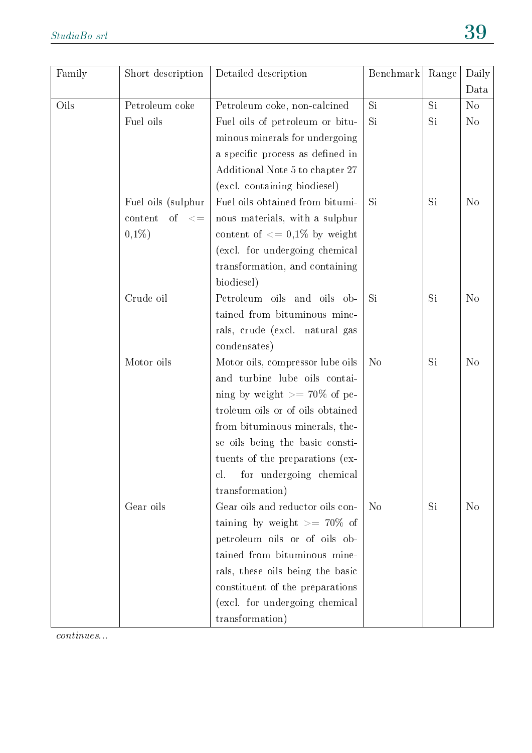| Family | Short description | Detailed description | Benchmark | Range | Daily Data |
|---|---|---|---|---|---|
| Oils | Petroleum coke | Petroleum coke, non-calcined | Si | Si | No |
| | Fuel oils | Fuel oils of petroleum or bituminous minerals for undergoing a specific process as defined in Additional Note 5 to chapter 27 (excl. containing biodiesel) | Si | Si | No |
| | Fuel oils (sulphur content of <= 0,1%) | Fuel oils obtained from bituminous materials, with a sulphur content of <= 0,1% by weight (excl. for undergoing chemical transformation, and containing biodiesel) | Si | Si | No |
| | Crude oil | Petroleum oils and oils obtained from bituminous minerals, crude (excl. natural gas condensates) | Si | Si | No |
| | Motor oils | Motor oils, compressor lube oils and turbine lube oils containing by weight >= 70% of petroleum oils or of oils obtained from bituminous minerals, these oils being the basic constituents of the preparations (excl. for undergoing chemical transformation) | No | Si | No |
| | Gear oils | Gear oils and reductor oils containing by weight >= 70% of petroleum oils or of oils obtained from bituminous minerals, these oils being the basic constituent of the preparations (excl. for undergoing chemical transformation) | No | Si | No |

*continues...*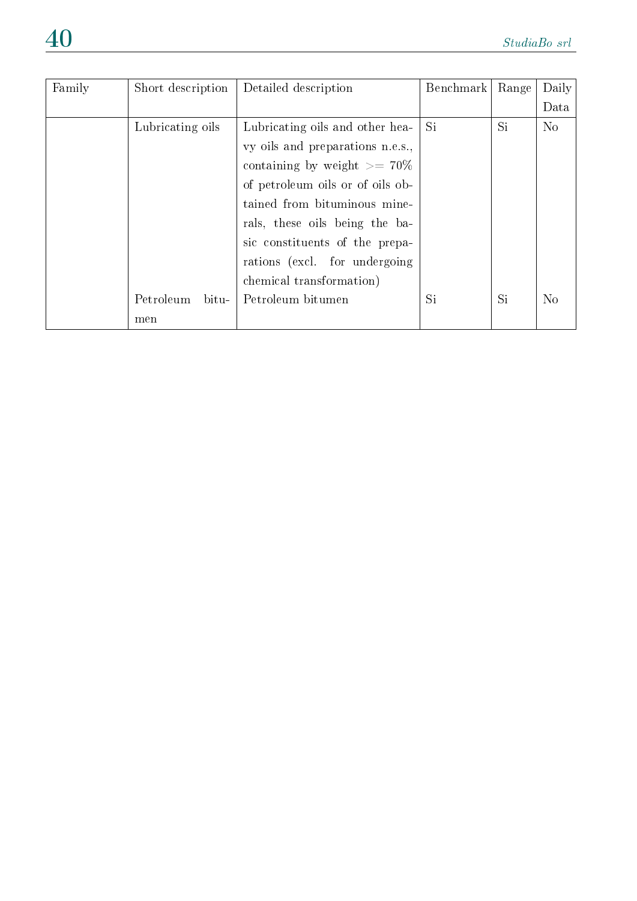| Family | Short description | Detailed description | Benchmark | Range | Daily Data |
|---|---|---|---|---|---|
| | Lubricating oils | Lubricating oils and other heavy oils and preparations n.e.s., containing by weight >= 70% of petroleum oils or of oils obtained from bituminous minerals, these oils being the basic constituents of the preparations (excl. for undergoing chemical transformation) | Si | Si | No |
| | Petroleum bitumen | Petroleum bitumen | Si | Si | No |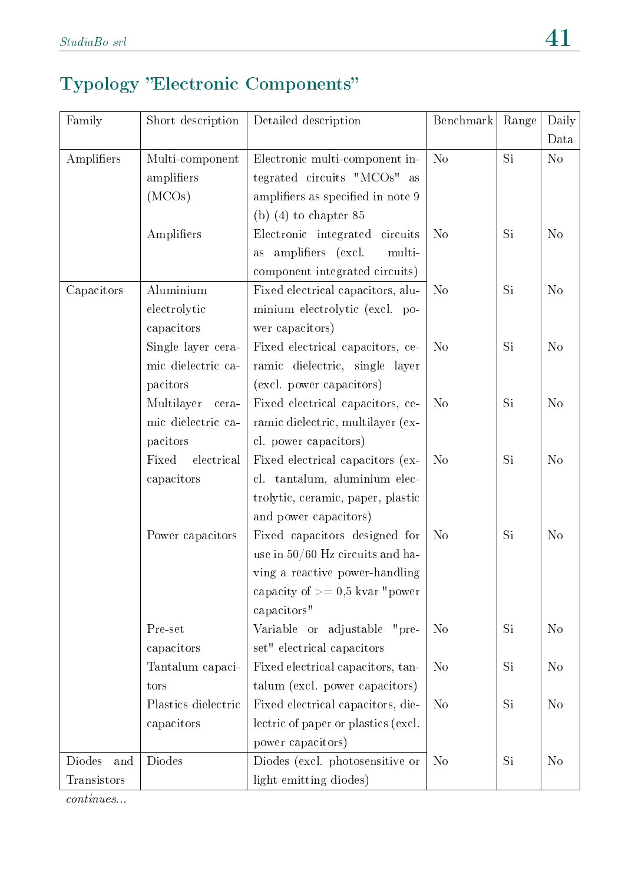## Typology "Electronic Components"

| Family | Short description | Detailed description | Benchmark | Range | Daily Data |
|---|---|---|---|---|---|
| Amplifiers | Multi-component amplifiers (MCOs) | Electronic multi-component integrated circuits "MCOs" as amplifiers as specified in note 9 (b) (4) to chapter 85 | No | Si | No |
| | Amplifiers | Electronic integrated circuits as amplifiers (excl. multi-component integrated circuits) | No | Si | No |
| Capacitors | Aluminium electrolytic capacitors | Fixed electrical capacitors, aluminium electrolytic (excl. power capacitors) | No | Si | No |
| | Single layer ceramic dielectric capacitors | Fixed electrical capacitors, ceramic dielectric, single layer (excl. power capacitors) | No | Si | No |
| | Multilayer ceramic dielectric capacitors | Fixed electrical capacitors, ceramic dielectric, multilayer (excl. power capacitors) | No | Si | No |
| | Fixed electrical capacitors | Fixed electrical capacitors (excl. tantalum, aluminium electrolytic, ceramic, paper, plastic and power capacitors) | No | Si | No |
| | Power capacitors | Fixed capacitors designed for use in 50/60 Hz circuits and having a reactive power-handling capacity of >= 0,5 kvar "power capacitors" | No | Si | No |
| | Pre-set capacitors | Variable or adjustable "pre-set" electrical capacitors | No | Si | No |
| | Tantalum capacitors | Fixed electrical capacitors, tantalum (excl. power capacitors) | No | Si | No |
| | Plastics dielectric capacitors | Fixed electrical capacitors, dielectric of paper or plastics (excl. power capacitors) | No | Si | No |
| Diodes and Transistors | Diodes | Diodes (excl. photosensitive or light emitting diodes) | No | Si | No |

*continues...*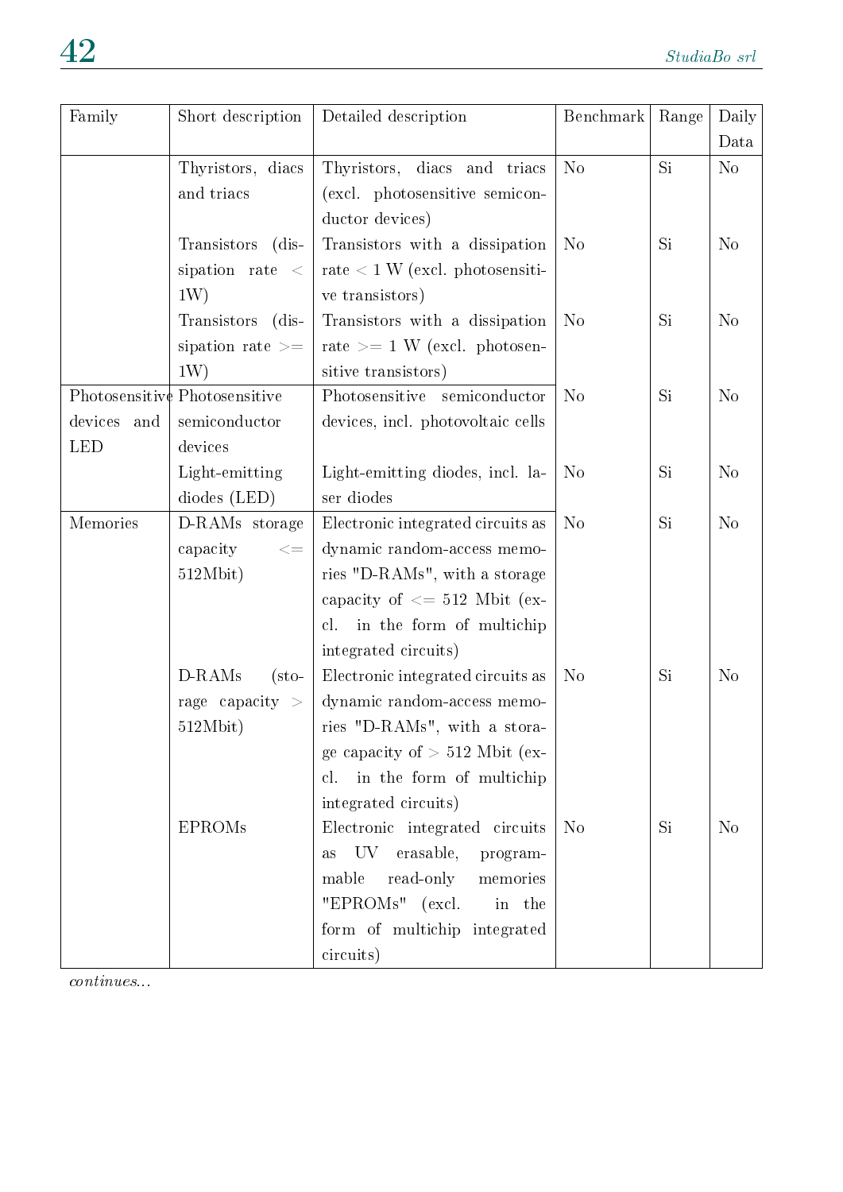| Family | Short description | Detailed description | Benchmark | Range | Daily Data |
|---|---|---|---|---|---|
| | Thyristors, diacs and triacs | Thyristors, diacs and triacs (excl. photosensitive semiconductor devices) | No | Si | No |
| | Transistors (dissipation rate < 1W) | Transistors with a dissipation rate < 1 W (excl. photosensitive transistors) | No | Si | No |
| | Transistors (dissipation rate >= 1W) | Transistors with a dissipation rate >= 1 W (excl. photosensitive transistors) | No | Si | No |
| Photosensitive devices and LED | Photosensitive semiconductor devices | Photosensitive semiconductor devices, incl. photovoltaic cells | No | Si | No |
| | Light-emitting diodes (LED) | Light-emitting diodes, incl. laser diodes | No | Si | No |
| Memories | D-RAMs storage capacity <= 512Mbit) | Electronic integrated circuits as dynamic random-access memories "D-RAMs", with a storage capacity of <= 512 Mbit (excl. in the form of multichip integrated circuits) | No | Si | No |
| | D-RAMs (storage capacity > 512Mbit) | Electronic integrated circuits as dynamic random-access memories "D-RAMs", with a storage capacity of > 512 Mbit (excl. in the form of multichip integrated circuits) | No | Si | No |
| | EPROMs | Electronic integrated circuits as UV erasable, programmable read-only memories "EPROMs" (excl. in the form of multichip integrated circuits) | No | Si | No |

*continues...*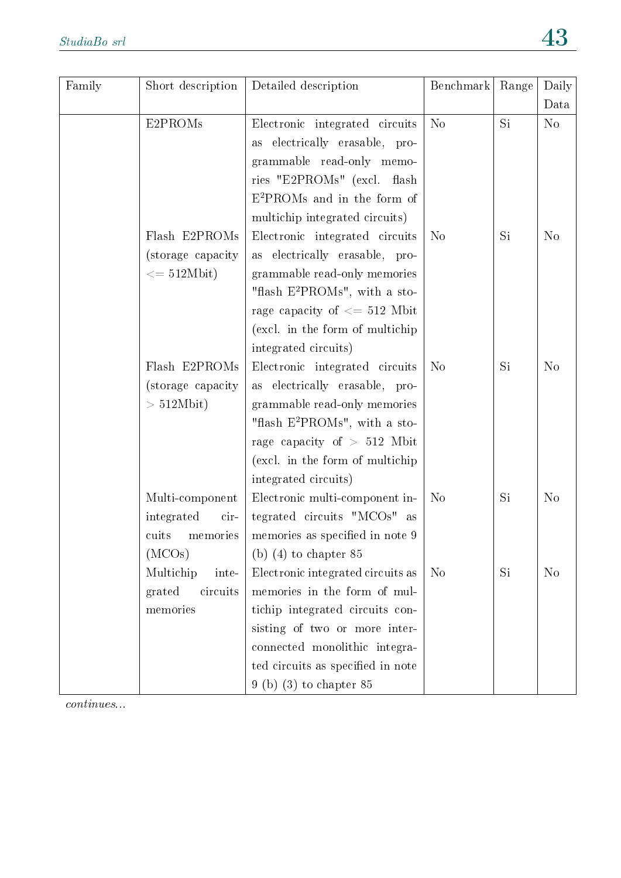| Family | Short description | Detailed description | Benchmark | Range | Daily Data |
|---|---|---|---|---|---|
| | E2PROMs | Electronic integrated circuits as electrically erasable, programmable read-only memories "E2PROMs" (excl. flash $E^2$PROMs and in the form of multichip integrated circuits) | No | Si | No |
| | Flash E2PROMs (storage capacity <= 512Mbit) | Electronic integrated circuits as electrically erasable, programmable read-only memories "flash $E^2$PROMs", with a storage capacity of <= 512 Mbit (excl. in the form of multichip integrated circuits) | No | Si | No |
| | Flash E2PROMs (storage capacity > 512Mbit) | Electronic integrated circuits as electrically erasable, programmable read-only memories "flash $E^2$PROMs", with a storage capacity of > 512 Mbit (excl. in the form of multichip integrated circuits) | No | Si | No |
| | Multi-component integrated circuits memories (MCOs) | Electronic multi-component integrated circuits "MCOs" as memories as specified in note 9 (b) (4) to chapter 85 | No | Si | No |
| | Multichip integrated circuits memories | Electronic integrated circuits as memories in the form of multichip integrated circuits consisting of two or more interconnected monolithic integrated circuits as specified in note 9 (b) (3) to chapter 85 | No | Si | No |

*continues...*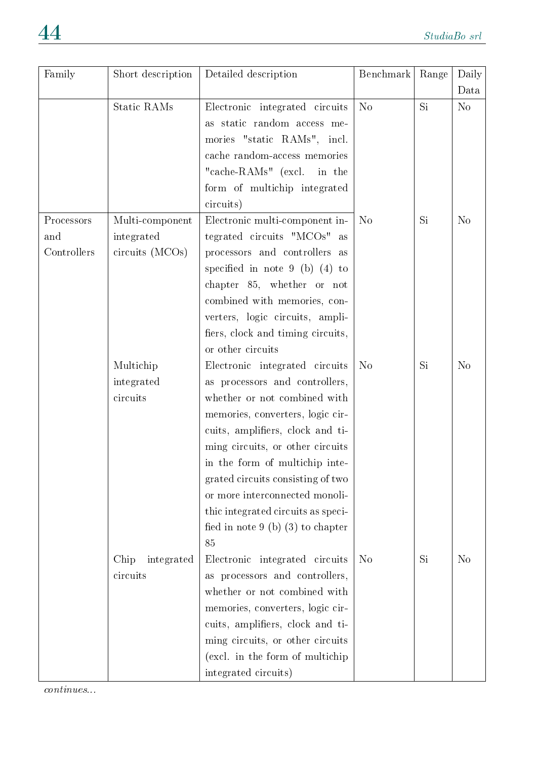| Family | Short description | Detailed description | Benchmark | Range | Daily Data |
|---|---|---|---|---|---|
| | Static RAMs | Electronic integrated circuits as static random access memories "static RAMs", incl. cache random-access memories "cache-RAMs" (excl. in the form of multichip integrated circuits) | No | Si | No |
| Processors and Controllers | Multi-component integrated circuits (MCOs) | Electronic multi-component integrated circuits "MCOs" as processors and controllers as specified in note 9 (b) (4) to chapter 85, whether or not combined with memories, converters, logic circuits, amplifiers, clock and timing circuits, or other circuits | No | Si | No |
| | Multichip integrated circuits | Electronic integrated circuits as processors and controllers, whether or not combined with memories, converters, logic circuits, amplifiers, clock and timing circuits, or other circuits in the form of multichip integrated circuits consisting of two or more interconnected monolithic integrated circuits as specified in note 9 (b) (3) to chapter 85 | No | Si | No |
| | Chip integrated circuits | Electronic integrated circuits as processors and controllers, whether or not combined with memories, converters, logic circuits, amplifiers, clock and timing circuits, or other circuits (excl. in the form of multichip integrated circuits) | No | Si | No |

*continues...*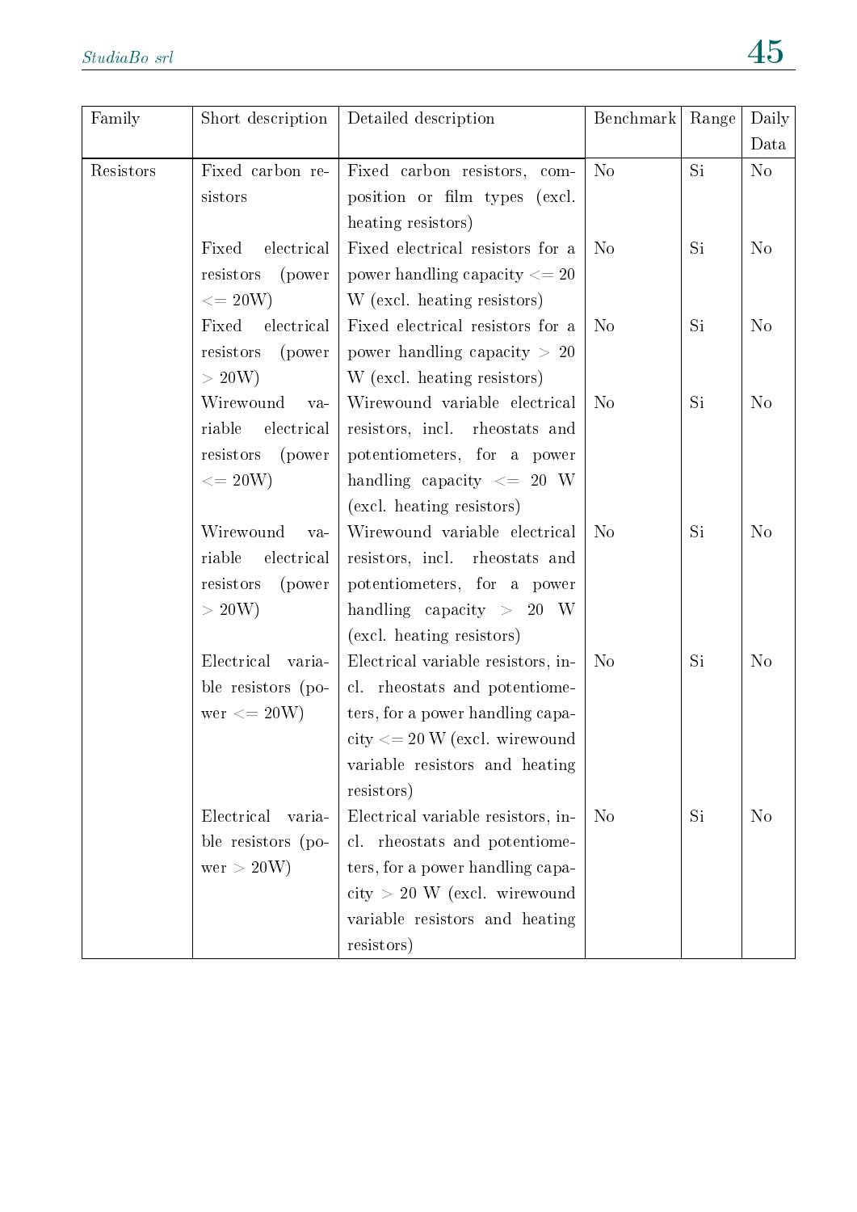| Family | Short description | Detailed description | Benchmark | Range | Daily Data |
|---|---|---|---|---|---|
| Resistors | Fixed carbon resistors | Fixed carbon resistors, composition or film types (excl. heating resistors) | No | Si | No |
| | Fixed electrical resistors (power <= 20W) | Fixed electrical resistors for a power handling capacity <= 20 W (excl. heating resistors) | No | Si | No |
| | Fixed electrical resistors (power > 20W) | Fixed electrical resistors for a power handling capacity > 20 W (excl. heating resistors) | No | Si | No |
| | Wirewound variable electrical resistors (power <= 20W) | Wirewound variable electrical resistors, incl. rheostats and potentiometers, for a power handling capacity <= 20 W (excl. heating resistors) | No | Si | No |
| | Wirewound variable electrical resistors (power > 20W) | Wirewound variable electrical resistors, incl. rheostats and potentiometers, for a power handling capacity > 20 W (excl. heating resistors) | No | Si | No |
| | Electrical variable resistors (power <= 20W) | Electrical variable resistors, incl. rheostats and potentiometers, for a power handling capacity <= 20 W (excl. wirewound variable resistors and heating resistors) | No | Si | No |
| | Electrical variable resistors (power > 20W) | Electrical variable resistors, incl. rheostats and potentiometers, for a power handling capacity > 20 W (excl. wirewound variable resistors and heating resistors) | No | Si | No |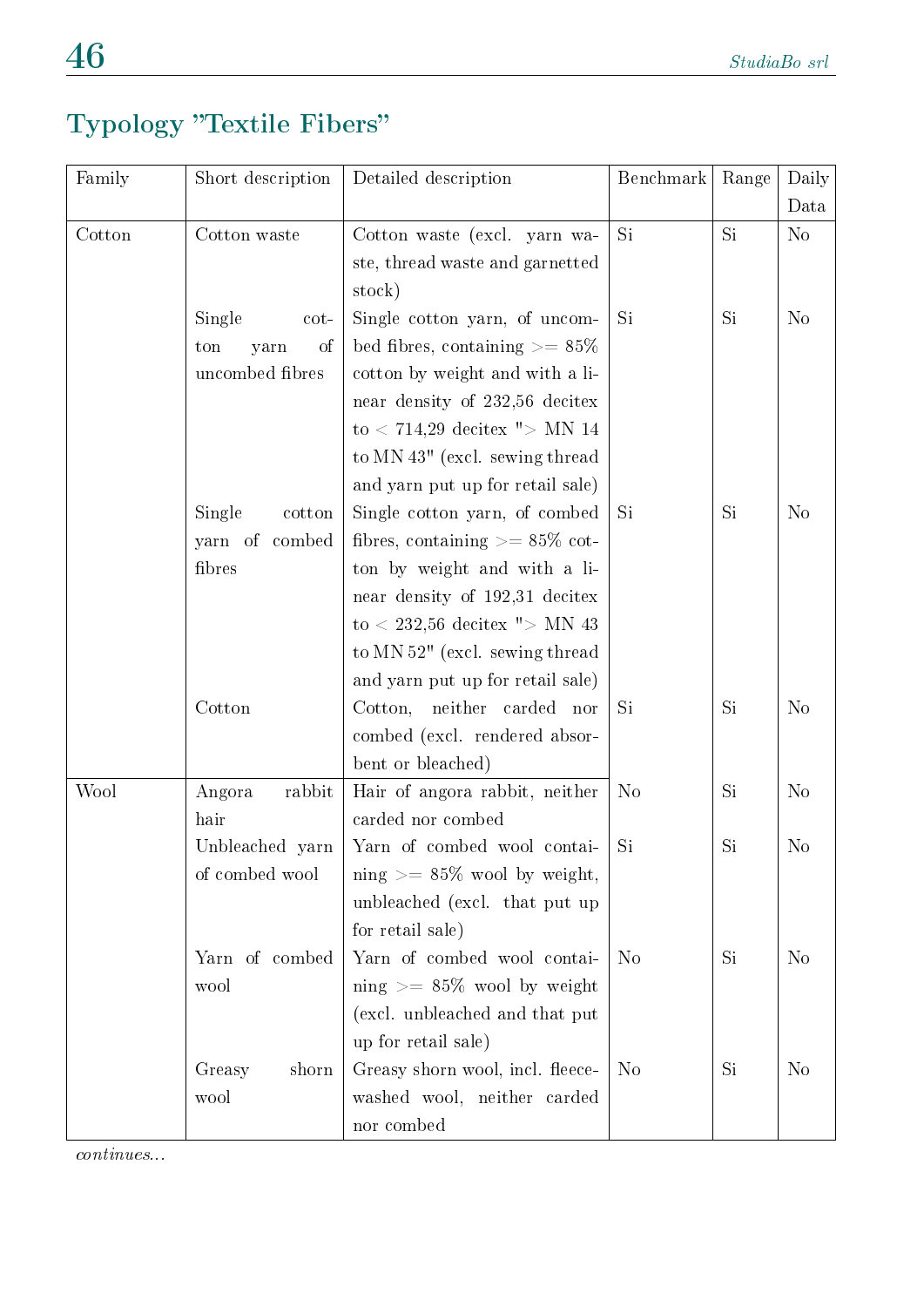## Typology "Textile Fibers"

| Family | Short description | Detailed description | Benchmark | Range | Daily Data |
|---|---|---|---|---|---|
| Cotton | Cotton waste | Cotton waste (excl. yarn waste, thread waste and garnetted stock) | Si | Si | No |
| | Single cotton yarn of uncombed fibres | Single cotton yarn, of uncombed fibres, containing >= 85% cotton by weight and with a linear density of 232,56 decitex to < 714,29 decitex "> MN 14 to MN 43" (excl. sewing thread and yarn put up for retail sale) | Si | Si | No |
| | Single cotton yarn of combed fibres | Single cotton yarn, of combed fibres, containing >= 85% cotton by weight and with a linear density of 192,31 decitex to < 232,56 decitex "> MN 43 to MN 52" (excl. sewing thread and yarn put up for retail sale) | Si | Si | No |
| | Cotton | Cotton, neither carded nor combed (excl. rendered absorbent or bleached) | Si | Si | No |
| Wool | Angora rabbit hair | Hair of angora rabbit, neither carded nor combed | No | Si | No |
| | Unbleached yarn of combed wool | Yarn of combed wool containing >= 85% wool by weight, unbleached (excl. that put up for retail sale) | Si | Si | No |
| | Yarn of combed wool | Yarn of combed wool containing >= 85% wool by weight (excl. unbleached and that put up for retail sale) | No | Si | No |
| | Greasy shorn wool | Greasy shorn wool, incl. fleece-washed wool, neither carded nor combed | No | Si | No |

*continues...*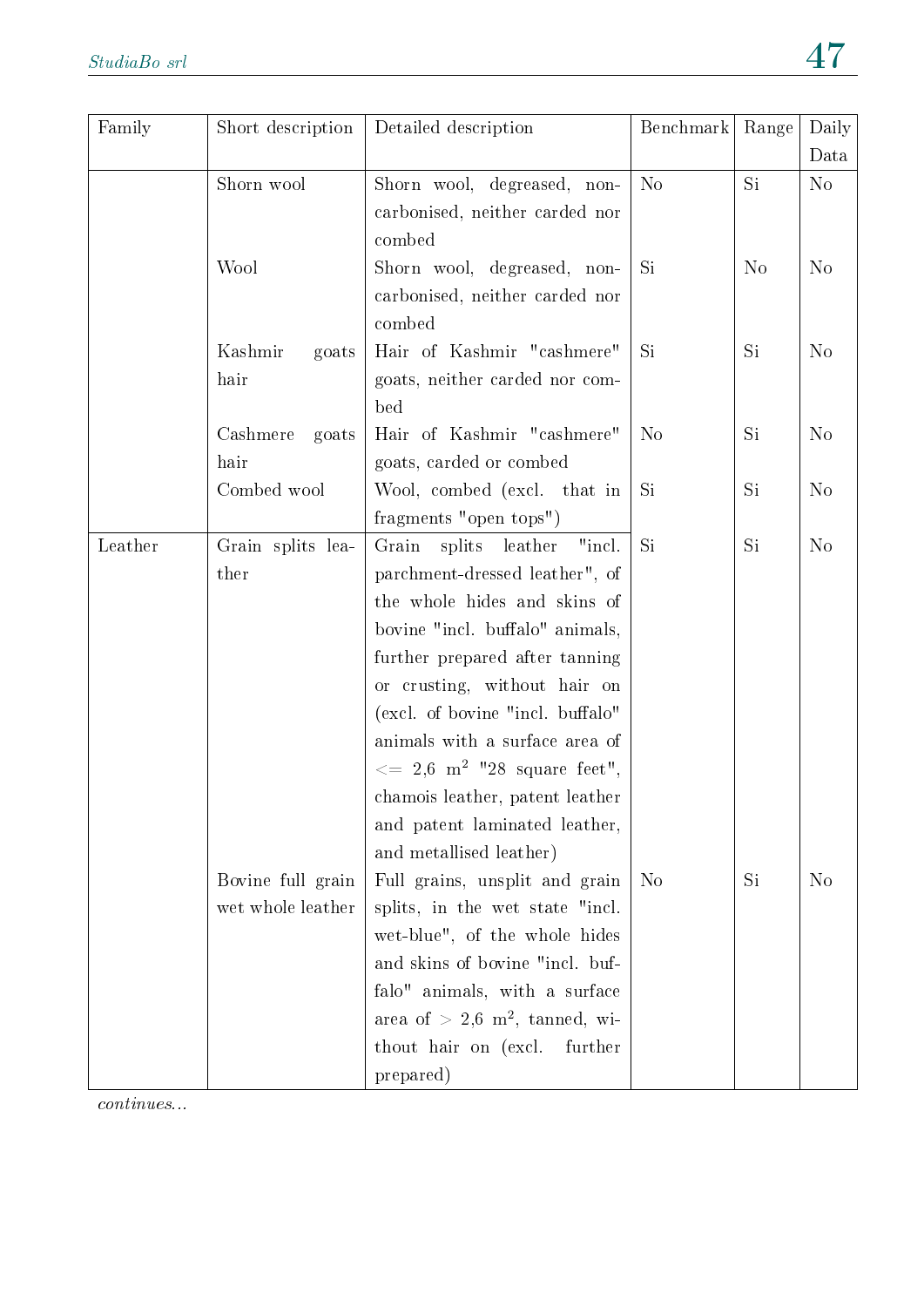| Family | Short description | Detailed description | Benchmark | Range | Daily Data |
|---|---|---|---|---|---|
| | Shorn wool | Shorn wool, degreased, non-carbonised, neither carded nor combed | No | Si | No |
| | Wool | Shorn wool, degreased, non-carbonised, neither carded nor combed | Si | No | No |
| | Kashmir goats hair | Hair of Kashmir "cashmere" goats, neither carded nor combed | Si | Si | No |
| | Cashmere goats hair | Hair of Kashmir "cashmere" goats, carded or combed | No | Si | No |
| | Combed wool | Wool, combed (excl. that in fragments "open tops") | Si | Si | No |
| Leather | Grain splits leather | Grain splits leather "incl. parchment-dressed leather", of the whole hides and skins of bovine "incl. buffalo" animals, further prepared after tanning or crusting, without hair on (excl. of bovine "incl. buffalo" animals with a surface area of <= 2,6 $m^2$ "28 square feet", chamois leather, patent leather and patent laminated leather, and metallised leather) | Si | Si | No |
| | Bovine full grain wet whole leather | Full grains, unsplit and grain splits, in the wet state "incl. wet-blue", of the whole hides and skins of bovine "incl. buffalo" animals, with a surface area of > 2,6 $m^2$, tanned, without hair on (excl. further prepared) | No | Si | No |

*continues...*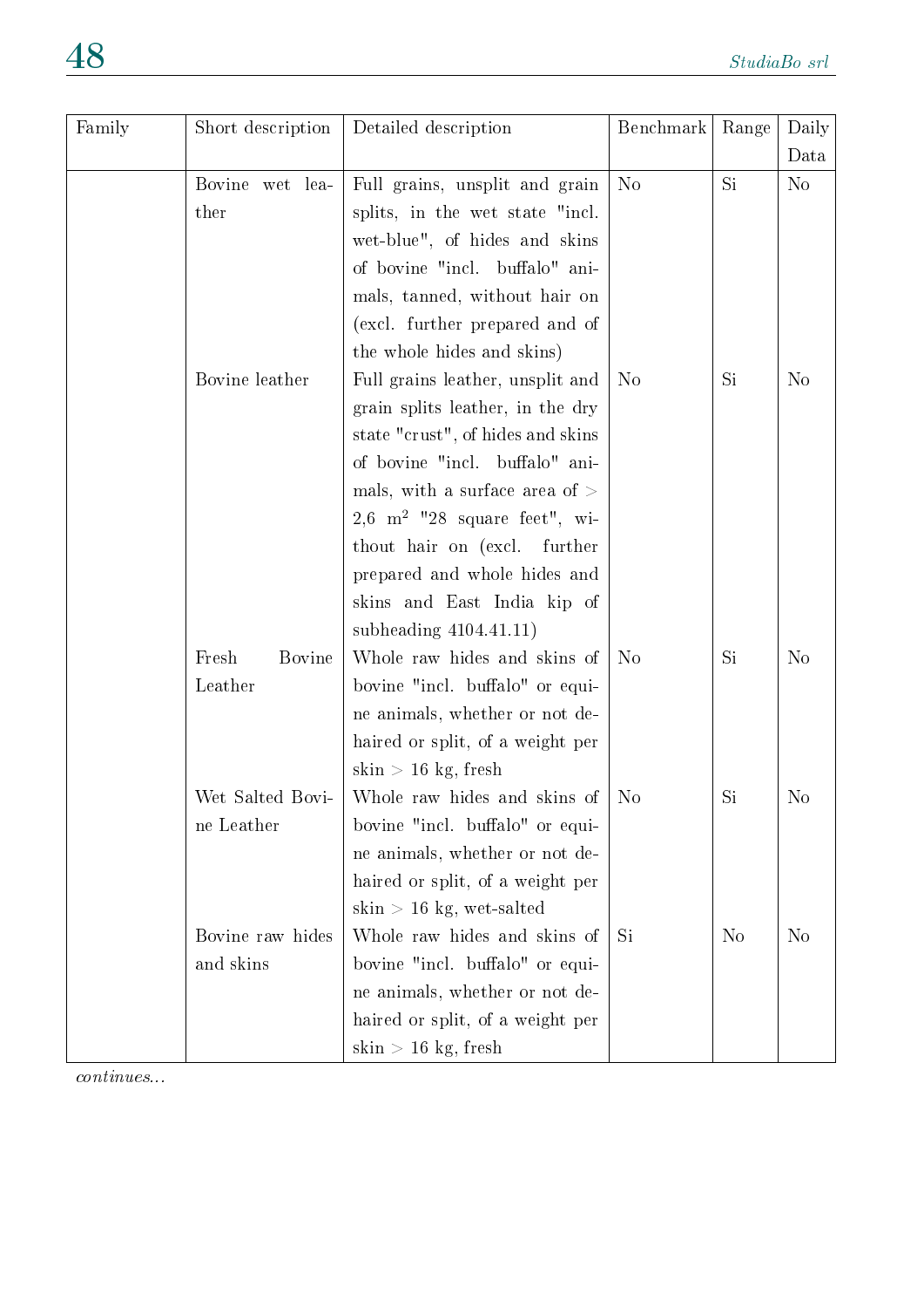| Family | Short description | Detailed description | Benchmark | Range | Daily Data |
|---|---|---|---|---|---|
| | Bovine wet leather | Full grains, unsplit and grain splits, in the wet state "incl. wet-blue", of hides and skins of bovine "incl. buffalo" animals, tanned, without hair on (excl. further prepared and of the whole hides and skins) | No | Si | No |
| | Bovine leather | Full grains leather, unsplit and grain splits leather, in the dry state "crust", of hides and skins of bovine "incl. buffalo" animals, with a surface area of > 2,6 $m^2$ "28 square feet", without hair on (excl. further prepared and whole hides and skins and East India kip of subheading 4104.41.11) | No | Si | No |
| | Fresh Bovine Leather | Whole raw hides and skins of bovine "incl. buffalo" or equine animals, whether or not dehaired or split, of a weight per skin > 16 kg, fresh | No | Si | No |
| | Wet Salted Bovine Leather | Whole raw hides and skins of bovine "incl. buffalo" or equine animals, whether or not dehaired or split, of a weight per skin > 16 kg, wet-salted | No | Si | No |
| | Bovine raw hides and skins | Whole raw hides and skins of bovine "incl. buffalo" or equine animals, whether or not dehaired or split, of a weight per skin > 16 kg, fresh | Si | No | No |

*continues...*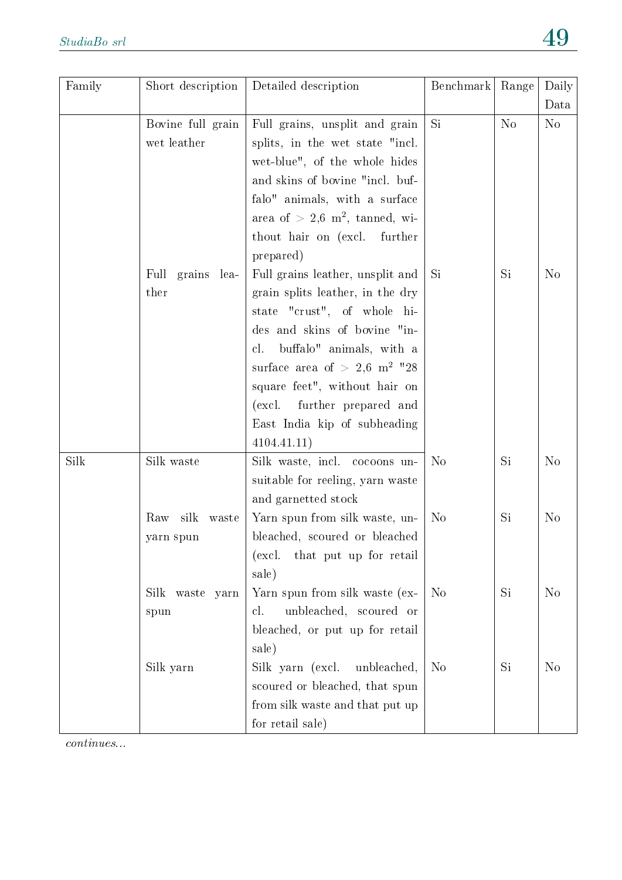| Family | Short description | Detailed description | Benchmark | Range | Daily Data |
|---|---|---|---|---|---|
| | Bovine full grain wet leather | Full grains, unsplit and grain splits, in the wet state "incl. wet-blue", of the whole hides and skins of bovine "incl. buffalo" animals, with a surface area of > 2,6 $m^2$, tanned, without hair on (excl. further prepared) | Si | No | No |
| | Full grains leather | Full grains leather, unsplit and grain splits leather, in the dry state "crust", of whole hides and skins of bovine "incl. buffalo" animals, with a surface area of > 2,6 $m^2$ "28 square feet", without hair on (excl. further prepared and East India kip of subheading 4104.41.11) | Si | Si | No |
| Silk | Silk waste | Silk waste, incl. cocoons unsuitable for reeling, yarn waste and garnetted stock | No | Si | No |
| | Raw silk waste yarn spun | Yarn spun from silk waste, unbleached, scoured or bleached (excl. that put up for retail sale) | No | Si | No |
| | Silk waste yarn spun | Yarn spun from silk waste (excl. unbleached, scoured or bleached, or put up for retail sale) | No | Si | No |
| | Silk yarn | Silk yarn (excl. unbleached, scoured or bleached, that spun from silk waste and that put up for retail sale) | No | Si | No |

*continues...*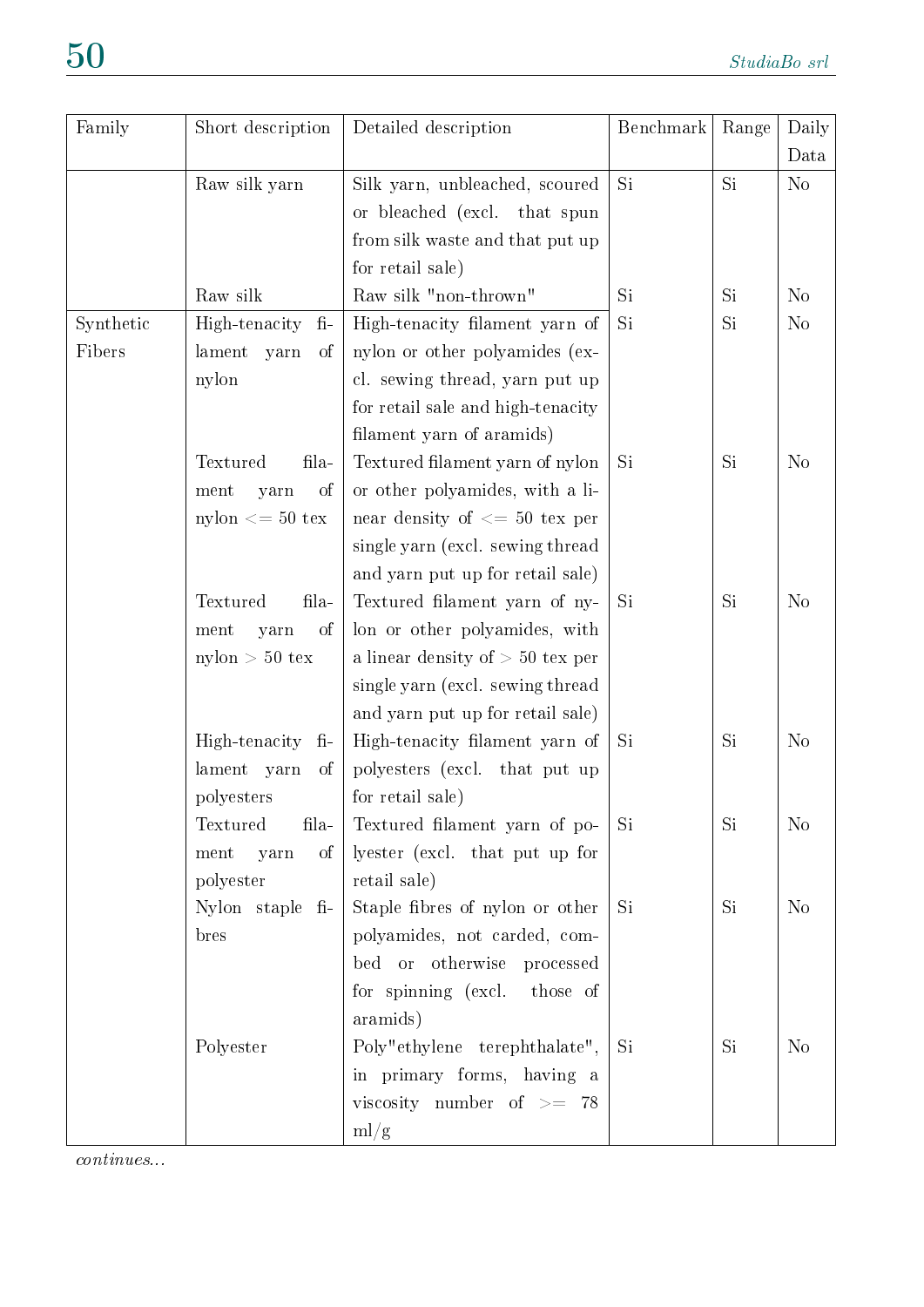| Family | Short description | Detailed description | Benchmark | Range | Daily Data |
|---|---|---|---|---|---|
| | Raw silk yarn | Silk yarn, unbleached, scoured or bleached (excl. that spun from silk waste and that put up for retail sale) | Si | Si | No |
| | Raw silk | Raw silk "non-thrown" | Si | Si | No |
| Synthetic Fibers | High-tenacity filament yarn of nylon | High-tenacity filament yarn of nylon or other polyamides (excl. sewing thread, yarn put up for retail sale and high-tenacity filament yarn of aramids) | Si | Si | No |
| | Textured filament yarn of nylon <= 50 tex | Textured filament yarn of nylon or other polyamides, with a linear density of <= 50 tex per single yarn (excl. sewing thread and yarn put up for retail sale) | Si | Si | No |
| | Textured filament yarn of nylon > 50 tex | Textured filament yarn of nylon or other polyamides, with a linear density of > 50 tex per single yarn (excl. sewing thread and yarn put up for retail sale) | Si | Si | No |
| | High-tenacity filament yarn of polyesters | High-tenacity filament yarn of polyesters (excl. that put up for retail sale) | Si | Si | No |
| | Textured filament yarn of polyester | Textured filament yarn of polyester (excl. that put up for retail sale) | Si | Si | No |
| | Nylon staple fibres | Staple fibres of nylon or other polyamides, not carded, combed or otherwise processed for spinning (excl. those of aramids) | Si | Si | No |
| | Polyester | Poly"ethylene terephthalate", in primary forms, having a viscosity number of >= 78 ml/g | Si | Si | No |

*continues...*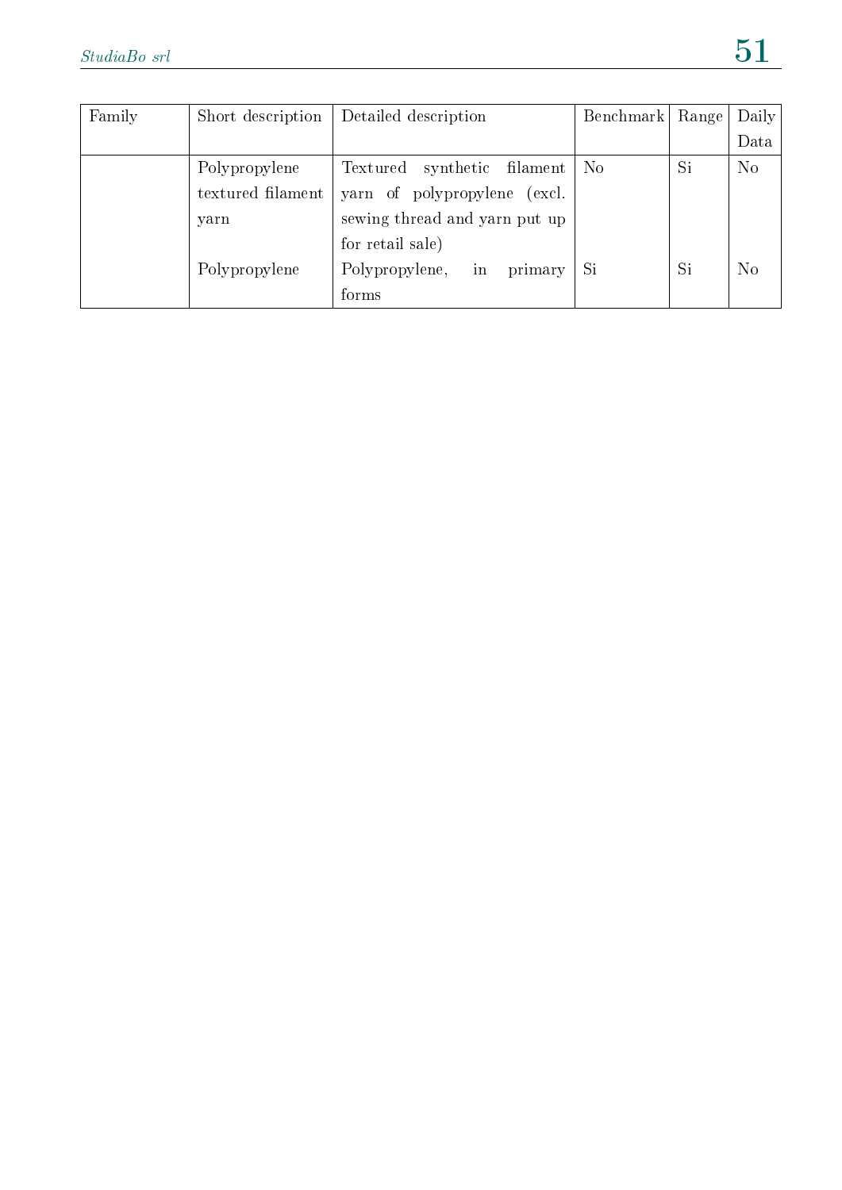| Family | Short description | Detailed description | Benchmark | Range | Daily Data |
|---|---|---|---|---|---|
| | Polypropylene textured filament yarn | Textured synthetic filament yarn of polypropylene (excl. sewing thread and yarn put up for retail sale) | No | Si | No |
| | Polypropylene | Polypropylene, in primary forms | Si | Si | No |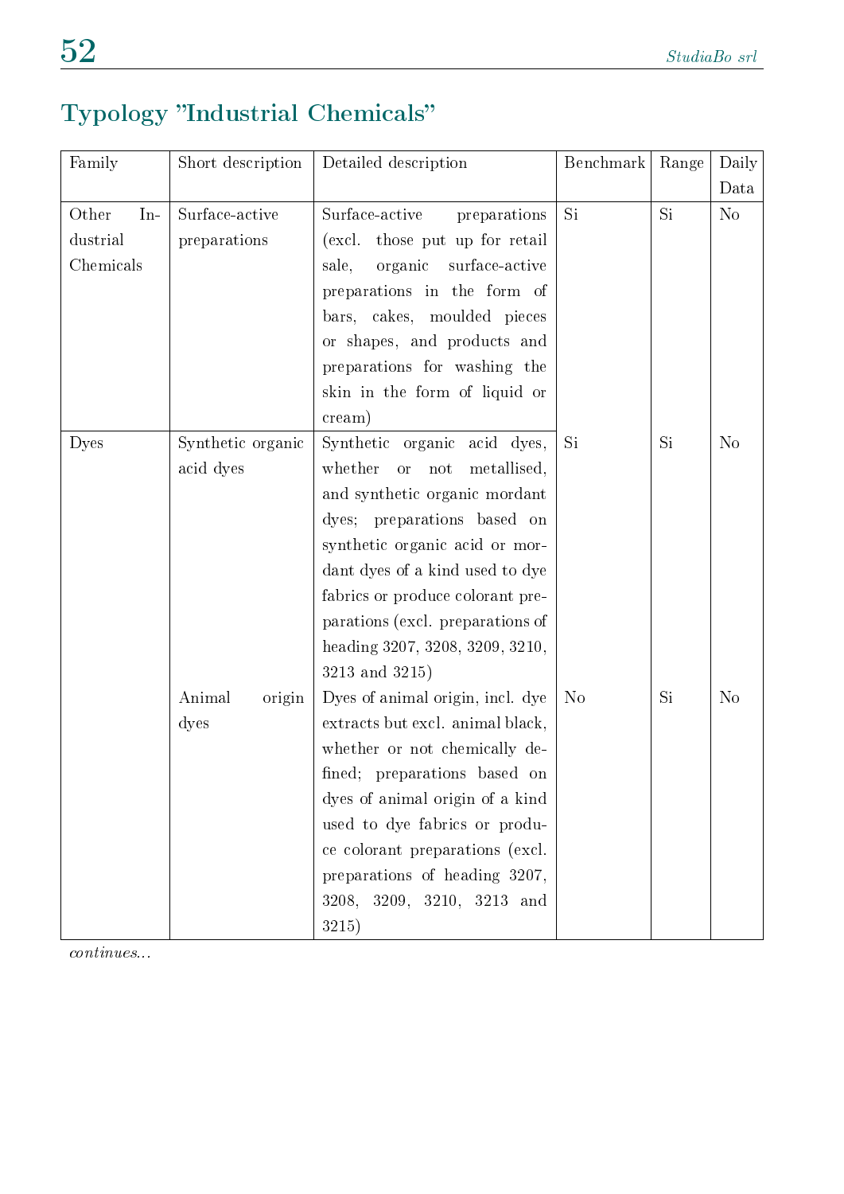## Typology ”Industrial Chemicals”

| Family | Short description | Detailed description | Benchmark | Range | Daily Data |
|---|---|---|---|---|---|
| Other Industrial Chemicals | Surface-active preparations | Surface-active preparations (excl. those put up for retail sale, organic surface-active preparations in the form of bars, cakes, moulded pieces or shapes, and products and preparations for washing the skin in the form of liquid or cream) | Si | Si | No |
| Dyes | Synthetic organic acid dyes | Synthetic organic acid dyes, whether or not metallised, and synthetic organic mordant dyes; preparations based on synthetic organic acid or mordant dyes of a kind used to dye fabrics or produce colorant preparations (excl. preparations of heading 3207, 3208, 3209, 3210, 3213 and 3215) | Si | Si | No |
| | Animal origin dyes | Dyes of animal origin, incl. dye extracts but excl. animal black, whether or not chemically defined; preparations based on dyes of animal origin of a kind used to dye fabrics or produce colorant preparations (excl. preparations of heading 3207, 3208, 3209, 3210, 3213 and 3215) | No | Si | No |

*continues...*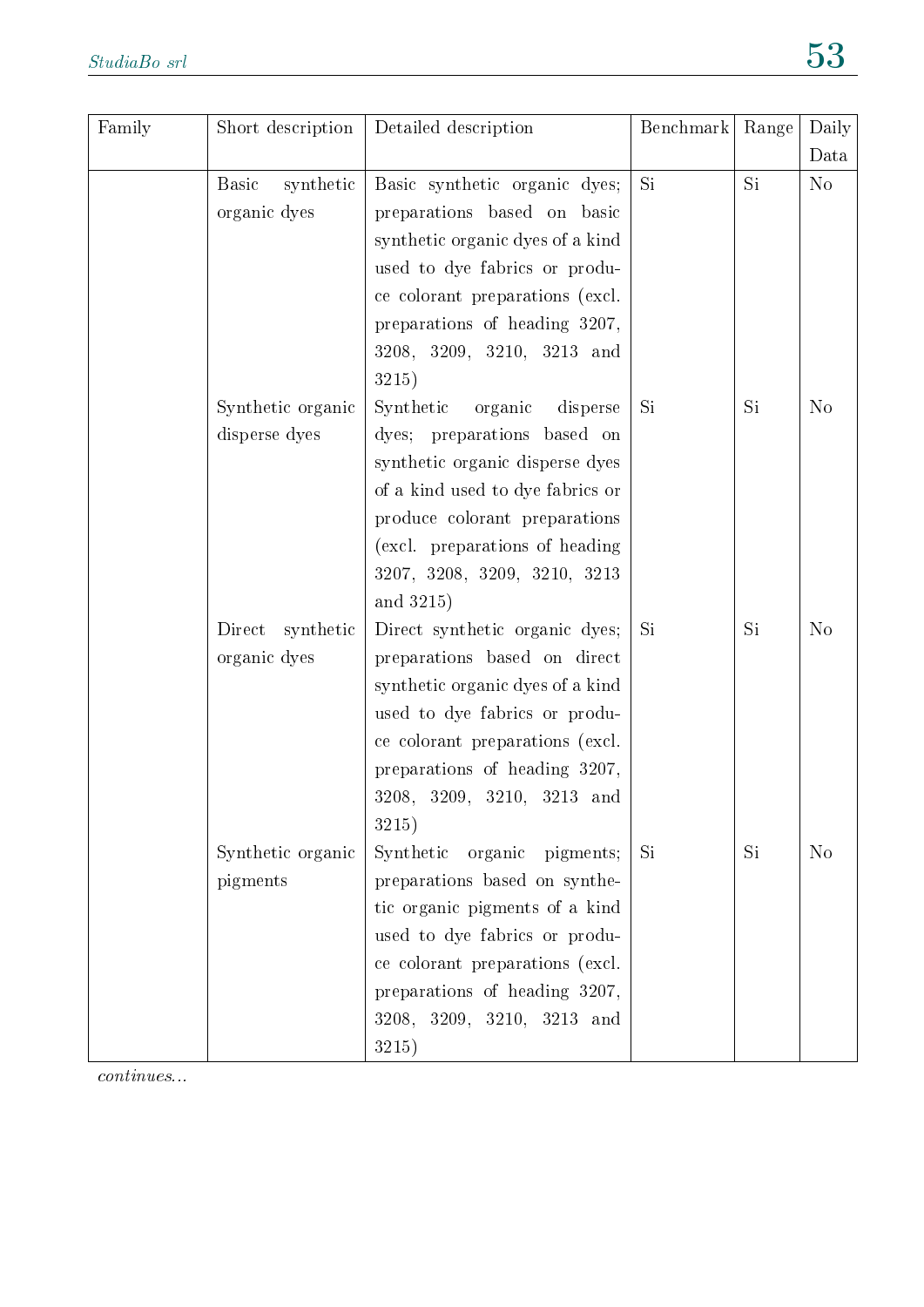| Family | Short description | Detailed description | Benchmark | Range | Daily Data |
|---|---|---|---|---|---|
| | Basic synthetic organic dyes | Basic synthetic organic dyes; preparations based on basic synthetic organic dyes of a kind used to dye fabrics or produce colorant preparations (excl. preparations of heading 3207, 3208, 3209, 3210, 3213 and 3215) | Si | Si | No |
| | Synthetic organic disperse dyes | Synthetic organic disperse dyes; preparations based on synthetic organic disperse dyes of a kind used to dye fabrics or produce colorant preparations (excl. preparations of heading 3207, 3208, 3209, 3210, 3213 and 3215) | Si | Si | No |
| | Direct synthetic organic dyes | Direct synthetic organic dyes; preparations based on direct synthetic organic dyes of a kind used to dye fabrics or produce colorant preparations (excl. preparations of heading 3207, 3208, 3209, 3210, 3213 and 3215) | Si | Si | No |
| | Synthetic organic pigments | Synthetic organic pigments; preparations based on synthetic organic pigments of a kind used to dye fabrics or produce colorant preparations (excl. preparations of heading 3207, 3208, 3209, 3210, 3213 and 3215) | Si | Si | No |

*continues...*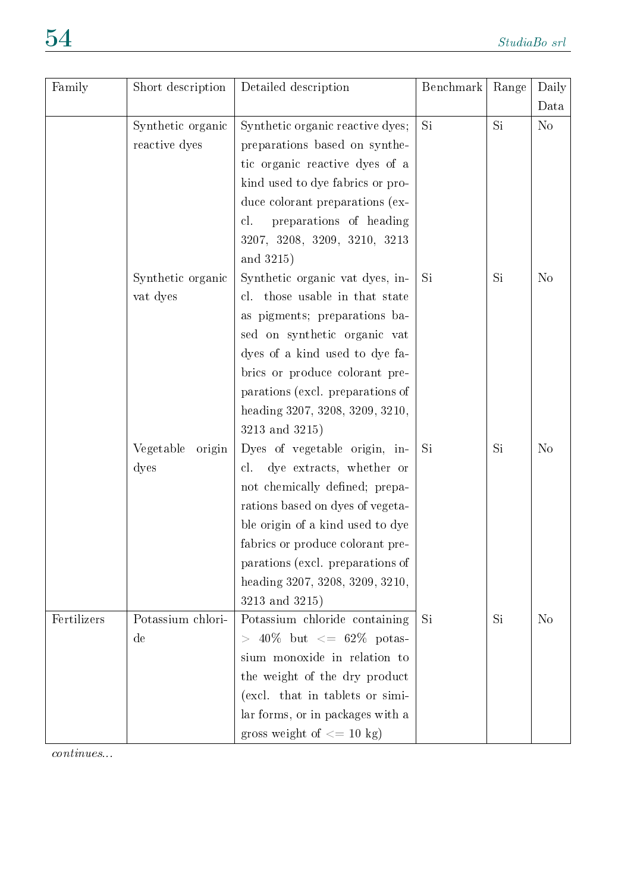| Family | Short description | Detailed description | Benchmark | Range | Daily Data |
|---|---|---|---|---|---|
| | Synthetic organic reactive dyes | Synthetic organic reactive dyes; preparations based on synthetic organic reactive dyes of a kind used to dye fabrics or produce colorant preparations (excl. preparations of heading 3207, 3208, 3209, 3210, 3213 and 3215) | Si | Si | No |
| | Synthetic organic vat dyes | Synthetic organic vat dyes, incl. those usable in that state as pigments; preparations based on synthetic organic vat dyes of a kind used to dye fabrics or produce colorant preparations (excl. preparations of heading 3207, 3208, 3209, 3210, 3213 and 3215) | Si | Si | No |
| | Vegetable origin dyes | Dyes of vegetable origin, incl. dye extracts, whether or not chemically defined; preparations based on dyes of vegetable origin of a kind used to dye fabrics or produce colorant preparations (excl. preparations of heading 3207, 3208, 3209, 3210, 3213 and 3215) | Si | Si | No |
| Fertilizers | Potassium chloride | Potassium chloride containing > 40% but <= 62% potassium monoxide in relation to the weight of the dry product (excl. that in tablets or similar forms, or in packages with a gross weight of <= 10 kg) | Si | Si | No |

*continues...*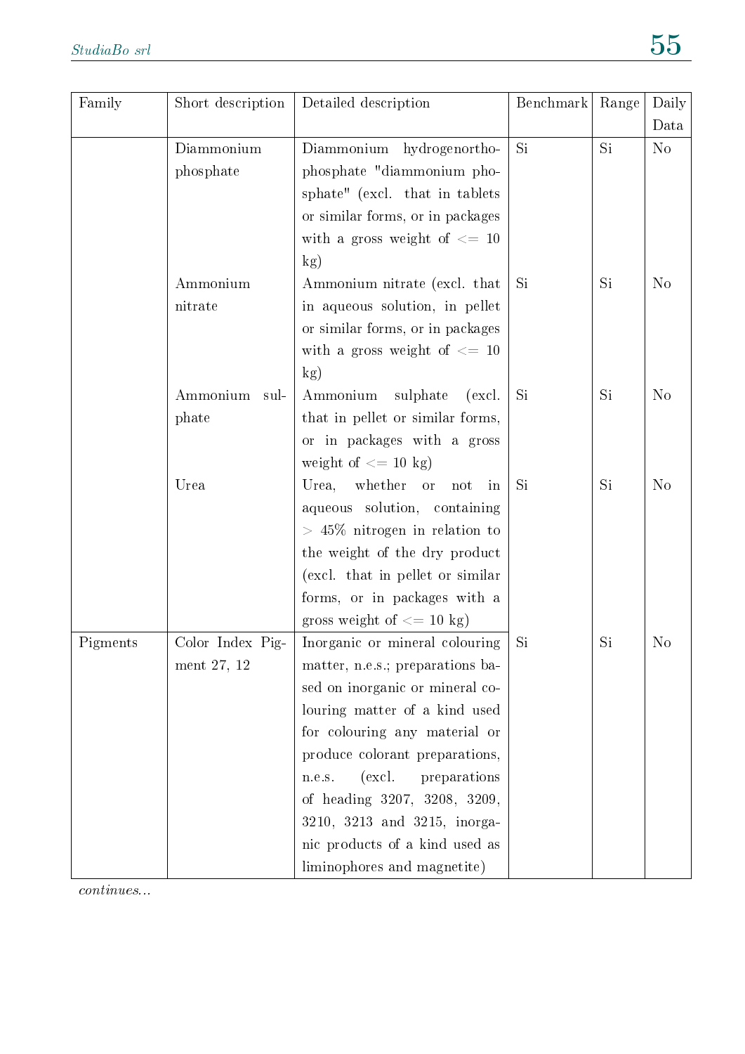| Family | Short description | Detailed description | Benchmark | Range | Daily Data |
|---|---|---|---|---|---|
| | Diammonium phosphate | Diammonium hydrogenorthophosphate "diammonium phosphate" (excl. that in tablets or similar forms, or in packages with a gross weight of <= 10 kg) | Si | Si | No |
| | Ammonium nitrate | Ammonium nitrate (excl. that in aqueous solution, in pellet or similar forms, or in packages with a gross weight of <= 10 kg) | Si | Si | No |
| | Ammonium sulphate | Ammonium sulphate (excl. that in pellet or similar forms, or in packages with a gross weight of <= 10 kg) | Si | Si | No |
| | Urea | Urea, whether or not in aqueous solution, containing > 45% nitrogen in relation to the weight of the dry product (excl. that in pellet or similar forms, or in packages with a gross weight of <= 10 kg) | Si | Si | No |
| Pigments | Color Index Pigment 27, 12 | Inorganic or mineral colouring matter, n.e.s.; preparations based on inorganic or mineral colouring matter of a kind used for colouring any material or produce colorant preparations, n.e.s. (excl. preparations of heading 3207, 3208, 3209, 3210, 3213 and 3215, inorganic products of a kind used as liminophores and magnetite) | Si | Si | No |

*continues...*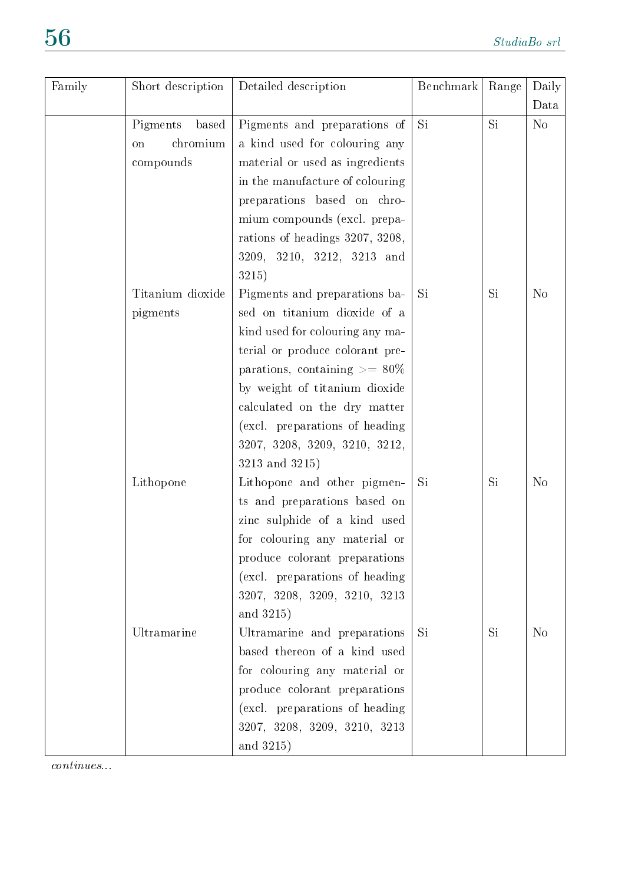| Family | Short description | Detailed description | Benchmark | Range | Daily Data |
|---|---|---|---|---|---|
| | Pigments based on chromium compounds | Pigments and preparations of a kind used for colouring any material or used as ingredients in the manufacture of colouring preparations based on chromium compounds (excl. preparations of headings 3207, 3208, 3209, 3210, 3212, 3213 and 3215) | Si | Si | No |
| | Titanium dioxide pigments | Pigments and preparations based on titanium dioxide of a kind used for colouring any material or produce colorant preparations, containing >= 80% by weight of titanium dioxide calculated on the dry matter (excl. preparations of heading 3207, 3208, 3209, 3210, 3212, 3213 and 3215) | Si | Si | No |
| | Lithopone | Lithopone and other pigments and preparations based on zinc sulphide of a kind used for colouring any material or produce colorant preparations (excl. preparations of heading 3207, 3208, 3209, 3210, 3213 and 3215) | Si | Si | No |
| | Ultramarine | Ultramarine and preparations based thereon of a kind used for colouring any material or produce colorant preparations (excl. preparations of heading 3207, 3208, 3209, 3210, 3213 and 3215) | Si | Si | No |

*continues...*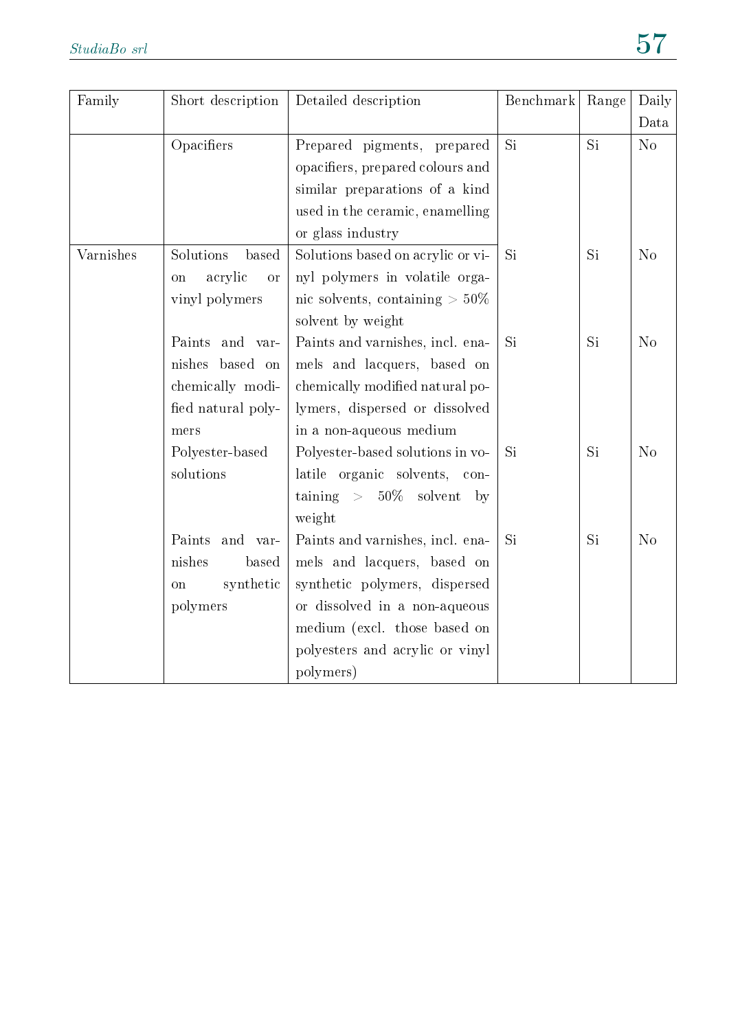| Family | Short description | Detailed description | Benchmark | Range | Daily Data |
|---|---|---|---|---|---|
| | Opacifiers | Prepared pigments, prepared opacifiers, prepared colours and similar preparations of a kind used in the ceramic, enamelling or glass industry | Si | Si | No |
| Varnishes | Solutions based on acrylic or vinyl polymers | Solutions based on acrylic or vinyl polymers in volatile organic solvents, containing > 50% solvent by weight | Si | Si | No |
| | Paints and varnishes based on chemically modified natural polymers | Paints and varnishes, incl. enamels and lacquers, based on chemically modified natural polymers, dispersed or dissolved in a non-aqueous medium | Si | Si | No |
| | Polyester-based solutions | Polyester-based solutions in volatile organic solvents, containing > 50% solvent by weight | Si | Si | No |
| | Paints and varnishes based on synthetic polymers | Paints and varnishes, incl. enamels and lacquers, based on synthetic polymers, dispersed or dissolved in a non-aqueous medium (excl. those based on polyesters and acrylic or vinyl polymers) | Si | Si | No |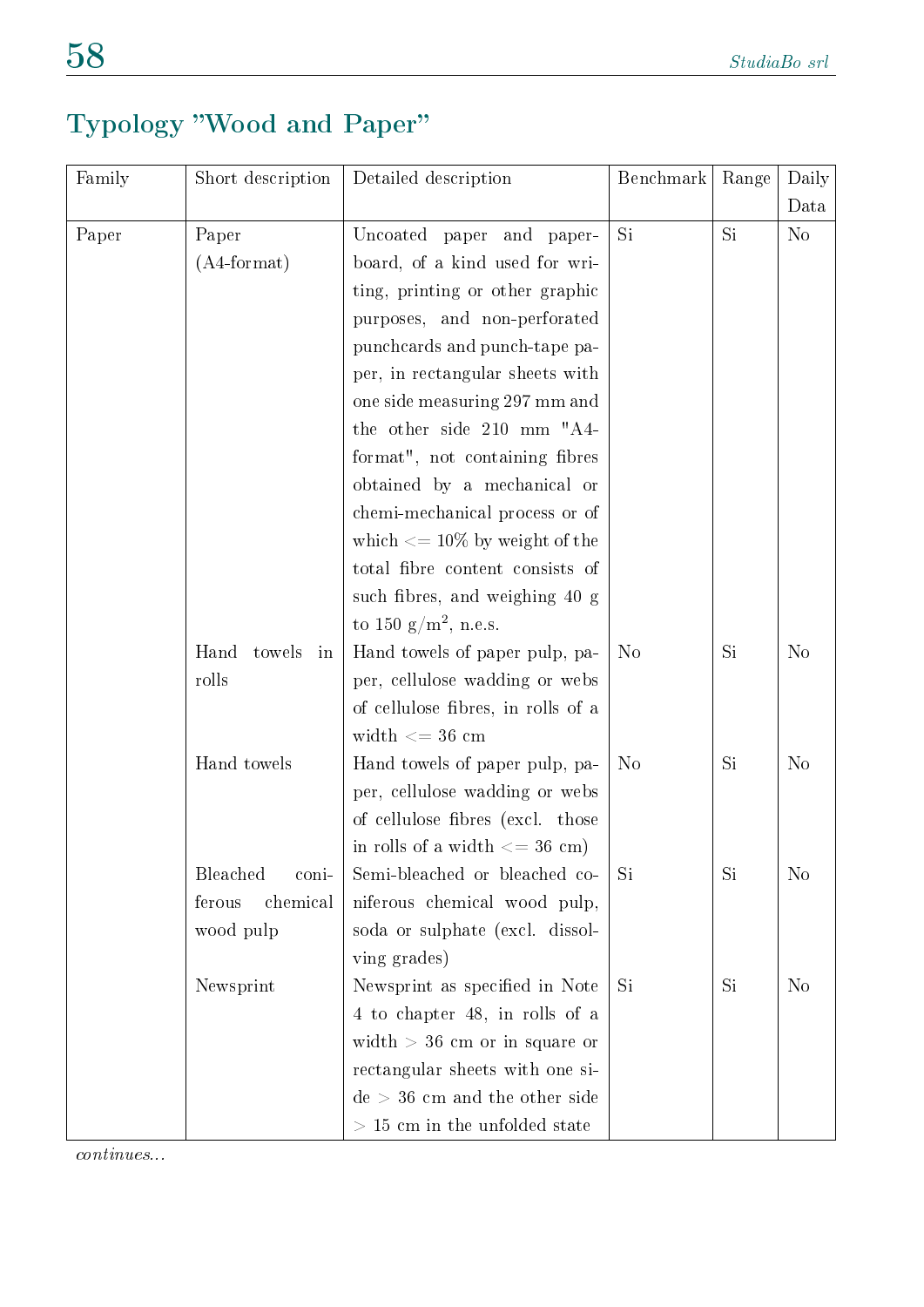## Typology "Wood and Paper"

| Family | Short description | Detailed description | Benchmark | Range | Daily Data |
|---|---|---|---|---|---|
| Paper | Paper (A4-format) | Uncoated paper and paperboard, of a kind used for writing, printing or other graphic purposes, and non-perforated punchcards and punch-tape paper, in rectangular sheets with one side measuring 297 mm and the other side 210 mm "A4-format", not containing fibres obtained by a mechanical or chemi-mechanical process or of which <= 10% by weight of the total fibre content consists of such fibres, and weighing 40 g to 150 g/m$^2$, n.e.s. | Si | Si | No |
| | Hand towels in rolls | Hand towels of paper pulp, paper, cellulose wadding or webs of cellulose fibres, in rolls of a width <= 36 cm | No | Si | No |
| | Hand towels | Hand towels of paper pulp, paper, cellulose wadding or webs of cellulose fibres (excl. those in rolls of a width <= 36 cm) | No | Si | No |
| | Bleached coniferous chemical wood pulp | Semi-bleached or bleached coniferous chemical wood pulp, soda or sulphate (excl. dissolving grades) | Si | Si | No |
| | Newsprint | Newsprint as specified in Note 4 to chapter 48, in rolls of a width > 36 cm or in square or rectangular sheets with one side > 36 cm and the other side > 15 cm in the unfolded state | Si | Si | No |

*continues...*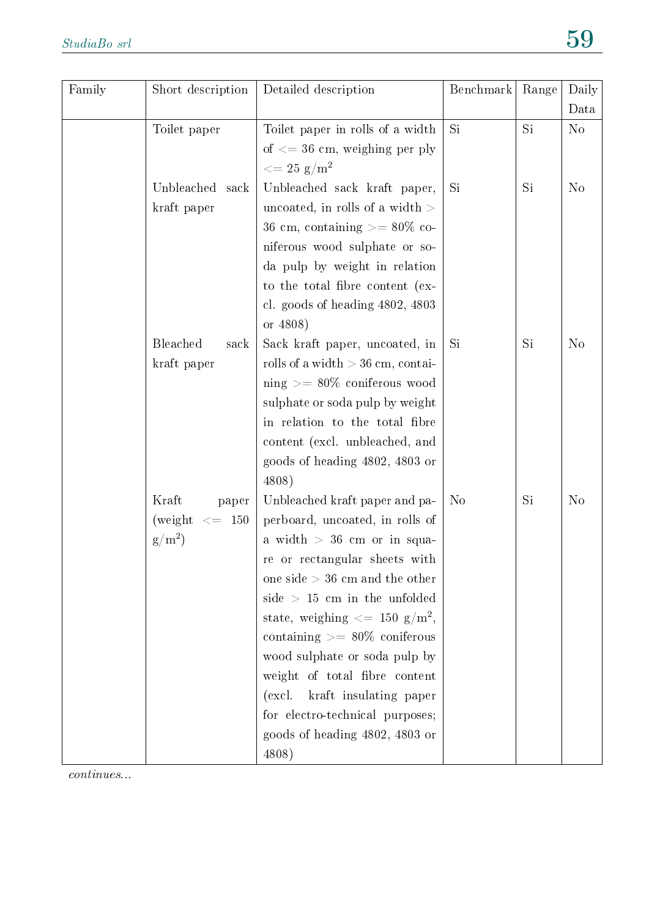| Family | Short description | Detailed description | Benchmark | Range | Daily Data |
|---|---|---|---|---|---|
| | Toilet paper | Toilet paper in rolls of a width of <= 36 cm, weighing per ply <= 25 g/$m^2$ | Si | Si | No |
| | Unbleached sack kraft paper | Unbleached sack kraft paper, uncoated, in rolls of a width > 36 cm, containing >= 80% coniferous wood sulphate or soda pulp by weight in relation to the total fibre content (excl. goods of heading 4802, 4803 or 4808) | Si | Si | No |
| | Bleached sack kraft paper | Sack kraft paper, uncoated, in rolls of a width > 36 cm, containing >= 80% coniferous wood sulphate or soda pulp by weight in relation to the total fibre content (excl. unbleached, and goods of heading 4802, 4803 or 4808) | Si | Si | No |
| | Kraft paper (weight <= 150 g/$m^2$) | Unbleached kraft paper and paperboard, uncoated, in rolls of a width > 36 cm or in square or rectangular sheets with one side > 36 cm and the other side > 15 cm in the unfolded state, weighing <= 150 g/$m^2$, containing >= 80% coniferous wood sulphate or soda pulp by weight of total fibre content (excl. kraft insulating paper for electro-technical purposes; goods of heading 4802, 4803 or 4808) | No | Si | No |

*continues...*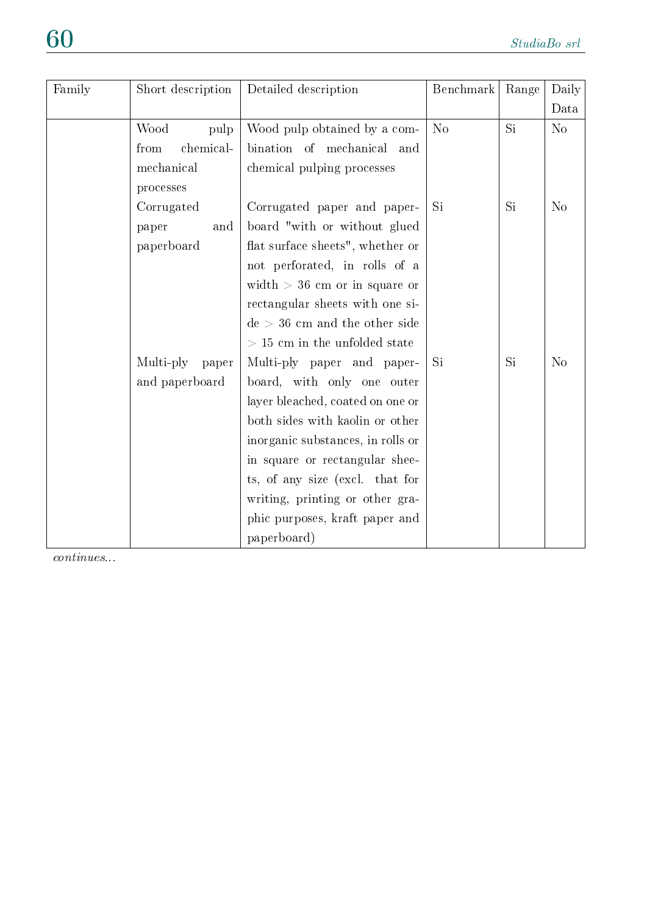| Family | Short description | Detailed description | Benchmark | Range | Daily Data |
|---|---|---|---|---|---|
| | Wood pulp from chemical-mechanical processes | Wood pulp obtained by a combination of mechanical and chemical pulping processes | No | Si | No |
| | Corrugated paper and paperboard | Corrugated paper and paperboard "with or without glued flat surface sheets", whether or not perforated, in rolls of a width > 36 cm or in square or rectangular sheets with one side > 36 cm and the other side > 15 cm in the unfolded state | Si | Si | No |
| | Multi-ply paper and paperboard | Multi-ply paper and paperboard, with only one outer layer bleached, coated on one or both sides with kaolin or other inorganic substances, in rolls or in square or rectangular sheets, of any size (excl. that for writing, printing or other graphic purposes, kraft paper and paperboard) | Si | Si | No |

*continues...*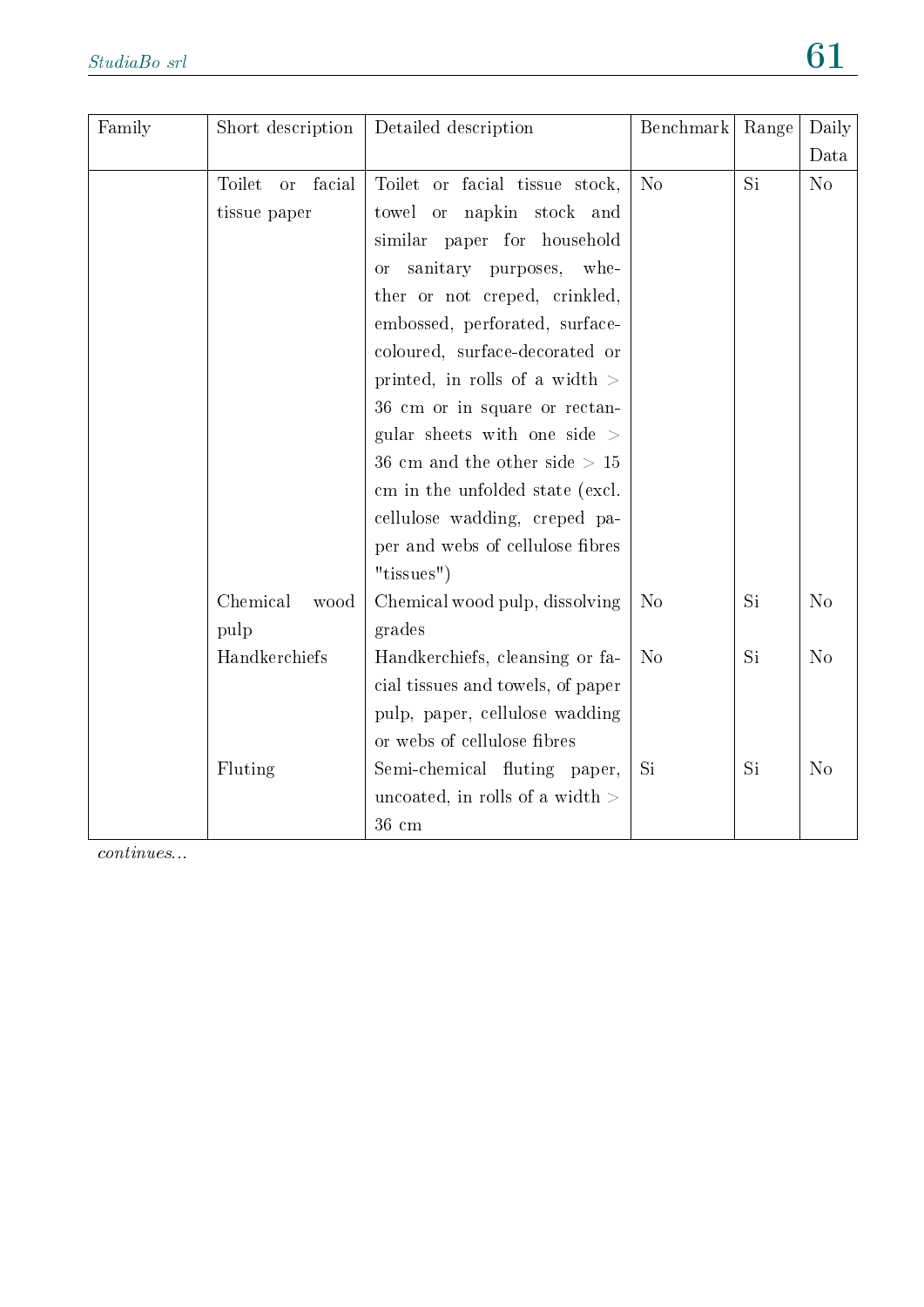| Family | Short description | Detailed description | Benchmark | Range | Daily Data |
|---|---|---|---|---|---|
| | Toilet or facial tissue paper | Toilet or facial tissue stock, towel or napkin stock and similar paper for household or sanitary purposes, whether or not creped, crinkled, embossed, perforated, surface-coloured, surface-decorated or printed, in rolls of a width > 36 cm or in square or rectangular sheets with one side > 36 cm and the other side > 15 cm in the unfolded state (excl. cellulose wadding, creped paper and webs of cellulose fibres "tissues") | No | Si | No |
| | Chemical wood pulp | Chemical wood pulp, dissolving grades | No | Si | No |
| | Handkerchiefs | Handkerchiefs, cleansing or facial tissues and towels, of paper pulp, paper, cellulose wadding or webs of cellulose fibres | No | Si | No |
| | Fluting | Semi-chemical fluting paper, uncoated, in rolls of a width > 36 cm | Si | Si | No |

*continues...*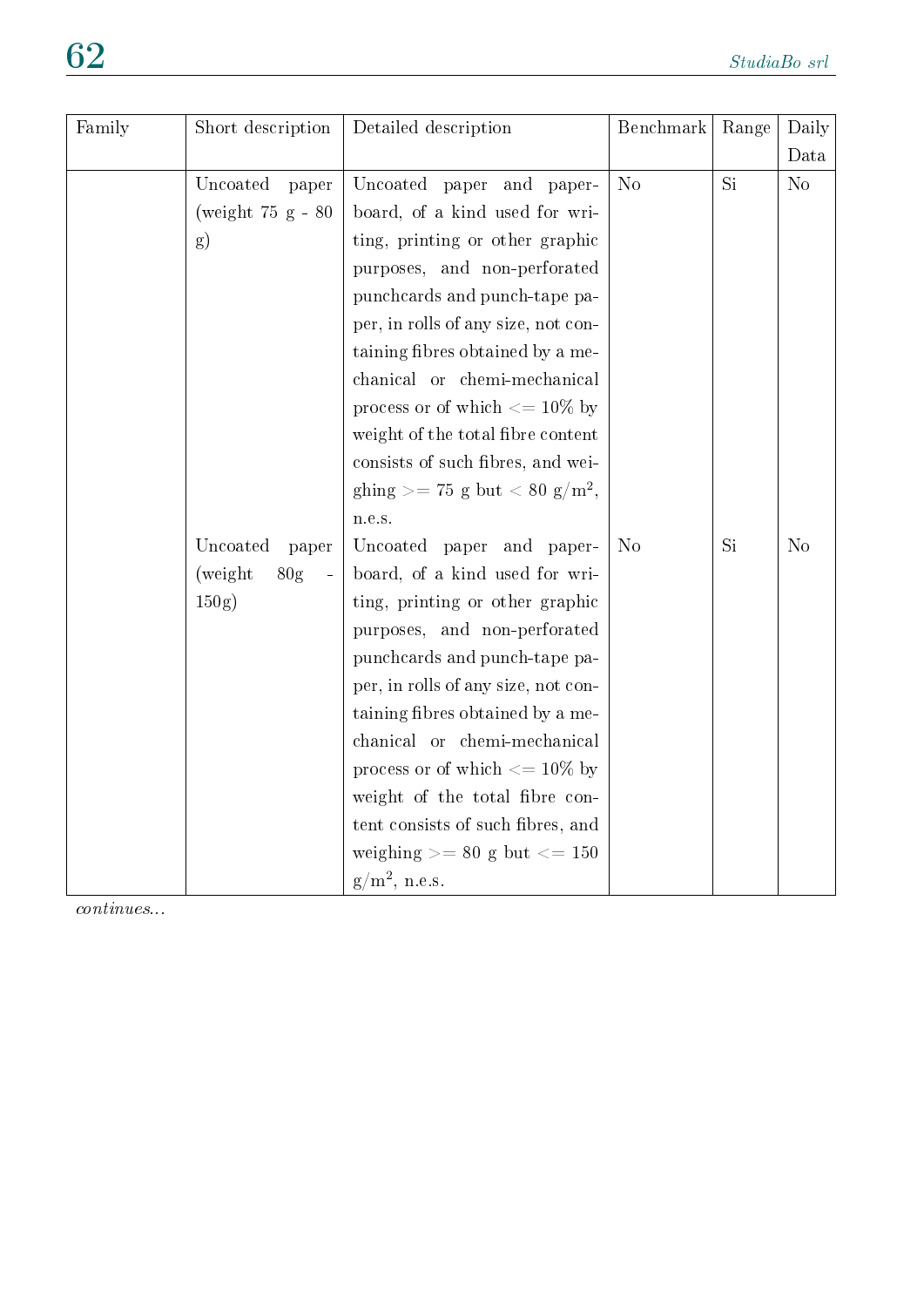| Family | Short description | Detailed description | Benchmark | Range | Daily Data |
|---|---|---|---|---|---|
| | Uncoated paper (weight 75 g - 80 g) | Uncoated paper and paperboard, of a kind used for writing, printing or other graphic purposes, and non-perforated punchcards and punch-tape paper, in rolls of any size, not containing fibres obtained by a mechanical or chemi-mechanical process or of which <= 10% by weight of the total fibre content consists of such fibres, and weighing >= 75 g but < 80 g/m$^2$, n.e.s. | No | Si | No |
| | Uncoated paper (weight 80g - 150g) | Uncoated paper and paperboard, of a kind used for writing, printing or other graphic purposes, and non-perforated punchcards and punch-tape paper, in rolls of any size, not containing fibres obtained by a mechanical or chemi-mechanical process or of which <= 10% by weight of the total fibre content consists of such fibres, and weighing >= 80 g but <= 150 g/m$^2$, n.e.s. | No | Si | No |

*continues...*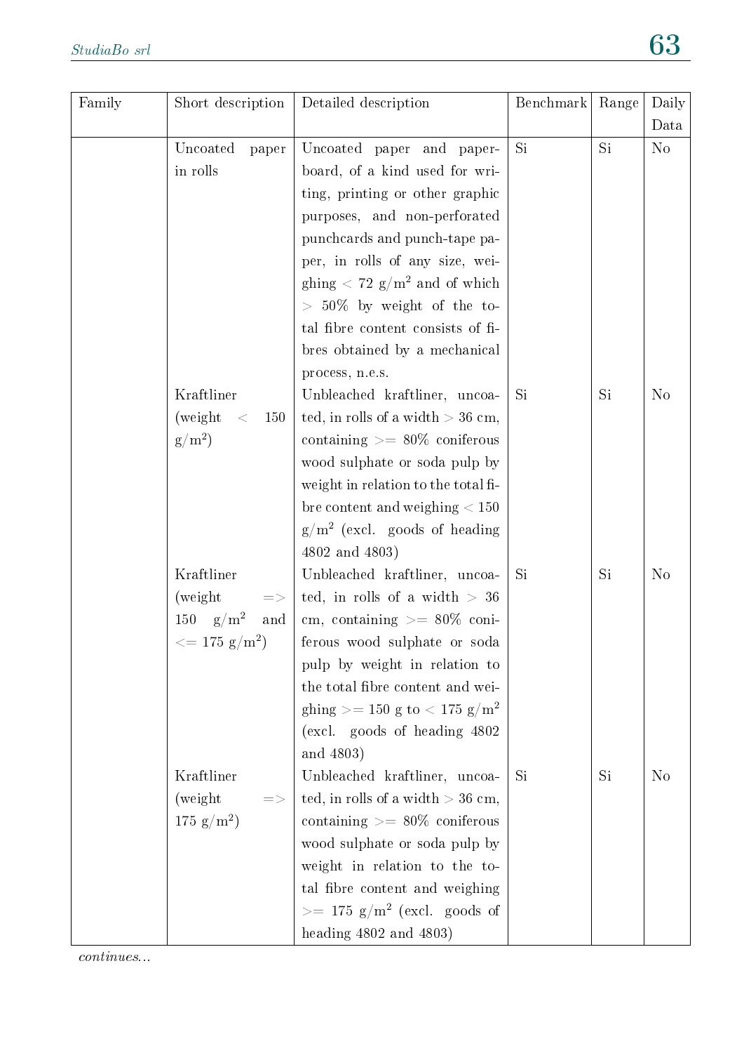| Family | Short description | Detailed description | Benchmark | Range | Daily Data |
|---|---|---|---|---|---|
| | Uncoated paper in rolls | Uncoated paper and paperboard, of a kind used for writing, printing or other graphic purposes, and non-perforated punchcards and punch-tape paper, in rolls of any size, weighing < 72 g/$m^2$ and of which > 50% by weight of the total fibre content consists of fibres obtained by a mechanical process, n.e.s. | Si | Si | No |
| | Kraftliner (weight < 150 g/$m^2$) | Unbleached kraftliner, uncoated, in rolls of a width > 36 cm, containing >= 80% coniferous wood sulphate or soda pulp by weight in relation to the total fibre content and weighing < 150 g/$m^2$ (excl. goods of heading 4802 and 4803) | Si | Si | No |
| | Kraftliner (weight => 150 g/$m^2$ and <= 175 g/$m^2$) | Unbleached kraftliner, uncoated, in rolls of a width > 36 cm, containing >= 80% coniferous wood sulphate or soda pulp by weight in relation to the total fibre content and weighing >= 150 g to < 175 g/$m^2$ (excl. goods of heading 4802 and 4803) | Si | Si | No |
| | Kraftliner (weight => 175 g/$m^2$) | Unbleached kraftliner, uncoated, in rolls of a width > 36 cm, containing >= 80% coniferous wood sulphate or soda pulp by weight in relation to the total fibre content and weighing >= 175 g/$m^2$ (excl. goods of heading 4802 and 4803) | Si | Si | No |

*continues...*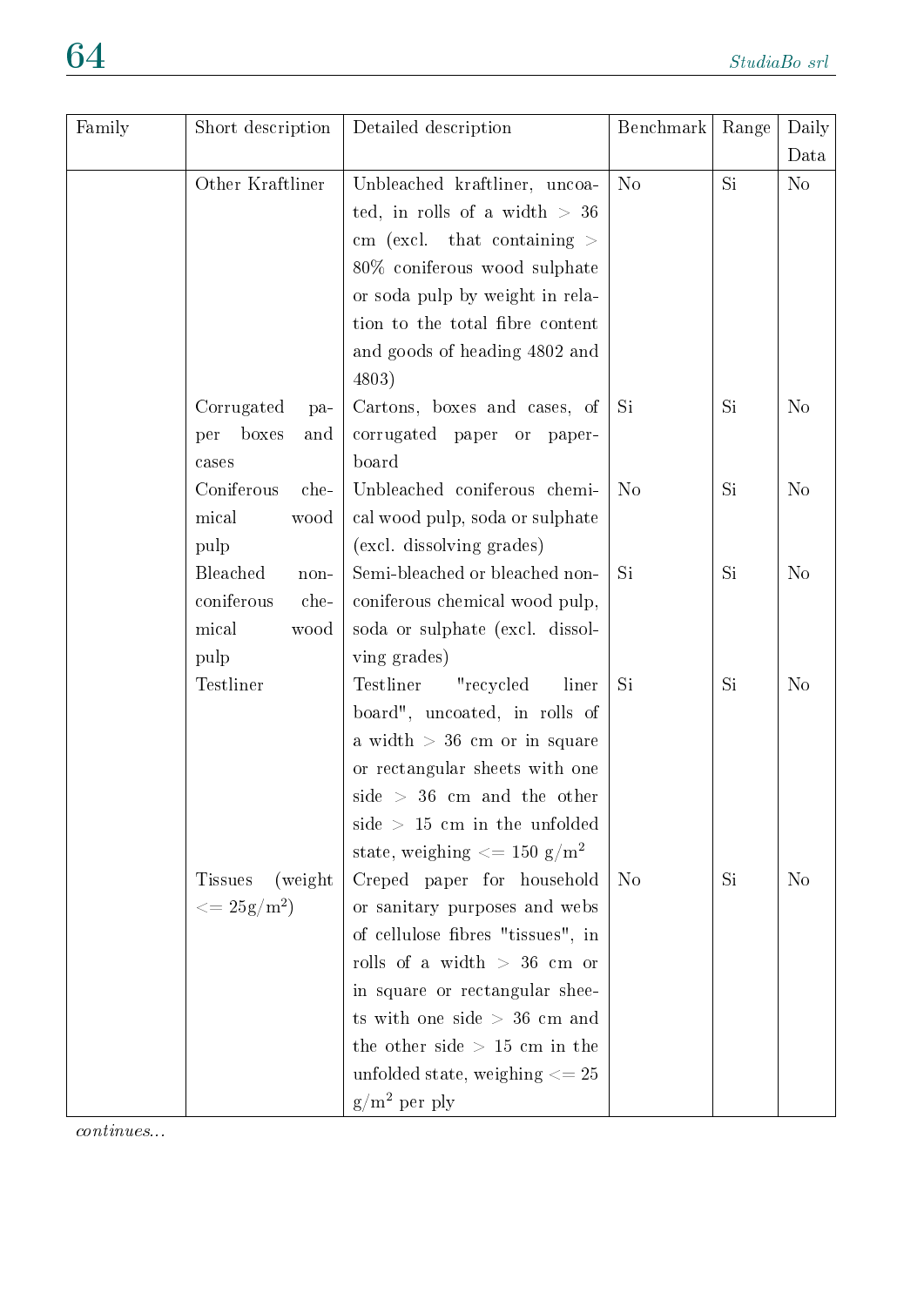| Family | Short description | Detailed description | Benchmark | Range | Daily Data |
|---|---|---|---|---|---|
| | Other Kraftliner | Unbleached kraftliner, uncoated, in rolls of a width > 36 cm (excl. that containing > 80% coniferous wood sulphate or soda pulp by weight in relation to the total fibre content and goods of heading 4802 and 4803) | No | Si | No |
| | Corrugated paper boxes and cases | Cartons, boxes and cases, of corrugated paper or paperboard | Si | Si | No |
| | Coniferous chemical wood pulp | Unbleached coniferous chemical wood pulp, soda or sulphate (excl. dissolving grades) | No | Si | No |
| | Bleached non-coniferous chemical wood pulp | Semi-bleached or bleached non-coniferous chemical wood pulp, soda or sulphate (excl. dissolving grades) | Si | Si | No |
| | Testliner | Testliner "recycled liner board", uncoated, in rolls of a width > 36 cm or in square or rectangular sheets with one side > 36 cm and the other side > 15 cm in the unfolded state, weighing <= 150 g/m$^2$ | Si | Si | No |
| | Tissues (weight <= 25g/m$^2$) | Creped paper for household or sanitary purposes and webs of cellulose fibres "tissues", in rolls of a width > 36 cm or in square or rectangular sheets with one side > 36 cm and the other side > 15 cm in the unfolded state, weighing <= 25 g/m$^2$ per ply | No | Si | No |

*continues...*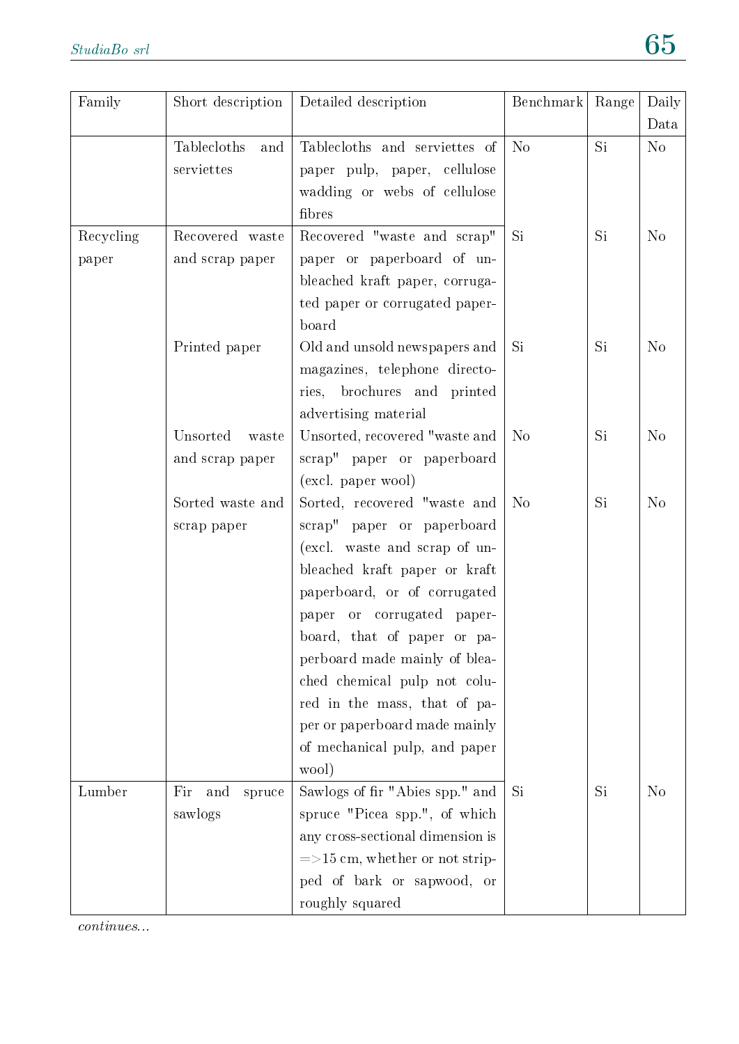| Family | Short description | Detailed description | Benchmark | Range | Daily Data |
| --- | --- | --- | --- | --- | --- |
| | Tablecloths and serviettes | Tablecloths and serviettes of paper pulp, paper, cellulose wadding or webs of cellulose fibres | No | Si | No |
| Recycling paper | Recovered waste and scrap paper | Recovered "waste and scrap" paper or paperboard of unbleached kraft paper, corrugated paper or corrugated paperboard | Si | Si | No |
| | Printed paper | Old and unsold newspapers and magazines, telephone directories, brochures and printed advertising material | Si | Si | No |
| | Unsorted waste and scrap paper | Unsorted, recovered "waste and scrap" paper or paperboard (excl. paper wool) | No | Si | No |
| | Sorted waste and scrap paper | Sorted, recovered "waste and scrap" paper or paperboard (excl. waste and scrap of unbleached kraft paper or kraft paperboard, or of corrugated paper or corrugated paperboard, that of paper or paperboard made mainly of bleached chemical pulp not coloured in the mass, that of paper or paperboard made mainly of mechanical pulp, and paper wool) | No | Si | No |
| Lumber | Fir and spruce sawlogs | Sawlogs of fir "Abies spp." and spruce "Picea spp.", of which any cross-sectional dimension is =>15 cm, whether or not stripped of bark or sapwood, or roughly squared | Si | Si | No |

*continues...*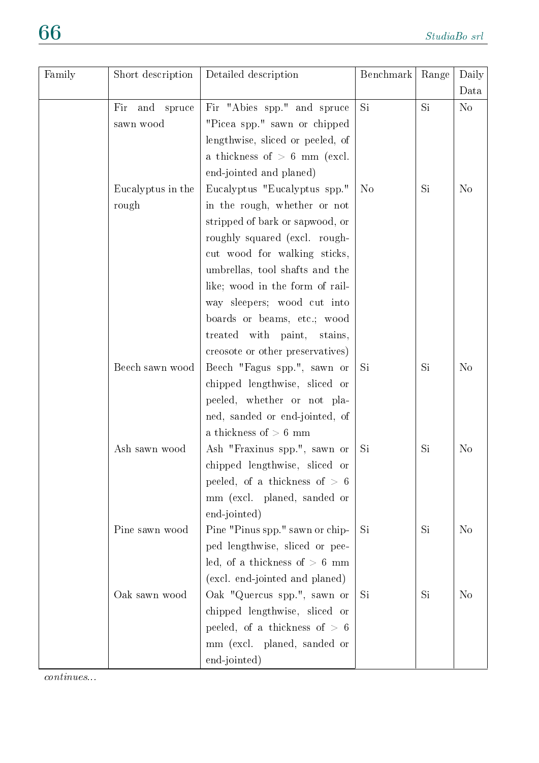| Family | Short description | Detailed description | Benchmark | Range | Daily Data |
|---|---|---|---|---|---|
| | Fir and spruce sawn wood | Fir "Abies spp." and spruce "Picea spp." sawn or chipped lengthwise, sliced or peeled, of a thickness of > 6 mm (excl. end-jointed and planed) | Si | Si | No |
| | Eucalyptus in the rough | Eucalyptus "Eucalyptus spp." in the rough, whether or not stripped of bark or sapwood, or roughly squared (excl. rough-cut wood for walking sticks, umbrellas, tool shafts and the like; wood in the form of railway sleepers; wood cut into boards or beams, etc.; wood treated with paint, stains, creosote or other preservatives) | No | Si | No |
| | Beech sawn wood | Beech "Fagus spp.", sawn or chipped lengthwise, sliced or peeled, whether or not planed, sanded or end-jointed, of a thickness of > 6 mm | Si | Si | No |
| | Ash sawn wood | Ash "Fraxinus spp.", sawn or chipped lengthwise, sliced or peeled, of a thickness of > 6 mm (excl. planed, sanded or end-jointed) | Si | Si | No |
| | Pine sawn wood | Pine "Pinus spp." sawn or chipped lengthwise, sliced or peeled, of a thickness of > 6 mm (excl. end-jointed and planed) | Si | Si | No |
| | Oak sawn wood | Oak "Quercus spp.", sawn or chipped lengthwise, sliced or peeled, of a thickness of > 6 mm (excl. planed, sanded or end-jointed) | Si | Si | No |

*continues...*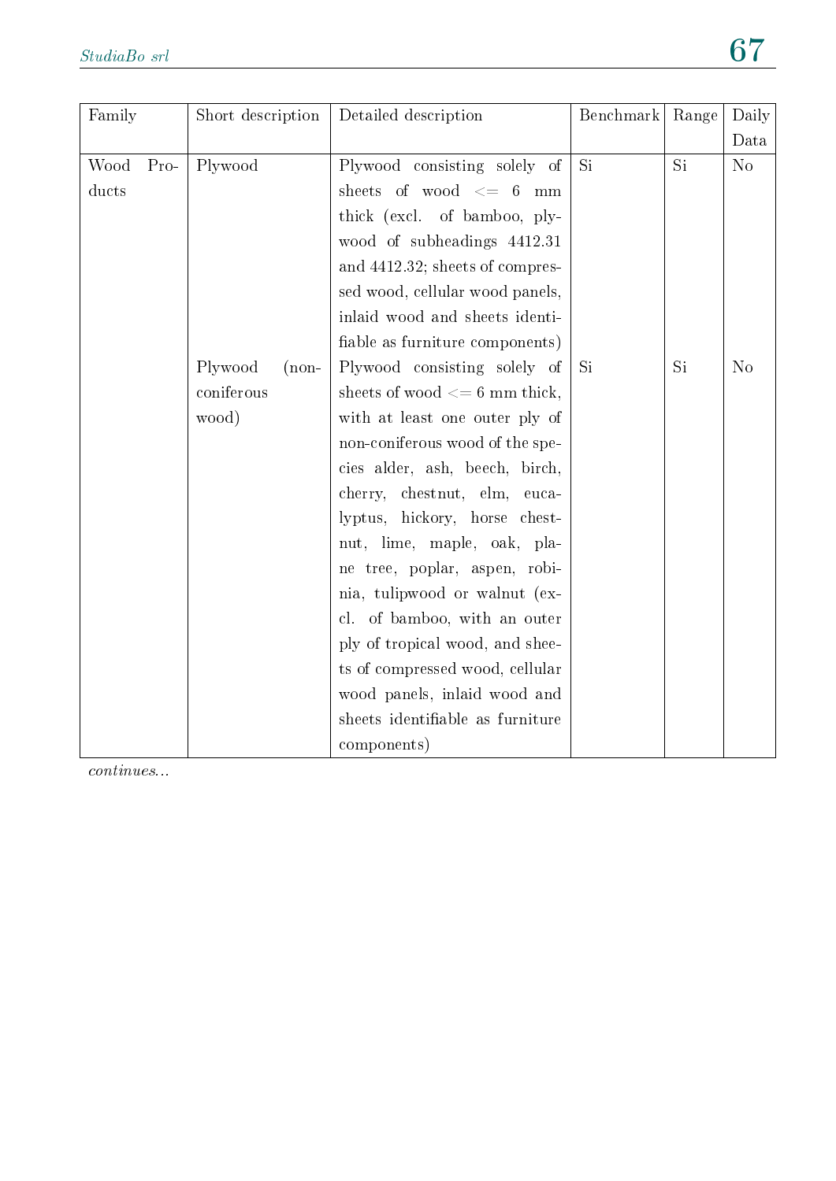| Family | Short description | Detailed description | Benchmark | Range | Daily Data |
|---|---|---|---|---|---|
| Wood Products | Plywood | Plywood consisting solely of sheets of wood <= 6 mm thick (excl. of bamboo, plywood of subheadings 4412.31 and 4412.32; sheets of compressed wood, cellular wood panels, inlaid wood and sheets identifiable as furniture components) | Si | Si | No |
| | Plywood (non-coniferous wood) | Plywood consisting solely of sheets of wood <= 6 mm thick, with at least one outer ply of non-coniferous wood of the species alder, ash, beech, birch, cherry, chestnut, elm, eucalyptus, hickory, horse chestnut, lime, maple, oak, plane tree, poplar, aspen, robinia, tulipwood or walnut (excl. of bamboo, with an outer ply of tropical wood, and sheets of compressed wood, cellular wood panels, inlaid wood and sheets identifiable as furniture components) | Si | Si | No |

*continues...*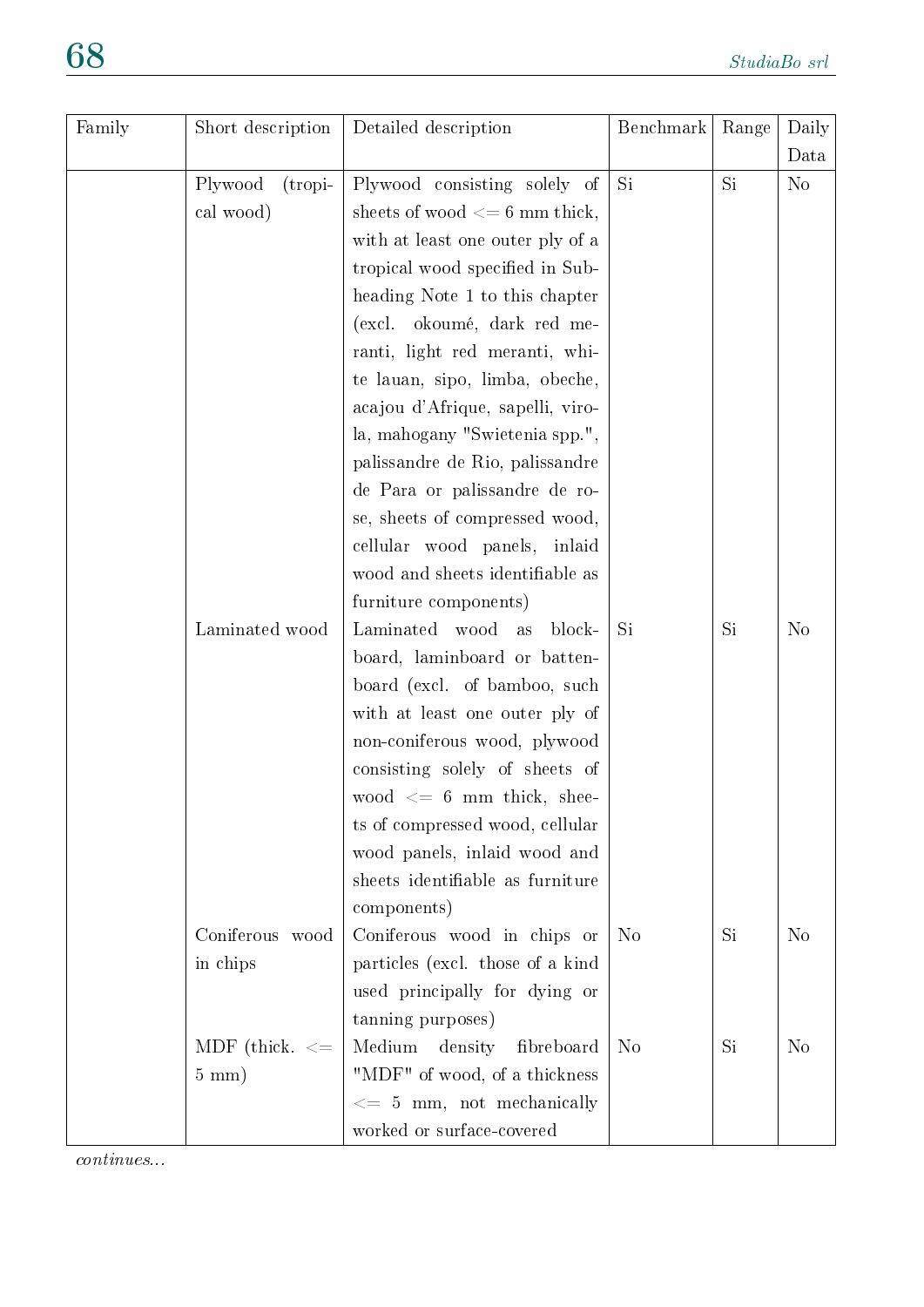| Family | Short description | Detailed description | Benchmark | Range | Daily Data |
|---|---|---|---|---|---|
| | Plywood (tropical wood) | Plywood consisting solely of sheets of wood <= 6 mm thick, with at least one outer ply of a tropical wood specified in Subheading Note 1 to this chapter (excl. okoumé, dark red meranti, light red meranti, white lauan, sipo, limba, obeche, acajou d'Afrique, sapelli, virola, mahogany "Swietenia spp.", palissandre de Rio, palissandre de Para or palissandre de rose, sheets of compressed wood, cellular wood panels, inlaid wood and sheets identifiable as furniture components) | Si | Si | No |
| | Laminated wood | Laminated wood as blockboard, laminboard or battenboard (excl. of bamboo, such with at least one outer ply of non-coniferous wood, plywood consisting solely of sheets of wood <= 6 mm thick, sheets of compressed wood, cellular wood panels, inlaid wood and sheets identifiable as furniture components) | Si | Si | No |
| | Coniferous wood in chips | Coniferous wood in chips or particles (excl. those of a kind used principally for dying or tanning purposes) | No | Si | No |
| | MDF (thick. <= 5 mm) | Medium density fibreboard "MDF" of wood, of a thickness <= 5 mm, not mechanically worked or surface-covered | No | Si | No |

*continues...*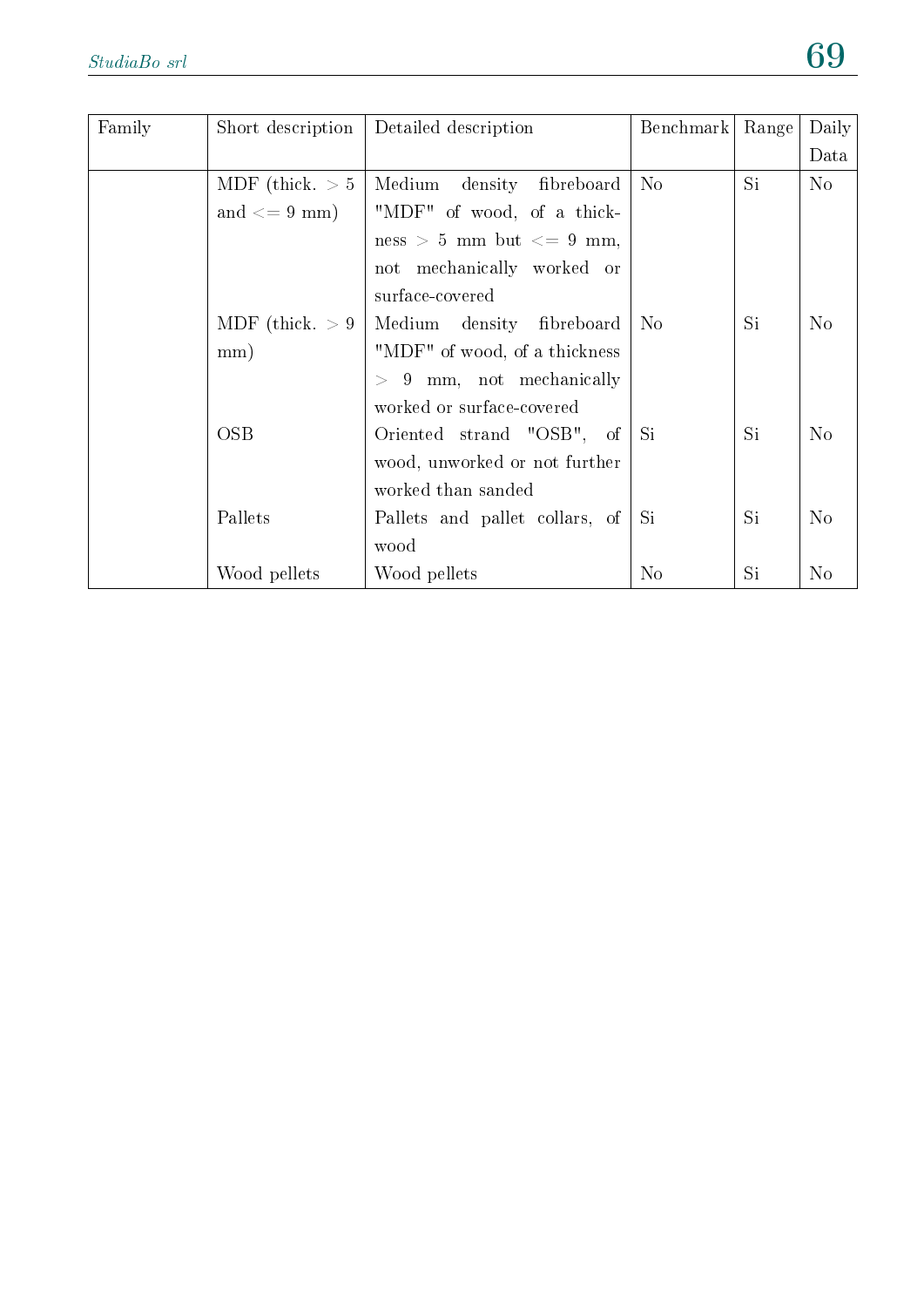| Family | Short description | Detailed description | Benchmark | Range | Daily Data |
|---|---|---|---|---|---|
| | MDF (thick. $>$ 5 and $<=$ 9 mm) | Medium density fibreboard "MDF" of wood, of a thickness $>$ 5 mm but $<=$ 9 mm, not mechanically worked or surface-covered | No | Si | No |
| | MDF (thick. $>$ 9 mm) | Medium density fibreboard "MDF" of wood, of a thickness $>$ 9 mm, not mechanically worked or surface-covered | No | Si | No |
| | OSB | Oriented strand "OSB", of wood, unworked or not further worked than sanded | Si | Si | No |
| | Pallets | Pallets and pallet collars, of wood | Si | Si | No |
| | Wood pellets | Wood pellets | No | Si | No |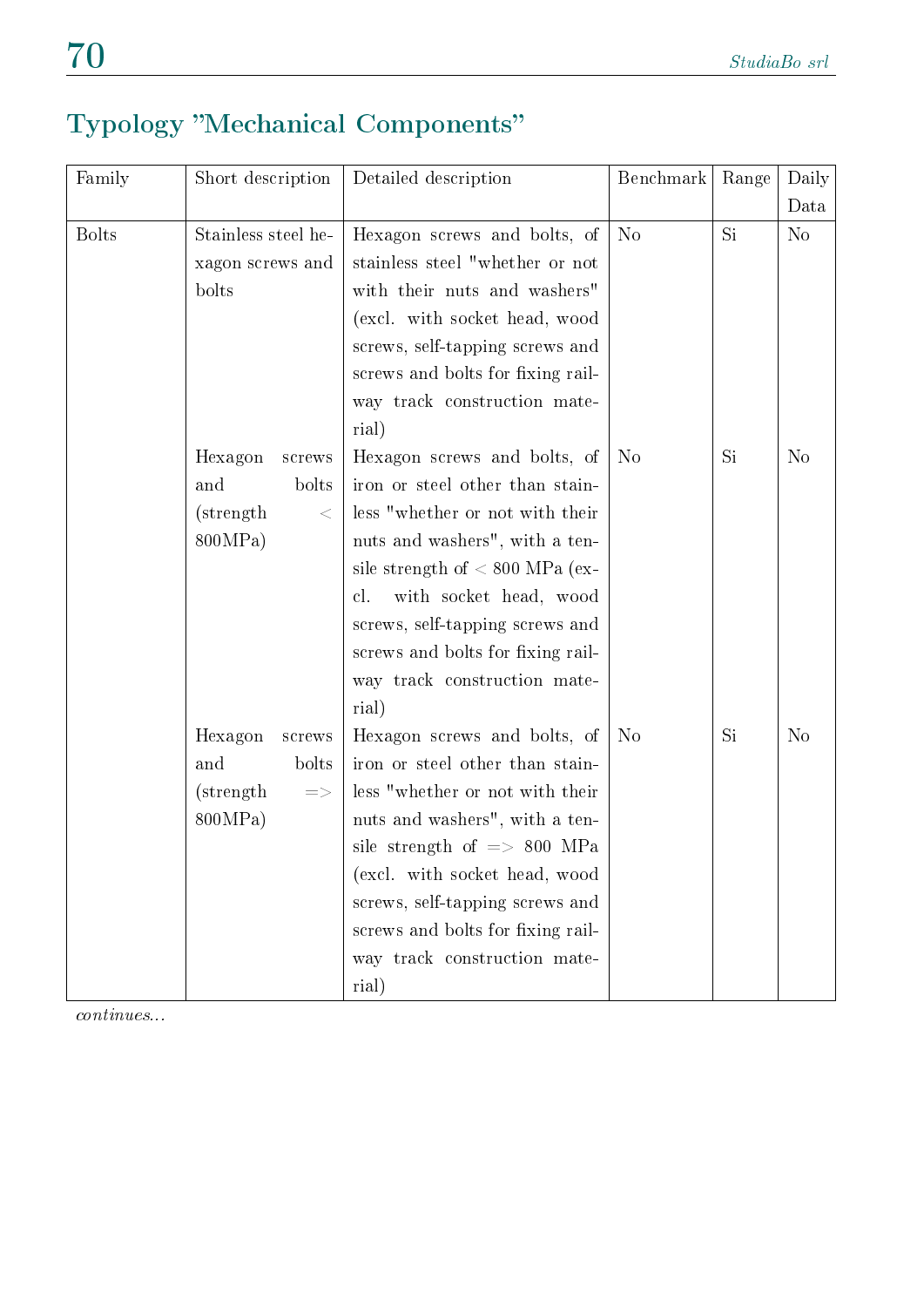## Typology "Mechanical Components"

| Family | Short description | Detailed description | Benchmark | Range | Daily Data |
|---|---|---|---|---|---|
| Bolts | Stainless steel hexagon screws and bolts | Hexagon screws and bolts, of stainless steel "whether or not with their nuts and washers" (excl. with socket head, wood screws, self-tapping screws and screws and bolts for fixing railway track construction material) | No | Si | No |
| | Hexagon screws and bolts (strength < 800MPa) | Hexagon screws and bolts, of iron or steel other than stainless "whether or not with their nuts and washers", with a tensile strength of < 800 MPa (excl. with socket head, wood screws, self-tapping screws and screws and bolts for fixing railway track construction material) | No | Si | No |
| | Hexagon screws and bolts (strength => 800MPa) | Hexagon screws and bolts, of iron or steel other than stainless "whether or not with their nuts and washers", with a tensile strength of => 800 MPa (excl. with socket head, wood screws, self-tapping screws and screws and bolts for fixing railway track construction material) | No | Si | No |

*continues...*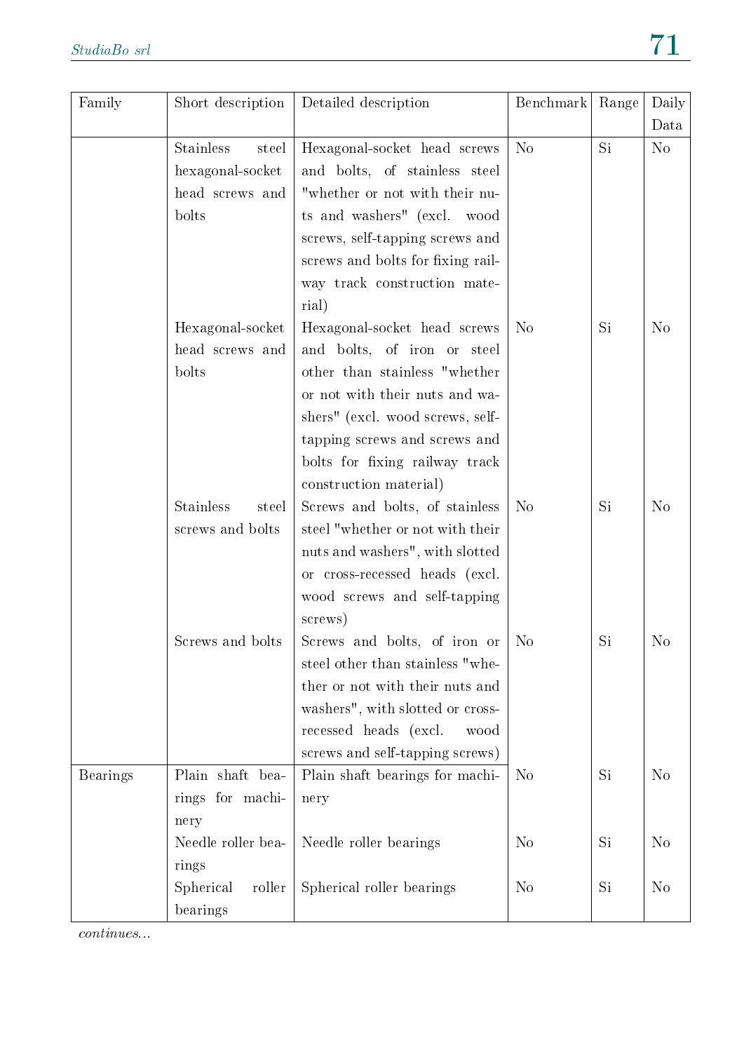| Family | Short description | Detailed description | Benchmark | Range | Daily Data |
|---|---|---|---|---|---|
| | Stainless steel hexagonal-socket head screws and bolts | Hexagonal-socket head screws and bolts, of stainless steel "whether or not with their nuts and washers" (excl. wood screws, self-tapping screws and screws and bolts for fixing railway track construction material) | No | Si | No |
| | Hexagonal-socket head screws and bolts | Hexagonal-socket head screws and bolts, of iron or steel other than stainless "whether or not with their nuts and washers" (excl. wood screws, self-tapping screws and screws and bolts for fixing railway track construction material) | No | Si | No |
| | Stainless steel screws and bolts | Screws and bolts, of stainless steel "whether or not with their nuts and washers", with slotted or cross-recessed heads (excl. wood screws and self-tapping screws) | No | Si | No |
| | Screws and bolts | Screws and bolts, of iron or steel other than stainless "whether or not with their nuts and washers", with slotted or cross-recessed heads (excl. wood screws and self-tapping screws) | No | Si | No |
| Bearings | Plain shaft bearings for machinery | Plain shaft bearings for machinery | No | Si | No |
| | Needle roller bearings | Needle roller bearings | No | Si | No |
| | Spherical roller bearings | Spherical roller bearings | No | Si | No |

*continues...*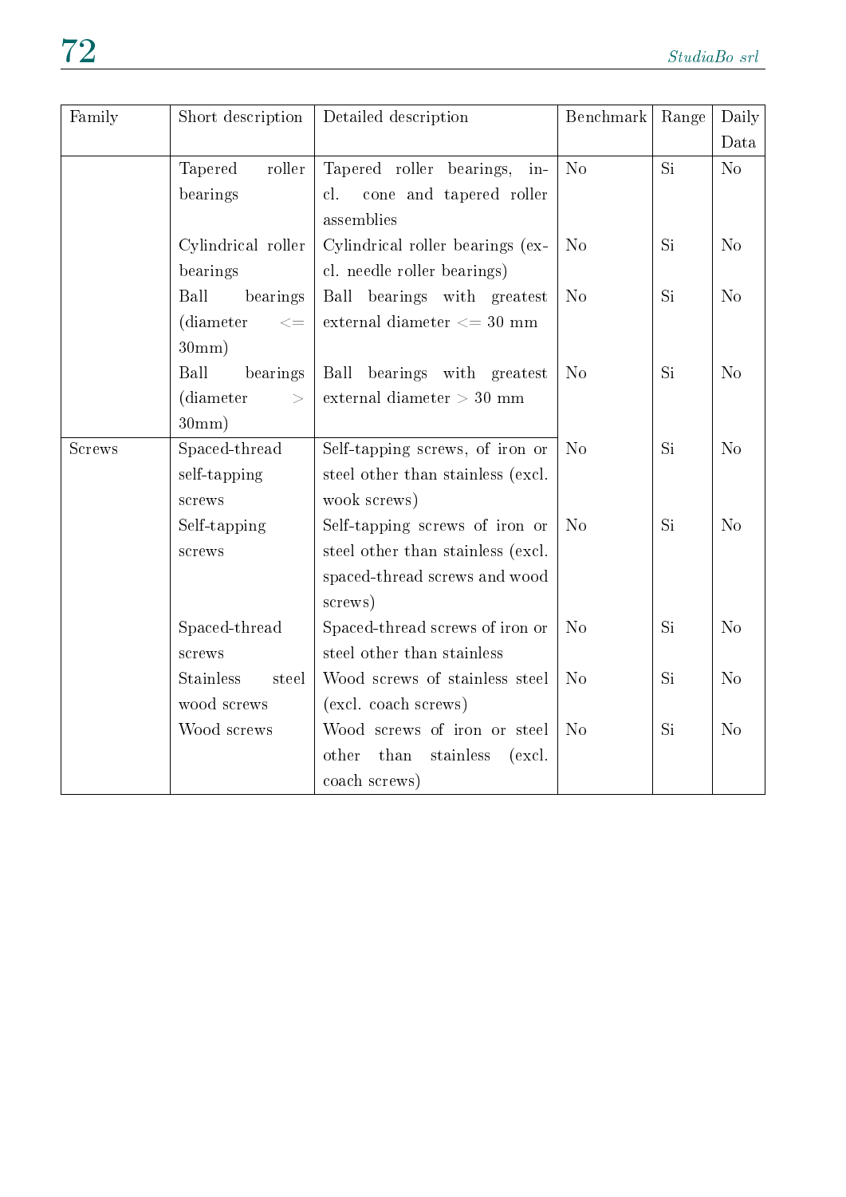| Family | Short description | Detailed description | Benchmark | Range | Daily Data |
|---|---|---|---|---|---|
| | Tapered roller bearings | Tapered roller bearings, incl. cone and tapered roller assemblies | No | Si | No |
| | Cylindrical roller bearings | Cylindrical roller bearings (excl. needle roller bearings) | No | Si | No |
| | Ball bearings (diameter <= 30mm) | Ball bearings with greatest external diameter <= 30 mm | No | Si | No |
| | Ball bearings (diameter > 30mm) | Ball bearings with greatest external diameter > 30 mm | No | Si | No |
| Screws | Spaced-thread self-tapping screws | Self-tapping screws, of iron or steel other than stainless (excl. wook screws) | No | Si | No |
| | Self-tapping screws | Self-tapping screws of iron or steel other than stainless (excl. spaced-thread screws and wood screws) | No | Si | No |
| | Spaced-thread screws | Spaced-thread screws of iron or steel other than stainless | No | Si | No |
| | Stainless steel wood screws | Wood screws of stainless steel (excl. coach screws) | No | Si | No |
| | Wood screws | Wood screws of iron or steel other than stainless (excl. coach screws) | No | Si | No |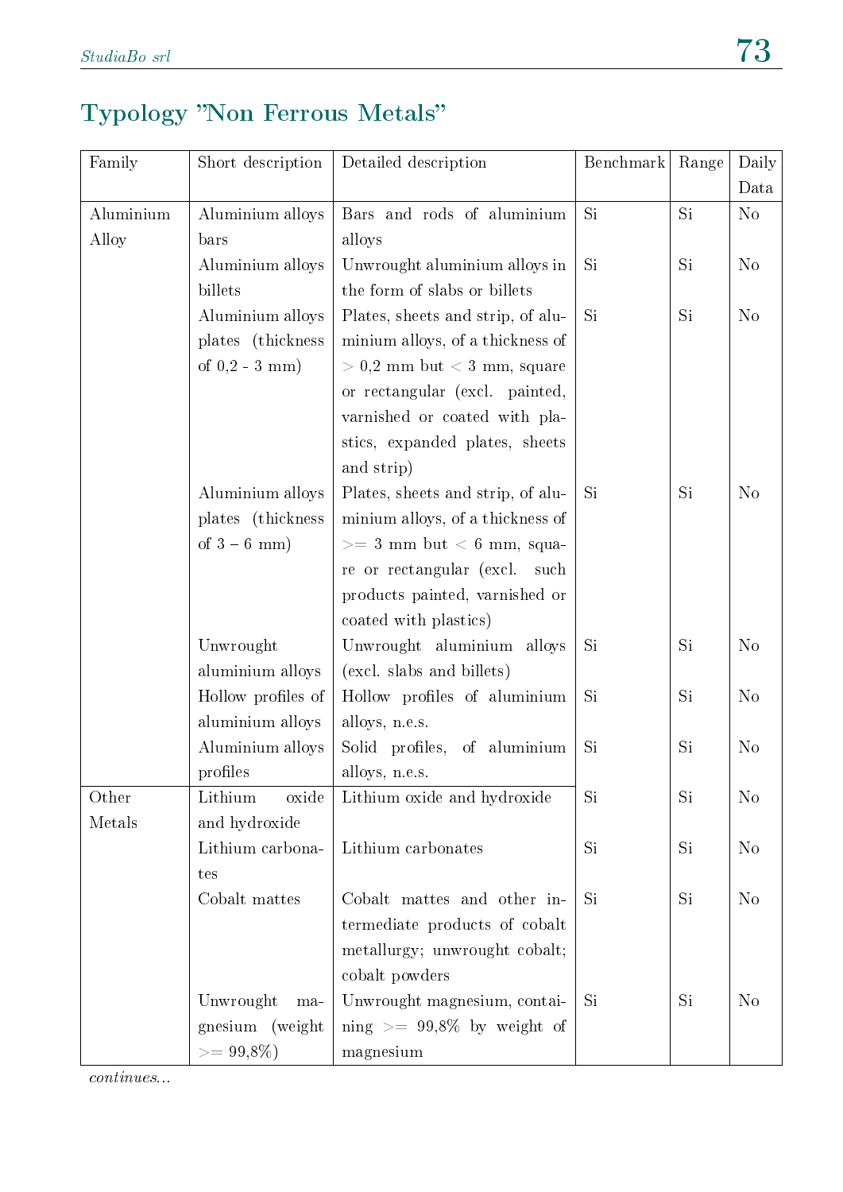## Typology "Non Ferrous Metals"

| Family | Short description | Detailed description | Benchmark | Range | Daily Data |
|---|---|---|---|---|---|
| Aluminium Alloy | Aluminium alloys bars | Bars and rods of aluminium alloys | Si | Si | No |
| | Aluminium alloys billets | Unwrought aluminium alloys in the form of slabs or billets | Si | Si | No |
| | Aluminium alloys plates (thickness of 0,2 - 3 mm) | Plates, sheets and strip, of aluminium alloys, of a thickness of > 0,2 mm but < 3 mm, square or rectangular (excl. painted, varnished or coated with plastics, expanded plates, sheets and strip) | Si | Si | No |
| | Aluminium alloys plates (thickness of 3 – 6 mm) | Plates, sheets and strip, of aluminium alloys, of a thickness of >= 3 mm but < 6 mm, square or rectangular (excl. such products painted, varnished or coated with plastics) | Si | Si | No |
| | Unwrought aluminium alloys | Unwrought aluminium alloys (excl. slabs and billets) | Si | Si | No |
| | Hollow profiles of aluminium alloys | Hollow profiles of aluminium alloys, n.e.s. | Si | Si | No |
| | Aluminium alloys profiles | Solid profiles, of aluminium alloys, n.e.s. | Si | Si | No |
| Other Metals | Lithium oxide and hydroxide | Lithium oxide and hydroxide | Si | Si | No |
| | Lithium carbonates | Lithium carbonates | Si | Si | No |
| | Cobalt mattes | Cobalt mattes and other intermediate products of cobalt metallurgy; unwrought cobalt; cobalt powders | Si | Si | No |
| | Unwrought magnesium (weight >= 99,8%) | Unwrought magnesium, containing >= 99,8% by weight of magnesium | Si | Si | No |

*continues...*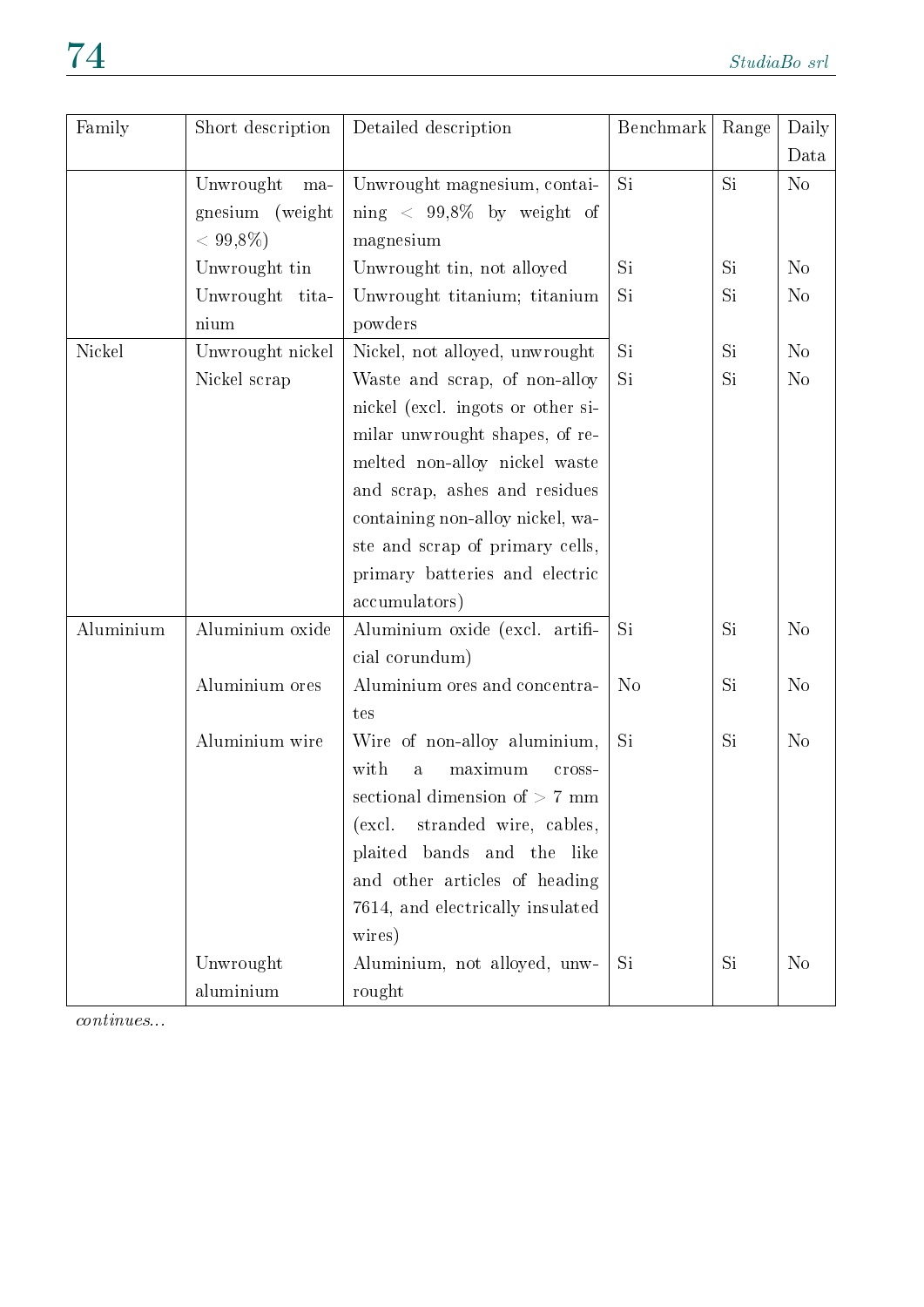| Family | Short description | Detailed description | Benchmark | Range | Daily Data |
|---|---|---|---|---|---|
| | Unwrought magnesium (weight $< 99{,}8\%$) | Unwrought magnesium, containing $< 99{,}8\%$ by weight of magnesium | Si | Si | No |
| | Unwrought tin | Unwrought tin, not alloyed | Si | Si | No |
| | Unwrought titanium | Unwrought titanium; titanium powders | Si | Si | No |
| Nickel | Unwrought nickel | Nickel, not alloyed, unwrought | Si | Si | No |
| | Nickel scrap | Waste and scrap, of non-alloy nickel (excl. ingots or other similar unwrought shapes, of remelted non-alloy nickel waste and scrap, ashes and residues containing non-alloy nickel, waste and scrap of primary cells, primary batteries and electric accumulators) | Si | Si | No |
| Aluminium | Aluminium oxide | Aluminium oxide (excl. artificial corundum) | Si | Si | No |
| | Aluminium ores | Aluminium ores and concentrates | No | Si | No |
| | Aluminium wire | Wire of non-alloy aluminium, with a maximum cross-sectional dimension of $> 7$ mm (excl. stranded wire, cables, plaited bands and the like and other articles of heading 7614, and electrically insulated wires) | Si | Si | No |
| | Unwrought aluminium | Aluminium, not alloyed, unwrought | Si | Si | No |

*continues...*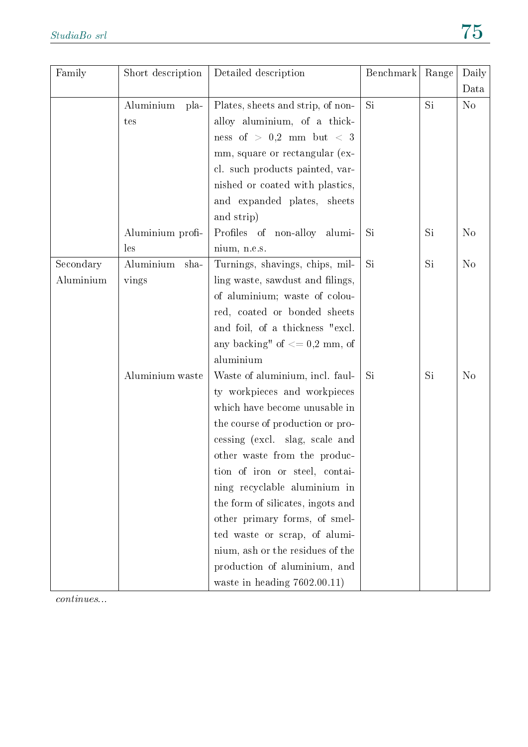| Family | Short description | Detailed description | Benchmark | Range | Daily Data |
|---|---|---|---|---|---|
| | Aluminium plates | Plates, sheets and strip, of non-alloy aluminium, of a thickness of > 0,2 mm but < 3 mm, square or rectangular (excl. such products painted, varnished or coated with plastics, and expanded plates, sheets and strip) | Si | Si | No |
| | Aluminium profiles | Profiles of non-alloy aluminium, n.e.s. | Si | Si | No |
| Secondary Aluminium | Aluminium shavings | Turnings, shavings, chips, milling waste, sawdust and filings, of aluminium; waste of coloured, coated or bonded sheets and foil, of a thickness "excl. any backing" of <= 0,2 mm, of aluminium | Si | Si | No |
| | Aluminium waste | Waste of aluminium, incl. faulty workpieces and workpieces which have become unusable in the course of production or processing (excl. slag, scale and other waste from the production of iron or steel, containing recyclable aluminium in the form of silicates, ingots and other primary forms, of smelted waste or scrap, of aluminium, ash or the residues of the production of aluminium, and waste in heading 7602.00.11) | Si | Si | No |

*continues...*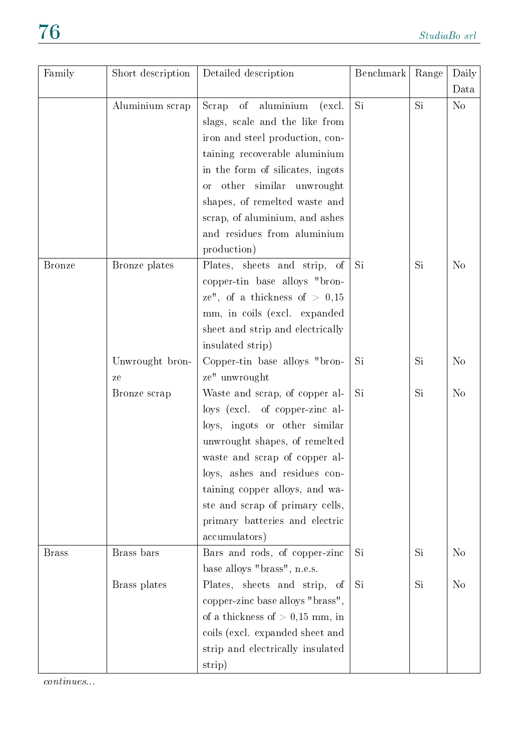| Family | Short description | Detailed description | Benchmark | Range | Daily Data |
|---|---|---|---|---|---|
| | Aluminium scrap | Scrap of aluminium (excl. slags, scale and the like from iron and steel production, containing recoverable aluminium in the form of silicates, ingots or other similar unwrought shapes, of remelted waste and scrap, of aluminium, and ashes and residues from aluminium production) | Si | Si | No |
| Bronze | Bronze plates | Plates, sheets and strip, of copper-tin base alloys "bronze", of a thickness of > 0,15 mm, in coils (excl. expanded sheet and strip and electrically insulated strip) | Si | Si | No |
| | Unwrought bronze | Copper-tin base alloys "bronze" unwrought | Si | Si | No |
| | Bronze scrap | Waste and scrap, of copper alloys (excl. of copper-zinc alloys, ingots or other similar unwrought shapes, of remelted waste and scrap of copper alloys, ashes and residues containing copper alloys, and waste and scrap of primary cells, primary batteries and electric accumulators) | Si | Si | No |
| Brass | Brass bars | Bars and rods, of copper-zinc base alloys "brass", n.e.s. | Si | Si | No |
| | Brass plates | Plates, sheets and strip, of copper-zinc base alloys "brass", of a thickness of > 0,15 mm, in coils (excl. expanded sheet and strip and electrically insulated strip) | Si | Si | No |

*continues...*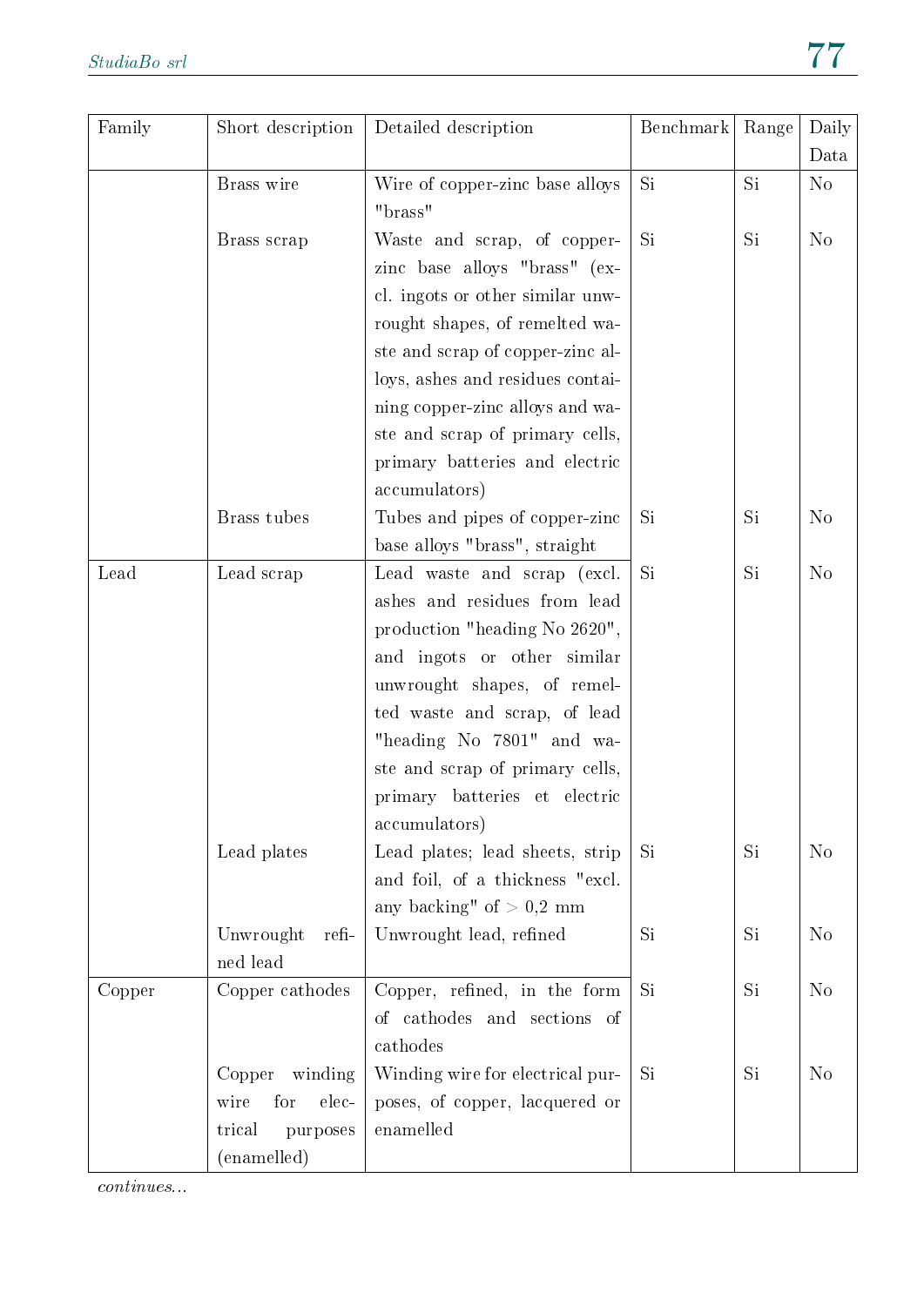| Family | Short description | Detailed description | Benchmark | Range | Daily Data |
|---|---|---|---|---|---|
| | Brass wire | Wire of copper-zinc base alloys "brass" | Si | Si | No |
| | Brass scrap | Waste and scrap, of copper-zinc base alloys "brass" (excl. ingots or other similar unwrought shapes, of remelted waste and scrap of copper-zinc alloys, ashes and residues containing copper-zinc alloys and waste and scrap of primary cells, primary batteries and electric accumulators) | Si | Si | No |
| | Brass tubes | Tubes and pipes of copper-zinc base alloys "brass", straight | Si | Si | No |
| Lead | Lead scrap | Lead waste and scrap (excl. ashes and residues from lead production "heading No 2620", and ingots or other similar unwrought shapes, of remelted waste and scrap, of lead "heading No 7801" and waste and scrap of primary cells, primary batteries et electric accumulators) | Si | Si | No |
| | Lead plates | Lead plates; lead sheets, strip and foil, of a thickness "excl. any backing" of > 0,2 mm | Si | Si | No |
| | Unwrought refined lead | Unwrought lead, refined | Si | Si | No |
| Copper | Copper cathodes | Copper, refined, in the form of cathodes and sections of cathodes | Si | Si | No |
| | Copper winding wire for electrical purposes (enamelled) | Winding wire for electrical purposes, of copper, lacquered or enamelled | Si | Si | No |

*continues...*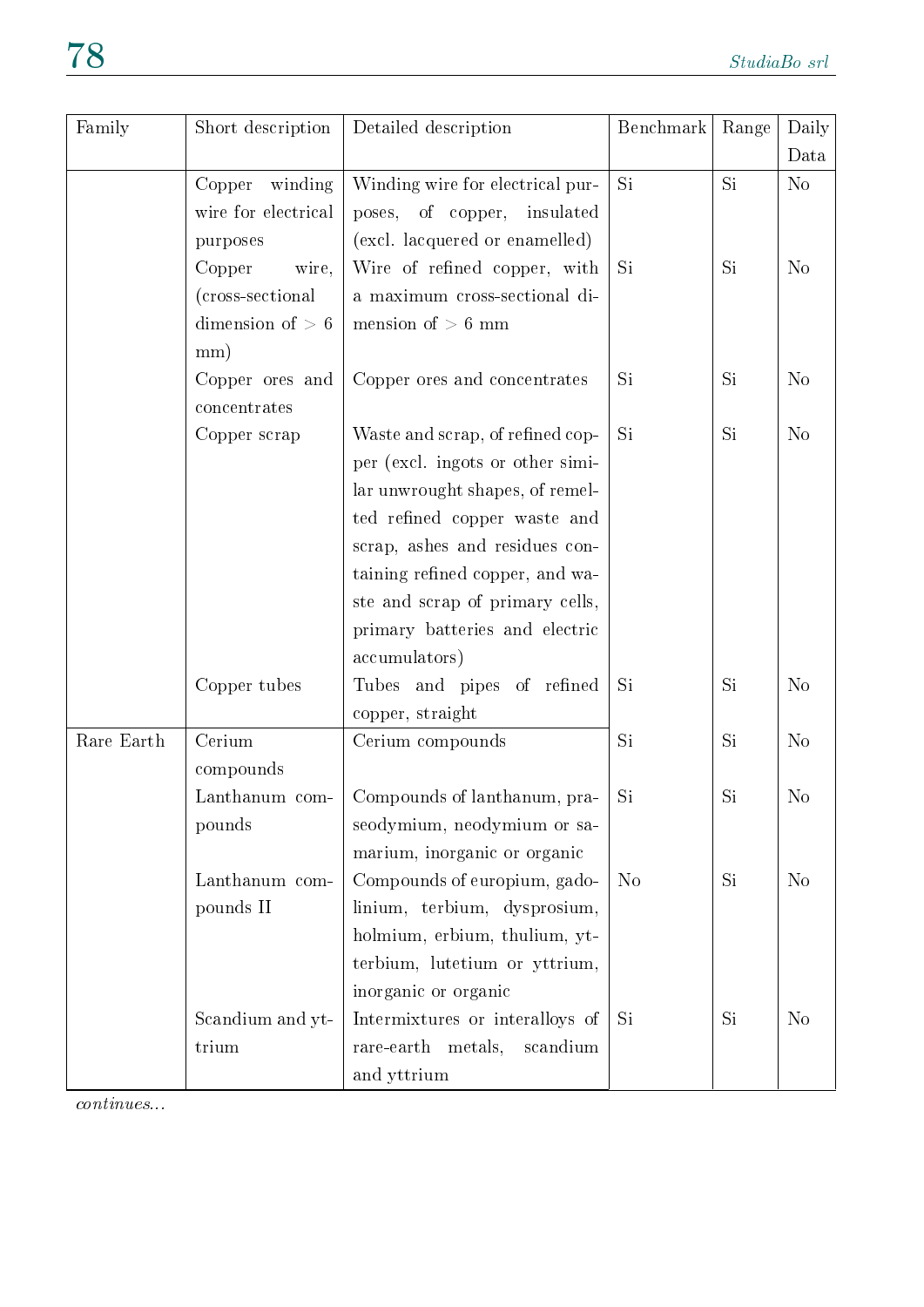| Family | Short description | Detailed description | Benchmark | Range | Daily Data |
|---|---|---|---|---|---|
| | Copper winding wire for electrical purposes | Winding wire for electrical purposes, of copper, insulated (excl. lacquered or enamelled) | Si | Si | No |
| | Copper wire, (cross-sectional dimension of > 6 mm) | Wire of refined copper, with a maximum cross-sectional dimension of > 6 mm | Si | Si | No |
| | Copper ores and concentrates | Copper ores and concentrates | Si | Si | No |
| | Copper scrap | Waste and scrap, of refined copper (excl. ingots or other similar unwrought shapes, of remelted refined copper waste and scrap, ashes and residues containing refined copper, and waste and scrap of primary cells, primary batteries and electric accumulators) | Si | Si | No |
| | Copper tubes | Tubes and pipes of refined copper, straight | Si | Si | No |
| Rare Earth | Cerium compounds | Cerium compounds | Si | Si | No |
| | Lanthanum compounds | Compounds of lanthanum, praseodymium, neodymium or samarium, inorganic or organic | Si | Si | No |
| | Lanthanum compounds II | Compounds of europium, gadolinium, terbium, dysprosium, holmium, erbium, thulium, ytterbium, lutetium or yttrium, inorganic or organic | No | Si | No |
| | Scandium and yttrium | Intermixtures or interalloys of rare-earth metals, scandium and yttrium | Si | Si | No |

*continues...*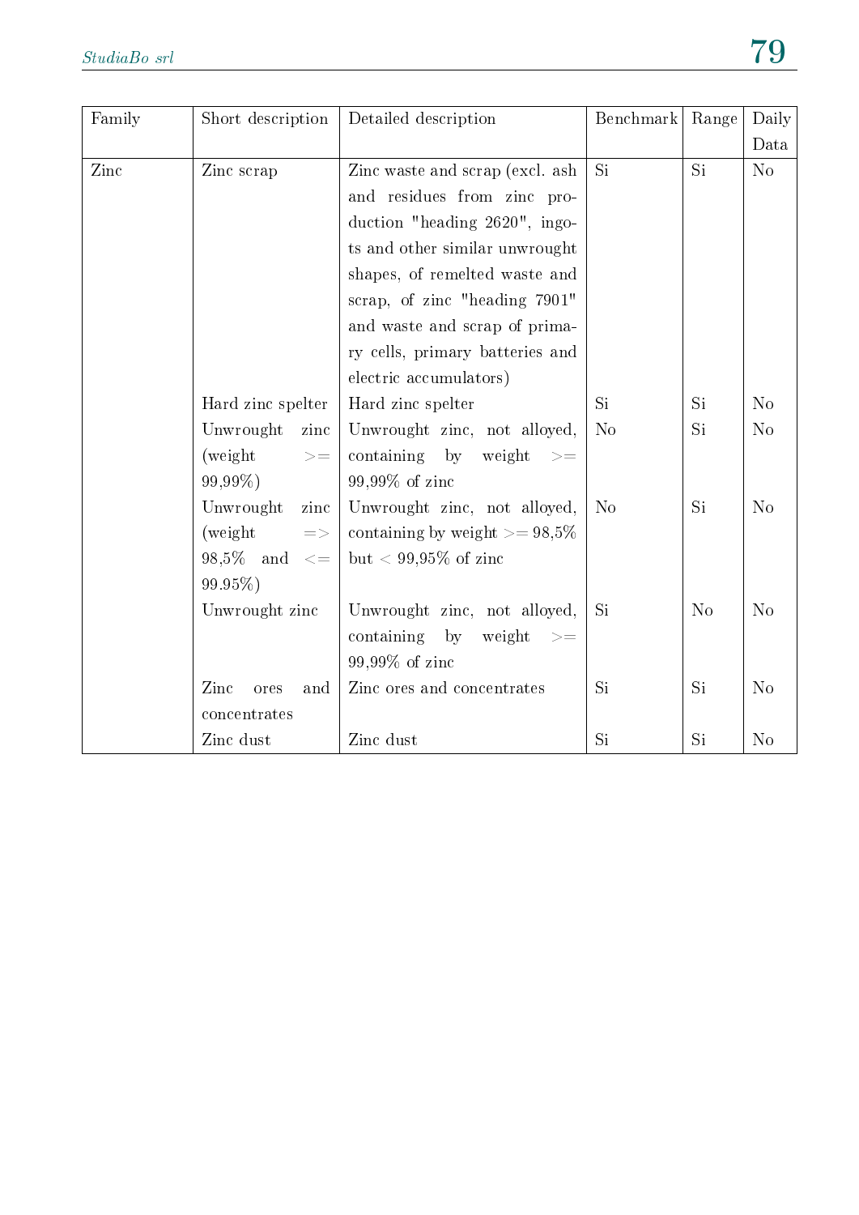| Family | Short description | Detailed description | Benchmark | Range | Daily Data |
|---|---|---|---|---|---|
| Zinc | Zinc scrap | Zinc waste and scrap (excl. ash and residues from zinc production "heading 2620", ingots and other similar unwrought shapes, of remelted waste and scrap, of zinc "heading 7901" and waste and scrap of primary cells, primary batteries and electric accumulators) | Si | Si | No |
| | Hard zinc spelter | Hard zinc spelter | Si | Si | No |
| | Unwrought zinc (weight >= 99,99%) | Unwrought zinc, not alloyed, containing by weight >= 99,99% of zinc | No | Si | No |
| | Unwrought zinc (weight => 98,5% and <= 99.95%) | Unwrought zinc, not alloyed, containing by weight >= 98,5% but < 99,95% of zinc | No | Si | No |
| | Unwrought zinc | Unwrought zinc, not alloyed, containing by weight >= 99,99% of zinc | Si | No | No |
| | Zinc ores and concentrates | Zinc ores and concentrates | Si | Si | No |
| | Zinc dust | Zinc dust | Si | Si | No |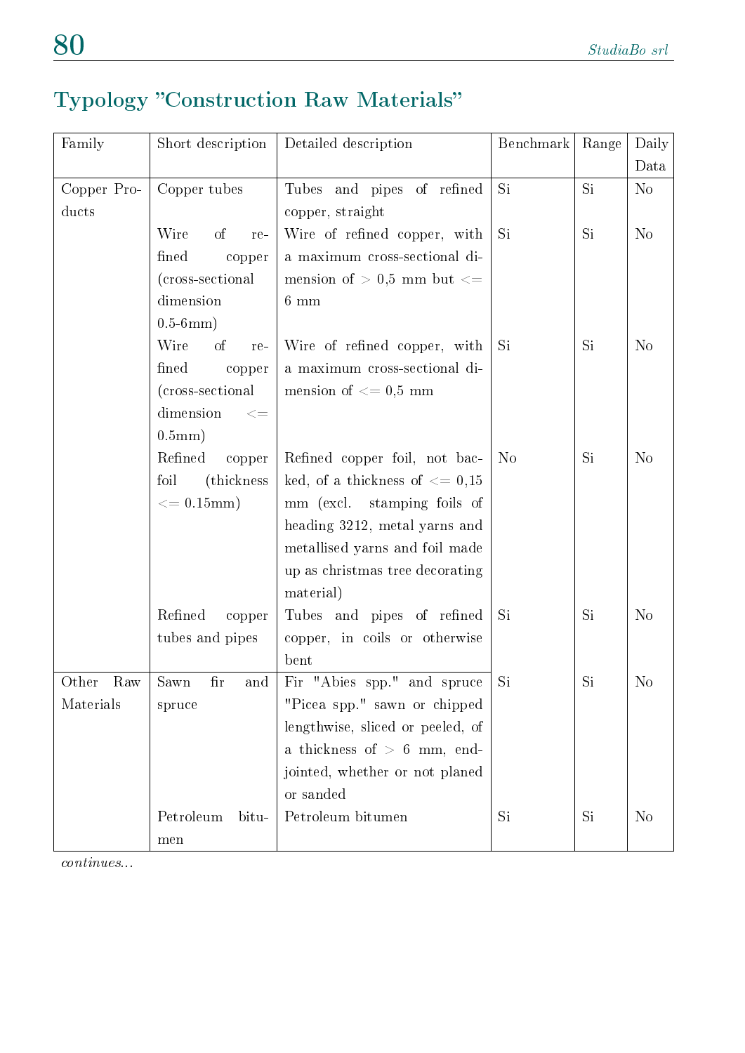## Typology "Construction Raw Materials"

| Family | Short description | Detailed description | Benchmark | Range | Daily Data |
|---|---|---|---|---|---|
| Copper Products | Copper tubes | Tubes and pipes of refined copper, straight | Si | Si | No |
| | Wire of refined copper (cross-sectional dimension 0.5-6mm) | Wire of refined copper, with a maximum cross-sectional dimension of > 0,5 mm but <= 6 mm | Si | Si | No |
| | Wire of refined copper (cross-sectional dimension <= 0.5mm) | Wire of refined copper, with a maximum cross-sectional dimension of <= 0,5 mm | Si | Si | No |
| | Refined copper foil (thickness <= 0.15mm) | Refined copper foil, not backed, of a thickness of <= 0,15 mm (excl. stamping foils of heading 3212, metal yarns and metallised yarns and foil made up as christmas tree decorating material) | No | Si | No |
| | Refined copper tubes and pipes | Tubes and pipes of refined copper, in coils or otherwise bent | Si | Si | No |
| Other Raw Materials | Sawn fir and spruce | Fir "Abies spp." and spruce "Picea spp." sawn or chipped lengthwise, sliced or peeled, of a thickness of > 6 mm, end-jointed, whether or not planed or sanded | Si | Si | No |
| | Petroleum bitumen | Petroleum bitumen | Si | Si | No |

*continues...*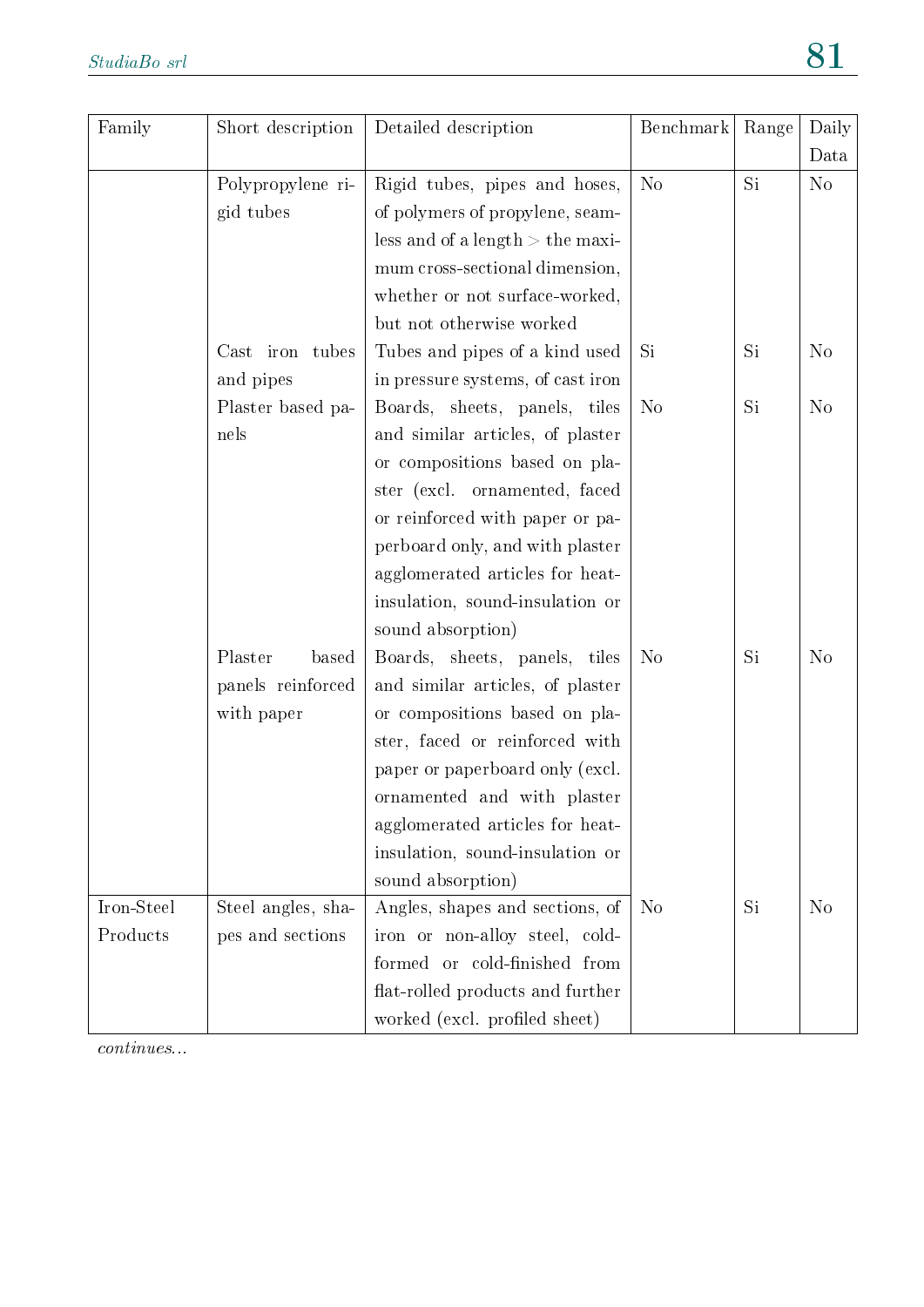| Family | Short description | Detailed description | Benchmark | Range | Daily Data |
|---|---|---|---|---|---|
| | Polypropylene rigid tubes | Rigid tubes, pipes and hoses, of polymers of propylene, seamless and of a length > the maximum cross-sectional dimension, whether or not surface-worked, but not otherwise worked | No | Si | No |
| | Cast iron tubes and pipes | Tubes and pipes of a kind used in pressure systems, of cast iron | Si | Si | No |
| | Plaster based panels | Boards, sheets, panels, tiles and similar articles, of plaster or compositions based on plaster (excl. ornamented, faced or reinforced with paper or paperboard only, and with plaster agglomerated articles for heat-insulation, sound-insulation or sound absorption) | No | Si | No |
| | Plaster based panels reinforced with paper | Boards, sheets, panels, tiles and similar articles, of plaster or compositions based on plaster, faced or reinforced with paper or paperboard only (excl. ornamented and with plaster agglomerated articles for heat-insulation, sound-insulation or sound absorption) | No | Si | No |
| Iron-Steel Products | Steel angles, shapes and sections | Angles, shapes and sections, of iron or non-alloy steel, cold-formed or cold-finished from flat-rolled products and further worked (excl. profiled sheet) | No | Si | No |

*continues...*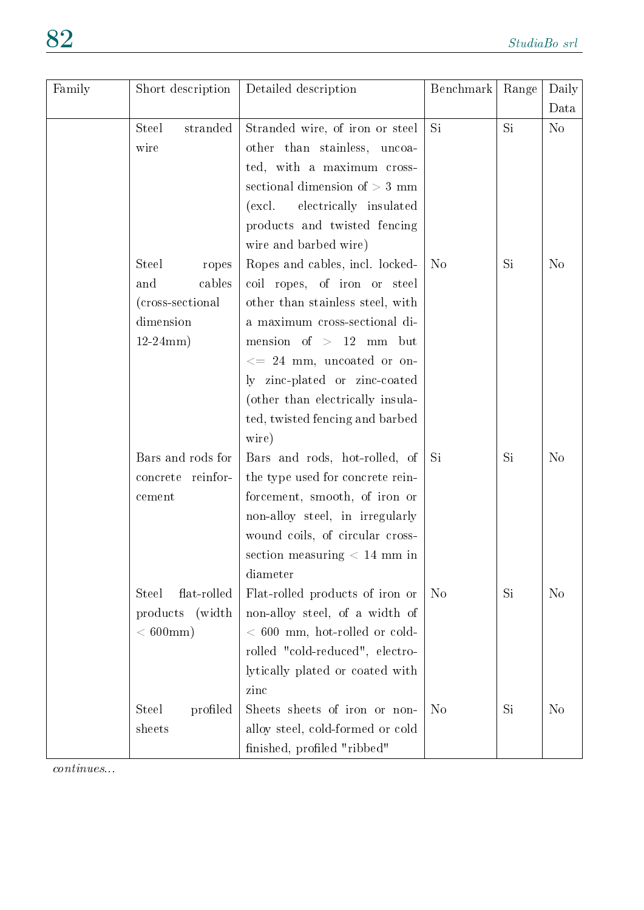| Family | Short description | Detailed description | Benchmark | Range | Daily Data |
|---|---|---|---|---|---|
| | Steel stranded wire | Stranded wire, of iron or steel other than stainless, uncoated, with a maximum cross-sectional dimension of > 3 mm (excl. electrically insulated products and twisted fencing wire and barbed wire) | Si | Si | No |
| | Steel ropes and cables (cross-sectional dimension 12-24mm) | Ropes and cables, incl. locked-coil ropes, of iron or steel other than stainless steel, with a maximum cross-sectional dimension of > 12 mm but <= 24 mm, uncoated or only zinc-plated or zinc-coated (other than electrically insulated, twisted fencing and barbed wire) | No | Si | No |
| | Bars and rods for concrete reinforcement | Bars and rods, hot-rolled, of the type used for concrete reinforcement, smooth, of iron or non-alloy steel, in irregularly wound coils, of circular cross-section measuring < 14 mm in diameter | Si | Si | No |
| | Steel flat-rolled products (width < 600mm) | Flat-rolled products of iron or non-alloy steel, of a width of < 600 mm, hot-rolled or cold-rolled "cold-reduced", electrolytically plated or coated with zinc | No | Si | No |
| | Steel profiled sheets | Sheets sheets of iron or non-alloy steel, cold-formed or cold finished, profiled "ribbed" | No | Si | No |

*continues...*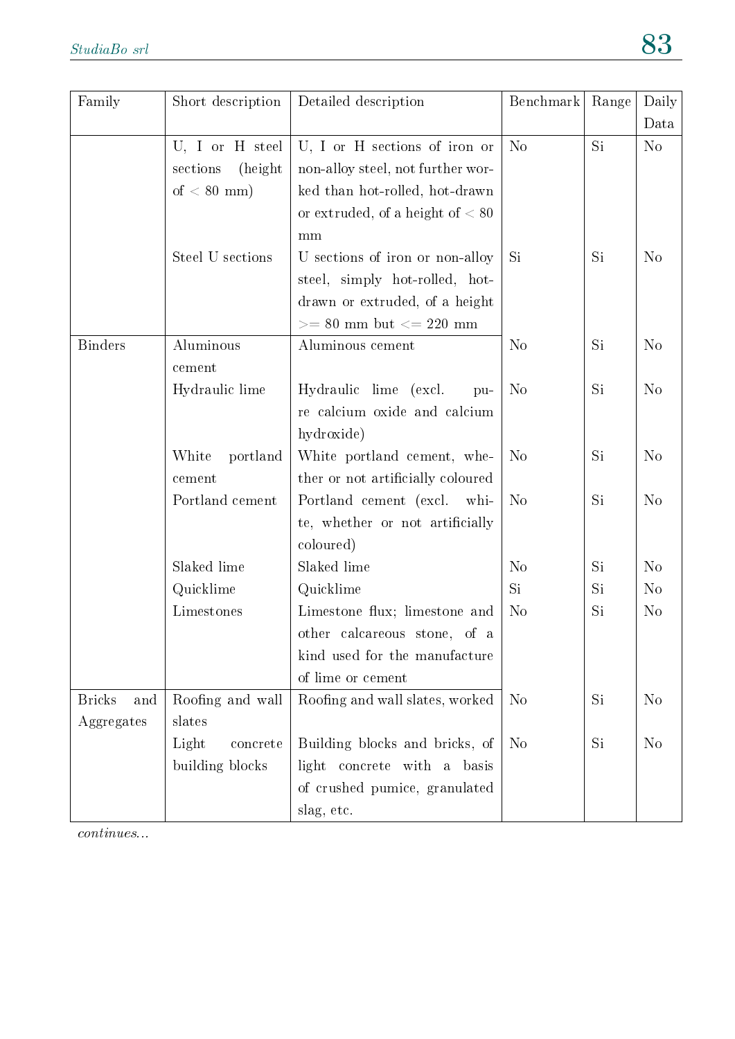| Family | Short description | Detailed description | Benchmark | Range | Daily Data |
|---|---|---|---|---|---|
| | U, I or H steel sections (height of < 80 mm) | U, I or H sections of iron or non-alloy steel, not further worked than hot-rolled, hot-drawn or extruded, of a height of < 80 mm | No | Si | No |
| | Steel U sections | U sections of iron or non-alloy steel, simply hot-rolled, hot-drawn or extruded, of a height >= 80 mm but <= 220 mm | Si | Si | No |
| Binders | Aluminous cement | Aluminous cement | No | Si | No |
| | Hydraulic lime | Hydraulic lime (excl. pure calcium oxide and calcium hydroxide) | No | Si | No |
| | White portland cement | White portland cement, whether or not artificially coloured | No | Si | No |
| | Portland cement | Portland cement (excl. white, whether or not artificially coloured) | No | Si | No |
| | Slaked lime | Slaked lime | No | Si | No |
| | Quicklime | Quicklime | Si | Si | No |
| | Limestones | Limestone flux; limestone and other calcareous stone, of a kind used for the manufacture of lime or cement | No | Si | No |
| Bricks and Aggregates | Roofing and wall slates | Roofing and wall slates, worked | No | Si | No |
| | Light concrete building blocks | Building blocks and bricks, of light concrete with a basis of crushed pumice, granulated slag, etc. | No | Si | No |

*continues...*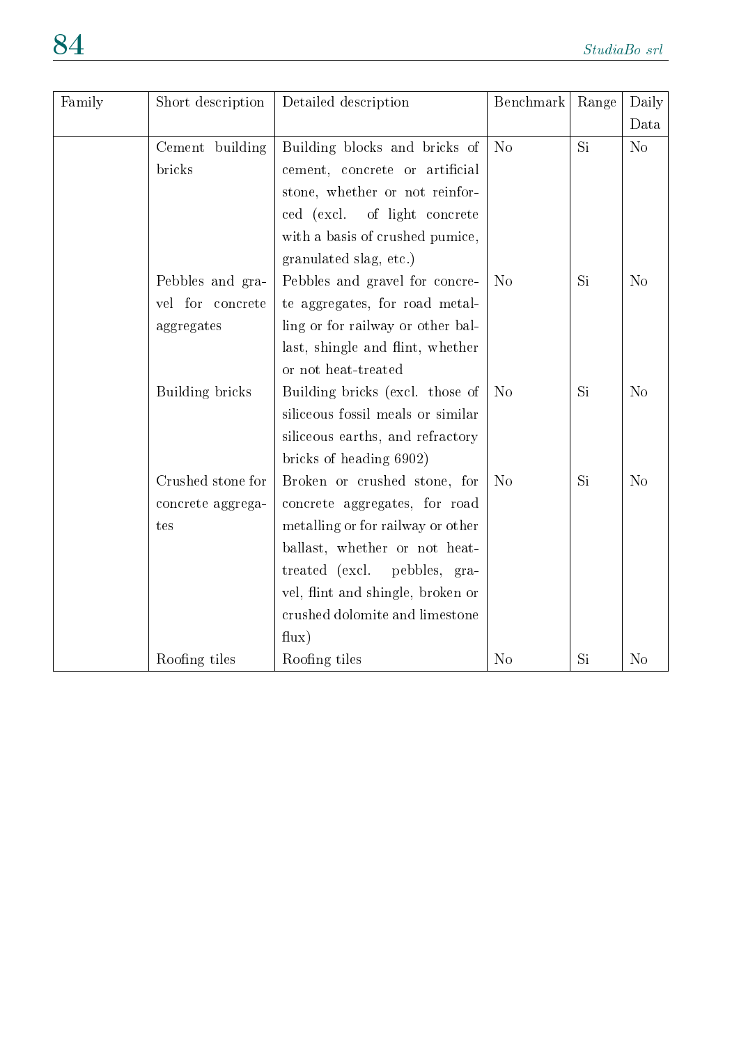| Family | Short description | Detailed description | Benchmark | Range | Daily Data |
|---|---|---|---|---|---|
| | Cement building bricks | Building blocks and bricks of cement, concrete or artificial stone, whether or not reinforced (excl. of light concrete with a basis of crushed pumice, granulated slag, etc.) | No | Si | No |
| | Pebbles and gravel for concrete aggregates | Pebbles and gravel for concrete aggregates, for road metalling or for railway or other ballast, shingle and flint, whether or not heat-treated | No | Si | No |
| | Building bricks | Building bricks (excl. those of siliceous fossil meals or similar siliceous earths, and refractory bricks of heading 6902) | No | Si | No |
| | Crushed stone for concrete aggregates | Broken or crushed stone, for concrete aggregates, for road metalling or for railway or other ballast, whether or not heat-treated (excl. pebbles, gravel, flint and shingle, broken or crushed dolomite and limestone flux) | No | Si | No |
| | Roofing tiles | Roofing tiles | No | Si | No |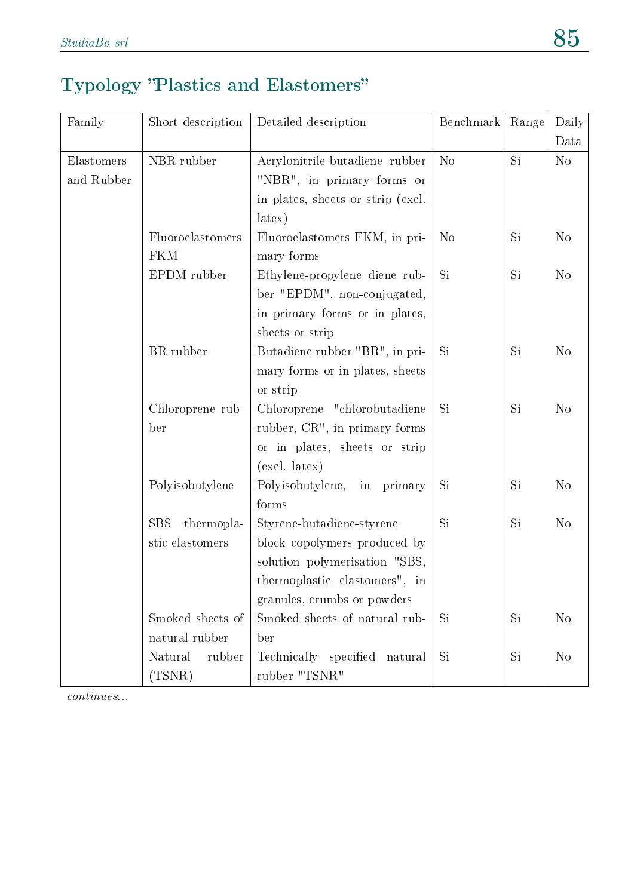## Typology "Plastics and Elastomers"

| Family | Short description | Detailed description | Benchmark | Range | Daily Data |
|---|---|---|---|---|---|
| Elastomers and Rubber | NBR rubber | Acrylonitrile-butadiene rubber "NBR", in primary forms or in plates, sheets or strip (excl. latex) | No | Si | No |
| | Fluoroelastomers FKM | Fluoroelastomers FKM, in primary forms | No | Si | No |
| | EPDM rubber | Ethylene-propylene diene rubber "EPDM", non-conjugated, in primary forms or in plates, sheets or strip | Si | Si | No |
| | BR rubber | Butadiene rubber "BR", in primary forms or in plates, sheets or strip | Si | Si | No |
| | Chloroprene rubber | Chloroprene "chlorobutadiene rubber, CR", in primary forms or in plates, sheets or strip (excl. latex) | Si | Si | No |
| | Polyisobutylene | Polyisobutylene, in primary forms | Si | Si | No |
| | SBS thermoplastic elastomers | Styrene-butadiene-styrene block copolymers produced by solution polymerisation "SBS, thermoplastic elastomers", in granules, crumbs or powders | Si | Si | No |
| | Smoked sheets of natural rubber | Smoked sheets of natural rubber | Si | Si | No |
| | Natural rubber (TSNR) | Technically specified natural rubber "TSNR" | Si | Si | No |

*continues...*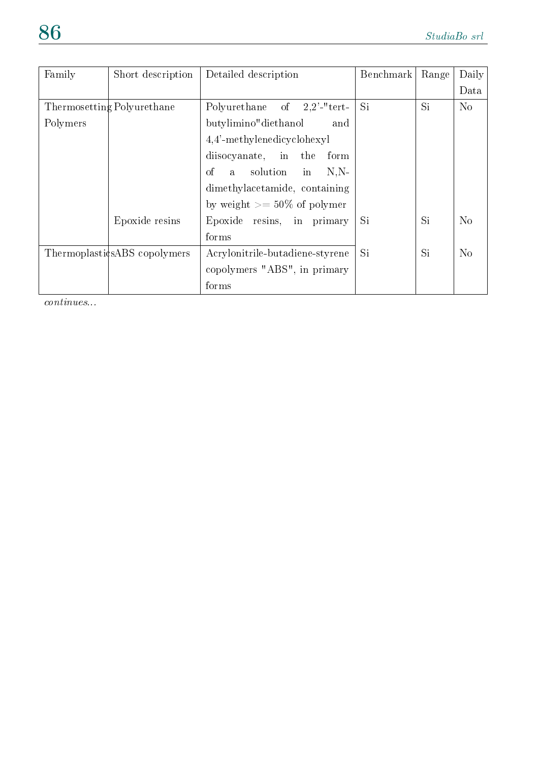| Family | Short description | Detailed description | Benchmark | Range | Daily Data |
|---|---|---|---|---|---|
| Thermosetting Polymers | Polyurethane | Polyurethane of 2,2'-"tert-butylimino"diethanol and 4,4'-methylenedicyclohexyl diisocyanate, in the form of a solution in N,N-dimethylacetamide, containing by weight >= 50% of polymer | Si | Si | No |
| | Epoxide resins | Epoxide resins, in primary forms | Si | Si | No |
| Thermoplastics | ABS copolymers | Acrylonitrile-butadiene-styrene copolymers "ABS", in primary forms | Si | Si | No |

*continues...*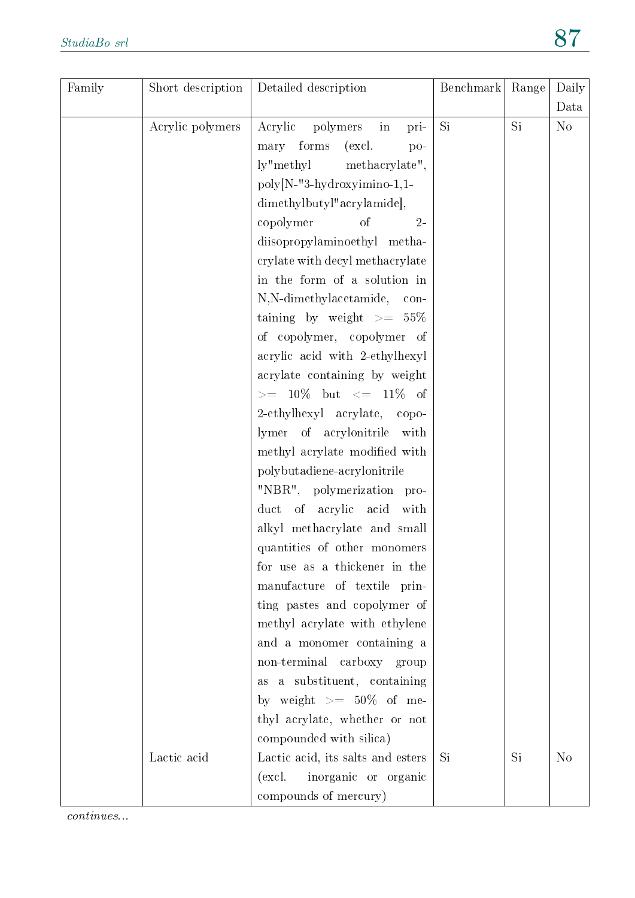| Family | Short description | Detailed description | Benchmark | Range | Daily Data |
|---|---|---|---|---|---|
| | Acrylic polymers | Acrylic polymers in primary forms (excl. poly"methyl methacrylate", poly[N-"3-hydroxyimino-1,1-dimethylbutyl"acrylamide], copolymer of 2-diisopropylaminoethyl methacrylate with decyl methacrylate in the form of a solution in N,N-dimethylacetamide, containing by weight >= 55% of copolymer, copolymer of acrylic acid with 2-ethylhexyl acrylate containing by weight >= 10% but <= 11% of 2-ethylhexyl acrylate, copolymer of acrylonitrile with methyl acrylate modified with polybutadiene-acrylonitrile "NBR", polymerization product of acrylic acid with alkyl methacrylate and small quantities of other monomers for use as a thickener in the manufacture of textile printing pastes and copolymer of methyl acrylate with ethylene and a monomer containing a non-terminal carboxy group as a substituent, containing by weight >= 50% of methyl acrylate, whether or not compounded with silica) | Si | Si | No |
| | Lactic acid | Lactic acid, its salts and esters (excl. inorganic or organic compounds of mercury) | Si | Si | No |

*continues...*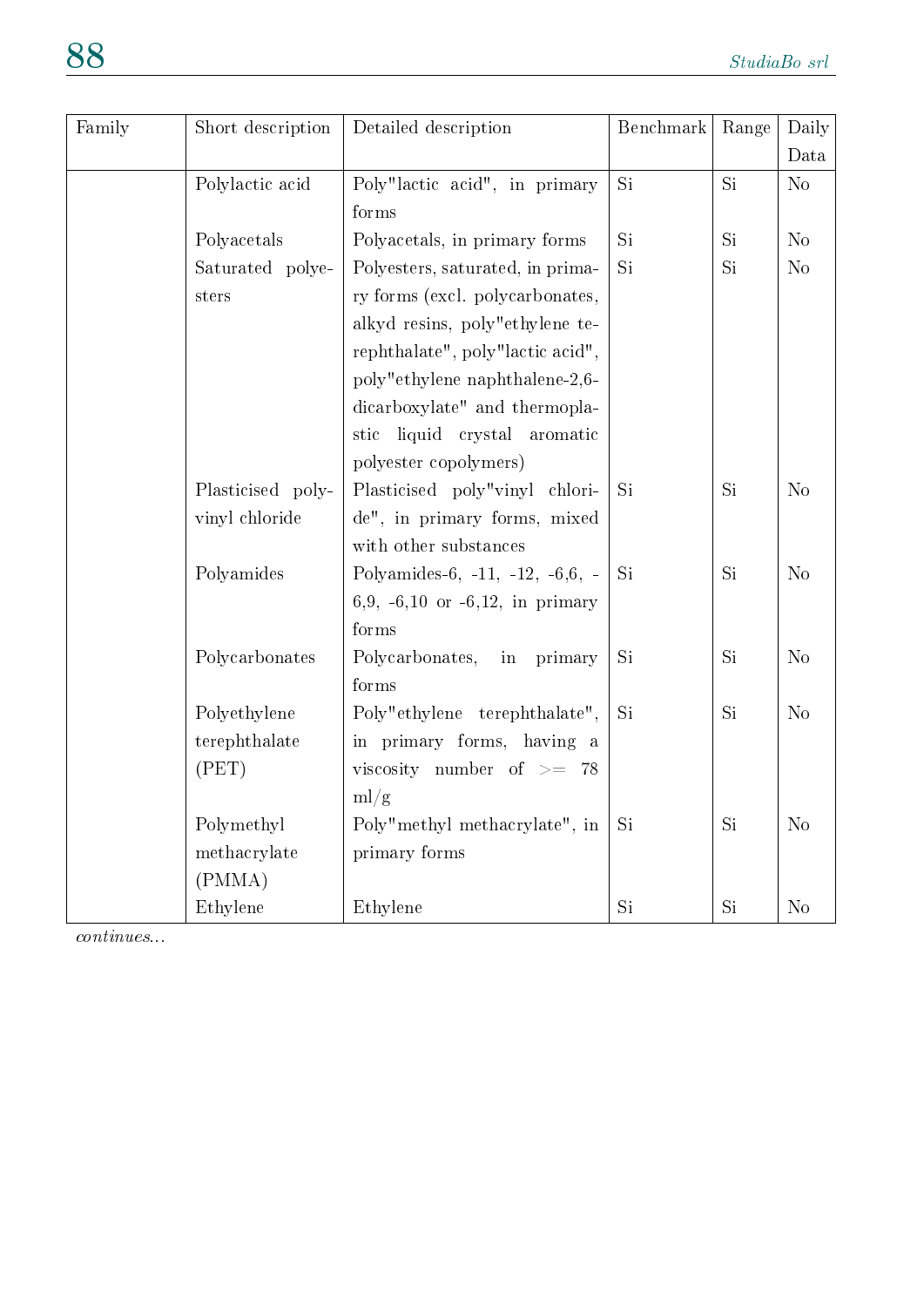| Family | Short description | Detailed description | Benchmark | Range | Daily Data |
|---|---|---|---|---|---|
| | Polylactic acid | Poly"lactic acid", in primary forms | Si | Si | No |
| | Polyacetals | Polyacetals, in primary forms | Si | Si | No |
| | Saturated polyesters | Polyesters, saturated, in primary forms (excl. polycarbonates, alkyd resins, poly"ethylene terephthalate", poly"lactic acid", poly"ethylene naphthalene-2,6-dicarboxylate" and thermoplastic liquid crystal aromatic polyester copolymers) | Si | Si | No |
| | Plasticised polyvinyl chloride | Plasticised poly"vinyl chloride", in primary forms, mixed with other substances | Si | Si | No |
| | Polyamides | Polyamides-6, -11, -12, -6,6, -6,9, -6,10 or -6,12, in primary forms | Si | Si | No |
| | Polycarbonates | Polycarbonates, in primary forms | Si | Si | No |
| | Polyethylene terephthalate (PET) | Poly"ethylene terephthalate", in primary forms, having a viscosity number of >= 78 ml/g | Si | Si | No |
| | Polymethyl methacrylate (PMMA) | Poly"methyl methacrylate", in primary forms | Si | Si | No |
| | Ethylene | Ethylene | Si | Si | No |

*continues...*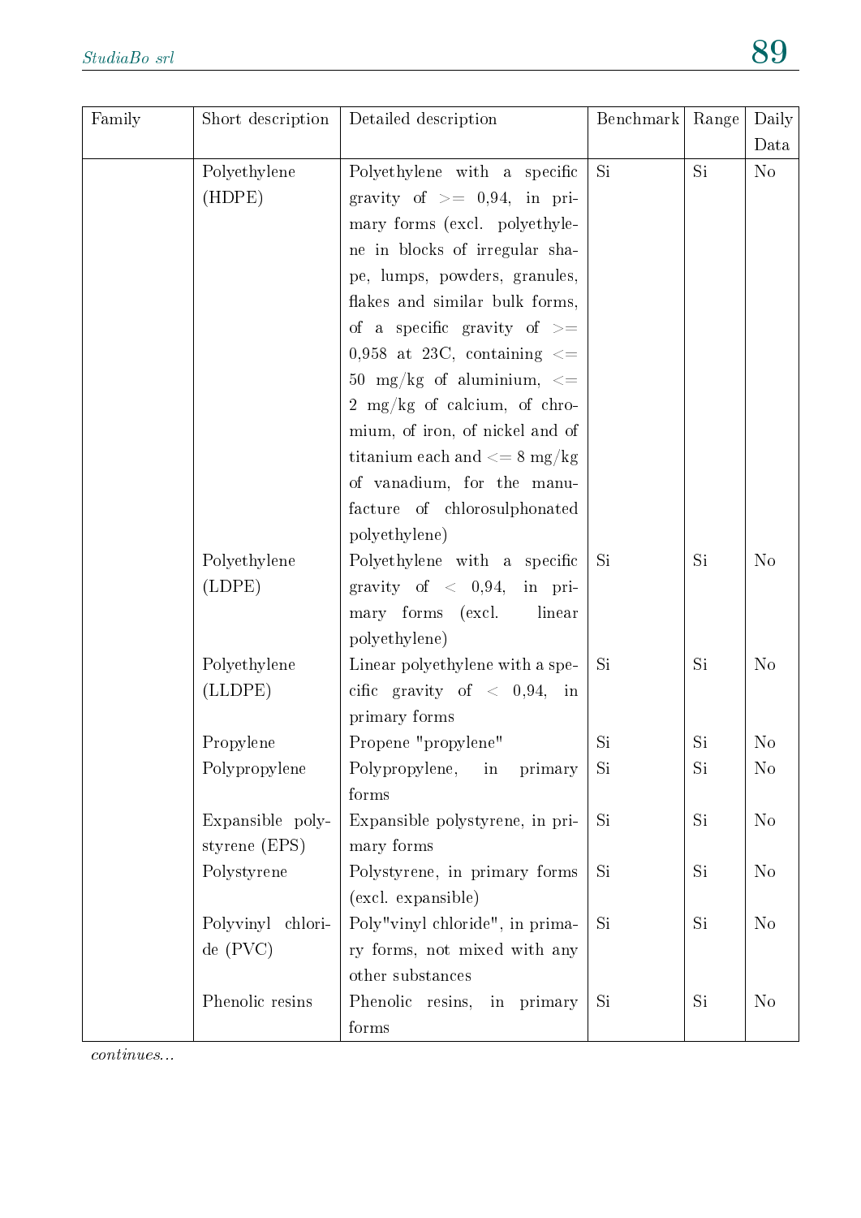| Family | Short description | Detailed description | Benchmark | Range | Daily Data |
|---|---|---|---|---|---|
| | Polyethylene (HDPE) | Polyethylene with a specific gravity of >= 0,94, in primary forms (excl. polyethylene in blocks of irregular shape, lumps, powders, granules, flakes and similar bulk forms, of a specific gravity of >= 0,958 at 23C, containing <= 50 mg/kg of aluminium, <= 2 mg/kg of calcium, of chromium, of iron, of nickel and of titanium each and <= 8 mg/kg of vanadium, for the manufacture of chlorosulphonated polyethylene) | Si | Si | No |
| | Polyethylene (LDPE) | Polyethylene with a specific gravity of < 0,94, in primary forms (excl. linear polyethylene) | Si | Si | No |
| | Polyethylene (LLDPE) | Linear polyethylene with a specific gravity of < 0,94, in primary forms | Si | Si | No |
| | Propylene | Propene "propylene" | Si | Si | No |
| | Polypropylene | Polypropylene, in primary forms | Si | Si | No |
| | Expansible polystyrene (EPS) | Expansible polystyrene, in primary forms | Si | Si | No |
| | Polystyrene | Polystyrene, in primary forms (excl. expansible) | Si | Si | No |
| | Polyvinyl chloride (PVC) | Poly"vinyl chloride", in primary forms, not mixed with any other substances | Si | Si | No |
| | Phenolic resins | Phenolic resins, in primary forms | Si | Si | No |

*continues...*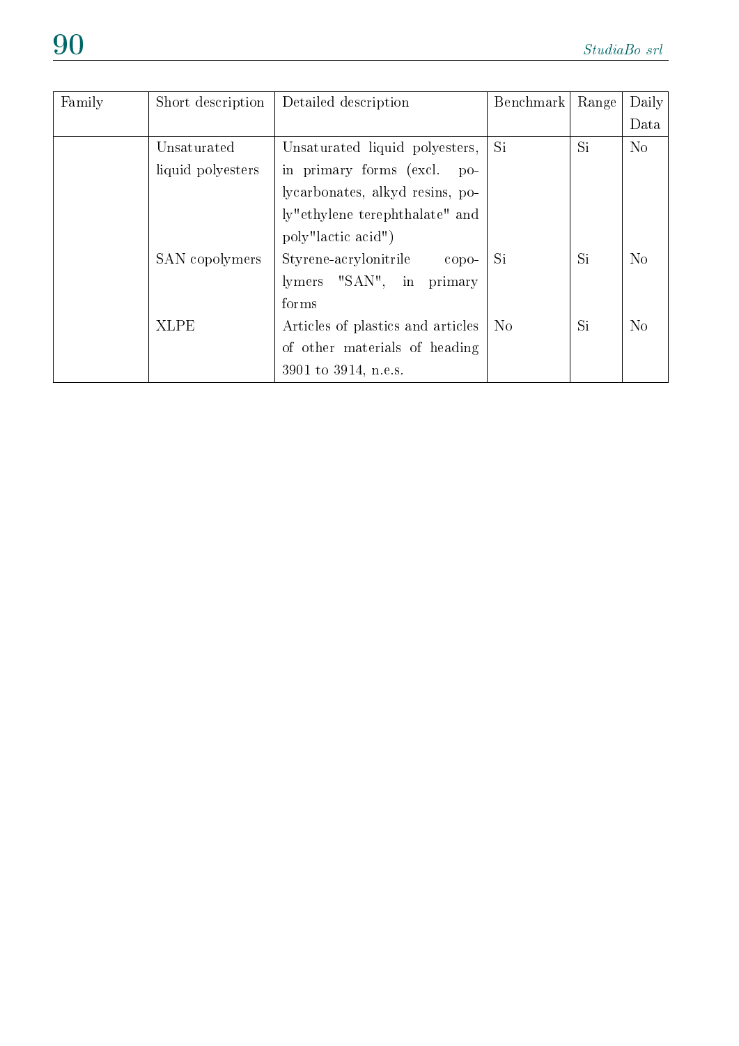| Family | Short description | Detailed description | Benchmark | Range | Daily Data |
|---|---|---|---|---|---|
| | Unsaturated liquid polyesters | Unsaturated liquid polyesters, in primary forms (excl. polycarbonates, alkyd resins, poly"ethylene terephthalate" and poly"lactic acid") | Si | Si | No |
| | SAN copolymers | Styrene-acrylonitrile copolymers "SAN", in primary forms | Si | Si | No |
| | XLPE | Articles of plastics and articles of other materials of heading 3901 to 3914, n.e.s. | No | Si | No |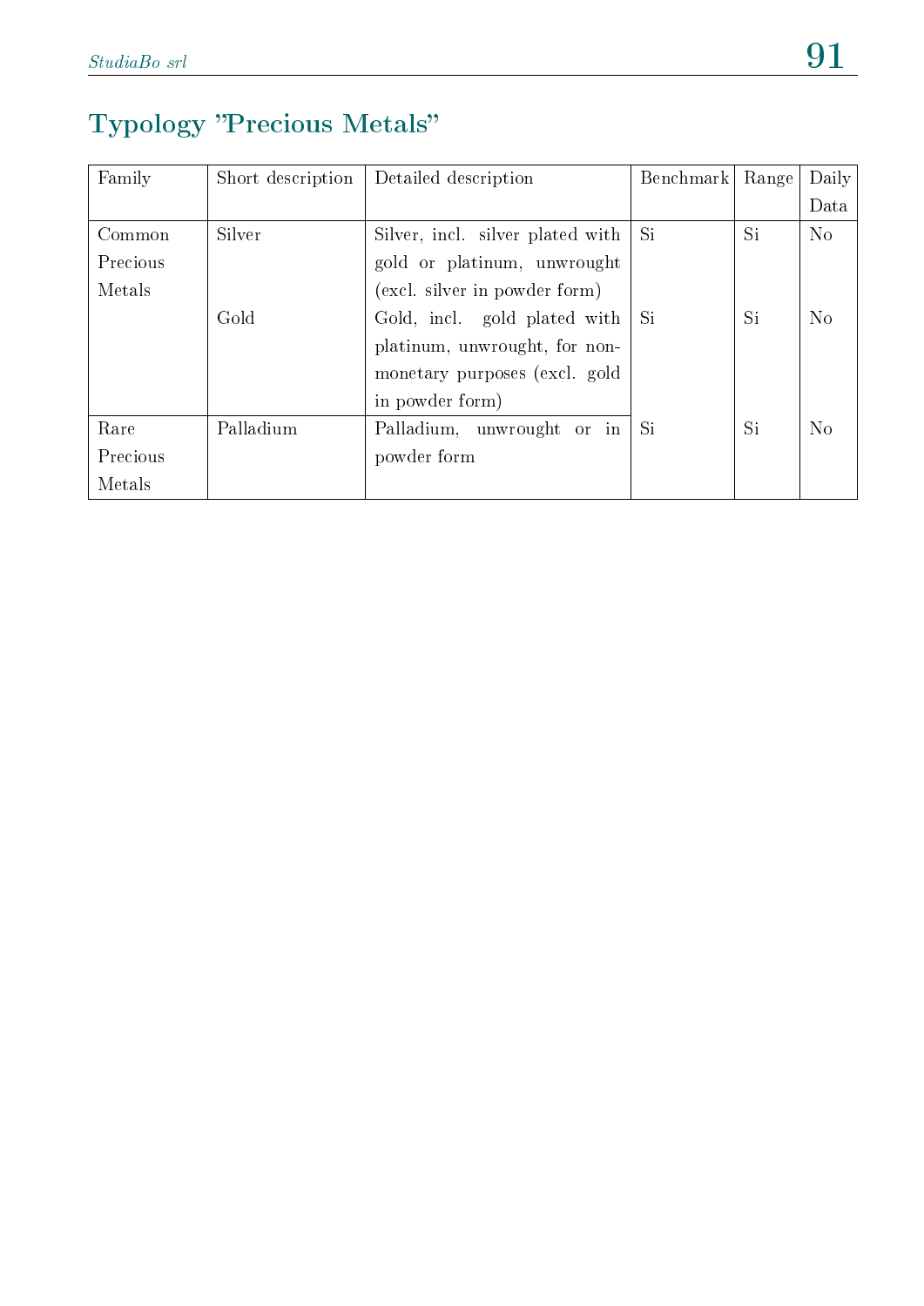## Typology "Precious Metals"

| Family | Short description | Detailed description | Benchmark | Range | Daily Data |
|---|---|---|---|---|---|
| Common Precious Metals | Silver | Silver, incl. silver plated with gold or platinum, unwrought (excl. silver in powder form) | Si | Si | No |
| | Gold | Gold, incl. gold plated with platinum, unwrought, for non-monetary purposes (excl. gold in powder form) | Si | Si | No |
| Rare Precious Metals | Palladium | Palladium, unwrought or in powder form | Si | Si | No |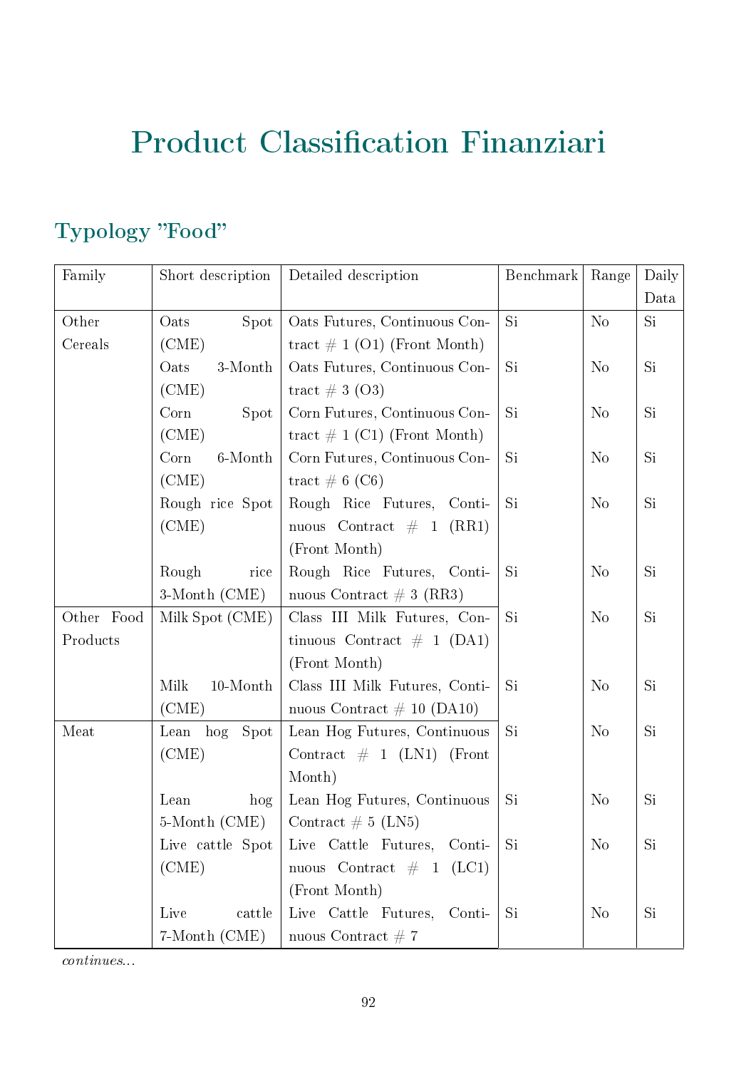# Product Classification Finanziari

## Typology "Food"

| Family | Short description | Detailed description | Benchmark | Range | Daily Data |
|---|---|---|---|---|---|
| Other Cereals | Oats Spot (CME) | Oats Futures, Continuous Contract # 1 (O1) (Front Month) | Si | No | Si |
| | Oats 3-Month (CME) | Oats Futures, Continuous Contract # 3 (O3) | Si | No | Si |
| | Corn Spot (CME) | Corn Futures, Continuous Contract # 1 (C1) (Front Month) | Si | No | Si |
| | Corn 6-Month (CME) | Corn Futures, Continuous Contract # 6 (C6) | Si | No | Si |
| | Rough rice Spot (CME) | Rough Rice Futures, Continuous Contract # 1 (RR1) (Front Month) | Si | No | Si |
| | Rough rice 3-Month (CME) | Rough Rice Futures, Continuous Contract # 3 (RR3) | Si | No | Si |
| Other Food Products | Milk Spot (CME) | Class III Milk Futures, Continuous Contract # 1 (DA1) (Front Month) | Si | No | Si |
| | Milk 10-Month (CME) | Class III Milk Futures, Continuous Contract # 10 (DA10) | Si | No | Si |
| Meat | Lean hog Spot (CME) | Lean Hog Futures, Continuous Contract # 1 (LN1) (Front Month) | Si | No | Si |
| | Lean hog 5-Month (CME) | Lean Hog Futures, Continuous Contract # 5 (LN5) | Si | No | Si |
| | Live cattle Spot (CME) | Live Cattle Futures, Continuous Contract # 1 (LC1) (Front Month) | Si | No | Si |
| | Live cattle 7-Month (CME) | Live Cattle Futures, Continuous Contract # 7 | Si | No | Si |

*continues...*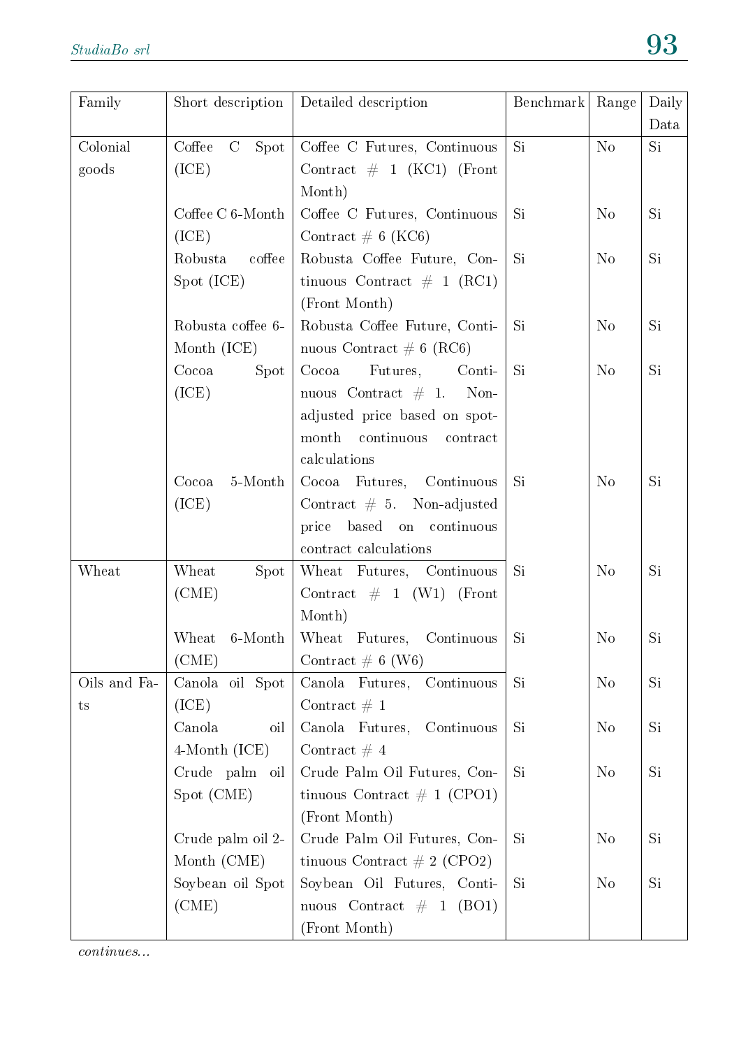| Family | Short description | Detailed description | Benchmark | Range | Daily Data |
|---|---|---|---|---|---|
| Colonial goods | Coffee C Spot (ICE) | Coffee C Futures, Continuous Contract # 1 (KC1) (Front Month) | Si | No | Si |
| | Coffee C 6-Month (ICE) | Coffee C Futures, Continuous Contract # 6 (KC6) | Si | No | Si |
| | Robusta coffee Spot (ICE) | Robusta Coffee Future, Continuous Contract # 1 (RC1) (Front Month) | Si | No | Si |
| | Robusta coffee 6-Month (ICE) | Robusta Coffee Future, Continuous Contract # 6 (RC6) | Si | No | Si |
| | Cocoa Spot (ICE) | Cocoa Futures, Continuous Contract # 1. Non-adjusted price based on spot-month continuous contract calculations | Si | No | Si |
| | Cocoa 5-Month (ICE) | Cocoa Futures, Continuous Contract # 5. Non-adjusted price based on continuous contract calculations | Si | No | Si |
| Wheat | Wheat Spot (CME) | Wheat Futures, Continuous Contract # 1 (W1) (Front Month) | Si | No | Si |
| | Wheat 6-Month (CME) | Wheat Futures, Continuous Contract # 6 (W6) | Si | No | Si |
| Oils and Fats | Canola oil Spot (ICE) | Canola Futures, Continuous Contract # 1 | Si | No | Si |
| | Canola oil 4-Month (ICE) | Canola Futures, Continuous Contract # 4 | Si | No | Si |
| | Crude palm oil Spot (CME) | Crude Palm Oil Futures, Continuous Contract # 1 (CPO1) (Front Month) | Si | No | Si |
| | Crude palm oil 2-Month (CME) | Crude Palm Oil Futures, Continuous Contract # 2 (CPO2) | Si | No | Si |
| | Soybean oil Spot (CME) | Soybean Oil Futures, Continuous Contract # 1 (BO1) (Front Month) | Si | No | Si |

*continues...*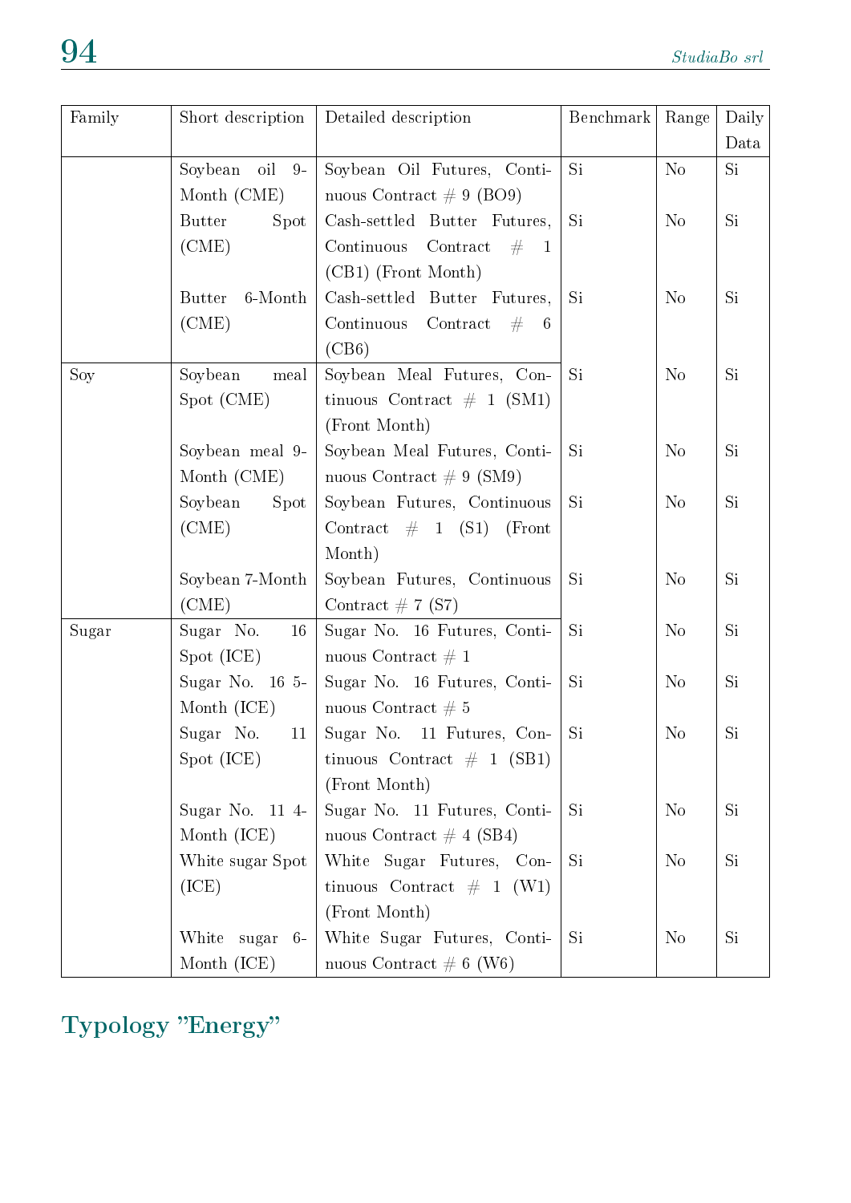| Family | Short description | Detailed description | Benchmark | Range | Daily Data |
|---|---|---|---|---|---|
| | Soybean oil 9-Month (CME) | Soybean Oil Futures, Continuous Contract # 9 (BO9) | Si | No | Si |
| | Butter Spot (CME) | Cash-settled Butter Futures, Continuous Contract # 1 (CB1) (Front Month) | Si | No | Si |
| | Butter 6-Month (CME) | Cash-settled Butter Futures, Continuous Contract # 6 (CB6) | Si | No | Si |
| Soy | Soybean meal Spot (CME) | Soybean Meal Futures, Continuous Contract # 1 (SM1) (Front Month) | Si | No | Si |
| | Soybean meal 9-Month (CME) | Soybean Meal Futures, Continuous Contract # 9 (SM9) | Si | No | Si |
| | Soybean Spot (CME) | Soybean Futures, Continuous Contract # 1 (S1) (Front Month) | Si | No | Si |
| | Soybean 7-Month (CME) | Soybean Futures, Continuous Contract # 7 (S7) | Si | No | Si |
| Sugar | Sugar No. 16 Spot (ICE) | Sugar No. 16 Futures, Continuous Contract # 1 | Si | No | Si |
| | Sugar No. 16 5-Month (ICE) | Sugar No. 16 Futures, Continuous Contract # 5 | Si | No | Si |
| | Sugar No. 11 Spot (ICE) | Sugar No. 11 Futures, Continuous Contract # 1 (SB1) (Front Month) | Si | No | Si |
| | Sugar No. 11 4-Month (ICE) | Sugar No. 11 Futures, Continuous Contract # 4 (SB4) | Si | No | Si |
| | White sugar Spot (ICE) | White Sugar Futures, Continuous Contract # 1 (W1) (Front Month) | Si | No | Si |
| | White sugar 6-Month (ICE) | White Sugar Futures, Continuous Contract # 6 (W6) | Si | No | Si |

## Typology "Energy"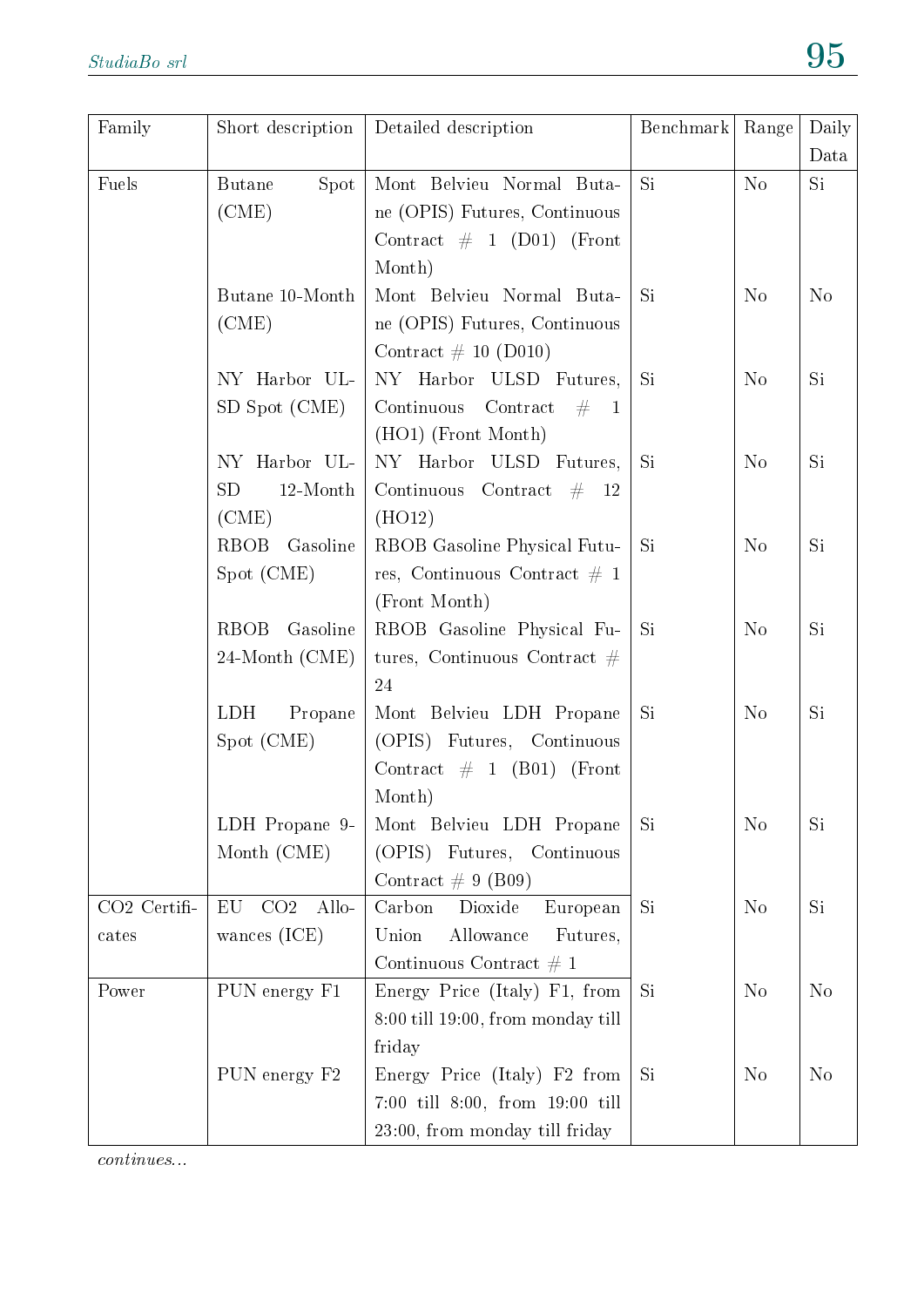| Family | Short description | Detailed description | Benchmark | Range | Daily Data |
|---|---|---|---|---|---|
| Fuels | Butane Spot (CME) | Mont Belvieu Normal Butane (OPIS) Futures, Continuous Contract # 1 (D01) (Front Month) | Si | No | Si |
| | Butane 10-Month (CME) | Mont Belvieu Normal Butane (OPIS) Futures, Continuous Contract # 10 (D010) | Si | No | No |
| | NY Harbor ULSD Spot (CME) | NY Harbor ULSD Futures, Continuous Contract # 1 (HO1) (Front Month) | Si | No | Si |
| | NY Harbor ULSD 12-Month (CME) | NY Harbor ULSD Futures, Continuous Contract # 12 (HO12) | Si | No | Si |
| | RBOB Gasoline Spot (CME) | RBOB Gasoline Physical Futures, Continuous Contract # 1 (Front Month) | Si | No | Si |
| | RBOB Gasoline 24-Month (CME) | RBOB Gasoline Physical Futures, Continuous Contract # 24 | Si | No | Si |
| | LDH Propane Spot (CME) | Mont Belvieu LDH Propane (OPIS) Futures, Continuous Contract # 1 (B01) (Front Month) | Si | No | Si |
| | LDH Propane 9-Month (CME) | Mont Belvieu LDH Propane (OPIS) Futures, Continuous Contract # 9 (B09) | Si | No | Si |
| CO2 Certificates | EU CO2 Allowances (ICE) | Carbon Dioxide European Union Allowance Futures, Continuous Contract # 1 | Si | No | Si |
| Power | PUN energy F1 | Energy Price (Italy) F1, from 8:00 till 19:00, from monday till friday | Si | No | No |
| | PUN energy F2 | Energy Price (Italy) F2 from 7:00 till 8:00, from 19:00 till 23:00, from monday till friday | Si | No | No |

*continues...*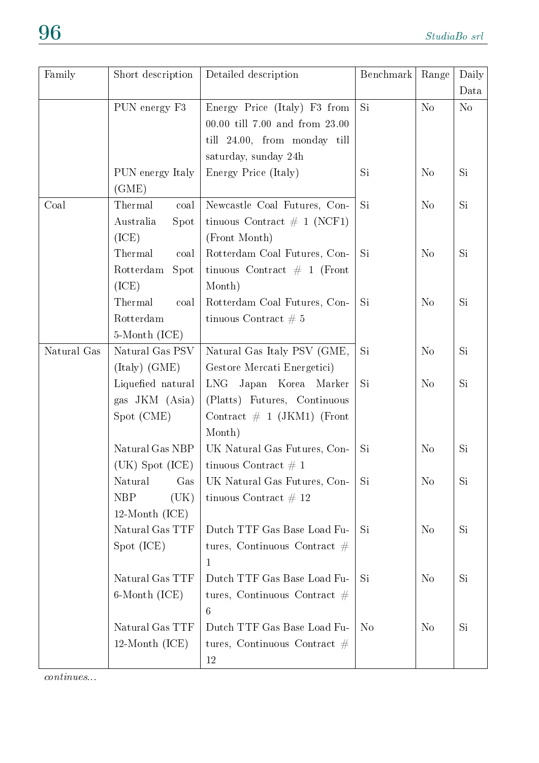| Family | Short description | Detailed description | Benchmark | Range | Daily Data |
|---|---|---|---|---|---|
| | PUN energy F3 | Energy Price (Italy) F3 from 00.00 till 7.00 and from 23.00 till 24.00, from monday till saturday, sunday 24h | Si | No | No |
| | PUN energy Italy (GME) | Energy Price (Italy) | Si | No | Si |
| Coal | Thermal coal Australia Spot (ICE) | Newcastle Coal Futures, Continuous Contract # 1 (NCF1) (Front Month) | Si | No | Si |
| | Thermal coal Rotterdam Spot (ICE) | Rotterdam Coal Futures, Continuous Contract # 1 (Front Month) | Si | No | Si |
| | Thermal coal Rotterdam 5-Month (ICE) | Rotterdam Coal Futures, Continuous Contract # 5 | Si | No | Si |
| Natural Gas | Natural Gas PSV (Italy) (GME) | Natural Gas Italy PSV (GME, Gestore Mercati Energetici) | Si | No | Si |
| | Liquefied natural gas JKM (Asia) Spot (CME) | LNG Japan Korea Marker (Platts) Futures, Continuous Contract # 1 (JKM1) (Front Month) | Si | No | Si |
| | Natural Gas NBP (UK) Spot (ICE) | UK Natural Gas Futures, Continuous Contract # 1 | Si | No | Si |
| | Natural Gas NBP (UK) 12-Month (ICE) | UK Natural Gas Futures, Continuous Contract # 12 | Si | No | Si |
| | Natural Gas TTF Spot (ICE) | Dutch TTF Gas Base Load Futures, Continuous Contract # 1 | Si | No | Si |
| | Natural Gas TTF 6-Month (ICE) | Dutch TTF Gas Base Load Futures, Continuous Contract # 6 | Si | No | Si |
| | Natural Gas TTF 12-Month (ICE) | Dutch TTF Gas Base Load Futures, Continuous Contract # 12 | No | No | Si |

*continues...*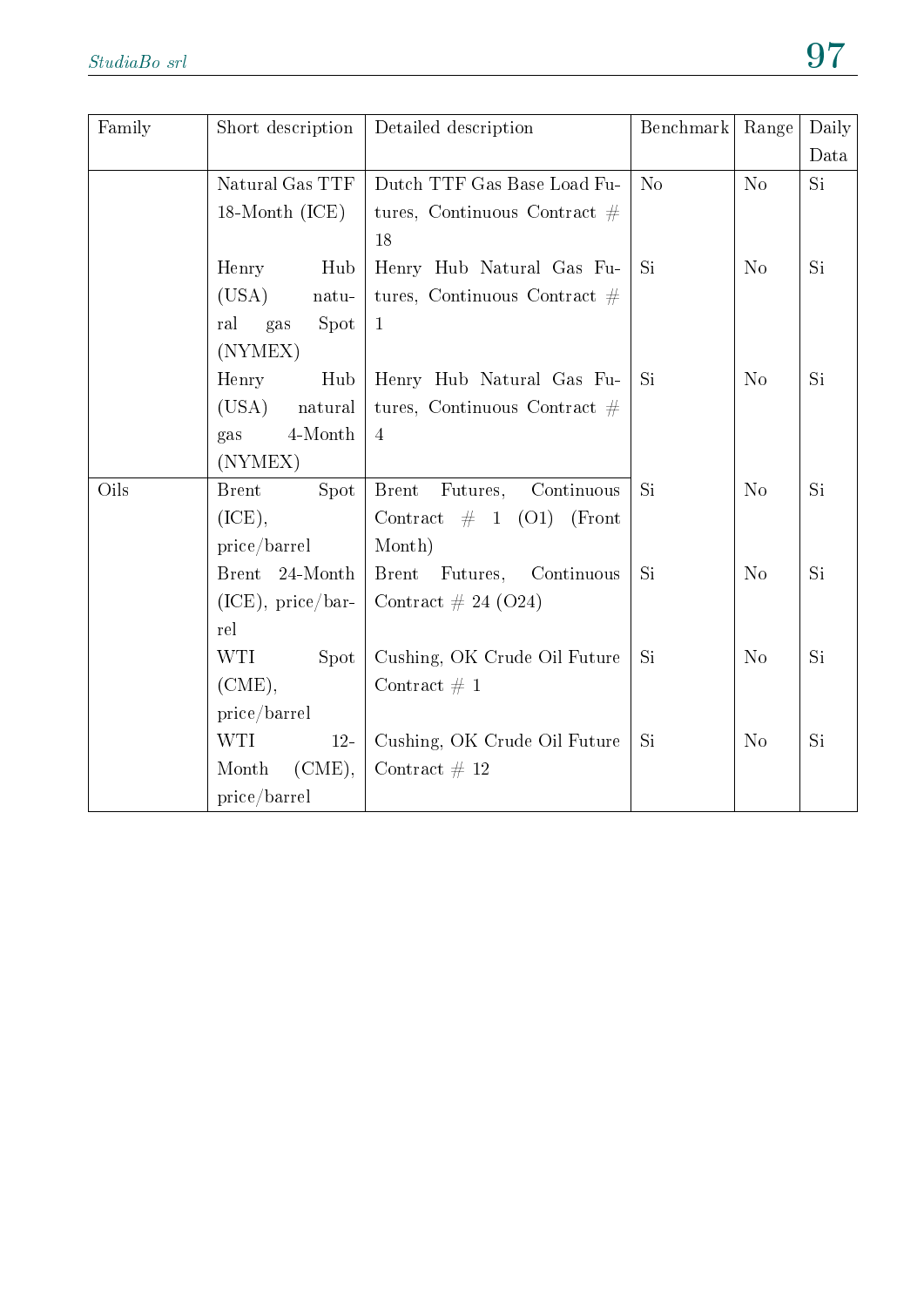| Family | Short description | Detailed description | Benchmark | Range | Daily Data |
|---|---|---|---|---|---|
| | Natural Gas TTF 18-Month (ICE) | Dutch TTF Gas Base Load Futures, Continuous Contract # 18 | No | No | Si |
| | Henry Hub (USA) natural gas Spot (NYMEX) | Henry Hub Natural Gas Futures, Continuous Contract # 1 | Si | No | Si |
| | Henry Hub (USA) natural gas 4-Month (NYMEX) | Henry Hub Natural Gas Futures, Continuous Contract # 4 | Si | No | Si |
| Oils | Brent Spot (ICE), price/barrel | Brent Futures, Continuous Contract # 1 (O1) (Front Month) | Si | No | Si |
| | Brent 24-Month (ICE), price/barrel | Brent Futures, Continuous Contract # 24 (O24) | Si | No | Si |
| | WTI Spot (CME), price/barrel | Cushing, OK Crude Oil Future Contract # 1 | Si | No | Si |
| | WTI 12-Month (CME), price/barrel | Cushing, OK Crude Oil Future Contract # 12 | Si | No | Si |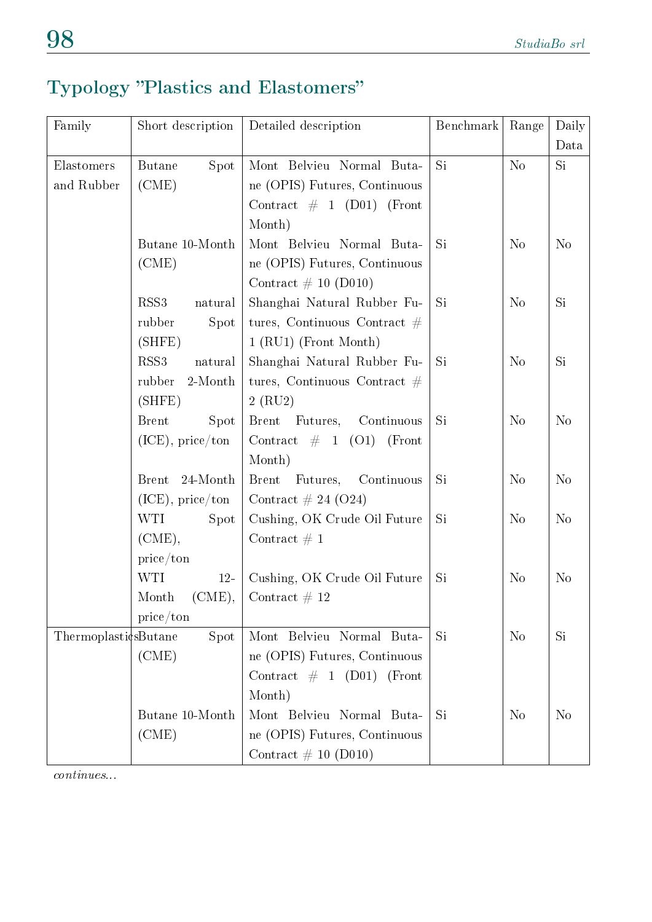## Typology "Plastics and Elastomers"

| Family | Short description | Detailed description | Benchmark | Range | Daily Data |
|---|---|---|---|---|---|
| Elastomers and Rubber | Butane Spot (CME) | Mont Belvieu Normal Butane (OPIS) Futures, Continuous Contract # 1 (D01) (Front Month) | Si | No | Si |
| | Butane 10-Month (CME) | Mont Belvieu Normal Butane (OPIS) Futures, Continuous Contract # 10 (D010) | Si | No | No |
| | RSS3 natural rubber Spot (SHFE) | Shanghai Natural Rubber Futures, Continuous Contract # 1 (RU1) (Front Month) | Si | No | Si |
| | RSS3 natural rubber 2-Month (SHFE) | Shanghai Natural Rubber Futures, Continuous Contract # 2 (RU2) | Si | No | Si |
| | Brent Spot (ICE), price/ton | Brent Futures, Continuous Contract # 1 (O1) (Front Month) | Si | No | No |
| | Brent 24-Month (ICE), price/ton | Brent Futures, Continuous Contract # 24 (O24) | Si | No | No |
| | WTI Spot (CME), price/ton | Cushing, OK Crude Oil Future Contract # 1 | Si | No | No |
| | WTI 12-Month (CME), price/ton | Cushing, OK Crude Oil Future Contract # 12 | Si | No | No |
| Thermoplastics | Butane Spot (CME) | Mont Belvieu Normal Butane (OPIS) Futures, Continuous Contract # 1 (D01) (Front Month) | Si | No | Si |
| | Butane 10-Month (CME) | Mont Belvieu Normal Butane (OPIS) Futures, Continuous Contract # 10 (D010) | Si | No | No |

*continues...*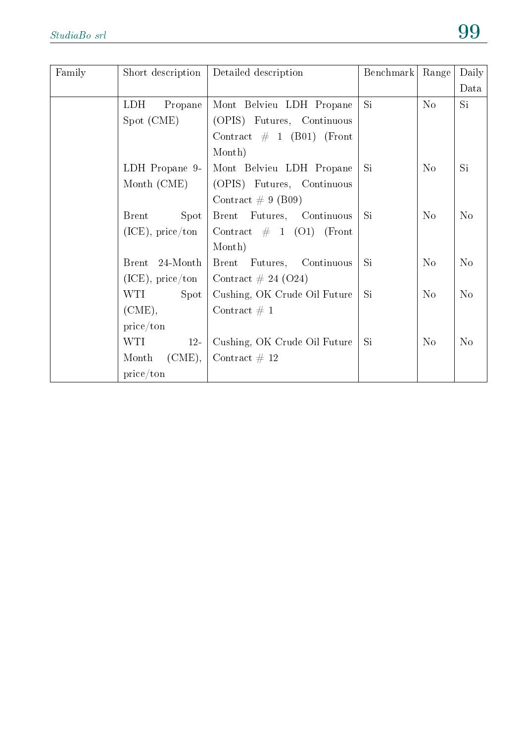| Family | Short description | Detailed description | Benchmark | Range | Daily Data |
|---|---|---|---|---|---|
| | LDH Propane Spot (CME) | Mont Belvieu LDH Propane (OPIS) Futures, Continuous Contract # 1 (B01) (Front Month) | Si | No | Si |
| | LDH Propane 9-Month (CME) | Mont Belvieu LDH Propane (OPIS) Futures, Continuous Contract # 9 (B09) | Si | No | Si |
| | Brent Spot (ICE), price/ton | Brent Futures, Continuous Contract # 1 (O1) (Front Month) | Si | No | No |
| | Brent 24-Month (ICE), price/ton | Brent Futures, Continuous Contract # 24 (O24) | Si | No | No |
| | WTI Spot (CME), price/ton | Cushing, OK Crude Oil Future Contract # 1 | Si | No | No |
| | WTI 12-Month (CME), price/ton | Cushing, OK Crude Oil Future Contract # 12 | Si | No | No |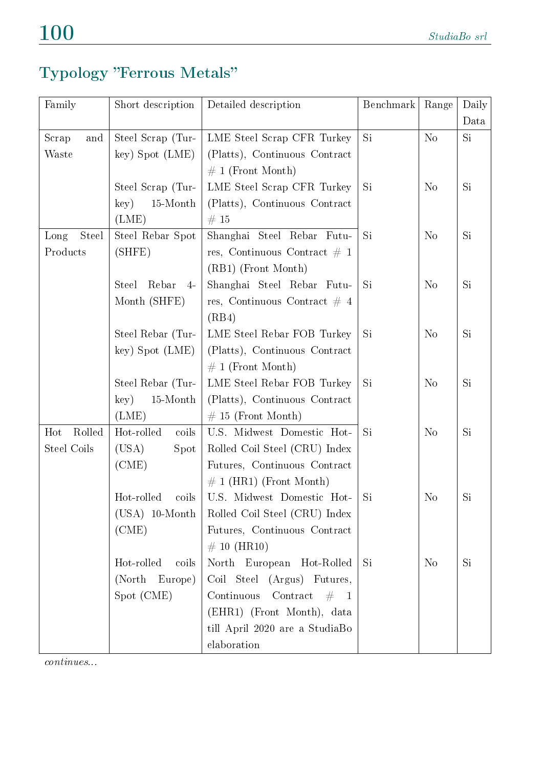## Typology "Ferrous Metals"

| Family | Short description | Detailed description | Benchmark | Range | Daily Data |
|---|---|---|---|---|---|
| Scrap and Waste | Steel Scrap (Turkey) Spot (LME) | LME Steel Scrap CFR Turkey (Platts), Continuous Contract # 1 (Front Month) | Si | No | Si |
| | Steel Scrap (Turkey) 15-Month (LME) | LME Steel Scrap CFR Turkey (Platts), Continuous Contract # 15 | Si | No | Si |
| Long Steel Products | Steel Rebar Spot (SHFE) | Shanghai Steel Rebar Futures, Continuous Contract # 1 (RB1) (Front Month) | Si | No | Si |
| | Steel Rebar 4-Month (SHFE) | Shanghai Steel Rebar Futures, Continuous Contract # 4 (RB4) | Si | No | Si |
| | Steel Rebar (Turkey) Spot (LME) | LME Steel Rebar FOB Turkey (Platts), Continuous Contract # 1 (Front Month) | Si | No | Si |
| | Steel Rebar (Turkey) 15-Month (LME) | LME Steel Rebar FOB Turkey (Platts), Continuous Contract # 15 (Front Month) | Si | No | Si |
| Hot Rolled Steel Coils | Hot-rolled coils (USA) Spot (CME) | U.S. Midwest Domestic Hot-Rolled Coil Steel (CRU) Index Futures, Continuous Contract # 1 (HR1) (Front Month) | Si | No | Si |
| | Hot-rolled coils (USA) 10-Month (CME) | U.S. Midwest Domestic Hot-Rolled Coil Steel (CRU) Index Futures, Continuous Contract # 10 (HR10) | Si | No | Si |
| | Hot-rolled coils (North Europe) Spot (CME) | North European Hot-Rolled Coil Steel (Argus) Futures, Continuous Contract # 1 (EHR1) (Front Month), data till April 2020 are a StudiaBo elaboration | Si | No | Si |

*continues...*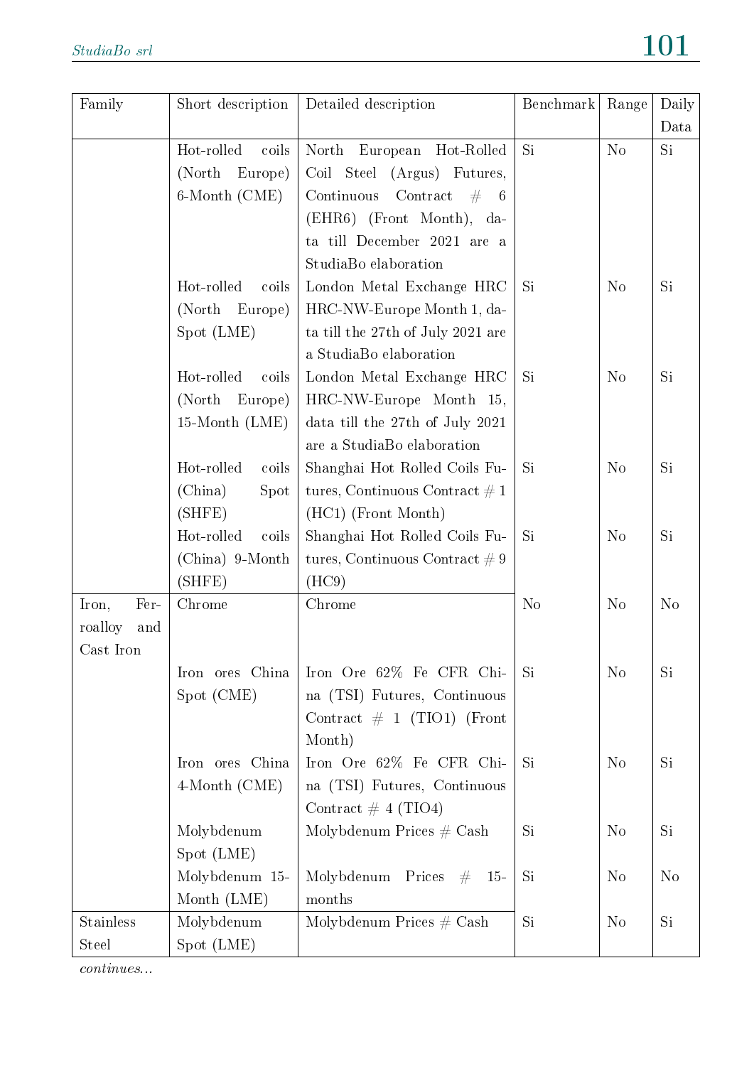| Family | Short description | Detailed description | Benchmark | Range | Daily Data |
| --- | --- | --- | --- | --- | --- |
| | Hot-rolled coils (North Europe) 6-Month (CME) | North European Hot-Rolled Coil Steel (Argus) Futures, Continuous Contract # 6 (EHR6) (Front Month), data till December 2021 are a StudiaBo elaboration | Si | No | Si |
| | Hot-rolled coils (North Europe) Spot (LME) | London Metal Exchange HRC HRC-NW-Europe Month 1, data till the 27th of July 2021 are a StudiaBo elaboration | Si | No | Si |
| | Hot-rolled coils (North Europe) 15-Month (LME) | London Metal Exchange HRC HRC-NW-Europe Month 15, data till the 27th of July 2021 are a StudiaBo elaboration | Si | No | Si |
| | Hot-rolled coils (China) Spot (SHFE) | Shanghai Hot Rolled Coils Futures, Continuous Contract # 1 (HC1) (Front Month) | Si | No | Si |
| | Hot-rolled coils (China) 9-Month (SHFE) | Shanghai Hot Rolled Coils Futures, Continuous Contract # 9 (HC9) | Si | No | Si |
| Iron, Ferroalloy and Cast Iron | Chrome | Chrome | No | No | No |
| | Iron ores China Spot (CME) | Iron Ore 62% Fe CFR China (TSI) Futures, Continuous Contract # 1 (TIO1) (Front Month) | Si | No | Si |
| | Iron ores China 4-Month (CME) | Iron Ore 62% Fe CFR China (TSI) Futures, Continuous Contract # 4 (TIO4) | Si | No | Si |
| | Molybdenum Spot (LME) | Molybdenum Prices # Cash | Si | No | Si |
| | Molybdenum 15-Month (LME) | Molybdenum Prices # 15-months | Si | No | No |
| Stainless Steel | Molybdenum Spot (LME) | Molybdenum Prices # Cash | Si | No | Si |

*continues...*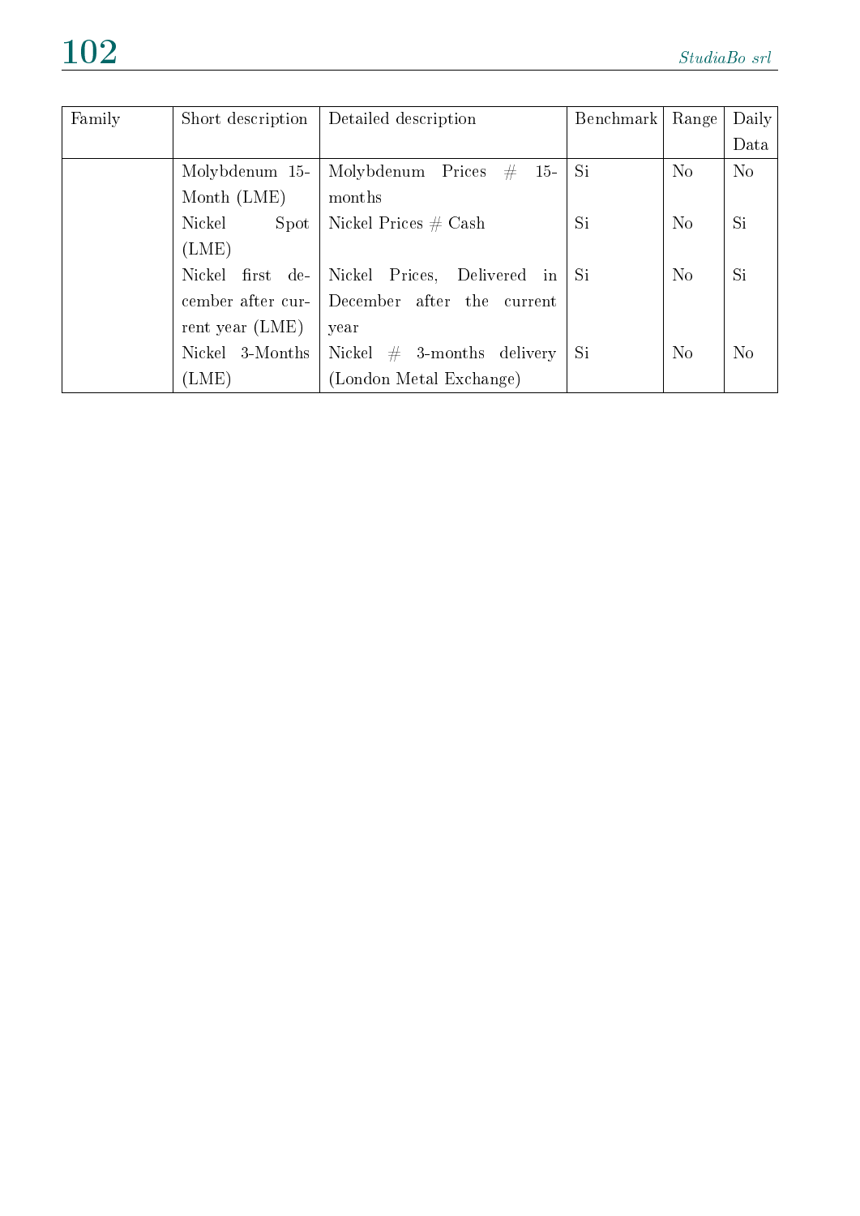| Family | Short description | Detailed description | Benchmark | Range | Daily Data |
|---|---|---|---|---|---|
| | Molybdenum 15-Month (LME) | Molybdenum Prices # 15-months | Si | No | No |
| | Nickel Spot (LME) | Nickel Prices # Cash | Si | No | Si |
| | Nickel first december after current year (LME) | Nickel Prices, Delivered in December after the current year | Si | No | Si |
| | Nickel 3-Months (LME) | Nickel # 3-months delivery (London Metal Exchange) | Si | No | No |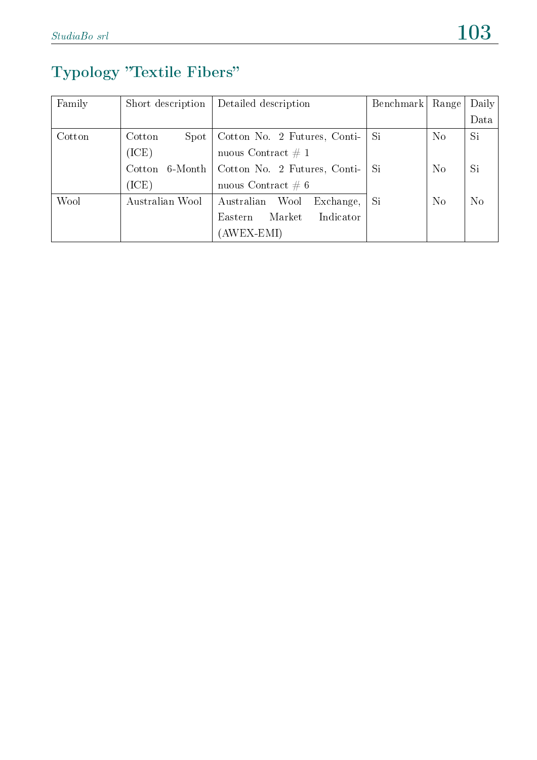## Typology ”Textile Fibers”

| Family | Short description | Detailed description | Benchmark | Range | Daily Data |
|---|---|---|---|---|---|
| Cotton | Cotton Spot (ICE) | Cotton No. 2 Futures, Continuous Contract # 1 | Si | No | Si |
| | Cotton 6-Month (ICE) | Cotton No. 2 Futures, Continuous Contract # 6 | Si | No | Si |
| Wool | Australian Wool | Australian Wool Exchange, Eastern Market Indicator (AWEX-EMI) | Si | No | No |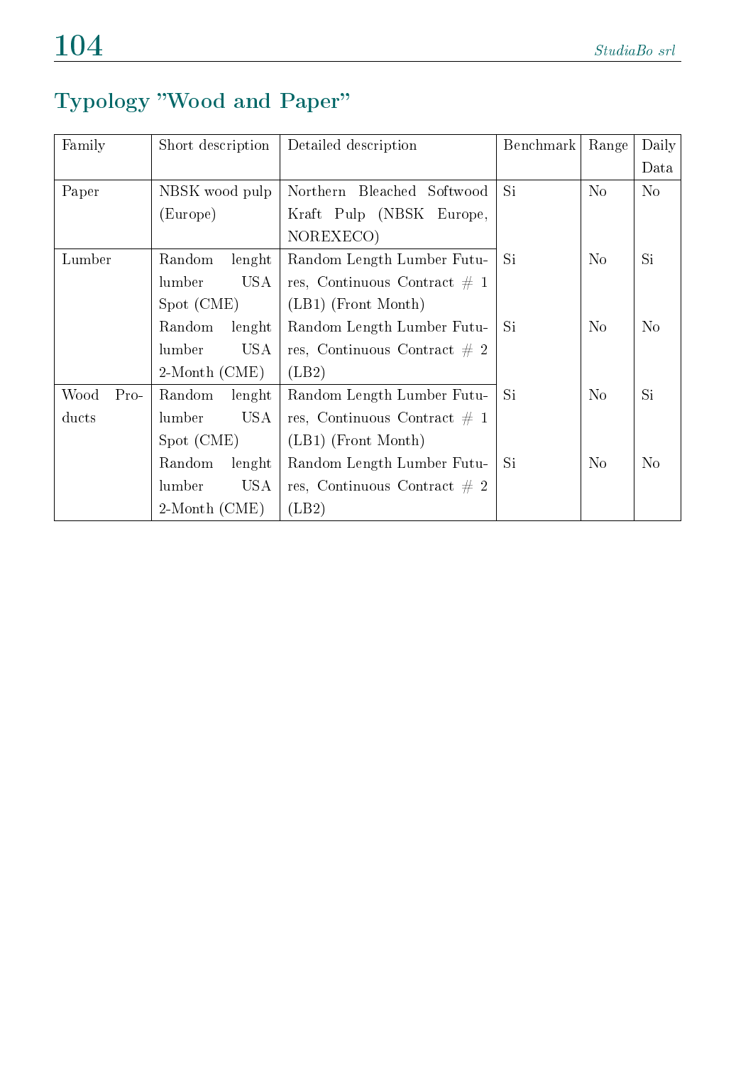## Typology "Wood and Paper"

| Family | Short description | Detailed description | Benchmark | Range | Daily Data |
|---|---|---|---|---|---|
| Paper | NBSK wood pulp (Europe) | Northern Bleached Softwood Kraft Pulp (NBSK Europe, NOREXECO) | Si | No | No |
| Lumber | Random lenght lumber USA Spot (CME) | Random Length Lumber Futures, Continuous Contract # 1 (LB1) (Front Month) | Si | No | Si |
| | Random lenght lumber USA 2-Month (CME) | Random Length Lumber Futures, Continuous Contract # 2 (LB2) | Si | No | No |
| Wood Products | Random lenght lumber USA Spot (CME) | Random Length Lumber Futures, Continuous Contract # 1 (LB1) (Front Month) | Si | No | Si |
| | Random lenght lumber USA 2-Month (CME) | Random Length Lumber Futures, Continuous Contract # 2 (LB2) | Si | No | No |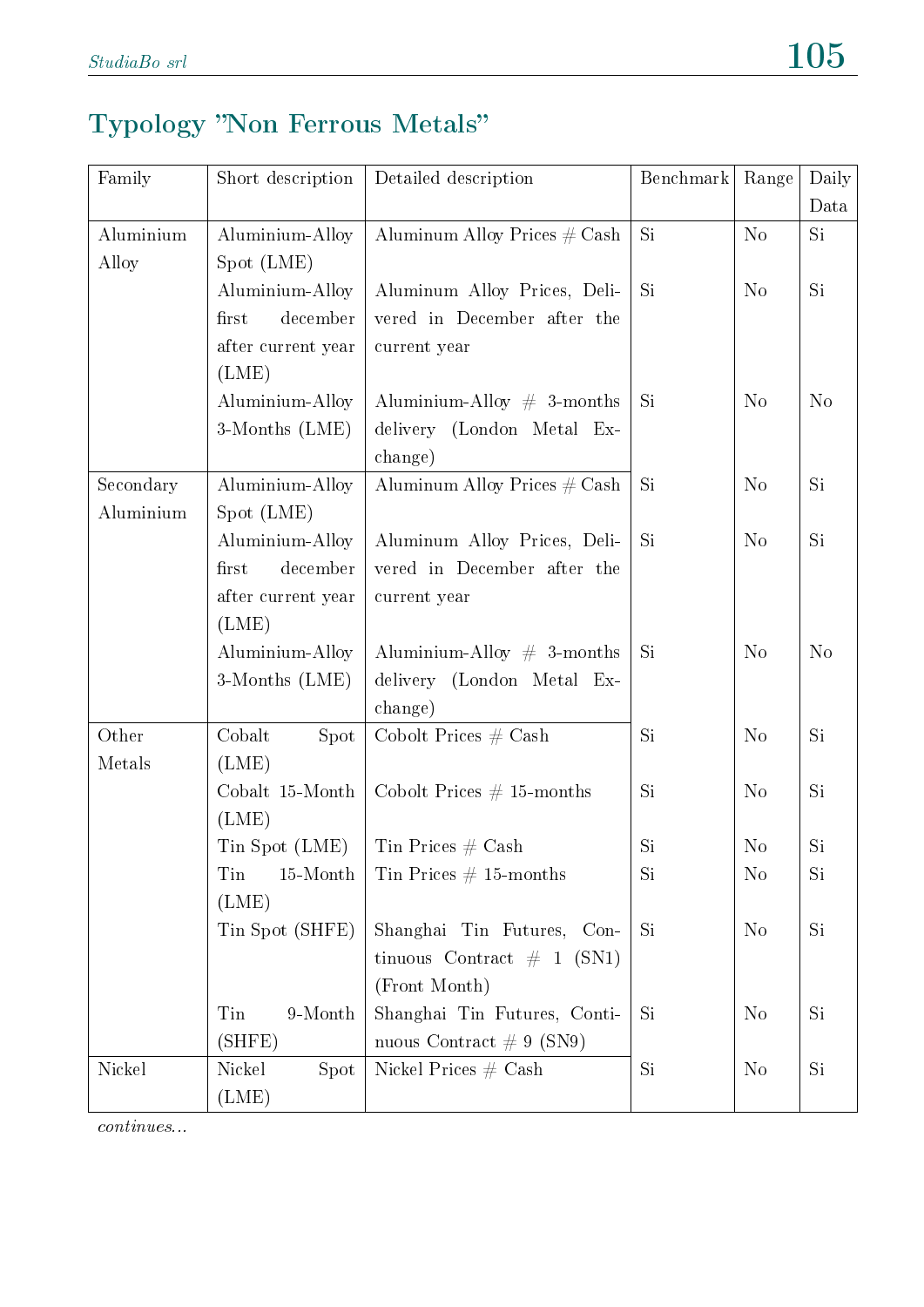## Typology "Non Ferrous Metals"

| Family | Short description | Detailed description | Benchmark | Range | Daily Data |
|---|---|---|---|---|---|
| Aluminium Alloy | Aluminium-Alloy Spot (LME) | Aluminum Alloy Prices # Cash | Si | No | Si |
| | Aluminium-Alloy first december after current year (LME) | Aluminum Alloy Prices, Delivered in December after the current year | Si | No | Si |
| | Aluminium-Alloy 3-Months (LME) | Aluminium-Alloy # 3-months delivery (London Metal Exchange) | Si | No | No |
| Secondary Aluminium | Aluminium-Alloy Spot (LME) | Aluminum Alloy Prices # Cash | Si | No | Si |
| | Aluminium-Alloy first december after current year (LME) | Aluminum Alloy Prices, Delivered in December after the current year | Si | No | Si |
| | Aluminium-Alloy 3-Months (LME) | Aluminium-Alloy # 3-months delivery (London Metal Exchange) | Si | No | No |
| Other Metals | Cobalt Spot (LME) | Cobolt Prices # Cash | Si | No | Si |
| | Cobalt 15-Month (LME) | Cobolt Prices # 15-months | Si | No | Si |
| | Tin Spot (LME) | Tin Prices # Cash | Si | No | Si |
| | Tin 15-Month (LME) | Tin Prices # 15-months | Si | No | Si |
| | Tin Spot (SHFE) | Shanghai Tin Futures, Continuous Contract # 1 (SN1) (Front Month) | Si | No | Si |
| | Tin 9-Month (SHFE) | Shanghai Tin Futures, Continuous Contract # 9 (SN9) | Si | No | Si |
| Nickel | Nickel Spot (LME) | Nickel Prices # Cash | Si | No | Si |

*continues...*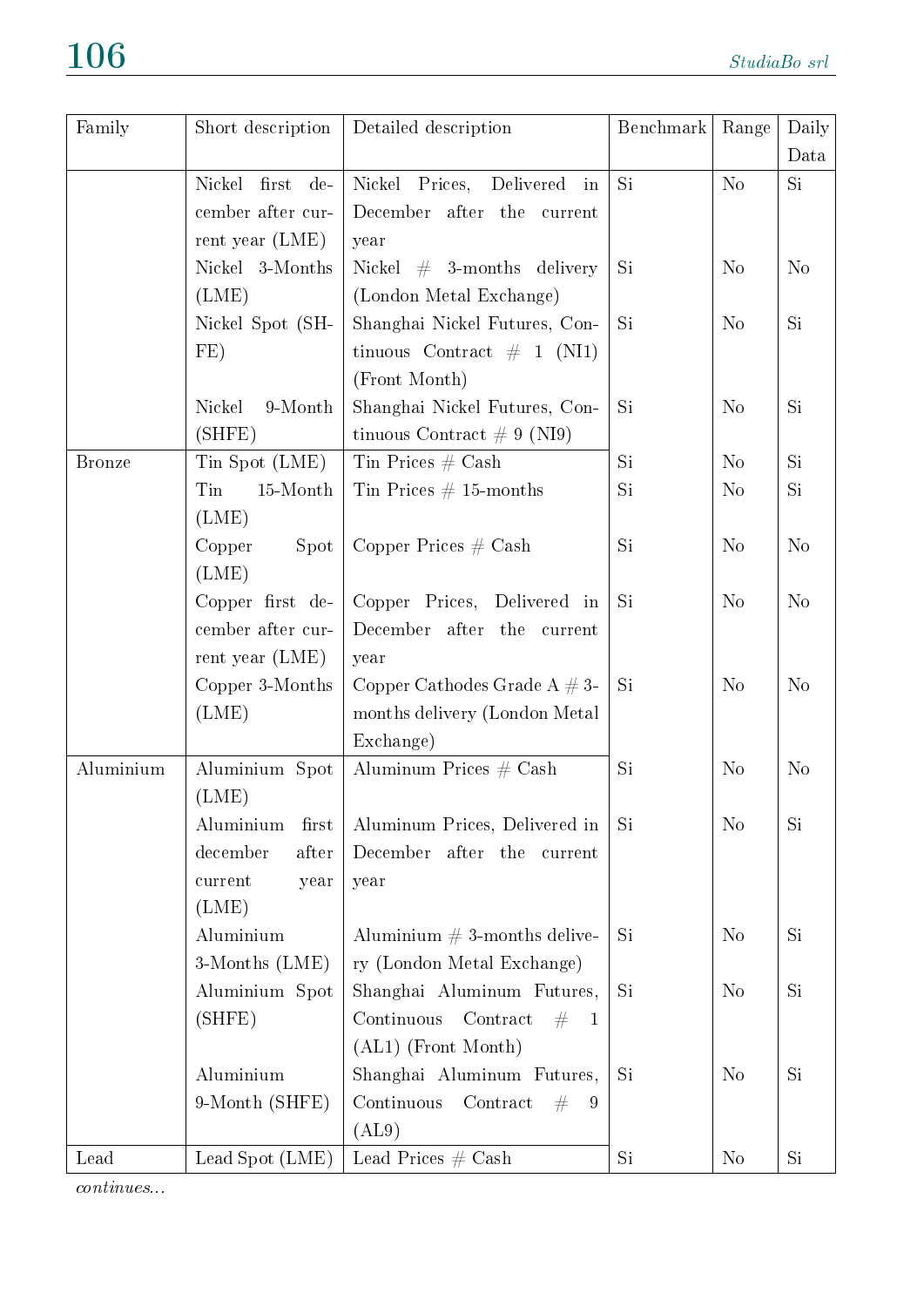| Family | Short description | Detailed description | Benchmark | Range | Daily Data |
|---|---|---|---|---|---|
| | Nickel first december after current year (LME) | Nickel Prices, Delivered in December after the current year | Si | No | Si |
| | Nickel 3-Months (LME) | Nickel # 3-months delivery (London Metal Exchange) | Si | No | No |
| | Nickel Spot (SHFE) | Shanghai Nickel Futures, Continuous Contract # 1 (NI1) (Front Month) | Si | No | Si |
| | Nickel 9-Month (SHFE) | Shanghai Nickel Futures, Continuous Contract # 9 (NI9) | Si | No | Si |
| Bronze | Tin Spot (LME) | Tin Prices # Cash | Si | No | Si |
| | Tin 15-Month (LME) | Tin Prices # 15-months | Si | No | Si |
| | Copper Spot (LME) | Copper Prices # Cash | Si | No | No |
| | Copper first december after current year (LME) | Copper Prices, Delivered in December after the current year | Si | No | No |
| | Copper 3-Months (LME) | Copper Cathodes Grade A # 3-months delivery (London Metal Exchange) | Si | No | No |
| Aluminium | Aluminium Spot (LME) | Aluminum Prices # Cash | Si | No | No |
| | Aluminium first december after current year (LME) | Aluminum Prices, Delivered in December after the current year | Si | No | Si |
| | Aluminium 3-Months (LME) | Aluminium # 3-months delivery (London Metal Exchange) | Si | No | Si |
| | Aluminium Spot (SHFE) | Shanghai Aluminum Futures, Continuous Contract # 1 (AL1) (Front Month) | Si | No | Si |
| | Aluminium 9-Month (SHFE) | Shanghai Aluminum Futures, Continuous Contract # 9 (AL9) | Si | No | Si |
| Lead | Lead Spot (LME) | Lead Prices # Cash | Si | No | Si |

*continues...*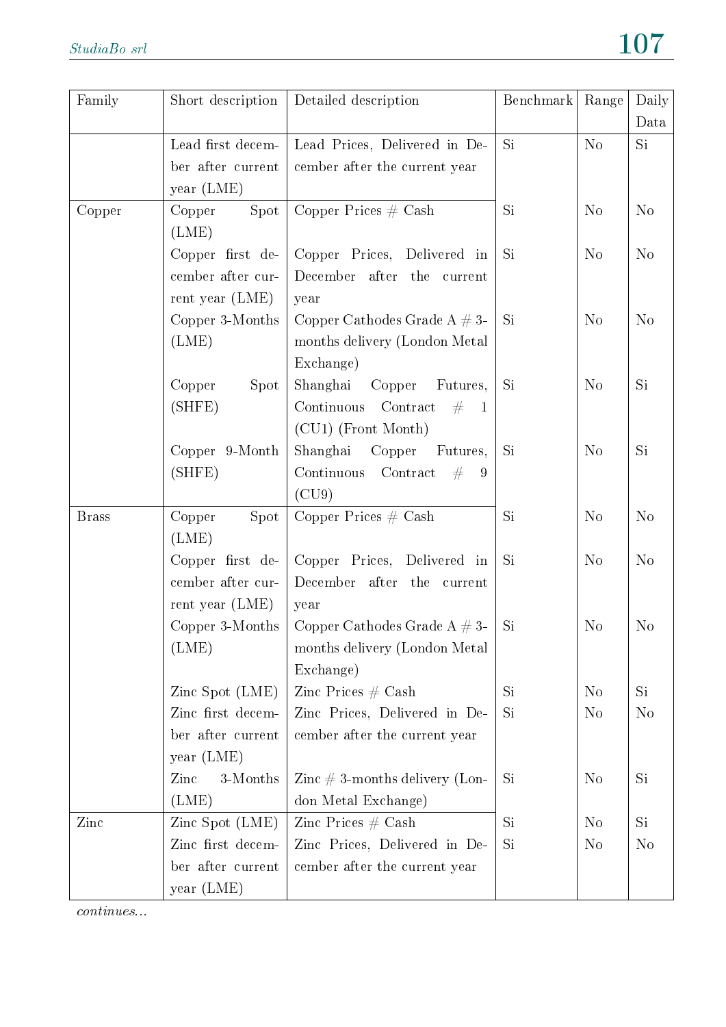| Family | Short description | Detailed description | Benchmark | Range | Daily Data |
|---|---|---|---|---|---|
| | Lead first december after current year (LME) | Lead Prices, Delivered in December after the current year | Si | No | Si |
| Copper | Copper Spot (LME) | Copper Prices # Cash | Si | No | No |
| | Copper first december after current year (LME) | Copper Prices, Delivered in December after the current year | Si | No | No |
| | Copper 3-Months (LME) | Copper Cathodes Grade A # 3-months delivery (London Metal Exchange) | Si | No | No |
| | Copper Spot (SHFE) | Shanghai Copper Futures, Continuous Contract # 1 (CU1) (Front Month) | Si | No | Si |
| | Copper 9-Month (SHFE) | Shanghai Copper Futures, Continuous Contract # 9 (CU9) | Si | No | Si |
| Brass | Copper Spot (LME) | Copper Prices # Cash | Si | No | No |
| | Copper first december after current year (LME) | Copper Prices, Delivered in December after the current year | Si | No | No |
| | Copper 3-Months (LME) | Copper Cathodes Grade A # 3-months delivery (London Metal Exchange) | Si | No | No |
| | Zinc Spot (LME) | Zinc Prices # Cash | Si | No | Si |
| | Zinc first december after current year (LME) | Zinc Prices, Delivered in December after the current year | Si | No | No |
| | Zinc 3-Months (LME) | Zinc # 3-months delivery (London Metal Exchange) | Si | No | Si |
| Zinc | Zinc Spot (LME) | Zinc Prices # Cash | Si | No | Si |
| | Zinc first december after current year (LME) | Zinc Prices, Delivered in December after the current year | Si | No | No |

*continues...*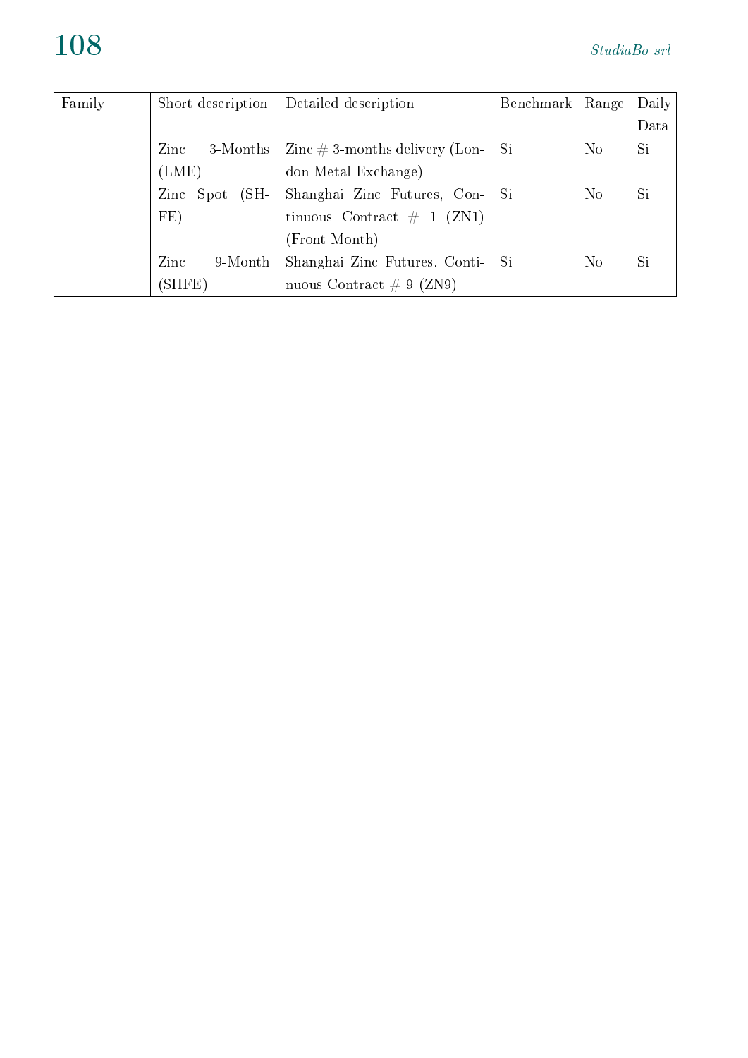| Family | Short description | Detailed description | Benchmark | Range | Daily Data |
|---|---|---|---|---|---|
| | Zinc 3-Months (LME) | Zinc # 3-months delivery (London Metal Exchange) | Si | No | Si |
| | Zinc Spot (SHFE) | Shanghai Zinc Futures, Continuous Contract # 1 (ZN1) (Front Month) | Si | No | Si |
| | Zinc 9-Month (SHFE) | Shanghai Zinc Futures, Continuous Contract # 9 (ZN9) | Si | No | Si |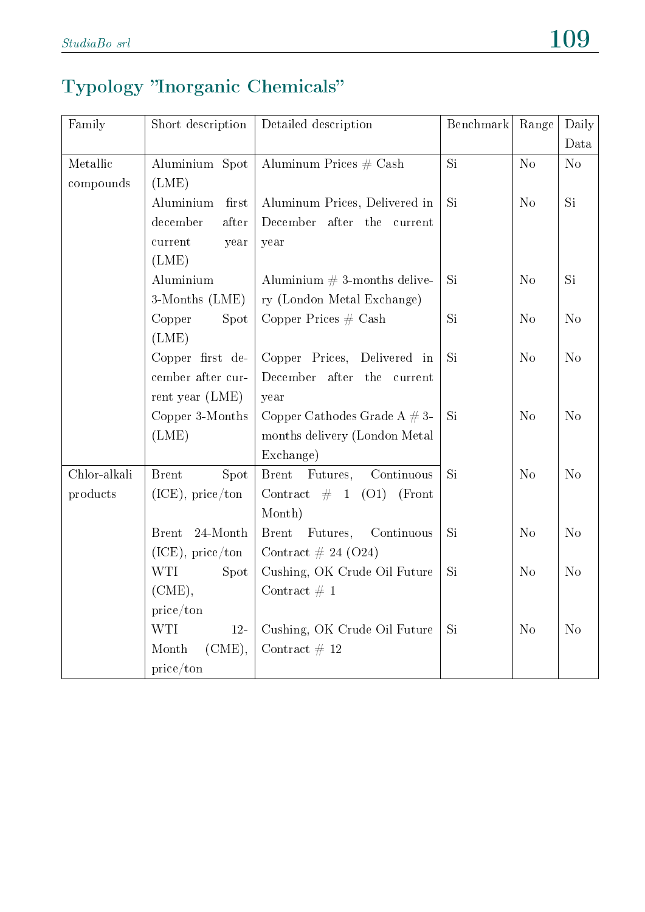## Typology "Inorganic Chemicals"

| Family | Short description | Detailed description | Benchmark | Range | Daily Data |
|---|---|---|---|---|---|
| Metallic compounds | Aluminium Spot (LME) | Aluminum Prices # Cash | Si | No | No |
| | Aluminium first december after current year (LME) | Aluminum Prices, Delivered in December after the current year | Si | No | Si |
| | Aluminium 3-Months (LME) | Aluminium # 3-months delivery (London Metal Exchange) | Si | No | Si |
| | Copper Spot (LME) | Copper Prices # Cash | Si | No | No |
| | Copper first december after current year (LME) | Copper Prices, Delivered in December after the current year | Si | No | No |
| | Copper 3-Months (LME) | Copper Cathodes Grade A # 3-months delivery (London Metal Exchange) | Si | No | No |
| Chlor-alkali products | Brent Spot (ICE), price/ton | Brent Futures, Continuous Contract # 1 (O1) (Front Month) | Si | No | No |
| | Brent 24-Month (ICE), price/ton | Brent Futures, Continuous Contract # 24 (O24) | Si | No | No |
| | WTI Spot (CME), price/ton | Cushing, OK Crude Oil Future Contract # 1 | Si | No | No |
| | WTI 12-Month (CME), price/ton | Cushing, OK Crude Oil Future Contract # 12 | Si | No | No |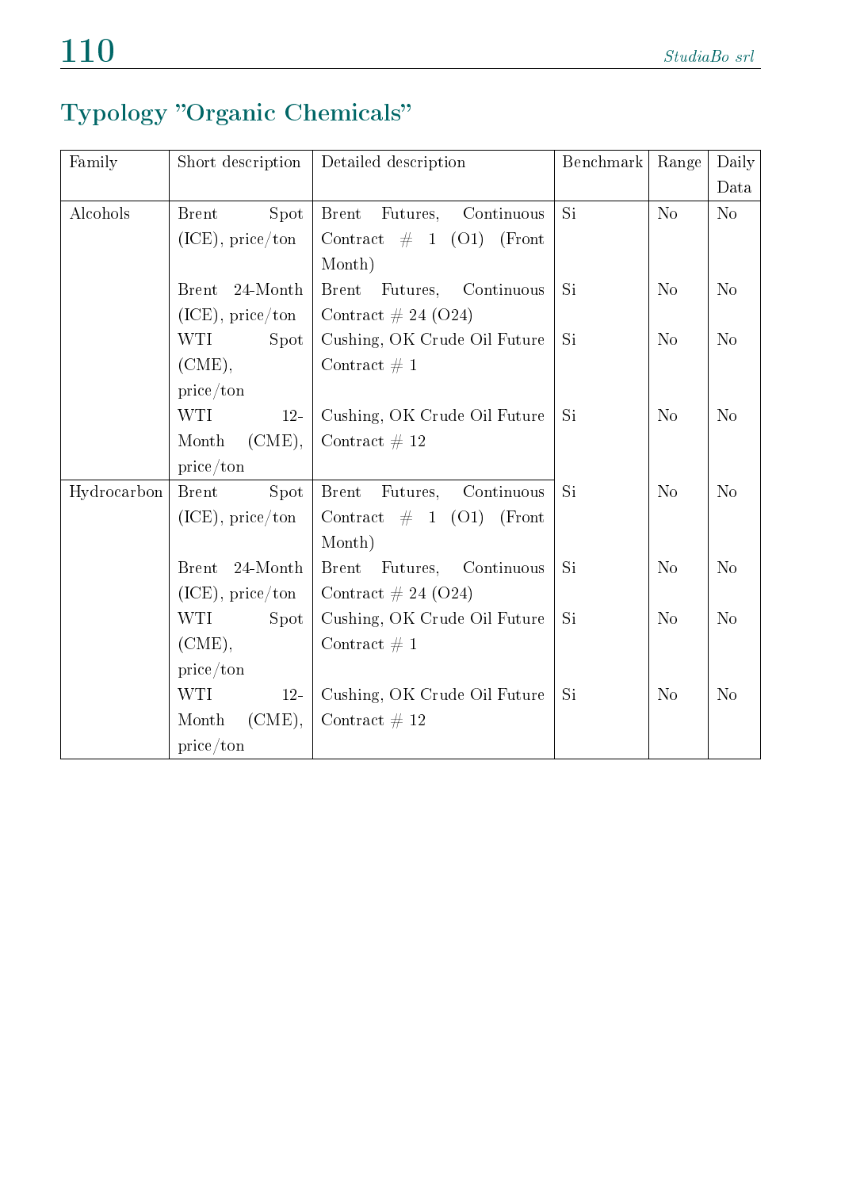## Typology "Organic Chemicals"

| Family | Short description | Detailed description | Benchmark | Range | Daily Data |
|---|---|---|---|---|---|
| Alcohols | Brent Spot (ICE), price/ton | Brent Futures, Continuous Contract # 1 (O1) (Front Month) | Si | No | No |
| | Brent 24-Month (ICE), price/ton | Brent Futures, Continuous Contract # 24 (O24) | Si | No | No |
| | WTI Spot (CME), price/ton | Cushing, OK Crude Oil Future Contract # 1 | Si | No | No |
| | WTI 12-Month (CME), price/ton | Cushing, OK Crude Oil Future Contract # 12 | Si | No | No |
| Hydrocarbon | Brent Spot (ICE), price/ton | Brent Futures, Continuous Contract # 1 (O1) (Front Month) | Si | No | No |
| | Brent 24-Month (ICE), price/ton | Brent Futures, Continuous Contract # 24 (O24) | Si | No | No |
| | WTI Spot (CME), price/ton | Cushing, OK Crude Oil Future Contract # 1 | Si | No | No |
| | WTI 12-Month (CME), price/ton | Cushing, OK Crude Oil Future Contract # 12 | Si | No | No |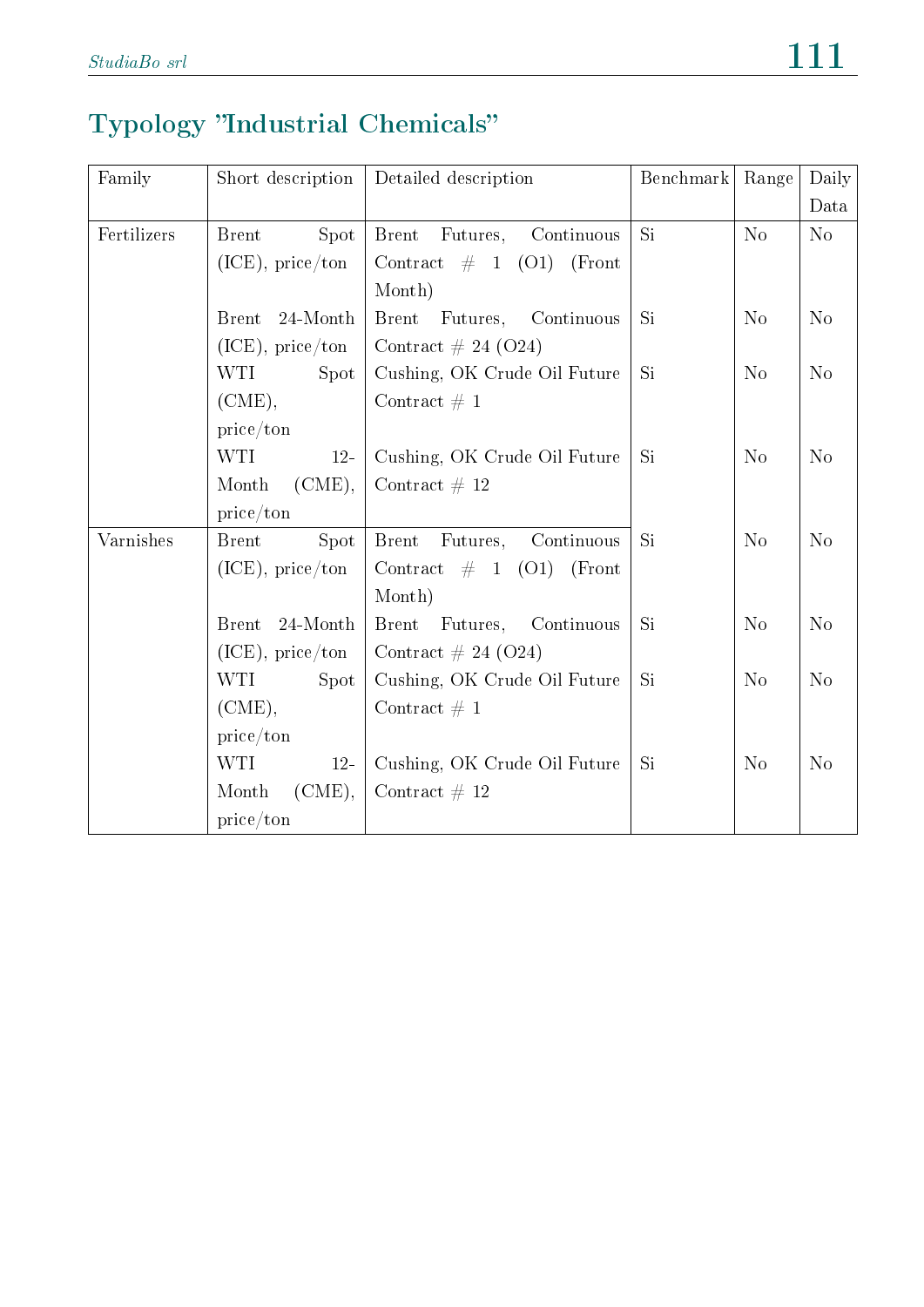## Typology "Industrial Chemicals"

| Family | Short description | Detailed description | Benchmark | Range | Daily Data |
| --- | --- | --- | --- | --- | --- |
| Fertilizers | Brent Spot (ICE), price/ton | Brent Futures, Continuous Contract # 1 (O1) (Front Month) | Si | No | No |
| | Brent 24-Month (ICE), price/ton | Brent Futures, Continuous Contract # 24 (O24) | Si | No | No |
| | WTI Spot (CME), price/ton | Cushing, OK Crude Oil Future Contract # 1 | Si | No | No |
| | WTI 12-Month (CME), price/ton | Cushing, OK Crude Oil Future Contract # 12 | Si | No | No |
| Varnishes | Brent Spot (ICE), price/ton | Brent Futures, Continuous Contract # 1 (O1) (Front Month) | Si | No | No |
| | Brent 24-Month (ICE), price/ton | Brent Futures, Continuous Contract # 24 (O24) | Si | No | No |
| | WTI Spot (CME), price/ton | Cushing, OK Crude Oil Future Contract # 1 | Si | No | No |
| | WTI 12-Month (CME), price/ton | Cushing, OK Crude Oil Future Contract # 12 | Si | No | No |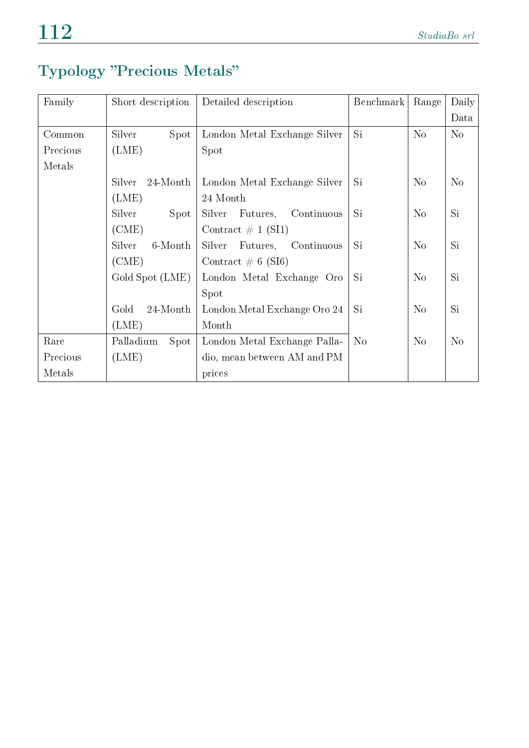## Typology ”Precious Metals”

| Family | Short description | Detailed description | Benchmark | Range | Daily Data |
|---|---|---|---|---|---|
| Common Precious Metals | Silver Spot (LME) | London Metal Exchange Silver Spot | Si | No | No |
| | Silver 24-Month (LME) | London Metal Exchange Silver 24 Month | Si | No | No |
| | Silver Spot (CME) | Silver Futures, Continuous Contract # 1 (SI1) | Si | No | Si |
| | Silver 6-Month (CME) | Silver Futures, Continuous Contract # 6 (SI6) | Si | No | Si |
| | Gold Spot (LME) | London Metal Exchange Oro Spot | Si | No | Si |
| | Gold 24-Month (LME) | London Metal Exchange Oro 24 Month | Si | No | Si |
| Rare Precious Metals | Palladium Spot (LME) | London Metal Exchange Palladio, mean between AM and PM prices | No | No | No |